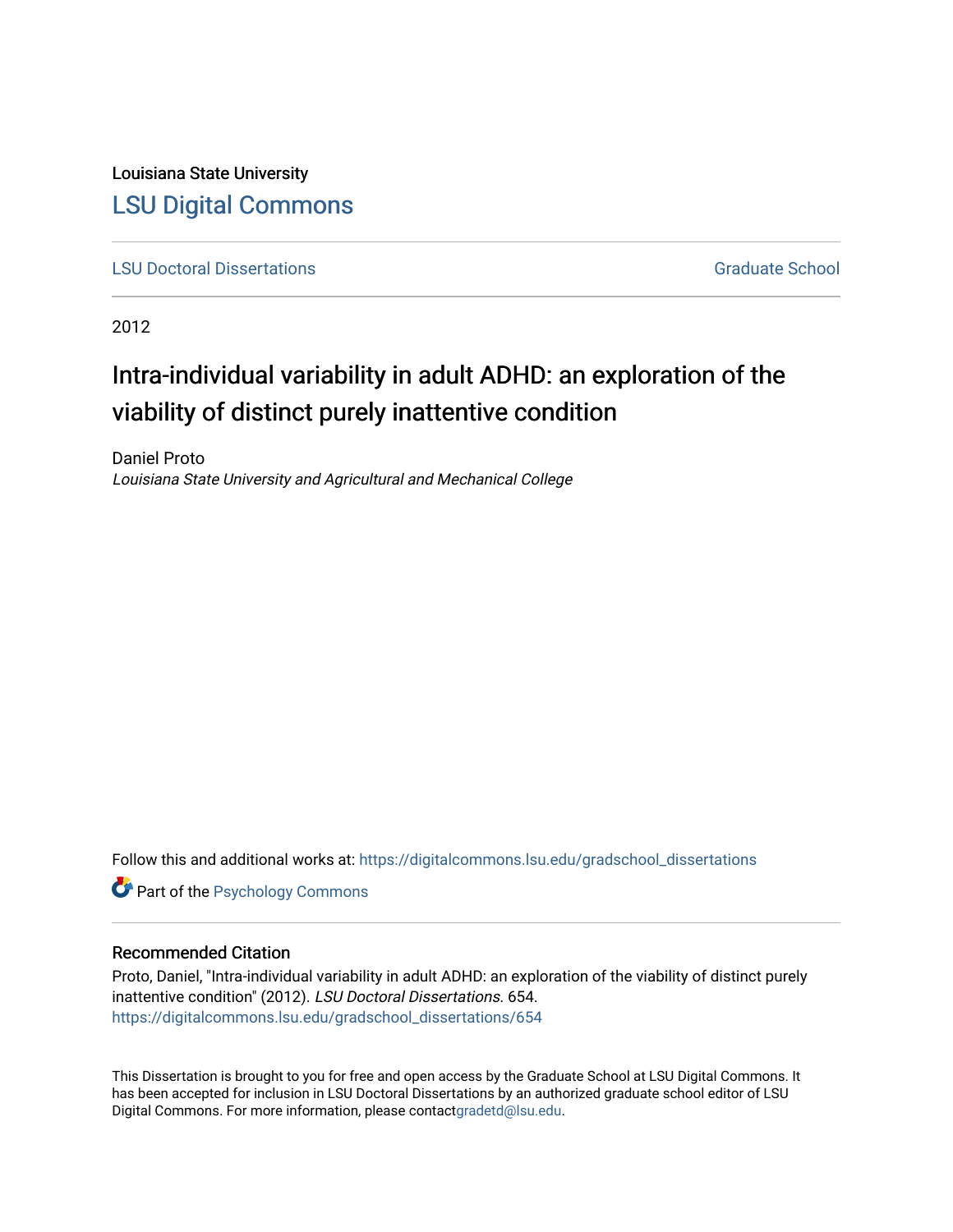Louisiana State University

# LSU Digital Commons

LSU Doctoral Dissertations | Graduate School

2012

## Intra-individual variability in adult ADHD: an exploration of the viability of distinct purely inattentive condition

Daniel Proto

*Louisiana State University and Agricultural and Mechanical College*

Follow this and additional works at: https://digitalcommons.lsu.edu/gradschool_dissertations

Part of the Psychology Commons

### Recommended Citation

Proto, Daniel, "Intra-individual variability in adult ADHD: an exploration of the viability of distinct purely inattentive condition" (2012). *LSU Doctoral Dissertations*. 654.
https://digitalcommons.lsu.edu/gradschool_dissertations/654

This Dissertation is brought to you for free and open access by the Graduate School at LSU Digital Commons. It has been accepted for inclusion in LSU Doctoral Dissertations by an authorized graduate school editor of LSU Digital Commons. For more information, please contactgradetd@lsu.edu.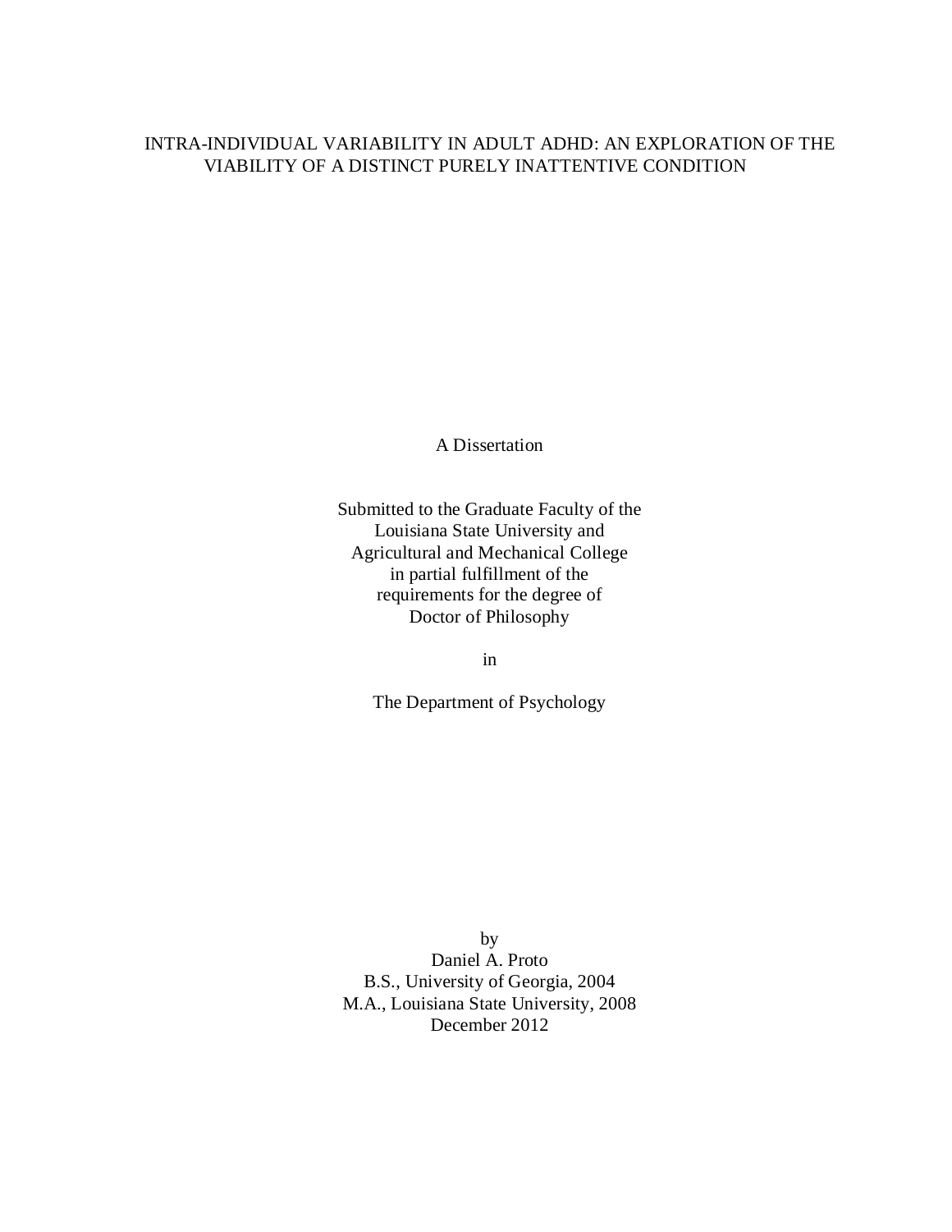# INTRA-INDIVIDUAL VARIABILITY IN ADULT ADHD: AN EXPLORATION OF THE VIABILITY OF A DISTINCT PURELY INATTENTIVE CONDITION

A Dissertation

Submitted to the Graduate Faculty of the
Louisiana State University and
Agricultural and Mechanical College
in partial fulfillment of the
requirements for the degree of
Doctor of Philosophy

in

The Department of Psychology

by
Daniel A. Proto
B.S., University of Georgia, 2004
M.A., Louisiana State University, 2008
December 2012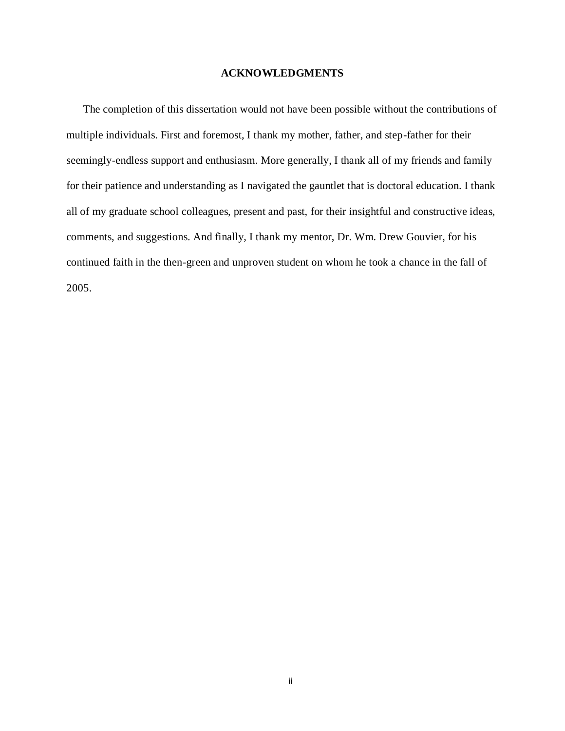## ACKNOWLEDGMENTS

The completion of this dissertation would not have been possible without the contributions of multiple individuals. First and foremost, I thank my mother, father, and step-father for their seemingly-endless support and enthusiasm. More generally, I thank all of my friends and family for their patience and understanding as I navigated the gauntlet that is doctoral education. I thank all of my graduate school colleagues, present and past, for their insightful and constructive ideas, comments, and suggestions. And finally, I thank my mentor, Dr. Wm. Drew Gouvier, for his continued faith in the then-green and unproven student on whom he took a chance in the fall of 2005.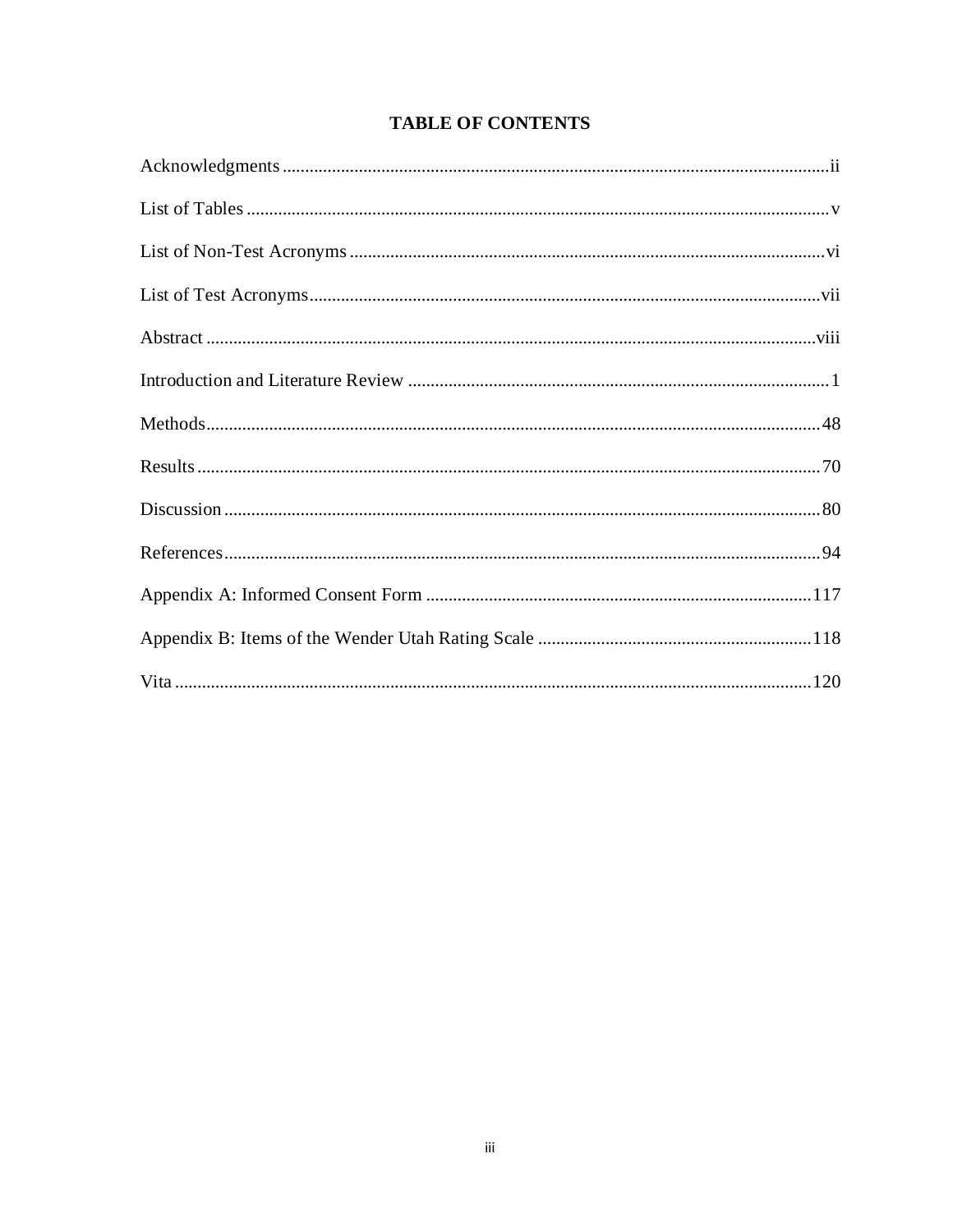# TABLE OF CONTENTS

Acknowledgments ........................................................................................................ii

List of Tables ...............................................................................................................v

List of Non-Test Acronyms .........................................................................................vi

List of Test Acronyms.................................................................................................vii

Abstract ......................................................................................................................viii

Introduction and Literature Review ............................................................................1

Methods.......................................................................................................................48

Results .........................................................................................................................70

Discussion ...................................................................................................................80

References...................................................................................................................94

Appendix A: Informed Consent Form .....................................................................117

Appendix B: Items of the Wender Utah Rating Scale ............................................118

Vita ............................................................................................................................120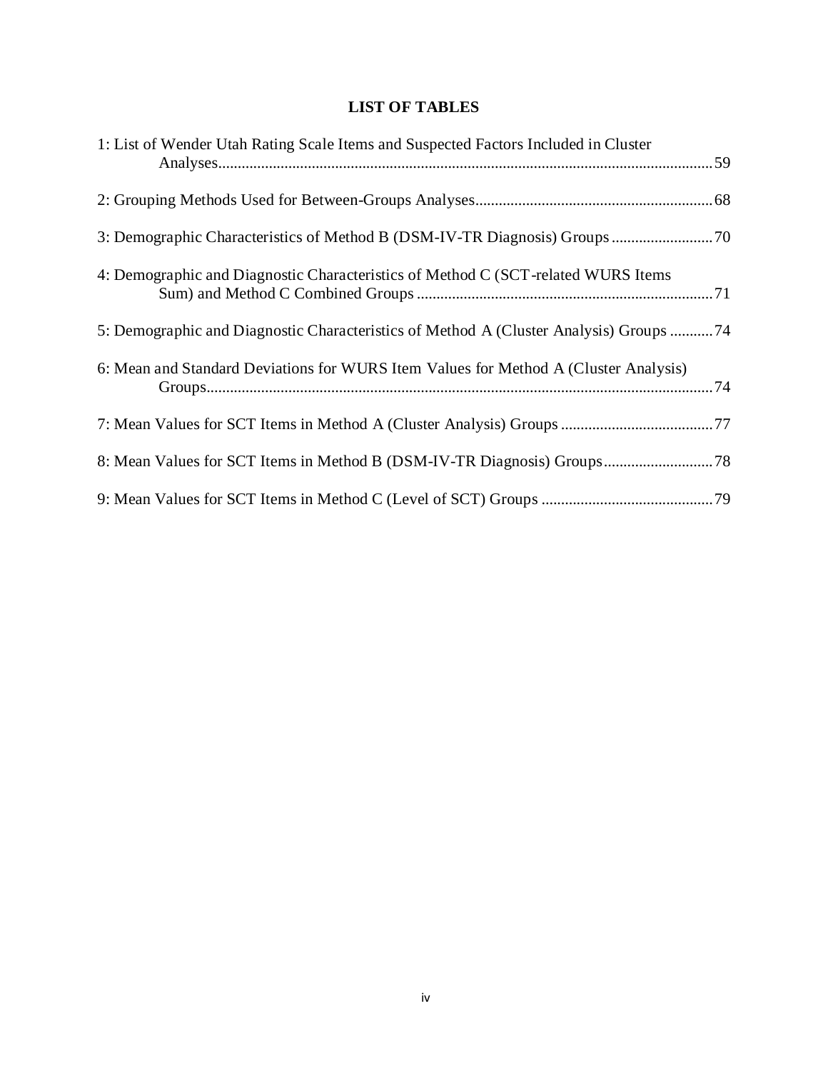# LIST OF TABLES

1: List of Wender Utah Rating Scale Items and Suspected Factors Included in Cluster Analyses ............ 59

2: Grouping Methods Used for Between-Groups Analyses ............ 68

3: Demographic Characteristics of Method B (DSM-IV-TR Diagnosis) Groups ............ 70

4: Demographic and Diagnostic Characteristics of Method C (SCT-related WURS Items Sum) and Method C Combined Groups ............ 71

5: Demographic and Diagnostic Characteristics of Method A (Cluster Analysis) Groups ............ 74

6: Mean and Standard Deviations for WURS Item Values for Method A (Cluster Analysis) Groups ............ 74

7: Mean Values for SCT Items in Method A (Cluster Analysis) Groups ............ 77

8: Mean Values for SCT Items in Method B (DSM-IV-TR Diagnosis) Groups ............ 78

9: Mean Values for SCT Items in Method C (Level of SCT) Groups ............ 79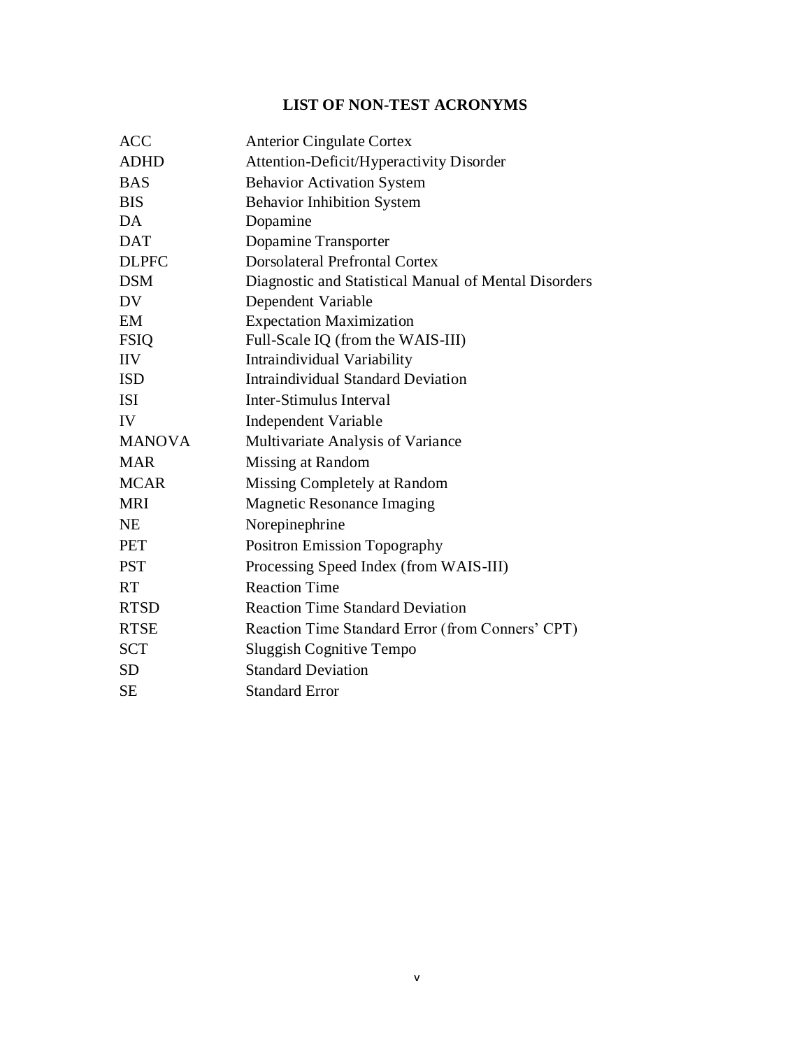# LIST OF NON-TEST ACRONYMS

| | |
|---|---|
| ACC | Anterior Cingulate Cortex |
| ADHD | Attention-Deficit/Hyperactivity Disorder |
| BAS | Behavior Activation System |
| BIS | Behavior Inhibition System |
| DA | Dopamine |
| DAT | Dopamine Transporter |
| DLPFC | Dorsolateral Prefrontal Cortex |
| DSM | Diagnostic and Statistical Manual of Mental Disorders |
| DV | Dependent Variable |
| EM | Expectation Maximization |
| FSIQ | Full-Scale IQ (from the WAIS-III) |
| IIV | Intraindividual Variability |
| ISD | Intraindividual Standard Deviation |
| ISI | Inter-Stimulus Interval |
| IV | Independent Variable |
| MANOVA | Multivariate Analysis of Variance |
| MAR | Missing at Random |
| MCAR | Missing Completely at Random |
| MRI | Magnetic Resonance Imaging |
| NE | Norepinephrine |
| PET | Positron Emission Topography |
| PST | Processing Speed Index (from WAIS-III) |
| RT | Reaction Time |
| RTSD | Reaction Time Standard Deviation |
| RTSE | Reaction Time Standard Error (from Conners' CPT) |
| SCT | Sluggish Cognitive Tempo |
| SD | Standard Deviation |
| SE | Standard Error |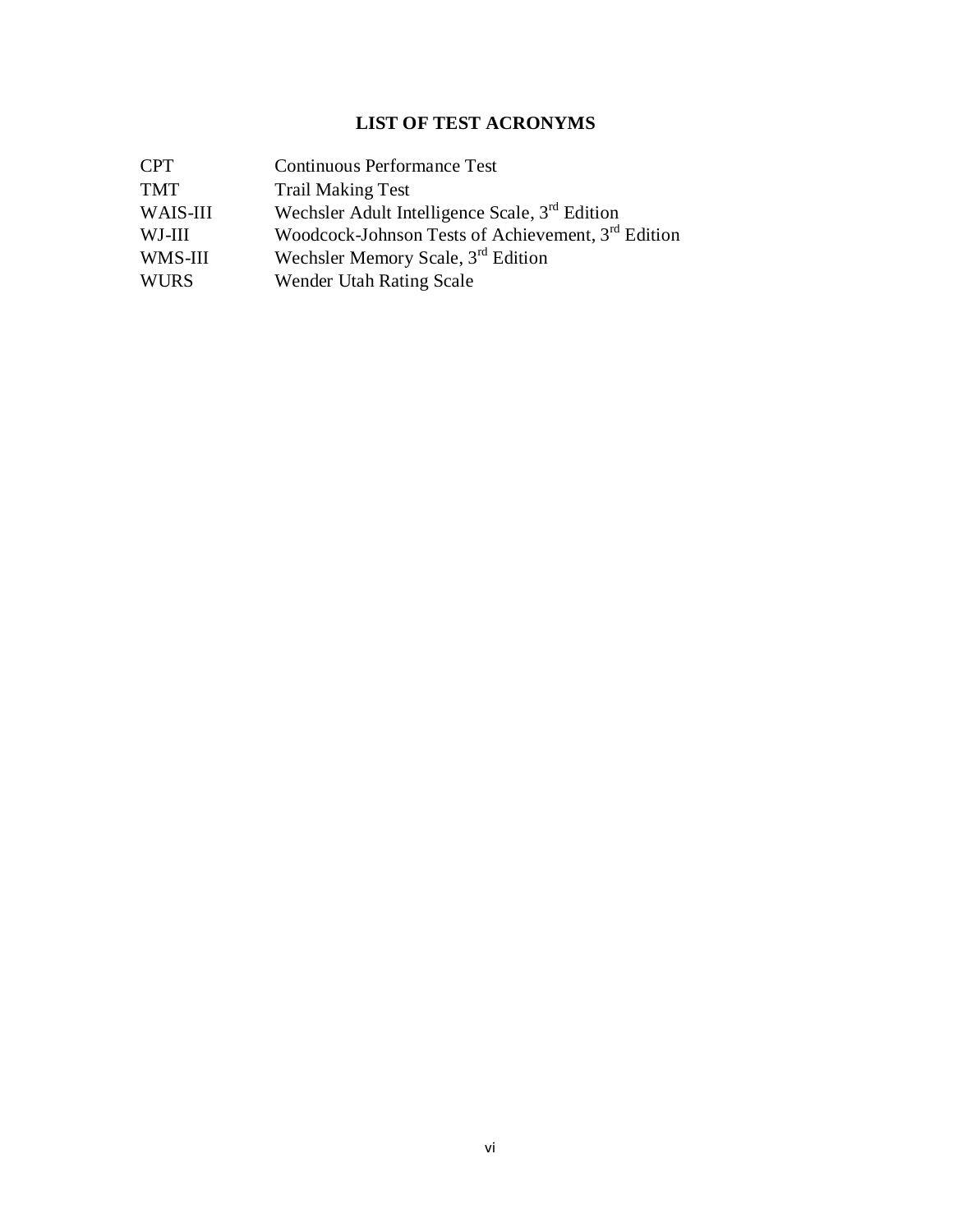# LIST OF TEST ACRONYMS

| | |
|---|---|
| CPT | Continuous Performance Test |
| TMT | Trail Making Test |
| WAIS-III | Wechsler Adult Intelligence Scale, 3rd Edition |
| WJ-III | Woodcock-Johnson Tests of Achievement, 3rd Edition |
| WMS-III | Wechsler Memory Scale, 3rd Edition |
| WURS | Wender Utah Rating Scale |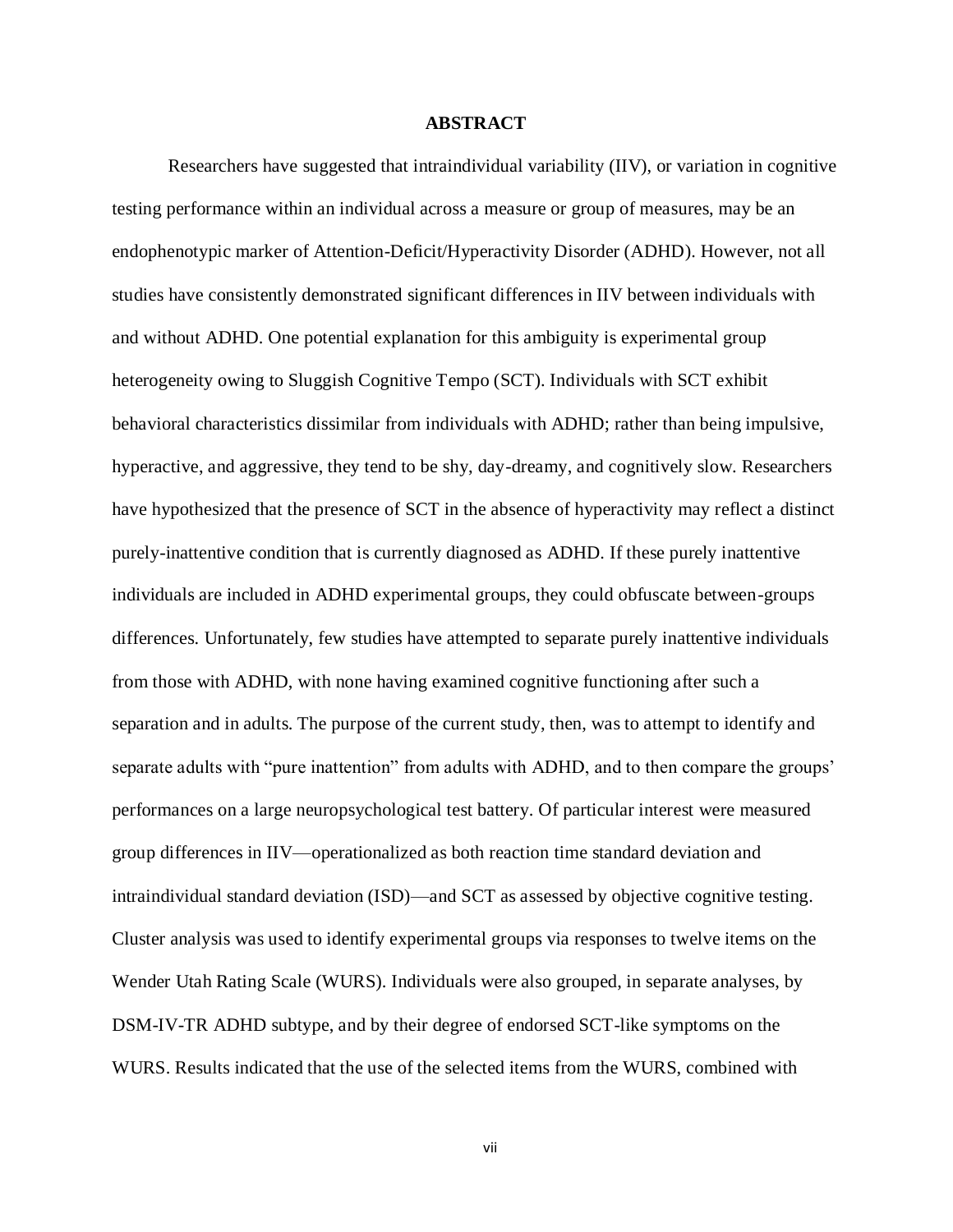# ABSTRACT

Researchers have suggested that intraindividual variability (IIV), or variation in cognitive testing performance within an individual across a measure or group of measures, may be an endophenotypic marker of Attention-Deficit/Hyperactivity Disorder (ADHD). However, not all studies have consistently demonstrated significant differences in IIV between individuals with and without ADHD. One potential explanation for this ambiguity is experimental group heterogeneity owing to Sluggish Cognitive Tempo (SCT). Individuals with SCT exhibit behavioral characteristics dissimilar from individuals with ADHD; rather than being impulsive, hyperactive, and aggressive, they tend to be shy, day-dreamy, and cognitively slow. Researchers have hypothesized that the presence of SCT in the absence of hyperactivity may reflect a distinct purely-inattentive condition that is currently diagnosed as ADHD. If these purely inattentive individuals are included in ADHD experimental groups, they could obfuscate between-groups differences. Unfortunately, few studies have attempted to separate purely inattentive individuals from those with ADHD, with none having examined cognitive functioning after such a separation and in adults. The purpose of the current study, then, was to attempt to identify and separate adults with "pure inattention" from adults with ADHD, and to then compare the groups' performances on a large neuropsychological test battery. Of particular interest were measured group differences in IIV—operationalized as both reaction time standard deviation and intraindividual standard deviation (ISD)—and SCT as assessed by objective cognitive testing. Cluster analysis was used to identify experimental groups via responses to twelve items on the Wender Utah Rating Scale (WURS). Individuals were also grouped, in separate analyses, by DSM-IV-TR ADHD subtype, and by their degree of endorsed SCT-like symptoms on the WURS. Results indicated that the use of the selected items from the WURS, combined with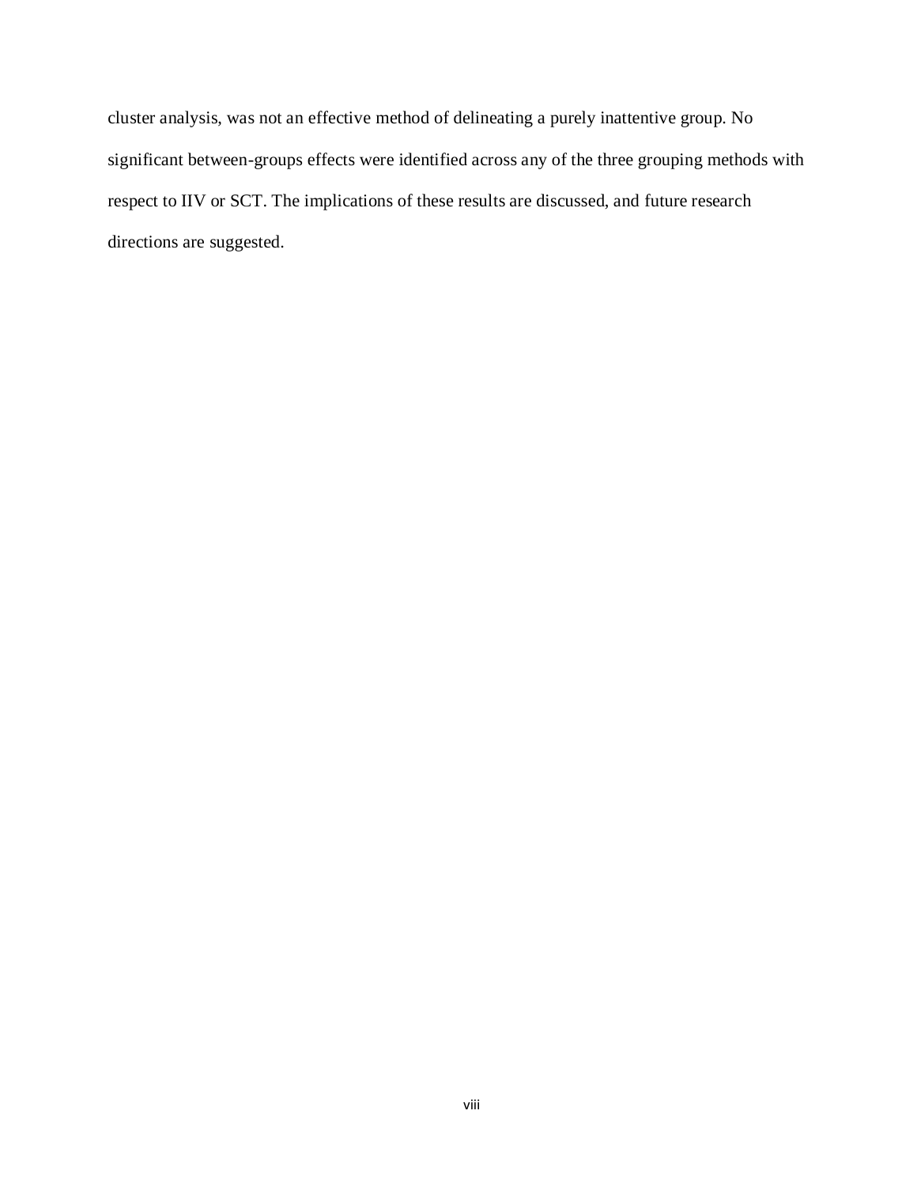cluster analysis, was not an effective method of delineating a purely inattentive group. No significant between-groups effects were identified across any of the three grouping methods with respect to IIV or SCT. The implications of these results are discussed, and future research directions are suggested.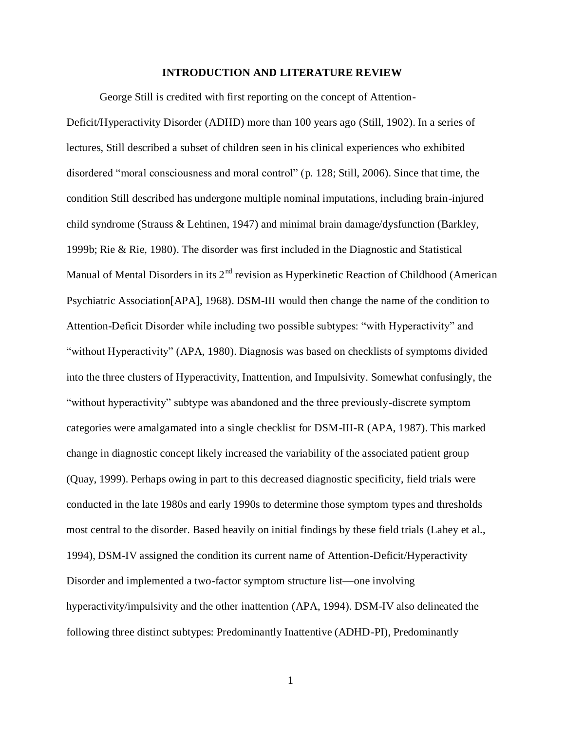# INTRODUCTION AND LITERATURE REVIEW

George Still is credited with first reporting on the concept of Attention-Deficit/Hyperactivity Disorder (ADHD) more than 100 years ago (Still, 1902). In a series of lectures, Still described a subset of children seen in his clinical experiences who exhibited disordered "moral consciousness and moral control" (p. 128; Still, 2006). Since that time, the condition Still described has undergone multiple nominal imputations, including brain-injured child syndrome (Strauss & Lehtinen, 1947) and minimal brain damage/dysfunction (Barkley, 1999b; Rie & Rie, 1980). The disorder was first included in the Diagnostic and Statistical Manual of Mental Disorders in its 2nd revision as Hyperkinetic Reaction of Childhood (American Psychiatric Association[APA], 1968). DSM-III would then change the name of the condition to Attention-Deficit Disorder while including two possible subtypes: "with Hyperactivity" and "without Hyperactivity" (APA, 1980). Diagnosis was based on checklists of symptoms divided into the three clusters of Hyperactivity, Inattention, and Impulsivity. Somewhat confusingly, the "without hyperactivity" subtype was abandoned and the three previously-discrete symptom categories were amalgamated into a single checklist for DSM-III-R (APA, 1987). This marked change in diagnostic concept likely increased the variability of the associated patient group (Quay, 1999). Perhaps owing in part to this decreased diagnostic specificity, field trials were conducted in the late 1980s and early 1990s to determine those symptom types and thresholds most central to the disorder. Based heavily on initial findings by these field trials (Lahey et al., 1994), DSM-IV assigned the condition its current name of Attention-Deficit/Hyperactivity Disorder and implemented a two-factor symptom structure list—one involving hyperactivity/impulsivity and the other inattention (APA, 1994). DSM-IV also delineated the following three distinct subtypes: Predominantly Inattentive (ADHD-PI), Predominantly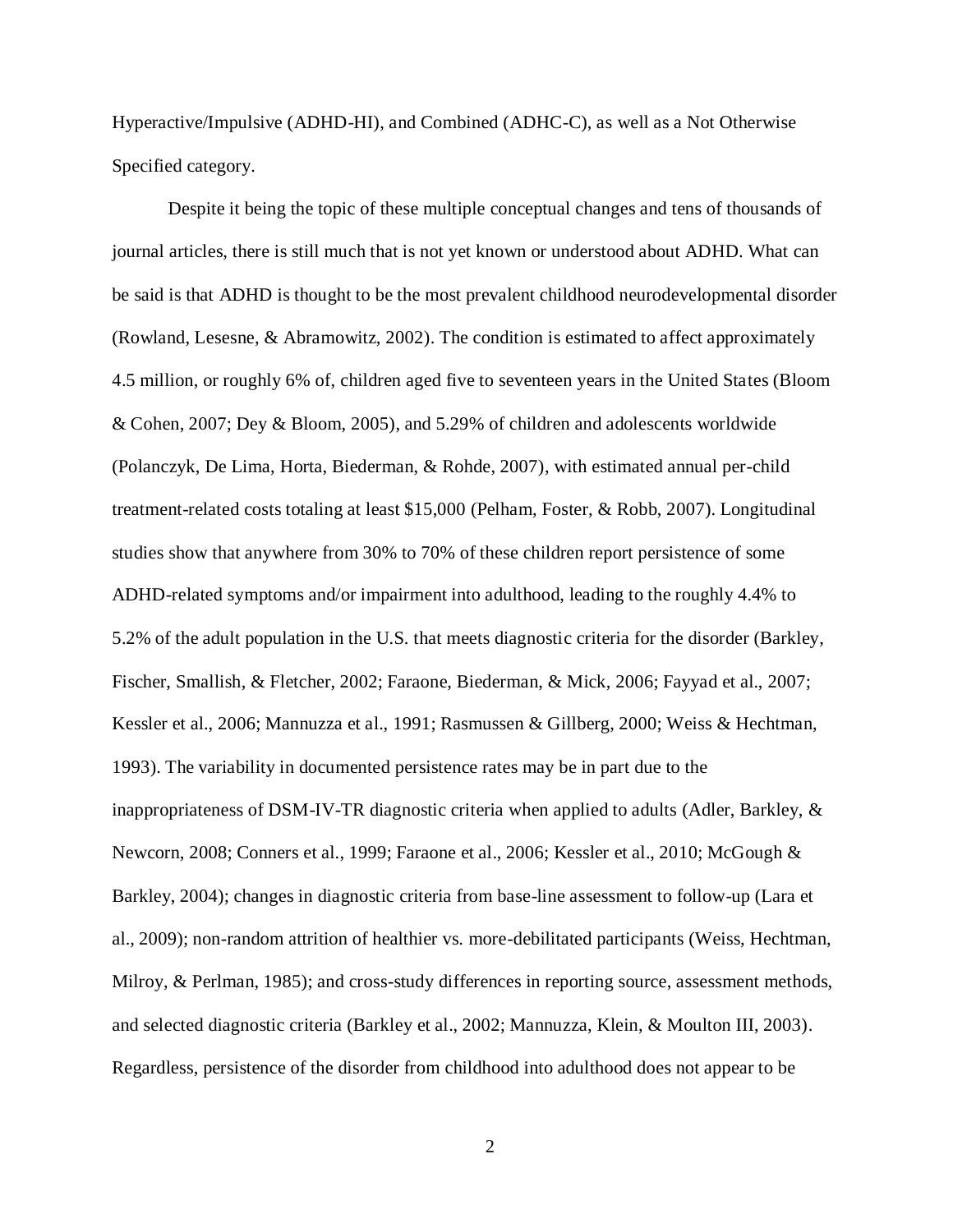Hyperactive/Impulsive (ADHD-HI), and Combined (ADHC-C), as well as a Not Otherwise Specified category.

Despite it being the topic of these multiple conceptual changes and tens of thousands of journal articles, there is still much that is not yet known or understood about ADHD. What can be said is that ADHD is thought to be the most prevalent childhood neurodevelopmental disorder (Rowland, Lesesne, & Abramowitz, 2002). The condition is estimated to affect approximately 4.5 million, or roughly 6% of, children aged five to seventeen years in the United States (Bloom & Cohen, 2007; Dey & Bloom, 2005), and 5.29% of children and adolescents worldwide (Polanczyk, De Lima, Horta, Biederman, & Rohde, 2007), with estimated annual per-child treatment-related costs totaling at least $15,000 (Pelham, Foster, & Robb, 2007). Longitudinal studies show that anywhere from 30% to 70% of these children report persistence of some ADHD-related symptoms and/or impairment into adulthood, leading to the roughly 4.4% to 5.2% of the adult population in the U.S. that meets diagnostic criteria for the disorder (Barkley, Fischer, Smallish, & Fletcher, 2002; Faraone, Biederman, & Mick, 2006; Fayyad et al., 2007; Kessler et al., 2006; Mannuzza et al., 1991; Rasmussen & Gillberg, 2000; Weiss & Hechtman, 1993). The variability in documented persistence rates may be in part due to the inappropriateness of DSM-IV-TR diagnostic criteria when applied to adults (Adler, Barkley, & Newcorn, 2008; Conners et al., 1999; Faraone et al., 2006; Kessler et al., 2010; McGough & Barkley, 2004); changes in diagnostic criteria from base-line assessment to follow-up (Lara et al., 2009); non-random attrition of healthier vs. more-debilitated participants (Weiss, Hechtman, Milroy, & Perlman, 1985); and cross-study differences in reporting source, assessment methods, and selected diagnostic criteria (Barkley et al., 2002; Mannuzza, Klein, & Moulton III, 2003). Regardless, persistence of the disorder from childhood into adulthood does not appear to be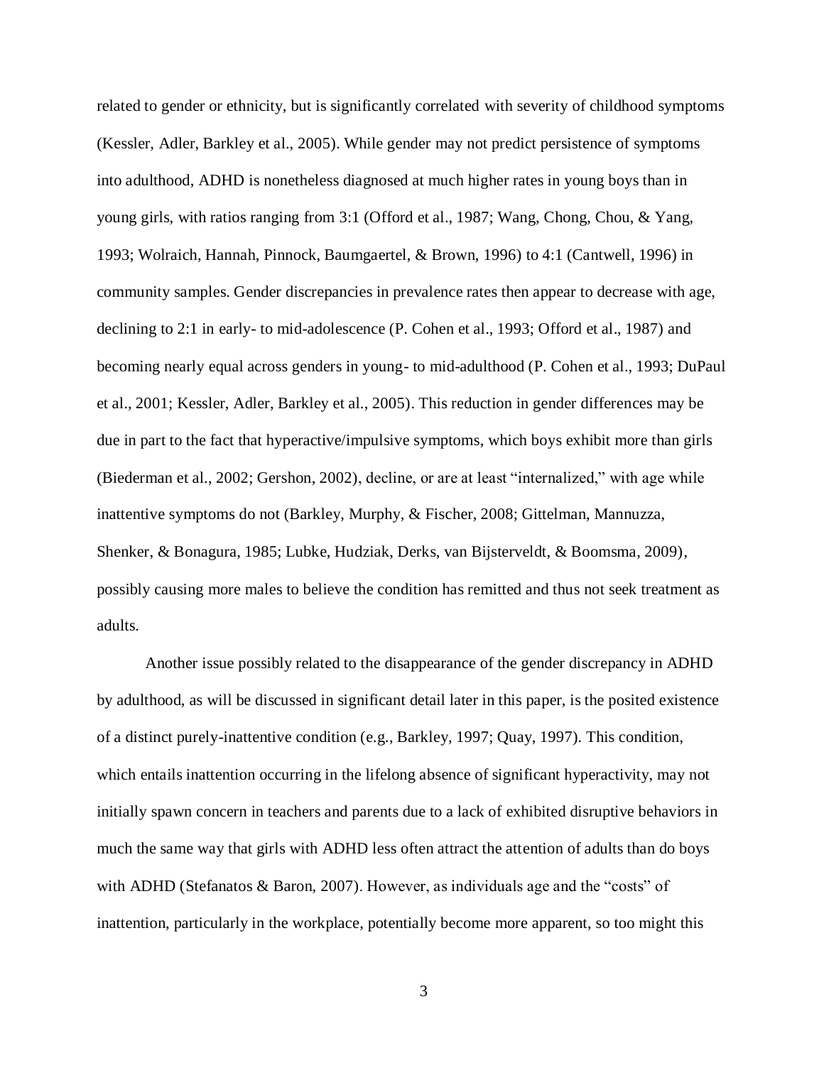related to gender or ethnicity, but is significantly correlated with severity of childhood symptoms (Kessler, Adler, Barkley et al., 2005). While gender may not predict persistence of symptoms into adulthood, ADHD is nonetheless diagnosed at much higher rates in young boys than in young girls, with ratios ranging from 3:1 (Offord et al., 1987; Wang, Chong, Chou, & Yang, 1993; Wolraich, Hannah, Pinnock, Baumgaertel, & Brown, 1996) to 4:1 (Cantwell, 1996) in community samples. Gender discrepancies in prevalence rates then appear to decrease with age, declining to 2:1 in early- to mid-adolescence (P. Cohen et al., 1993; Offord et al., 1987) and becoming nearly equal across genders in young- to mid-adulthood (P. Cohen et al., 1993; DuPaul et al., 2001; Kessler, Adler, Barkley et al., 2005). This reduction in gender differences may be due in part to the fact that hyperactive/impulsive symptoms, which boys exhibit more than girls (Biederman et al., 2002; Gershon, 2002), decline, or are at least "internalized," with age while inattentive symptoms do not (Barkley, Murphy, & Fischer, 2008; Gittelman, Mannuzza, Shenker, & Bonagura, 1985; Lubke, Hudziak, Derks, van Bijsterveldt, & Boomsma, 2009), possibly causing more males to believe the condition has remitted and thus not seek treatment as adults.

Another issue possibly related to the disappearance of the gender discrepancy in ADHD by adulthood, as will be discussed in significant detail later in this paper, is the posited existence of a distinct purely-inattentive condition (e.g., Barkley, 1997; Quay, 1997). This condition, which entails inattention occurring in the lifelong absence of significant hyperactivity, may not initially spawn concern in teachers and parents due to a lack of exhibited disruptive behaviors in much the same way that girls with ADHD less often attract the attention of adults than do boys with ADHD (Stefanatos & Baron, 2007). However, as individuals age and the "costs" of inattention, particularly in the workplace, potentially become more apparent, so too might this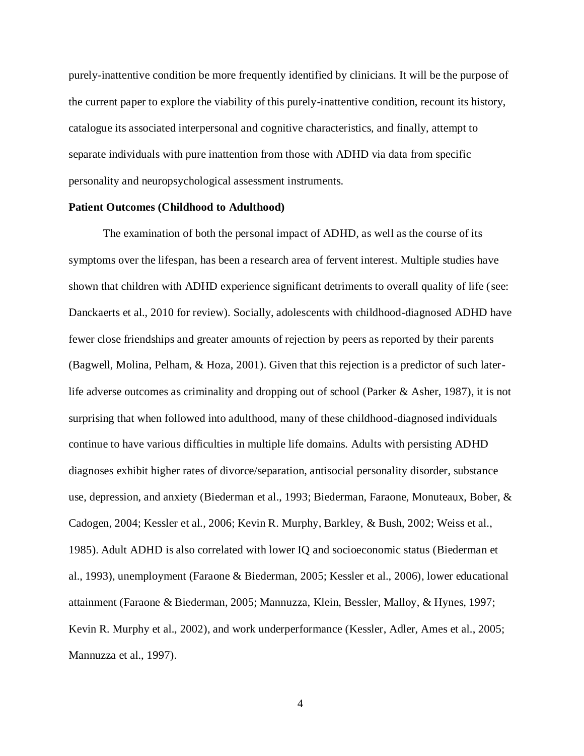purely-inattentive condition be more frequently identified by clinicians. It will be the purpose of the current paper to explore the viability of this purely-inattentive condition, recount its history, catalogue its associated interpersonal and cognitive characteristics, and finally, attempt to separate individuals with pure inattention from those with ADHD via data from specific personality and neuropsychological assessment instruments.

**Patient Outcomes (Childhood to Adulthood)**

The examination of both the personal impact of ADHD, as well as the course of its symptoms over the lifespan, has been a research area of fervent interest. Multiple studies have shown that children with ADHD experience significant detriments to overall quality of life (see: Danckaerts et al., 2010 for review). Socially, adolescents with childhood-diagnosed ADHD have fewer close friendships and greater amounts of rejection by peers as reported by their parents (Bagwell, Molina, Pelham, & Hoza, 2001). Given that this rejection is a predictor of such later-life adverse outcomes as criminality and dropping out of school (Parker & Asher, 1987), it is not surprising that when followed into adulthood, many of these childhood-diagnosed individuals continue to have various difficulties in multiple life domains. Adults with persisting ADHD diagnoses exhibit higher rates of divorce/separation, antisocial personality disorder, substance use, depression, and anxiety (Biederman et al., 1993; Biederman, Faraone, Monuteaux, Bober, & Cadogen, 2004; Kessler et al., 2006; Kevin R. Murphy, Barkley, & Bush, 2002; Weiss et al., 1985). Adult ADHD is also correlated with lower IQ and socioeconomic status (Biederman et al., 1993), unemployment (Faraone & Biederman, 2005; Kessler et al., 2006), lower educational attainment (Faraone & Biederman, 2005; Mannuzza, Klein, Bessler, Malloy, & Hynes, 1997; Kevin R. Murphy et al., 2002), and work underperformance (Kessler, Adler, Ames et al., 2005; Mannuzza et al., 1997).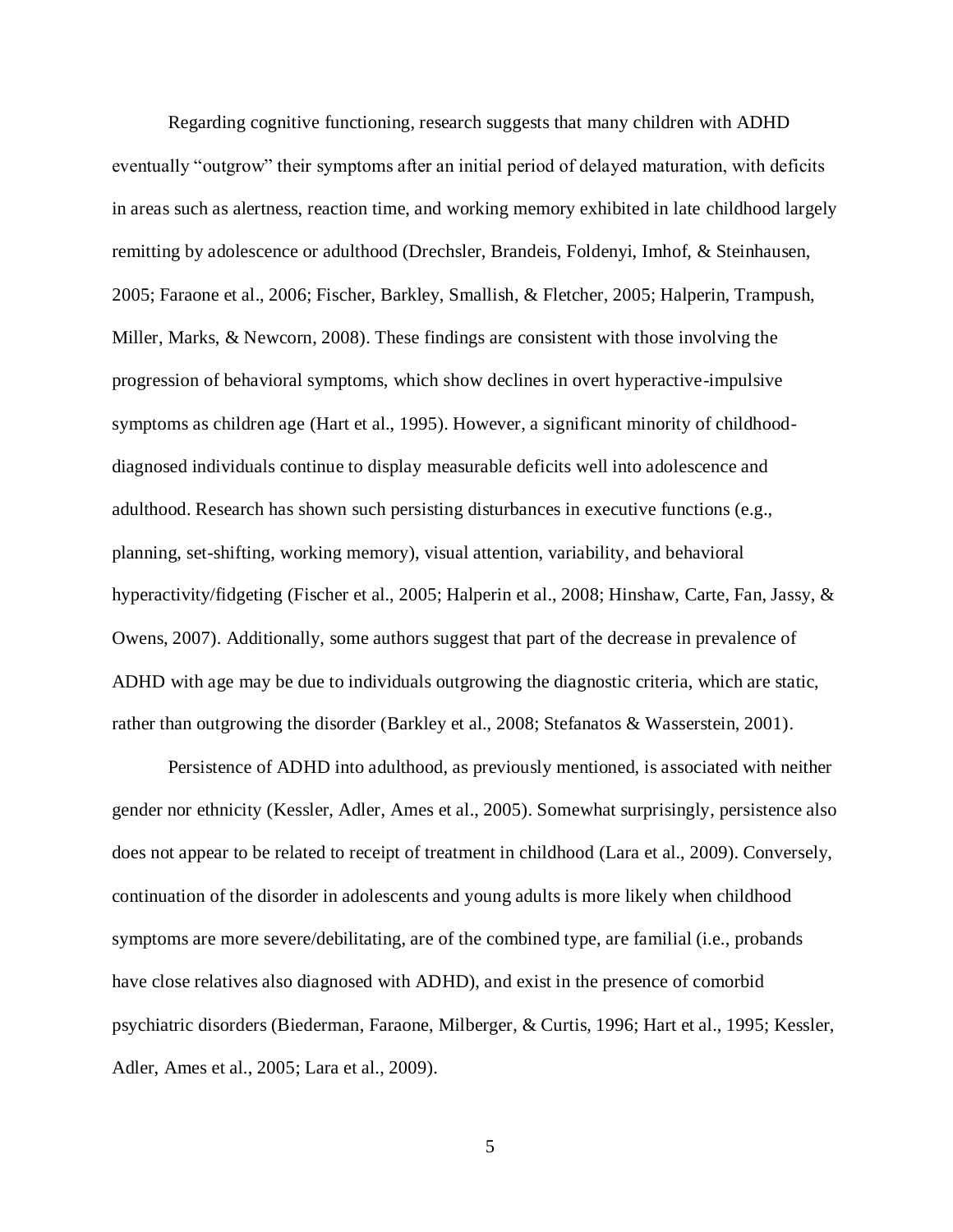Regarding cognitive functioning, research suggests that many children with ADHD eventually "outgrow" their symptoms after an initial period of delayed maturation, with deficits in areas such as alertness, reaction time, and working memory exhibited in late childhood largely remitting by adolescence or adulthood (Drechsler, Brandeis, Foldenyi, Imhof, & Steinhausen, 2005; Faraone et al., 2006; Fischer, Barkley, Smallish, & Fletcher, 2005; Halperin, Trampush, Miller, Marks, & Newcorn, 2008). These findings are consistent with those involving the progression of behavioral symptoms, which show declines in overt hyperactive-impulsive symptoms as children age (Hart et al., 1995). However, a significant minority of childhood-diagnosed individuals continue to display measurable deficits well into adolescence and adulthood. Research has shown such persisting disturbances in executive functions (e.g., planning, set-shifting, working memory), visual attention, variability, and behavioral hyperactivity/fidgeting (Fischer et al., 2005; Halperin et al., 2008; Hinshaw, Carte, Fan, Jassy, & Owens, 2007). Additionally, some authors suggest that part of the decrease in prevalence of ADHD with age may be due to individuals outgrowing the diagnostic criteria, which are static, rather than outgrowing the disorder (Barkley et al., 2008; Stefanatos & Wasserstein, 2001).

Persistence of ADHD into adulthood, as previously mentioned, is associated with neither gender nor ethnicity (Kessler, Adler, Ames et al., 2005). Somewhat surprisingly, persistence also does not appear to be related to receipt of treatment in childhood (Lara et al., 2009). Conversely, continuation of the disorder in adolescents and young adults is more likely when childhood symptoms are more severe/debilitating, are of the combined type, are familial (i.e., probands have close relatives also diagnosed with ADHD), and exist in the presence of comorbid psychiatric disorders (Biederman, Faraone, Milberger, & Curtis, 1996; Hart et al., 1995; Kessler, Adler, Ames et al., 2005; Lara et al., 2009).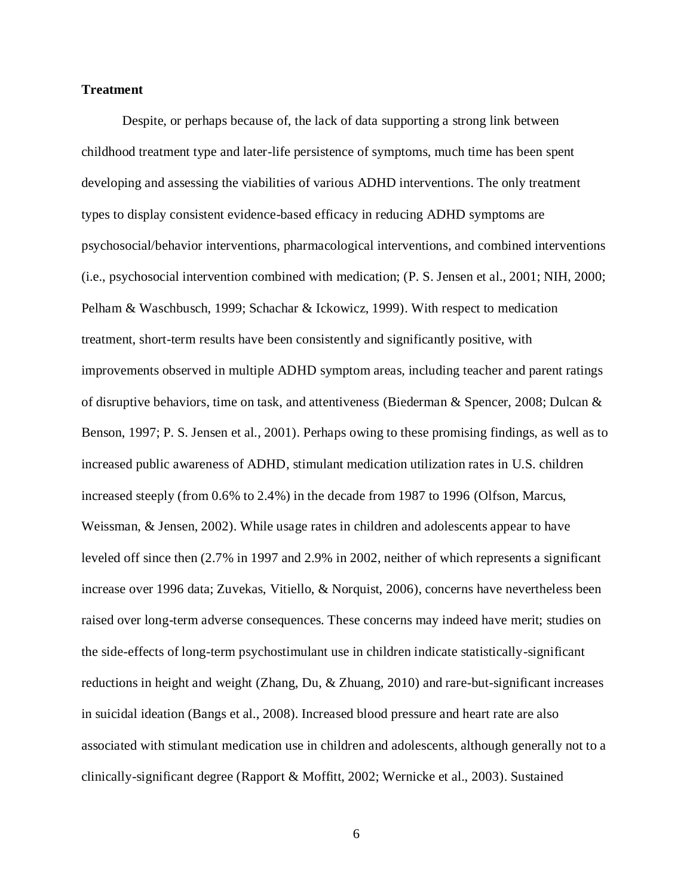**Treatment**

Despite, or perhaps because of, the lack of data supporting a strong link between childhood treatment type and later-life persistence of symptoms, much time has been spent developing and assessing the viabilities of various ADHD interventions. The only treatment types to display consistent evidence-based efficacy in reducing ADHD symptoms are psychosocial/behavior interventions, pharmacological interventions, and combined interventions (i.e., psychosocial intervention combined with medication; (P. S. Jensen et al., 2001; NIH, 2000; Pelham & Waschbusch, 1999; Schachar & Ickowicz, 1999). With respect to medication treatment, short-term results have been consistently and significantly positive, with improvements observed in multiple ADHD symptom areas, including teacher and parent ratings of disruptive behaviors, time on task, and attentiveness (Biederman & Spencer, 2008; Dulcan & Benson, 1997; P. S. Jensen et al., 2001). Perhaps owing to these promising findings, as well as to increased public awareness of ADHD, stimulant medication utilization rates in U.S. children increased steeply (from 0.6% to 2.4%) in the decade from 1987 to 1996 (Olfson, Marcus, Weissman, & Jensen, 2002). While usage rates in children and adolescents appear to have leveled off since then (2.7% in 1997 and 2.9% in 2002, neither of which represents a significant increase over 1996 data; Zuvekas, Vitiello, & Norquist, 2006), concerns have nevertheless been raised over long-term adverse consequences. These concerns may indeed have merit; studies on the side-effects of long-term psychostimulant use in children indicate statistically-significant reductions in height and weight (Zhang, Du, & Zhuang, 2010) and rare-but-significant increases in suicidal ideation (Bangs et al., 2008). Increased blood pressure and heart rate are also associated with stimulant medication use in children and adolescents, although generally not to a clinically-significant degree (Rapport & Moffitt, 2002; Wernicke et al., 2003). Sustained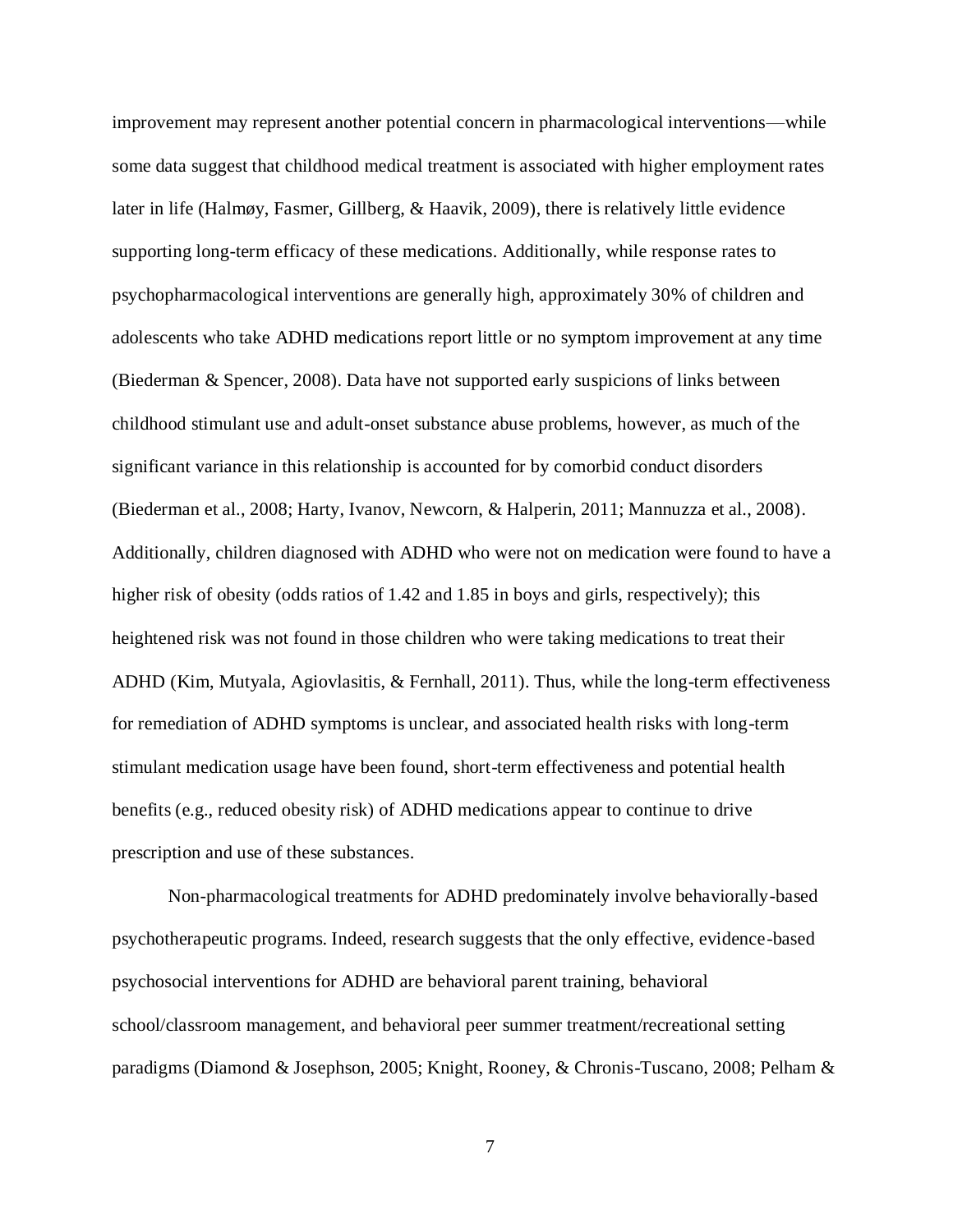improvement may represent another potential concern in pharmacological interventions—while some data suggest that childhood medical treatment is associated with higher employment rates later in life (Halmøy, Fasmer, Gillberg, & Haavik, 2009), there is relatively little evidence supporting long-term efficacy of these medications. Additionally, while response rates to psychopharmacological interventions are generally high, approximately 30% of children and adolescents who take ADHD medications report little or no symptom improvement at any time (Biederman & Spencer, 2008). Data have not supported early suspicions of links between childhood stimulant use and adult-onset substance abuse problems, however, as much of the significant variance in this relationship is accounted for by comorbid conduct disorders (Biederman et al., 2008; Harty, Ivanov, Newcorn, & Halperin, 2011; Mannuzza et al., 2008). Additionally, children diagnosed with ADHD who were not on medication were found to have a higher risk of obesity (odds ratios of 1.42 and 1.85 in boys and girls, respectively); this heightened risk was not found in those children who were taking medications to treat their ADHD (Kim, Mutyala, Agiovlasitis, & Fernhall, 2011). Thus, while the long-term effectiveness for remediation of ADHD symptoms is unclear, and associated health risks with long-term stimulant medication usage have been found, short-term effectiveness and potential health benefits (e.g., reduced obesity risk) of ADHD medications appear to continue to drive prescription and use of these substances.

Non-pharmacological treatments for ADHD predominately involve behaviorally-based psychotherapeutic programs. Indeed, research suggests that the only effective, evidence-based psychosocial interventions for ADHD are behavioral parent training, behavioral school/classroom management, and behavioral peer summer treatment/recreational setting paradigms (Diamond & Josephson, 2005; Knight, Rooney, & Chronis-Tuscano, 2008; Pelham &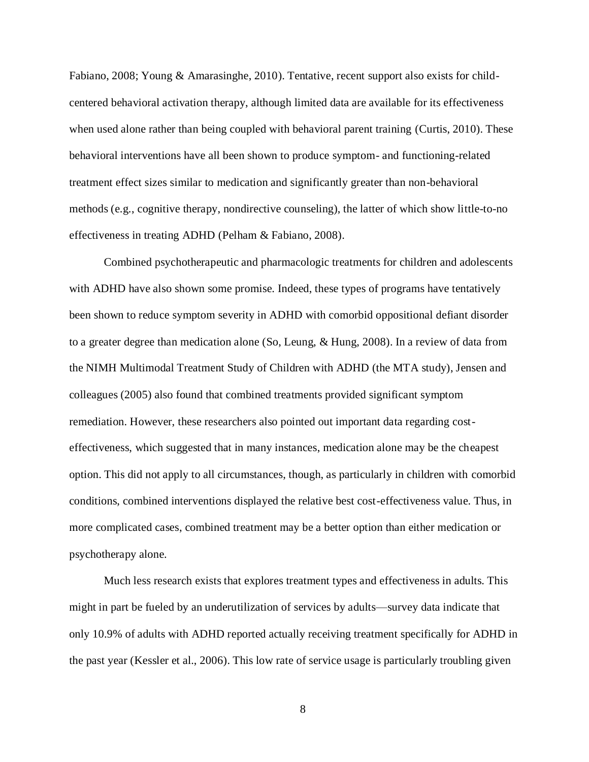Fabiano, 2008; Young & Amarasinghe, 2010). Tentative, recent support also exists for child-centered behavioral activation therapy, although limited data are available for its effectiveness when used alone rather than being coupled with behavioral parent training (Curtis, 2010). These behavioral interventions have all been shown to produce symptom- and functioning-related treatment effect sizes similar to medication and significantly greater than non-behavioral methods (e.g., cognitive therapy, nondirective counseling), the latter of which show little-to-no effectiveness in treating ADHD (Pelham & Fabiano, 2008).

Combined psychotherapeutic and pharmacologic treatments for children and adolescents with ADHD have also shown some promise. Indeed, these types of programs have tentatively been shown to reduce symptom severity in ADHD with comorbid oppositional defiant disorder to a greater degree than medication alone (So, Leung, & Hung, 2008). In a review of data from the NIMH Multimodal Treatment Study of Children with ADHD (the MTA study), Jensen and colleagues (2005) also found that combined treatments provided significant symptom remediation. However, these researchers also pointed out important data regarding cost-effectiveness, which suggested that in many instances, medication alone may be the cheapest option. This did not apply to all circumstances, though, as particularly in children with comorbid conditions, combined interventions displayed the relative best cost-effectiveness value. Thus, in more complicated cases, combined treatment may be a better option than either medication or psychotherapy alone.

Much less research exists that explores treatment types and effectiveness in adults. This might in part be fueled by an underutilization of services by adults—survey data indicate that only 10.9% of adults with ADHD reported actually receiving treatment specifically for ADHD in the past year (Kessler et al., 2006). This low rate of service usage is particularly troubling given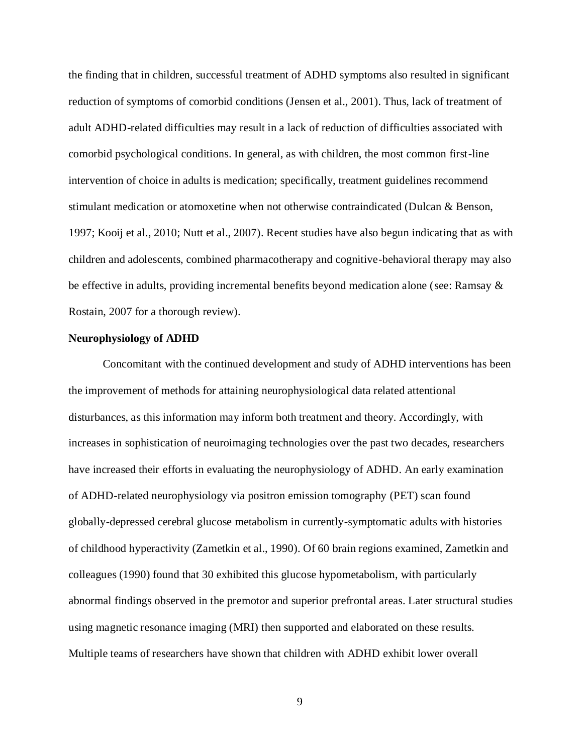the finding that in children, successful treatment of ADHD symptoms also resulted in significant reduction of symptoms of comorbid conditions (Jensen et al., 2001). Thus, lack of treatment of adult ADHD-related difficulties may result in a lack of reduction of difficulties associated with comorbid psychological conditions. In general, as with children, the most common first-line intervention of choice in adults is medication; specifically, treatment guidelines recommend stimulant medication or atomoxetine when not otherwise contraindicated (Dulcan & Benson, 1997; Kooij et al., 2010; Nutt et al., 2007). Recent studies have also begun indicating that as with children and adolescents, combined pharmacotherapy and cognitive-behavioral therapy may also be effective in adults, providing incremental benefits beyond medication alone (see: Ramsay & Rostain, 2007 for a thorough review).

**Neurophysiology of ADHD**

Concomitant with the continued development and study of ADHD interventions has been the improvement of methods for attaining neurophysiological data related attentional disturbances, as this information may inform both treatment and theory. Accordingly, with increases in sophistication of neuroimaging technologies over the past two decades, researchers have increased their efforts in evaluating the neurophysiology of ADHD. An early examination of ADHD-related neurophysiology via positron emission tomography (PET) scan found globally-depressed cerebral glucose metabolism in currently-symptomatic adults with histories of childhood hyperactivity (Zametkin et al., 1990). Of 60 brain regions examined, Zametkin and colleagues (1990) found that 30 exhibited this glucose hypometabolism, with particularly abnormal findings observed in the premotor and superior prefrontal areas. Later structural studies using magnetic resonance imaging (MRI) then supported and elaborated on these results. Multiple teams of researchers have shown that children with ADHD exhibit lower overall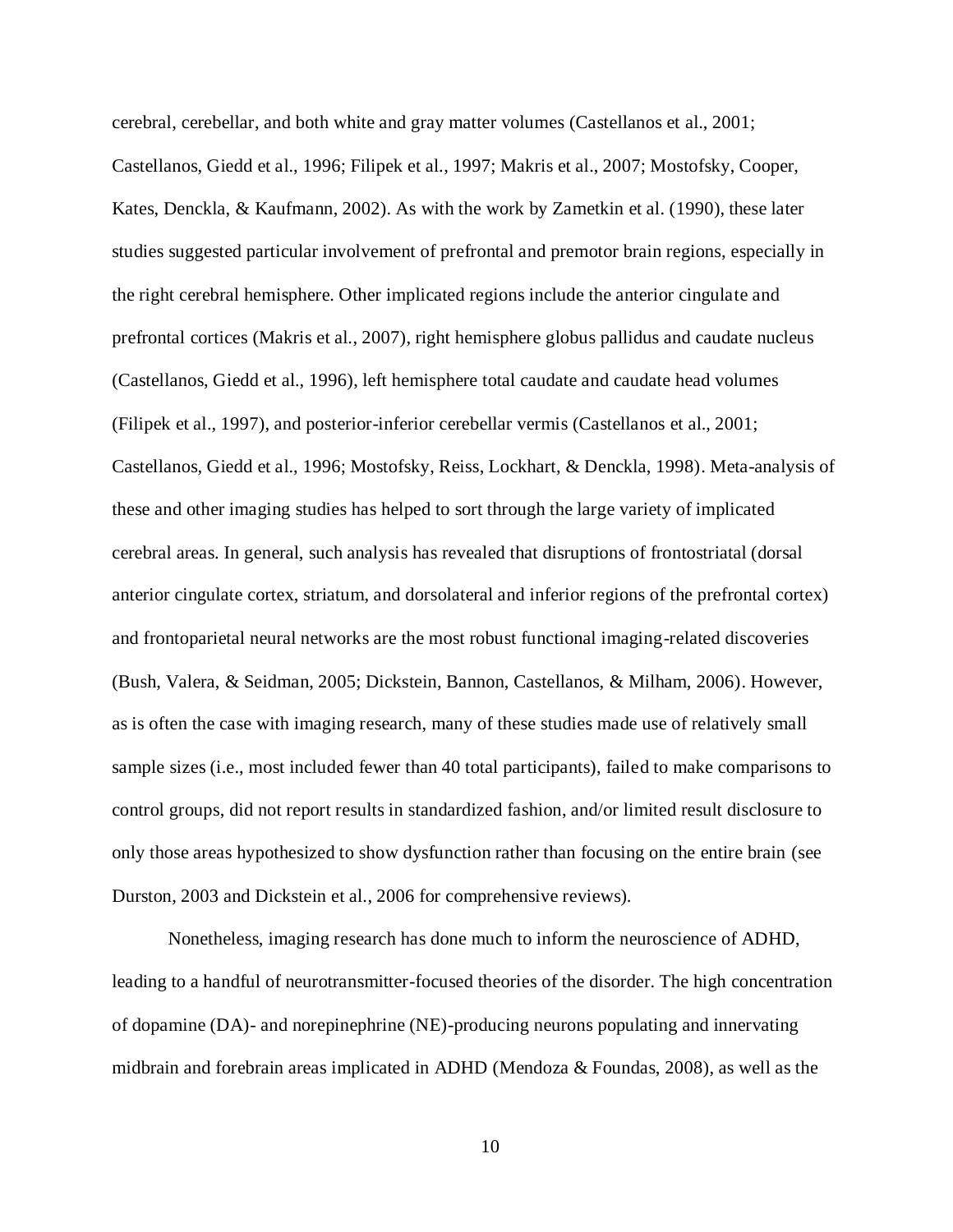cerebral, cerebellar, and both white and gray matter volumes (Castellanos et al., 2001; Castellanos, Giedd et al., 1996; Filipek et al., 1997; Makris et al., 2007; Mostofsky, Cooper, Kates, Denckla, & Kaufmann, 2002). As with the work by Zametkin et al. (1990), these later studies suggested particular involvement of prefrontal and premotor brain regions, especially in the right cerebral hemisphere. Other implicated regions include the anterior cingulate and prefrontal cortices (Makris et al., 2007), right hemisphere globus pallidus and caudate nucleus (Castellanos, Giedd et al., 1996), left hemisphere total caudate and caudate head volumes (Filipek et al., 1997), and posterior-inferior cerebellar vermis (Castellanos et al., 2001; Castellanos, Giedd et al., 1996; Mostofsky, Reiss, Lockhart, & Denckla, 1998). Meta-analysis of these and other imaging studies has helped to sort through the large variety of implicated cerebral areas. In general, such analysis has revealed that disruptions of frontostriatal (dorsal anterior cingulate cortex, striatum, and dorsolateral and inferior regions of the prefrontal cortex) and frontoparietal neural networks are the most robust functional imaging-related discoveries (Bush, Valera, & Seidman, 2005; Dickstein, Bannon, Castellanos, & Milham, 2006). However, as is often the case with imaging research, many of these studies made use of relatively small sample sizes (i.e., most included fewer than 40 total participants), failed to make comparisons to control groups, did not report results in standardized fashion, and/or limited result disclosure to only those areas hypothesized to show dysfunction rather than focusing on the entire brain (see Durston, 2003 and Dickstein et al., 2006 for comprehensive reviews).

Nonetheless, imaging research has done much to inform the neuroscience of ADHD, leading to a handful of neurotransmitter-focused theories of the disorder. The high concentration of dopamine (DA)- and norepinephrine (NE)-producing neurons populating and innervating midbrain and forebrain areas implicated in ADHD (Mendoza & Foundas, 2008), as well as the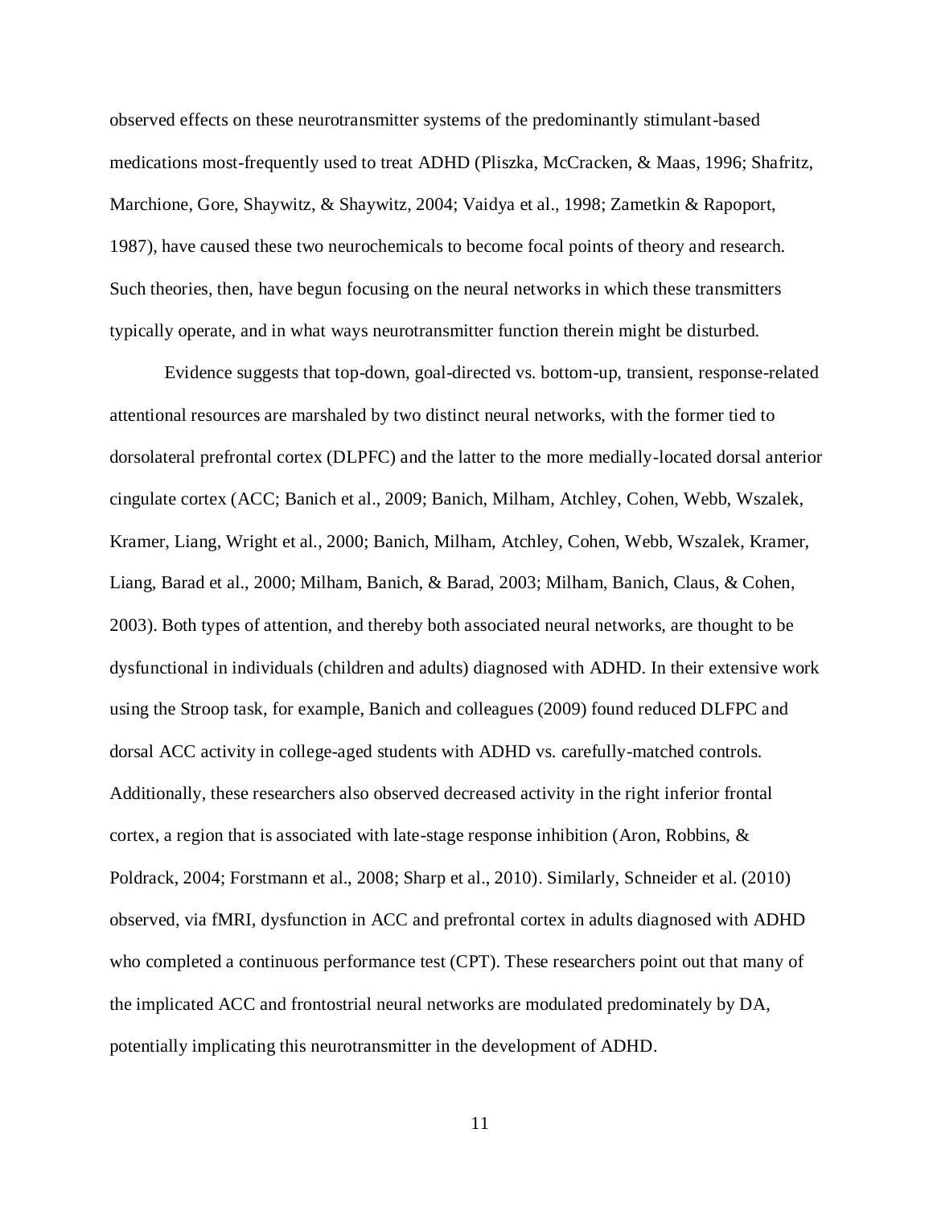observed effects on these neurotransmitter systems of the predominantly stimulant-based medications most-frequently used to treat ADHD (Pliszka, McCracken, & Maas, 1996; Shafritz, Marchione, Gore, Shaywitz, & Shaywitz, 2004; Vaidya et al., 1998; Zametkin & Rapoport, 1987), have caused these two neurochemicals to become focal points of theory and research. Such theories, then, have begun focusing on the neural networks in which these transmitters typically operate, and in what ways neurotransmitter function therein might be disturbed.

Evidence suggests that top-down, goal-directed vs. bottom-up, transient, response-related attentional resources are marshaled by two distinct neural networks, with the former tied to dorsolateral prefrontal cortex (DLPFC) and the latter to the more medially-located dorsal anterior cingulate cortex (ACC; Banich et al., 2009; Banich, Milham, Atchley, Cohen, Webb, Wszalek, Kramer, Liang, Wright et al., 2000; Banich, Milham, Atchley, Cohen, Webb, Wszalek, Kramer, Liang, Barad et al., 2000; Milham, Banich, & Barad, 2003; Milham, Banich, Claus, & Cohen, 2003). Both types of attention, and thereby both associated neural networks, are thought to be dysfunctional in individuals (children and adults) diagnosed with ADHD. In their extensive work using the Stroop task, for example, Banich and colleagues (2009) found reduced DLFPC and dorsal ACC activity in college-aged students with ADHD vs. carefully-matched controls. Additionally, these researchers also observed decreased activity in the right inferior frontal cortex, a region that is associated with late-stage response inhibition (Aron, Robbins, & Poldrack, 2004; Forstmann et al., 2008; Sharp et al., 2010). Similarly, Schneider et al. (2010) observed, via fMRI, dysfunction in ACC and prefrontal cortex in adults diagnosed with ADHD who completed a continuous performance test (CPT). These researchers point out that many of the implicated ACC and frontostrial neural networks are modulated predominately by DA, potentially implicating this neurotransmitter in the development of ADHD.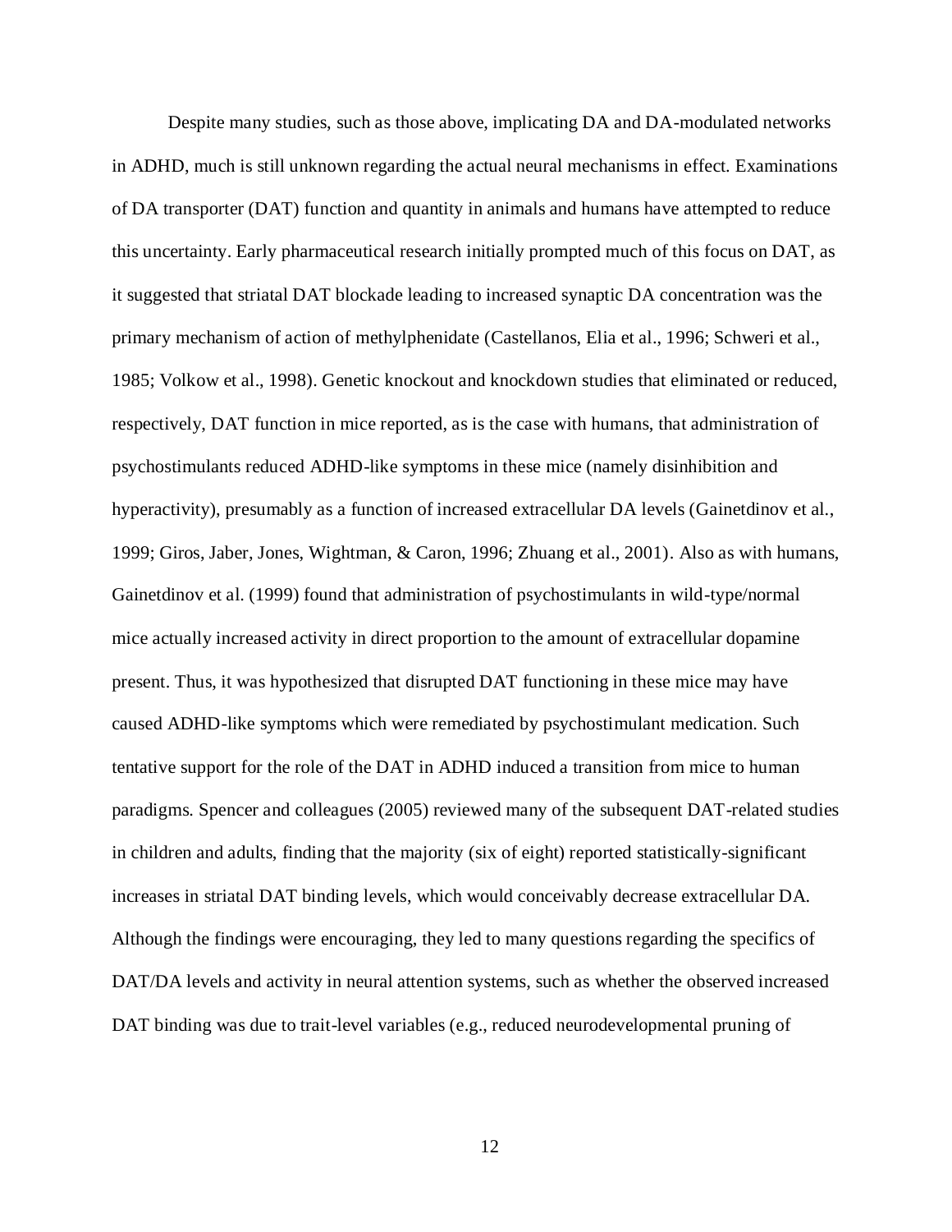Despite many studies, such as those above, implicating DA and DA-modulated networks in ADHD, much is still unknown regarding the actual neural mechanisms in effect. Examinations of DA transporter (DAT) function and quantity in animals and humans have attempted to reduce this uncertainty. Early pharmaceutical research initially prompted much of this focus on DAT, as it suggested that striatal DAT blockade leading to increased synaptic DA concentration was the primary mechanism of action of methylphenidate (Castellanos, Elia et al., 1996; Schweri et al., 1985; Volkow et al., 1998). Genetic knockout and knockdown studies that eliminated or reduced, respectively, DAT function in mice reported, as is the case with humans, that administration of psychostimulants reduced ADHD-like symptoms in these mice (namely disinhibition and hyperactivity), presumably as a function of increased extracellular DA levels (Gainetdinov et al., 1999; Giros, Jaber, Jones, Wightman, & Caron, 1996; Zhuang et al., 2001). Also as with humans, Gainetdinov et al. (1999) found that administration of psychostimulants in wild-type/normal mice actually increased activity in direct proportion to the amount of extracellular dopamine present. Thus, it was hypothesized that disrupted DAT functioning in these mice may have caused ADHD-like symptoms which were remediated by psychostimulant medication. Such tentative support for the role of the DAT in ADHD induced a transition from mice to human paradigms. Spencer and colleagues (2005) reviewed many of the subsequent DAT-related studies in children and adults, finding that the majority (six of eight) reported statistically-significant increases in striatal DAT binding levels, which would conceivably decrease extracellular DA. Although the findings were encouraging, they led to many questions regarding the specifics of DAT/DA levels and activity in neural attention systems, such as whether the observed increased DAT binding was due to trait-level variables (e.g., reduced neurodevelopmental pruning of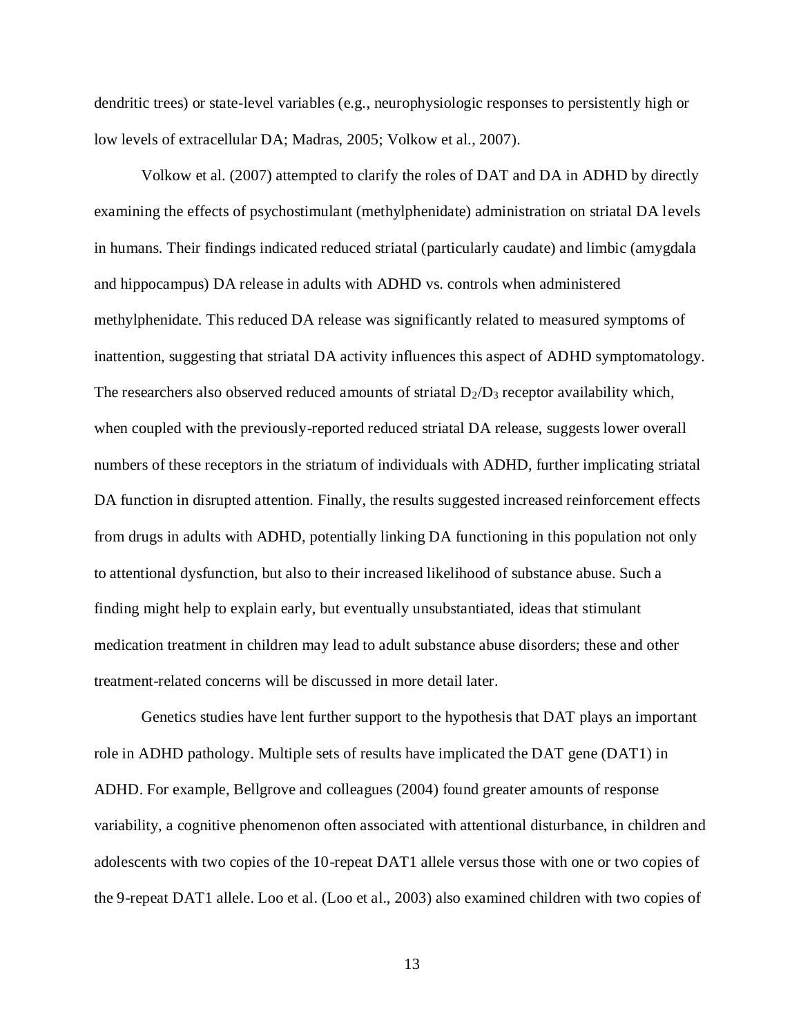dendritic trees) or state-level variables (e.g., neurophysiologic responses to persistently high or low levels of extracellular DA; Madras, 2005; Volkow et al., 2007).

Volkow et al. (2007) attempted to clarify the roles of DAT and DA in ADHD by directly examining the effects of psychostimulant (methylphenidate) administration on striatal DA levels in humans. Their findings indicated reduced striatal (particularly caudate) and limbic (amygdala and hippocampus) DA release in adults with ADHD vs. controls when administered methylphenidate. This reduced DA release was significantly related to measured symptoms of inattention, suggesting that striatal DA activity influences this aspect of ADHD symptomatology. The researchers also observed reduced amounts of striatal $D_2/D_3$ receptor availability which, when coupled with the previously-reported reduced striatal DA release, suggests lower overall numbers of these receptors in the striatum of individuals with ADHD, further implicating striatal DA function in disrupted attention. Finally, the results suggested increased reinforcement effects from drugs in adults with ADHD, potentially linking DA functioning in this population not only to attentional dysfunction, but also to their increased likelihood of substance abuse. Such a finding might help to explain early, but eventually unsubstantiated, ideas that stimulant medication treatment in children may lead to adult substance abuse disorders; these and other treatment-related concerns will be discussed in more detail later.

Genetics studies have lent further support to the hypothesis that DAT plays an important role in ADHD pathology. Multiple sets of results have implicated the DAT gene (DAT1) in ADHD. For example, Bellgrove and colleagues (2004) found greater amounts of response variability, a cognitive phenomenon often associated with attentional disturbance, in children and adolescents with two copies of the 10-repeat DAT1 allele versus those with one or two copies of the 9-repeat DAT1 allele. Loo et al. (Loo et al., 2003) also examined children with two copies of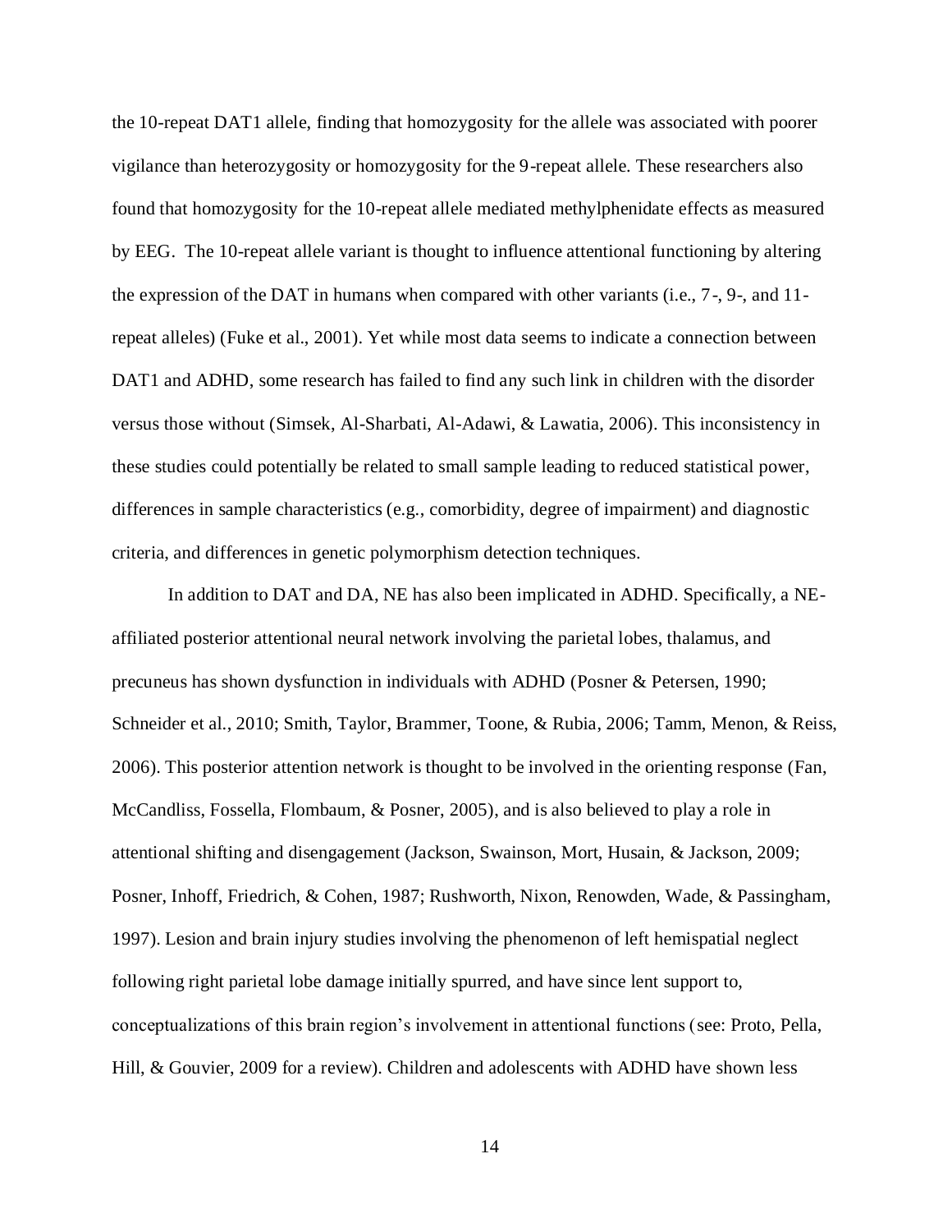the 10-repeat DAT1 allele, finding that homozygosity for the allele was associated with poorer vigilance than heterozygosity or homozygosity for the 9-repeat allele. These researchers also found that homozygosity for the 10-repeat allele mediated methylphenidate effects as measured by EEG. The 10-repeat allele variant is thought to influence attentional functioning by altering the expression of the DAT in humans when compared with other variants (i.e., 7-, 9-, and 11-repeat alleles) (Fuke et al., 2001). Yet while most data seems to indicate a connection between DAT1 and ADHD, some research has failed to find any such link in children with the disorder versus those without (Simsek, Al-Sharbati, Al-Adawi, & Lawatia, 2006). This inconsistency in these studies could potentially be related to small sample leading to reduced statistical power, differences in sample characteristics (e.g., comorbidity, degree of impairment) and diagnostic criteria, and differences in genetic polymorphism detection techniques.

In addition to DAT and DA, NE has also been implicated in ADHD. Specifically, a NE-affiliated posterior attentional neural network involving the parietal lobes, thalamus, and precuneus has shown dysfunction in individuals with ADHD (Posner & Petersen, 1990; Schneider et al., 2010; Smith, Taylor, Brammer, Toone, & Rubia, 2006; Tamm, Menon, & Reiss, 2006). This posterior attention network is thought to be involved in the orienting response (Fan, McCandliss, Fossella, Flombaum, & Posner, 2005), and is also believed to play a role in attentional shifting and disengagement (Jackson, Swainson, Mort, Husain, & Jackson, 2009; Posner, Inhoff, Friedrich, & Cohen, 1987; Rushworth, Nixon, Renowden, Wade, & Passingham, 1997). Lesion and brain injury studies involving the phenomenon of left hemispatial neglect following right parietal lobe damage initially spurred, and have since lent support to, conceptualizations of this brain region's involvement in attentional functions (see: Proto, Pella, Hill, & Gouvier, 2009 for a review). Children and adolescents with ADHD have shown less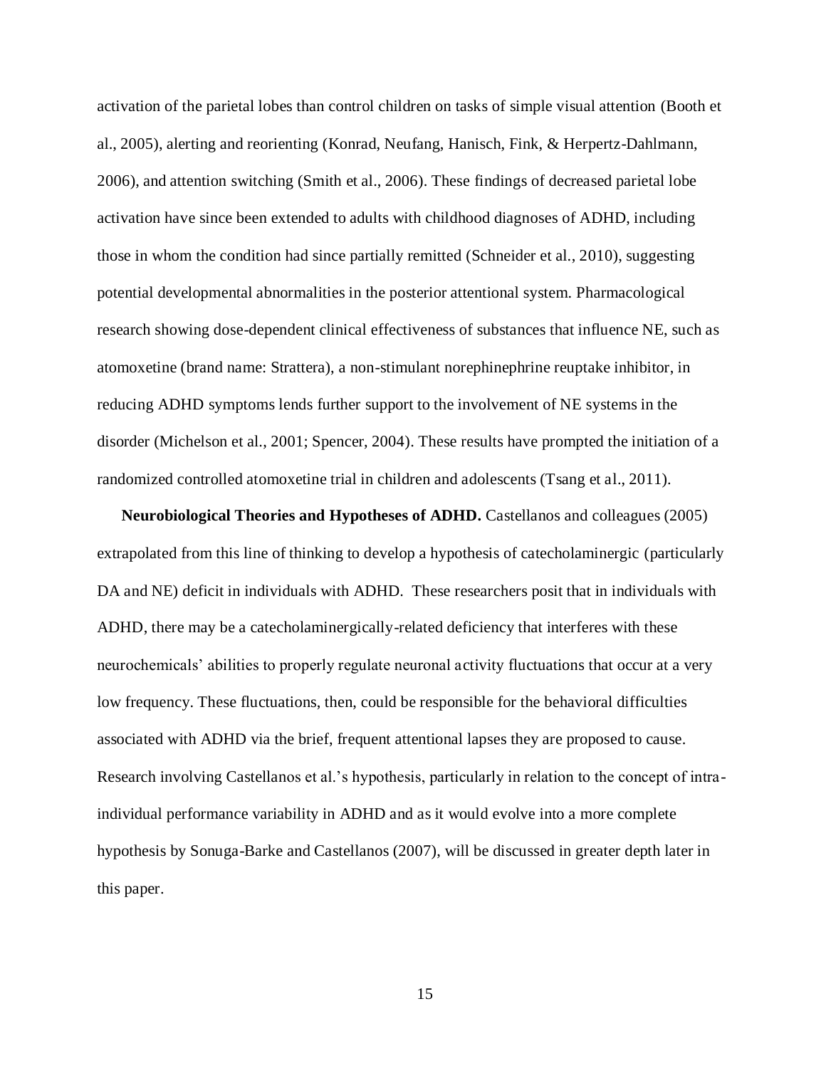activation of the parietal lobes than control children on tasks of simple visual attention (Booth et al., 2005), alerting and reorienting (Konrad, Neufang, Hanisch, Fink, & Herpertz-Dahlmann, 2006), and attention switching (Smith et al., 2006). These findings of decreased parietal lobe activation have since been extended to adults with childhood diagnoses of ADHD, including those in whom the condition had since partially remitted (Schneider et al., 2010), suggesting potential developmental abnormalities in the posterior attentional system. Pharmacological research showing dose-dependent clinical effectiveness of substances that influence NE, such as atomoxetine (brand name: Strattera), a non-stimulant norephinephrine reuptake inhibitor, in reducing ADHD symptoms lends further support to the involvement of NE systems in the disorder (Michelson et al., 2001; Spencer, 2004). These results have prompted the initiation of a randomized controlled atomoxetine trial in children and adolescents (Tsang et al., 2011).

**Neurobiological Theories and Hypotheses of ADHD.** Castellanos and colleagues (2005) extrapolated from this line of thinking to develop a hypothesis of catecholaminergic (particularly DA and NE) deficit in individuals with ADHD. These researchers posit that in individuals with ADHD, there may be a catecholaminergically-related deficiency that interferes with these neurochemicals' abilities to properly regulate neuronal activity fluctuations that occur at a very low frequency. These fluctuations, then, could be responsible for the behavioral difficulties associated with ADHD via the brief, frequent attentional lapses they are proposed to cause. Research involving Castellanos et al.'s hypothesis, particularly in relation to the concept of intra-individual performance variability in ADHD and as it would evolve into a more complete hypothesis by Sonuga-Barke and Castellanos (2007), will be discussed in greater depth later in this paper.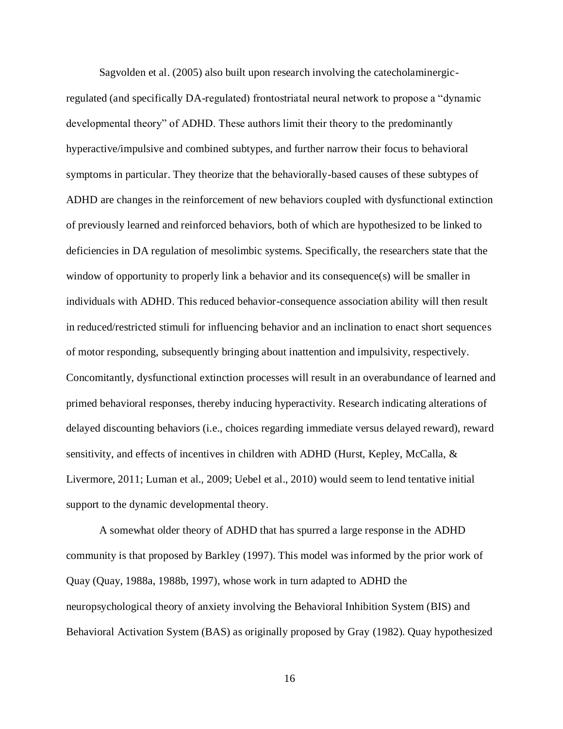Sagvolden et al. (2005) also built upon research involving the catecholaminergic-regulated (and specifically DA-regulated) frontostriatal neural network to propose a "dynamic developmental theory" of ADHD. These authors limit their theory to the predominantly hyperactive/impulsive and combined subtypes, and further narrow their focus to behavioral symptoms in particular. They theorize that the behaviorally-based causes of these subtypes of ADHD are changes in the reinforcement of new behaviors coupled with dysfunctional extinction of previously learned and reinforced behaviors, both of which are hypothesized to be linked to deficiencies in DA regulation of mesolimbic systems. Specifically, the researchers state that the window of opportunity to properly link a behavior and its consequence(s) will be smaller in individuals with ADHD. This reduced behavior-consequence association ability will then result in reduced/restricted stimuli for influencing behavior and an inclination to enact short sequences of motor responding, subsequently bringing about inattention and impulsivity, respectively. Concomitantly, dysfunctional extinction processes will result in an overabundance of learned and primed behavioral responses, thereby inducing hyperactivity. Research indicating alterations of delayed discounting behaviors (i.e., choices regarding immediate versus delayed reward), reward sensitivity, and effects of incentives in children with ADHD (Hurst, Kepley, McCalla, & Livermore, 2011; Luman et al., 2009; Uebel et al., 2010) would seem to lend tentative initial support to the dynamic developmental theory.

A somewhat older theory of ADHD that has spurred a large response in the ADHD community is that proposed by Barkley (1997). This model was informed by the prior work of Quay (Quay, 1988a, 1988b, 1997), whose work in turn adapted to ADHD the neuropsychological theory of anxiety involving the Behavioral Inhibition System (BIS) and Behavioral Activation System (BAS) as originally proposed by Gray (1982). Quay hypothesized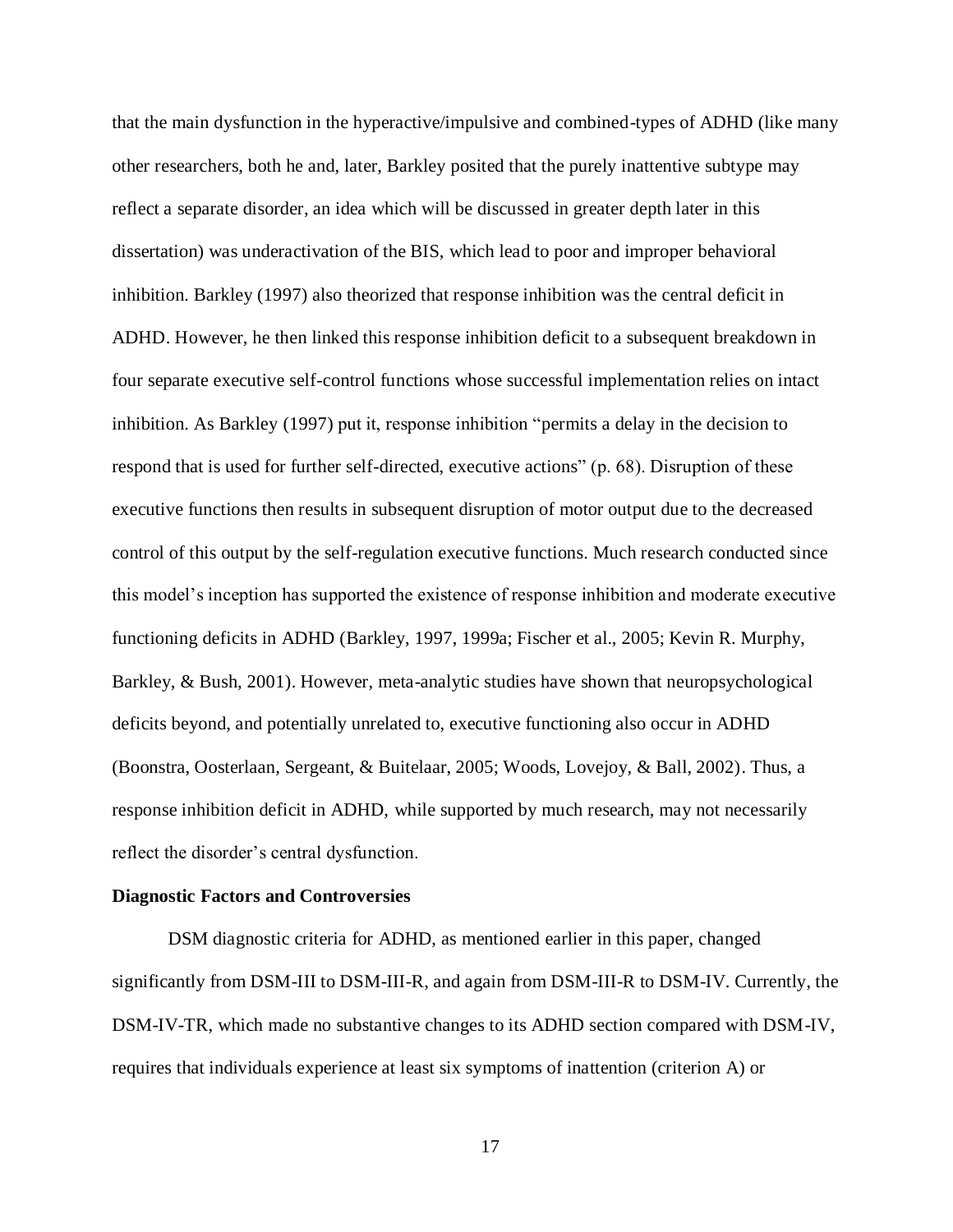that the main dysfunction in the hyperactive/impulsive and combined-types of ADHD (like many other researchers, both he and, later, Barkley posited that the purely inattentive subtype may reflect a separate disorder, an idea which will be discussed in greater depth later in this dissertation) was underactivation of the BIS, which lead to poor and improper behavioral inhibition. Barkley (1997) also theorized that response inhibition was the central deficit in ADHD. However, he then linked this response inhibition deficit to a subsequent breakdown in four separate executive self-control functions whose successful implementation relies on intact inhibition. As Barkley (1997) put it, response inhibition "permits a delay in the decision to respond that is used for further self-directed, executive actions" (p. 68). Disruption of these executive functions then results in subsequent disruption of motor output due to the decreased control of this output by the self-regulation executive functions. Much research conducted since this model's inception has supported the existence of response inhibition and moderate executive functioning deficits in ADHD (Barkley, 1997, 1999a; Fischer et al., 2005; Kevin R. Murphy, Barkley, & Bush, 2001). However, meta-analytic studies have shown that neuropsychological deficits beyond, and potentially unrelated to, executive functioning also occur in ADHD (Boonstra, Oosterlaan, Sergeant, & Buitelaar, 2005; Woods, Lovejoy, & Ball, 2002). Thus, a response inhibition deficit in ADHD, while supported by much research, may not necessarily reflect the disorder's central dysfunction.

**Diagnostic Factors and Controversies**

DSM diagnostic criteria for ADHD, as mentioned earlier in this paper, changed significantly from DSM-III to DSM-III-R, and again from DSM-III-R to DSM-IV. Currently, the DSM-IV-TR, which made no substantive changes to its ADHD section compared with DSM-IV, requires that individuals experience at least six symptoms of inattention (criterion A) or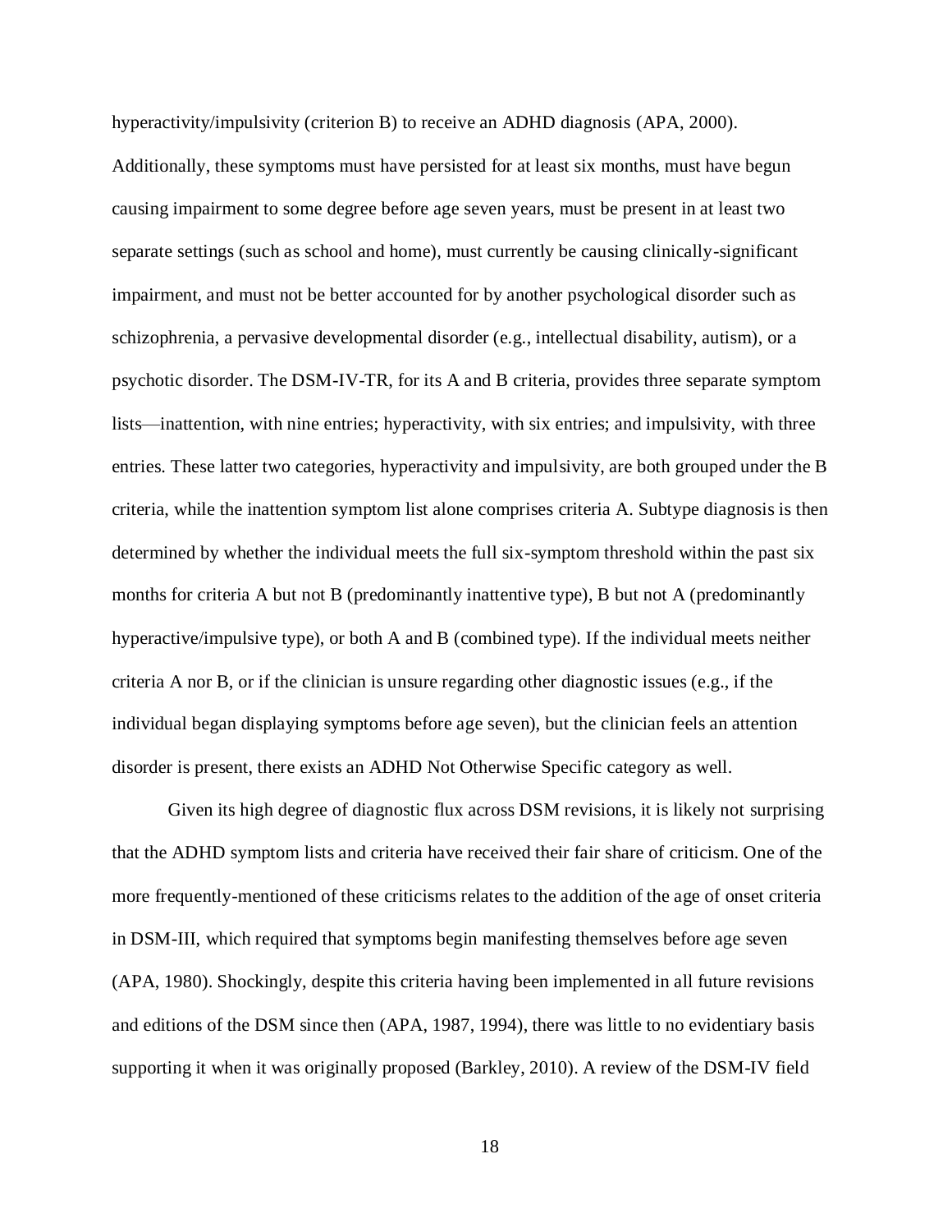hyperactivity/impulsivity (criterion B) to receive an ADHD diagnosis (APA, 2000). Additionally, these symptoms must have persisted for at least six months, must have begun causing impairment to some degree before age seven years, must be present in at least two separate settings (such as school and home), must currently be causing clinically-significant impairment, and must not be better accounted for by another psychological disorder such as schizophrenia, a pervasive developmental disorder (e.g., intellectual disability, autism), or a psychotic disorder. The DSM-IV-TR, for its A and B criteria, provides three separate symptom lists—inattention, with nine entries; hyperactivity, with six entries; and impulsivity, with three entries. These latter two categories, hyperactivity and impulsivity, are both grouped under the B criteria, while the inattention symptom list alone comprises criteria A. Subtype diagnosis is then determined by whether the individual meets the full six-symptom threshold within the past six months for criteria A but not B (predominantly inattentive type), B but not A (predominantly hyperactive/impulsive type), or both A and B (combined type). If the individual meets neither criteria A nor B, or if the clinician is unsure regarding other diagnostic issues (e.g., if the individual began displaying symptoms before age seven), but the clinician feels an attention disorder is present, there exists an ADHD Not Otherwise Specific category as well.

Given its high degree of diagnostic flux across DSM revisions, it is likely not surprising that the ADHD symptom lists and criteria have received their fair share of criticism. One of the more frequently-mentioned of these criticisms relates to the addition of the age of onset criteria in DSM-III, which required that symptoms begin manifesting themselves before age seven (APA, 1980). Shockingly, despite this criteria having been implemented in all future revisions and editions of the DSM since then (APA, 1987, 1994), there was little to no evidentiary basis supporting it when it was originally proposed (Barkley, 2010). A review of the DSM-IV field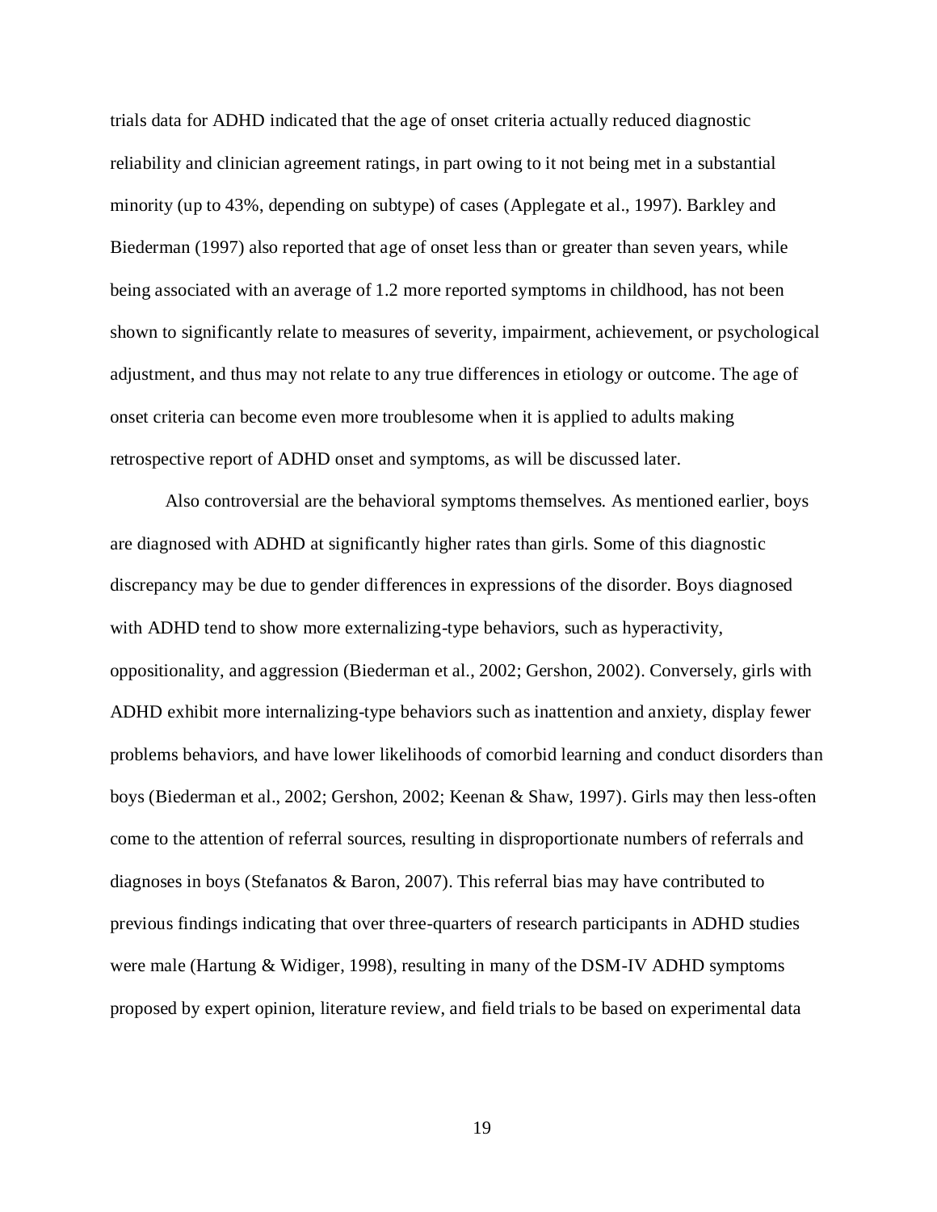trials data for ADHD indicated that the age of onset criteria actually reduced diagnostic reliability and clinician agreement ratings, in part owing to it not being met in a substantial minority (up to 43%, depending on subtype) of cases (Applegate et al., 1997). Barkley and Biederman (1997) also reported that age of onset less than or greater than seven years, while being associated with an average of 1.2 more reported symptoms in childhood, has not been shown to significantly relate to measures of severity, impairment, achievement, or psychological adjustment, and thus may not relate to any true differences in etiology or outcome. The age of onset criteria can become even more troublesome when it is applied to adults making retrospective report of ADHD onset and symptoms, as will be discussed later.

Also controversial are the behavioral symptoms themselves. As mentioned earlier, boys are diagnosed with ADHD at significantly higher rates than girls. Some of this diagnostic discrepancy may be due to gender differences in expressions of the disorder. Boys diagnosed with ADHD tend to show more externalizing-type behaviors, such as hyperactivity, oppositionality, and aggression (Biederman et al., 2002; Gershon, 2002). Conversely, girls with ADHD exhibit more internalizing-type behaviors such as inattention and anxiety, display fewer problems behaviors, and have lower likelihoods of comorbid learning and conduct disorders than boys (Biederman et al., 2002; Gershon, 2002; Keenan & Shaw, 1997). Girls may then less-often come to the attention of referral sources, resulting in disproportionate numbers of referrals and diagnoses in boys (Stefanatos & Baron, 2007). This referral bias may have contributed to previous findings indicating that over three-quarters of research participants in ADHD studies were male (Hartung & Widiger, 1998), resulting in many of the DSM-IV ADHD symptoms proposed by expert opinion, literature review, and field trials to be based on experimental data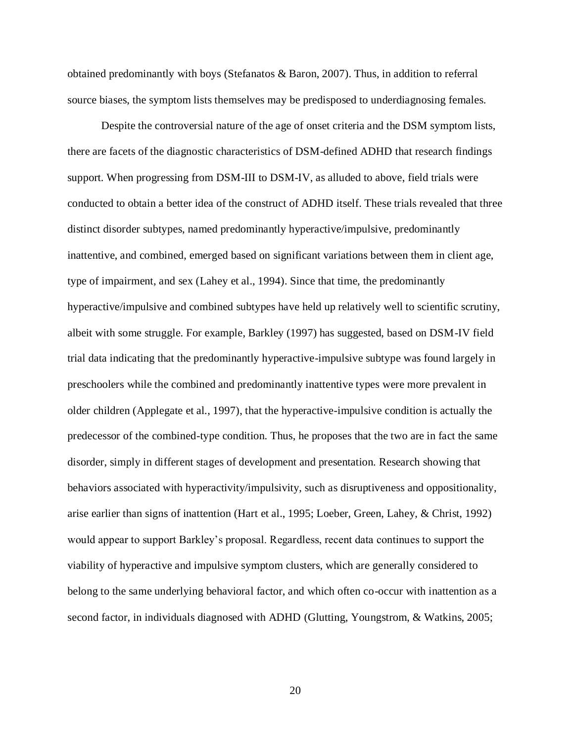obtained predominantly with boys (Stefanatos & Baron, 2007). Thus, in addition to referral source biases, the symptom lists themselves may be predisposed to underdiagnosing females.

Despite the controversial nature of the age of onset criteria and the DSM symptom lists, there are facets of the diagnostic characteristics of DSM-defined ADHD that research findings support. When progressing from DSM-III to DSM-IV, as alluded to above, field trials were conducted to obtain a better idea of the construct of ADHD itself. These trials revealed that three distinct disorder subtypes, named predominantly hyperactive/impulsive, predominantly inattentive, and combined, emerged based on significant variations between them in client age, type of impairment, and sex (Lahey et al., 1994). Since that time, the predominantly hyperactive/impulsive and combined subtypes have held up relatively well to scientific scrutiny, albeit with some struggle. For example, Barkley (1997) has suggested, based on DSM-IV field trial data indicating that the predominantly hyperactive-impulsive subtype was found largely in preschoolers while the combined and predominantly inattentive types were more prevalent in older children (Applegate et al., 1997), that the hyperactive-impulsive condition is actually the predecessor of the combined-type condition. Thus, he proposes that the two are in fact the same disorder, simply in different stages of development and presentation. Research showing that behaviors associated with hyperactivity/impulsivity, such as disruptiveness and oppositionality, arise earlier than signs of inattention (Hart et al., 1995; Loeber, Green, Lahey, & Christ, 1992) would appear to support Barkley's proposal. Regardless, recent data continues to support the viability of hyperactive and impulsive symptom clusters, which are generally considered to belong to the same underlying behavioral factor, and which often co-occur with inattention as a second factor, in individuals diagnosed with ADHD (Glutting, Youngstrom, & Watkins, 2005;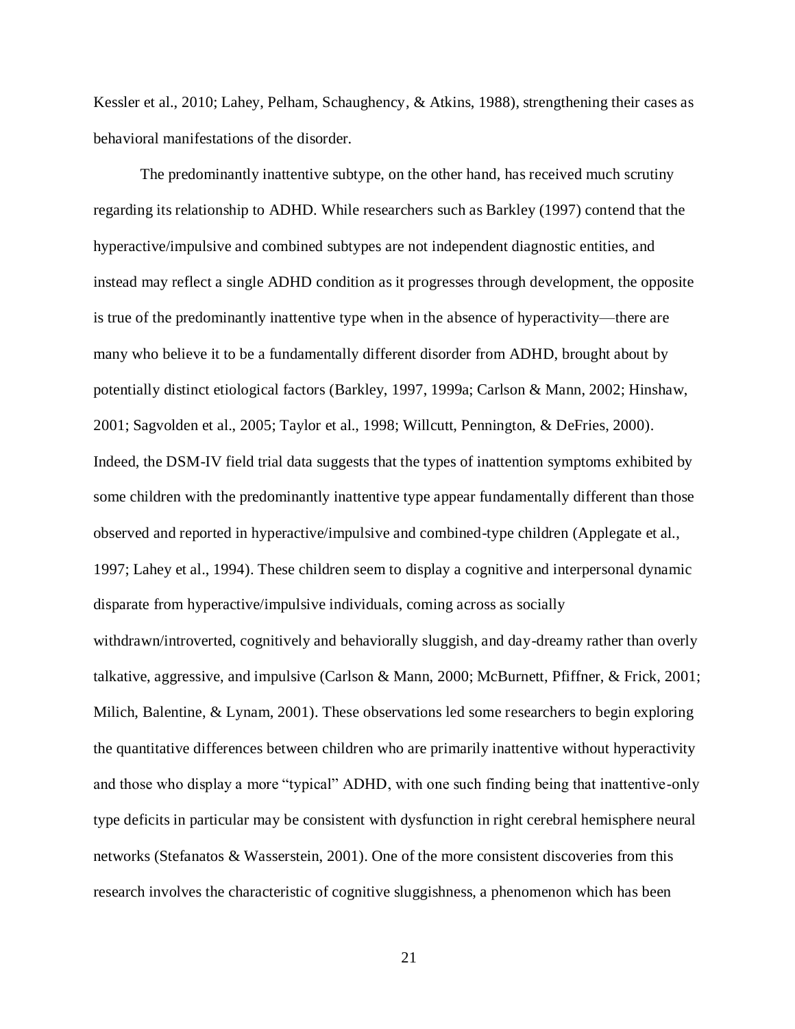Kessler et al., 2010; Lahey, Pelham, Schaughency, & Atkins, 1988), strengthening their cases as behavioral manifestations of the disorder.

The predominantly inattentive subtype, on the other hand, has received much scrutiny regarding its relationship to ADHD. While researchers such as Barkley (1997) contend that the hyperactive/impulsive and combined subtypes are not independent diagnostic entities, and instead may reflect a single ADHD condition as it progresses through development, the opposite is true of the predominantly inattentive type when in the absence of hyperactivity—there are many who believe it to be a fundamentally different disorder from ADHD, brought about by potentially distinct etiological factors (Barkley, 1997, 1999a; Carlson & Mann, 2002; Hinshaw, 2001; Sagvolden et al., 2005; Taylor et al., 1998; Willcutt, Pennington, & DeFries, 2000). Indeed, the DSM-IV field trial data suggests that the types of inattention symptoms exhibited by some children with the predominantly inattentive type appear fundamentally different than those observed and reported in hyperactive/impulsive and combined-type children (Applegate et al., 1997; Lahey et al., 1994). These children seem to display a cognitive and interpersonal dynamic disparate from hyperactive/impulsive individuals, coming across as socially withdrawn/introverted, cognitively and behaviorally sluggish, and day-dreamy rather than overly talkative, aggressive, and impulsive (Carlson & Mann, 2000; McBurnett, Pfiffner, & Frick, 2001; Milich, Balentine, & Lynam, 2001). These observations led some researchers to begin exploring the quantitative differences between children who are primarily inattentive without hyperactivity and those who display a more "typical" ADHD, with one such finding being that inattentive-only type deficits in particular may be consistent with dysfunction in right cerebral hemisphere neural networks (Stefanatos & Wasserstein, 2001). One of the more consistent discoveries from this research involves the characteristic of cognitive sluggishness, a phenomenon which has been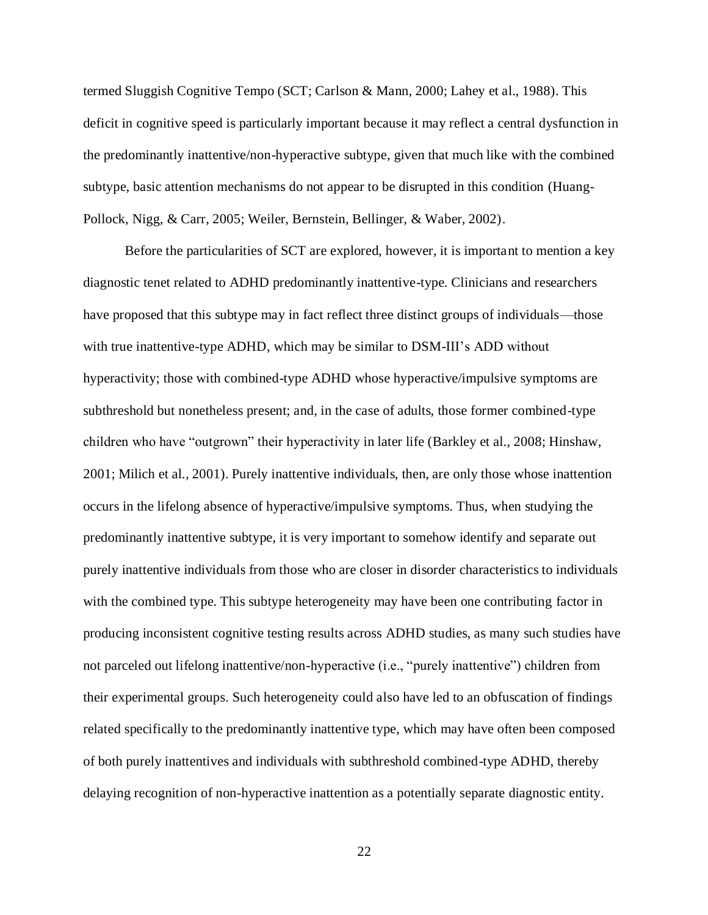termed Sluggish Cognitive Tempo (SCT; Carlson & Mann, 2000; Lahey et al., 1988). This deficit in cognitive speed is particularly important because it may reflect a central dysfunction in the predominantly inattentive/non-hyperactive subtype, given that much like with the combined subtype, basic attention mechanisms do not appear to be disrupted in this condition (Huang-Pollock, Nigg, & Carr, 2005; Weiler, Bernstein, Bellinger, & Waber, 2002).

Before the particularities of SCT are explored, however, it is important to mention a key diagnostic tenet related to ADHD predominantly inattentive-type. Clinicians and researchers have proposed that this subtype may in fact reflect three distinct groups of individuals—those with true inattentive-type ADHD, which may be similar to DSM-III's ADD without hyperactivity; those with combined-type ADHD whose hyperactive/impulsive symptoms are subthreshold but nonetheless present; and, in the case of adults, those former combined-type children who have "outgrown" their hyperactivity in later life (Barkley et al., 2008; Hinshaw, 2001; Milich et al., 2001). Purely inattentive individuals, then, are only those whose inattention occurs in the lifelong absence of hyperactive/impulsive symptoms. Thus, when studying the predominantly inattentive subtype, it is very important to somehow identify and separate out purely inattentive individuals from those who are closer in disorder characteristics to individuals with the combined type. This subtype heterogeneity may have been one contributing factor in producing inconsistent cognitive testing results across ADHD studies, as many such studies have not parceled out lifelong inattentive/non-hyperactive (i.e., "purely inattentive") children from their experimental groups. Such heterogeneity could also have led to an obfuscation of findings related specifically to the predominantly inattentive type, which may have often been composed of both purely inattentives and individuals with subthreshold combined-type ADHD, thereby delaying recognition of non-hyperactive inattention as a potentially separate diagnostic entity.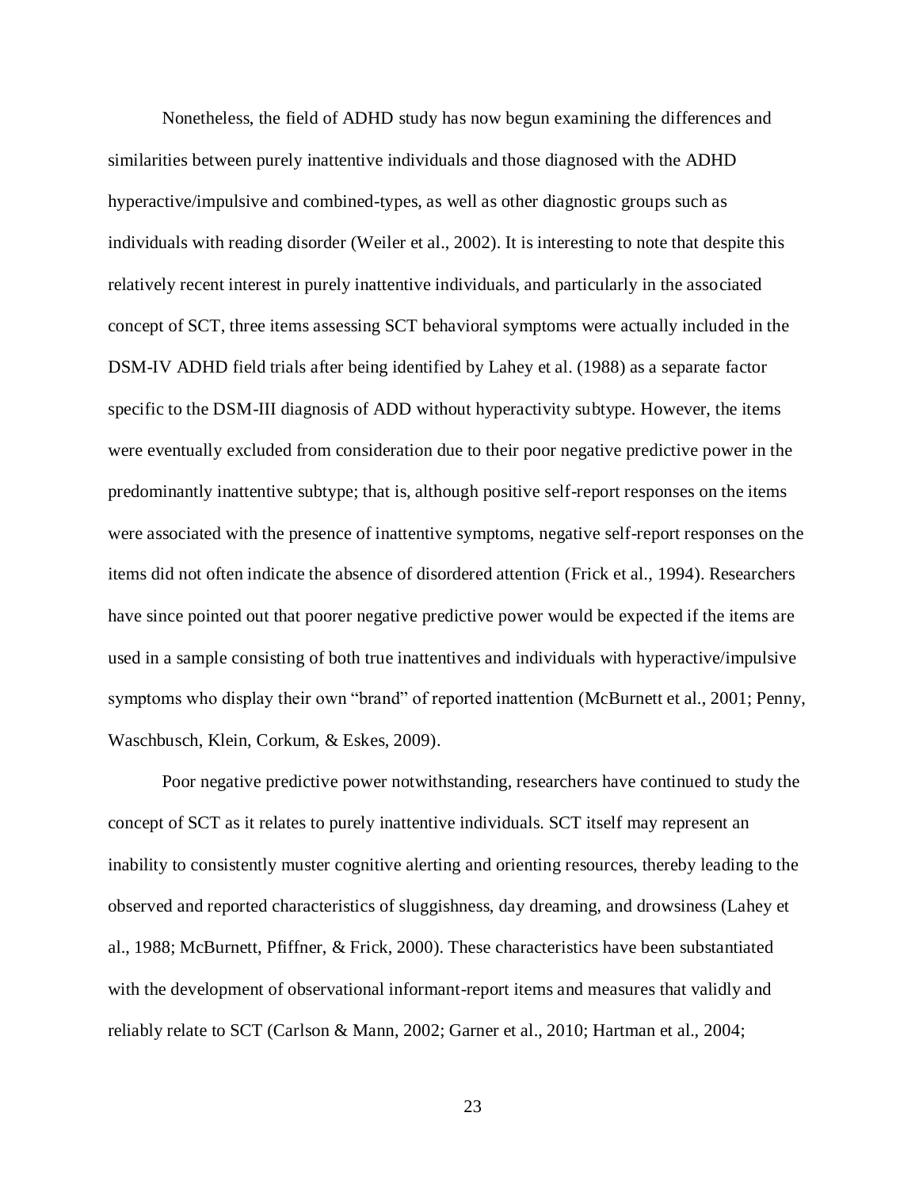Nonetheless, the field of ADHD study has now begun examining the differences and similarities between purely inattentive individuals and those diagnosed with the ADHD hyperactive/impulsive and combined-types, as well as other diagnostic groups such as individuals with reading disorder (Weiler et al., 2002). It is interesting to note that despite this relatively recent interest in purely inattentive individuals, and particularly in the associated concept of SCT, three items assessing SCT behavioral symptoms were actually included in the DSM-IV ADHD field trials after being identified by Lahey et al. (1988) as a separate factor specific to the DSM-III diagnosis of ADD without hyperactivity subtype. However, the items were eventually excluded from consideration due to their poor negative predictive power in the predominantly inattentive subtype; that is, although positive self-report responses on the items were associated with the presence of inattentive symptoms, negative self-report responses on the items did not often indicate the absence of disordered attention (Frick et al., 1994). Researchers have since pointed out that poorer negative predictive power would be expected if the items are used in a sample consisting of both true inattentives and individuals with hyperactive/impulsive symptoms who display their own "brand" of reported inattention (McBurnett et al., 2001; Penny, Waschbusch, Klein, Corkum, & Eskes, 2009).

Poor negative predictive power notwithstanding, researchers have continued to study the concept of SCT as it relates to purely inattentive individuals. SCT itself may represent an inability to consistently muster cognitive alerting and orienting resources, thereby leading to the observed and reported characteristics of sluggishness, day dreaming, and drowsiness (Lahey et al., 1988; McBurnett, Pfiffner, & Frick, 2000). These characteristics have been substantiated with the development of observational informant-report items and measures that validly and reliably relate to SCT (Carlson & Mann, 2002; Garner et al., 2010; Hartman et al., 2004;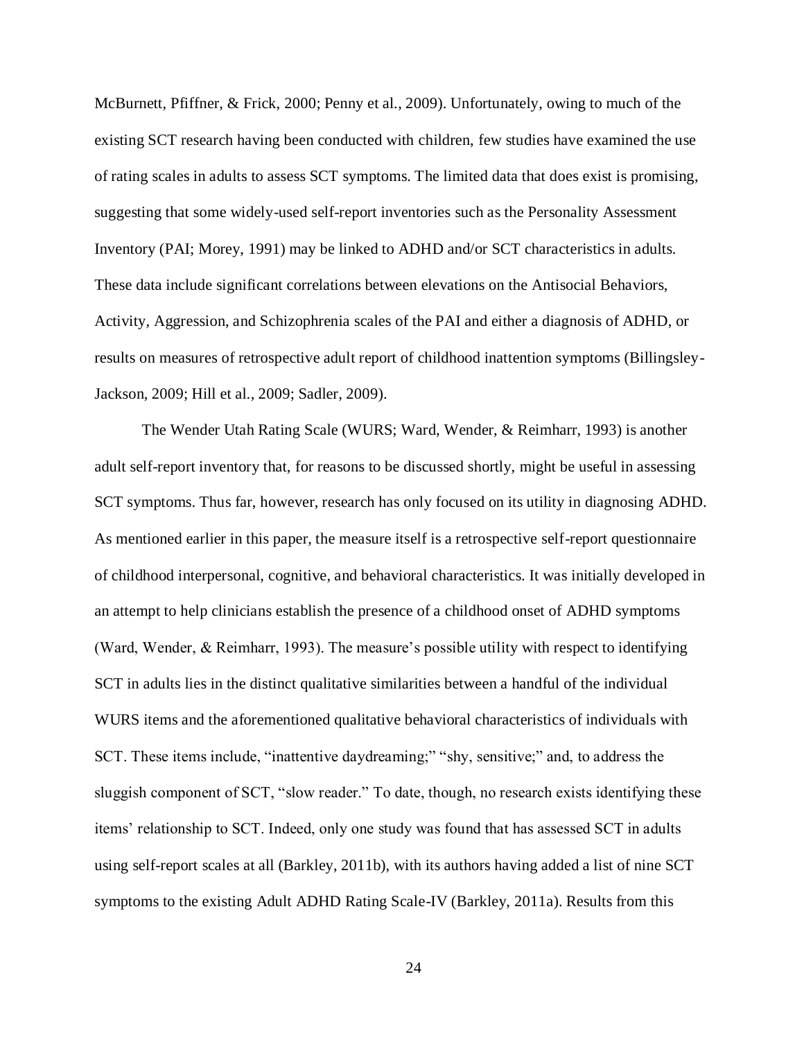McBurnett, Pfiffner, & Frick, 2000; Penny et al., 2009). Unfortunately, owing to much of the existing SCT research having been conducted with children, few studies have examined the use of rating scales in adults to assess SCT symptoms. The limited data that does exist is promising, suggesting that some widely-used self-report inventories such as the Personality Assessment Inventory (PAI; Morey, 1991) may be linked to ADHD and/or SCT characteristics in adults. These data include significant correlations between elevations on the Antisocial Behaviors, Activity, Aggression, and Schizophrenia scales of the PAI and either a diagnosis of ADHD, or results on measures of retrospective adult report of childhood inattention symptoms (Billingsley-Jackson, 2009; Hill et al., 2009; Sadler, 2009).

The Wender Utah Rating Scale (WURS; Ward, Wender, & Reimharr, 1993) is another adult self-report inventory that, for reasons to be discussed shortly, might be useful in assessing SCT symptoms. Thus far, however, research has only focused on its utility in diagnosing ADHD. As mentioned earlier in this paper, the measure itself is a retrospective self-report questionnaire of childhood interpersonal, cognitive, and behavioral characteristics. It was initially developed in an attempt to help clinicians establish the presence of a childhood onset of ADHD symptoms (Ward, Wender, & Reimharr, 1993). The measure's possible utility with respect to identifying SCT in adults lies in the distinct qualitative similarities between a handful of the individual WURS items and the aforementioned qualitative behavioral characteristics of individuals with SCT. These items include, "inattentive daydreaming;" "shy, sensitive;" and, to address the sluggish component of SCT, "slow reader." To date, though, no research exists identifying these items' relationship to SCT. Indeed, only one study was found that has assessed SCT in adults using self-report scales at all (Barkley, 2011b), with its authors having added a list of nine SCT symptoms to the existing Adult ADHD Rating Scale-IV (Barkley, 2011a). Results from this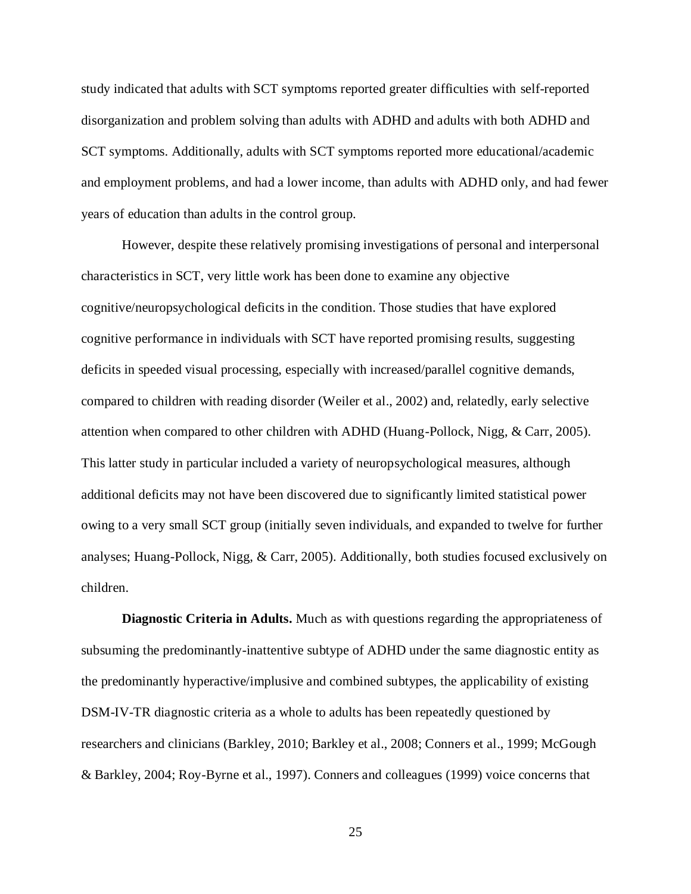study indicated that adults with SCT symptoms reported greater difficulties with self-reported disorganization and problem solving than adults with ADHD and adults with both ADHD and SCT symptoms. Additionally, adults with SCT symptoms reported more educational/academic and employment problems, and had a lower income, than adults with ADHD only, and had fewer years of education than adults in the control group.

However, despite these relatively promising investigations of personal and interpersonal characteristics in SCT, very little work has been done to examine any objective cognitive/neuropsychological deficits in the condition. Those studies that have explored cognitive performance in individuals with SCT have reported promising results, suggesting deficits in speeded visual processing, especially with increased/parallel cognitive demands, compared to children with reading disorder (Weiler et al., 2002) and, relatedly, early selective attention when compared to other children with ADHD (Huang-Pollock, Nigg, & Carr, 2005). This latter study in particular included a variety of neuropsychological measures, although additional deficits may not have been discovered due to significantly limited statistical power owing to a very small SCT group (initially seven individuals, and expanded to twelve for further analyses; Huang-Pollock, Nigg, & Carr, 2005). Additionally, both studies focused exclusively on children.

**Diagnostic Criteria in Adults.** Much as with questions regarding the appropriateness of subsuming the predominantly-inattentive subtype of ADHD under the same diagnostic entity as the predominantly hyperactive/implusive and combined subtypes, the applicability of existing DSM-IV-TR diagnostic criteria as a whole to adults has been repeatedly questioned by researchers and clinicians (Barkley, 2010; Barkley et al., 2008; Conners et al., 1999; McGough & Barkley, 2004; Roy-Byrne et al., 1997). Conners and colleagues (1999) voice concerns that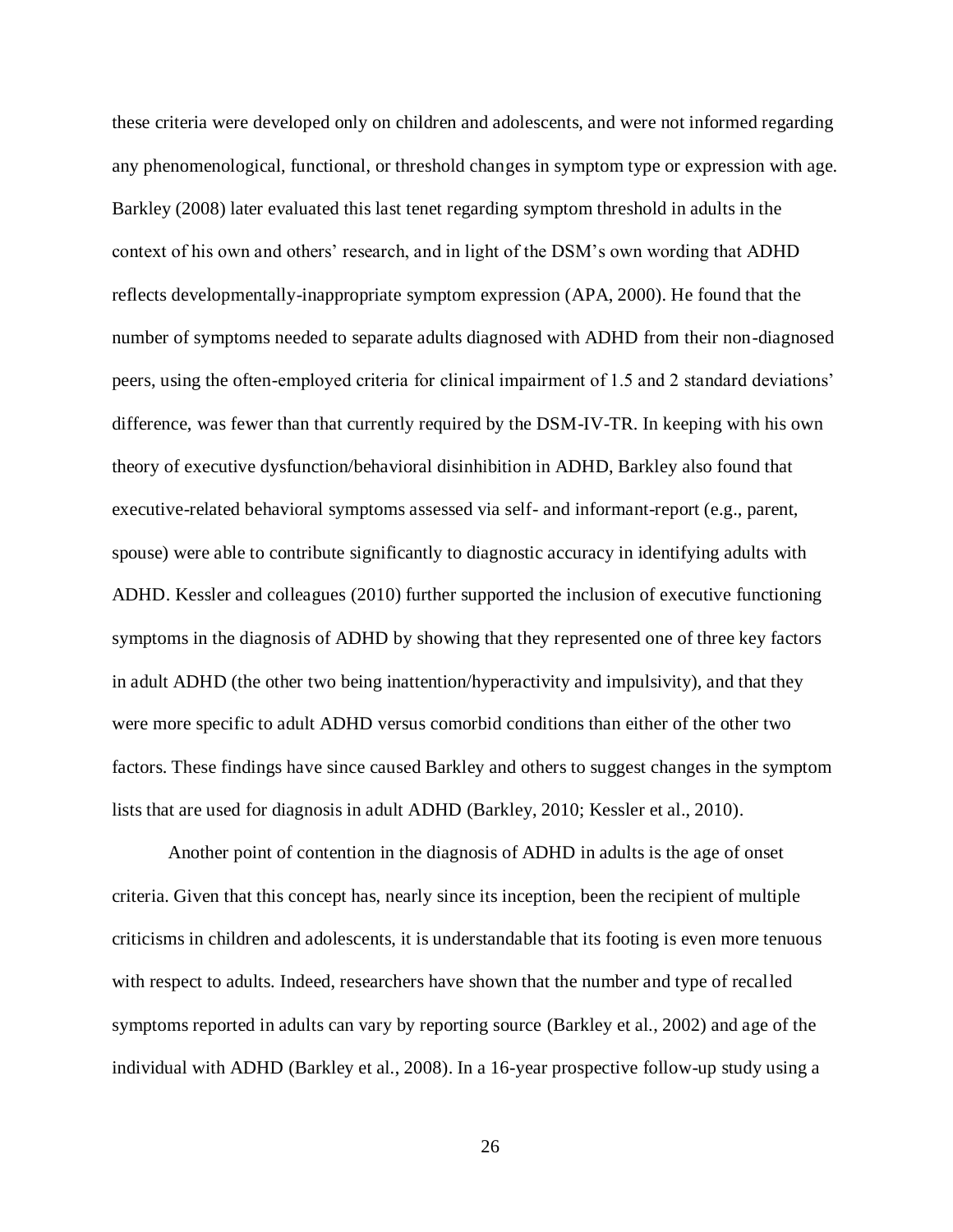these criteria were developed only on children and adolescents, and were not informed regarding any phenomenological, functional, or threshold changes in symptom type or expression with age. Barkley (2008) later evaluated this last tenet regarding symptom threshold in adults in the context of his own and others' research, and in light of the DSM's own wording that ADHD reflects developmentally-inappropriate symptom expression (APA, 2000). He found that the number of symptoms needed to separate adults diagnosed with ADHD from their non-diagnosed peers, using the often-employed criteria for clinical impairment of 1.5 and 2 standard deviations' difference, was fewer than that currently required by the DSM-IV-TR. In keeping with his own theory of executive dysfunction/behavioral disinhibition in ADHD, Barkley also found that executive-related behavioral symptoms assessed via self- and informant-report (e.g., parent, spouse) were able to contribute significantly to diagnostic accuracy in identifying adults with ADHD. Kessler and colleagues (2010) further supported the inclusion of executive functioning symptoms in the diagnosis of ADHD by showing that they represented one of three key factors in adult ADHD (the other two being inattention/hyperactivity and impulsivity), and that they were more specific to adult ADHD versus comorbid conditions than either of the other two factors. These findings have since caused Barkley and others to suggest changes in the symptom lists that are used for diagnosis in adult ADHD (Barkley, 2010; Kessler et al., 2010).

Another point of contention in the diagnosis of ADHD in adults is the age of onset criteria. Given that this concept has, nearly since its inception, been the recipient of multiple criticisms in children and adolescents, it is understandable that its footing is even more tenuous with respect to adults. Indeed, researchers have shown that the number and type of recalled symptoms reported in adults can vary by reporting source (Barkley et al., 2002) and age of the individual with ADHD (Barkley et al., 2008). In a 16-year prospective follow-up study using a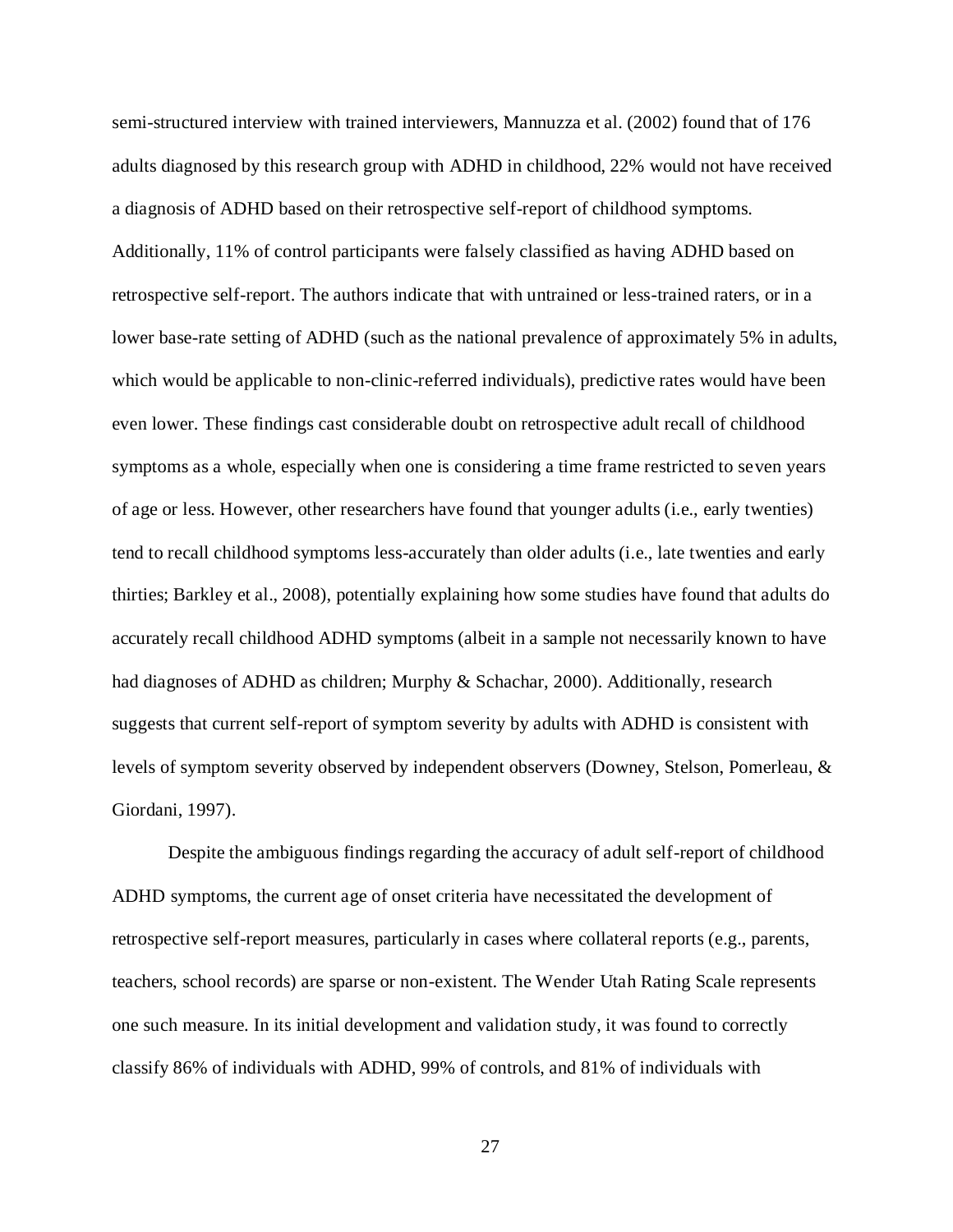semi-structured interview with trained interviewers, Mannuzza et al. (2002) found that of 176 adults diagnosed by this research group with ADHD in childhood, 22% would not have received a diagnosis of ADHD based on their retrospective self-report of childhood symptoms. Additionally, 11% of control participants were falsely classified as having ADHD based on retrospective self-report. The authors indicate that with untrained or less-trained raters, or in a lower base-rate setting of ADHD (such as the national prevalence of approximately 5% in adults, which would be applicable to non-clinic-referred individuals), predictive rates would have been even lower. These findings cast considerable doubt on retrospective adult recall of childhood symptoms as a whole, especially when one is considering a time frame restricted to seven years of age or less. However, other researchers have found that younger adults (i.e., early twenties) tend to recall childhood symptoms less-accurately than older adults (i.e., late twenties and early thirties; Barkley et al., 2008), potentially explaining how some studies have found that adults do accurately recall childhood ADHD symptoms (albeit in a sample not necessarily known to have had diagnoses of ADHD as children; Murphy & Schachar, 2000). Additionally, research suggests that current self-report of symptom severity by adults with ADHD is consistent with levels of symptom severity observed by independent observers (Downey, Stelson, Pomerleau, & Giordani, 1997).

Despite the ambiguous findings regarding the accuracy of adult self-report of childhood ADHD symptoms, the current age of onset criteria have necessitated the development of retrospective self-report measures, particularly in cases where collateral reports (e.g., parents, teachers, school records) are sparse or non-existent. The Wender Utah Rating Scale represents one such measure. In its initial development and validation study, it was found to correctly classify 86% of individuals with ADHD, 99% of controls, and 81% of individuals with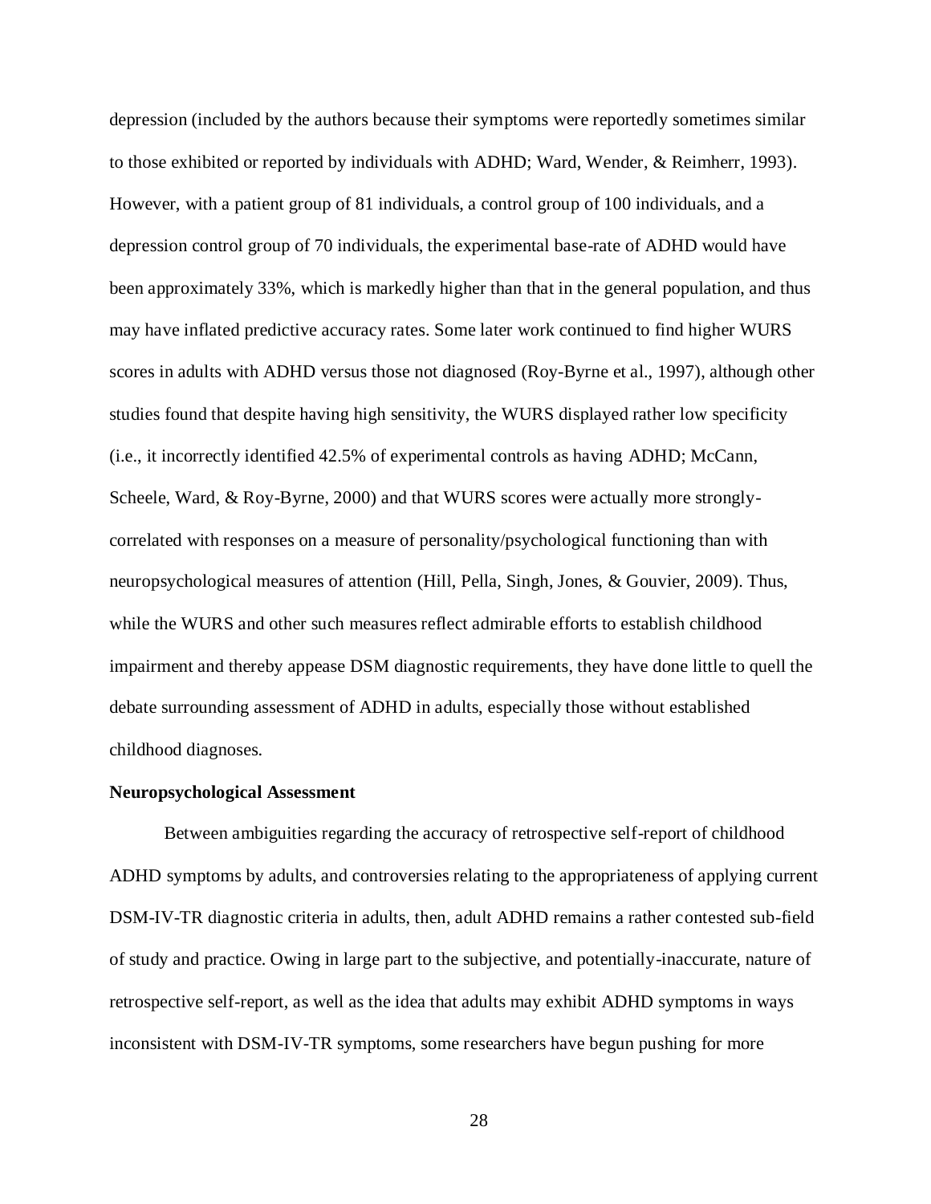depression (included by the authors because their symptoms were reportedly sometimes similar to those exhibited or reported by individuals with ADHD; Ward, Wender, & Reimherr, 1993). However, with a patient group of 81 individuals, a control group of 100 individuals, and a depression control group of 70 individuals, the experimental base-rate of ADHD would have been approximately 33%, which is markedly higher than that in the general population, and thus may have inflated predictive accuracy rates. Some later work continued to find higher WURS scores in adults with ADHD versus those not diagnosed (Roy-Byrne et al., 1997), although other studies found that despite having high sensitivity, the WURS displayed rather low specificity (i.e., it incorrectly identified 42.5% of experimental controls as having ADHD; McCann, Scheele, Ward, & Roy-Byrne, 2000) and that WURS scores were actually more strongly-correlated with responses on a measure of personality/psychological functioning than with neuropsychological measures of attention (Hill, Pella, Singh, Jones, & Gouvier, 2009). Thus, while the WURS and other such measures reflect admirable efforts to establish childhood impairment and thereby appease DSM diagnostic requirements, they have done little to quell the debate surrounding assessment of ADHD in adults, especially those without established childhood diagnoses.

**Neuropsychological Assessment**

Between ambiguities regarding the accuracy of retrospective self-report of childhood ADHD symptoms by adults, and controversies relating to the appropriateness of applying current DSM-IV-TR diagnostic criteria in adults, then, adult ADHD remains a rather contested sub-field of study and practice. Owing in large part to the subjective, and potentially-inaccurate, nature of retrospective self-report, as well as the idea that adults may exhibit ADHD symptoms in ways inconsistent with DSM-IV-TR symptoms, some researchers have begun pushing for more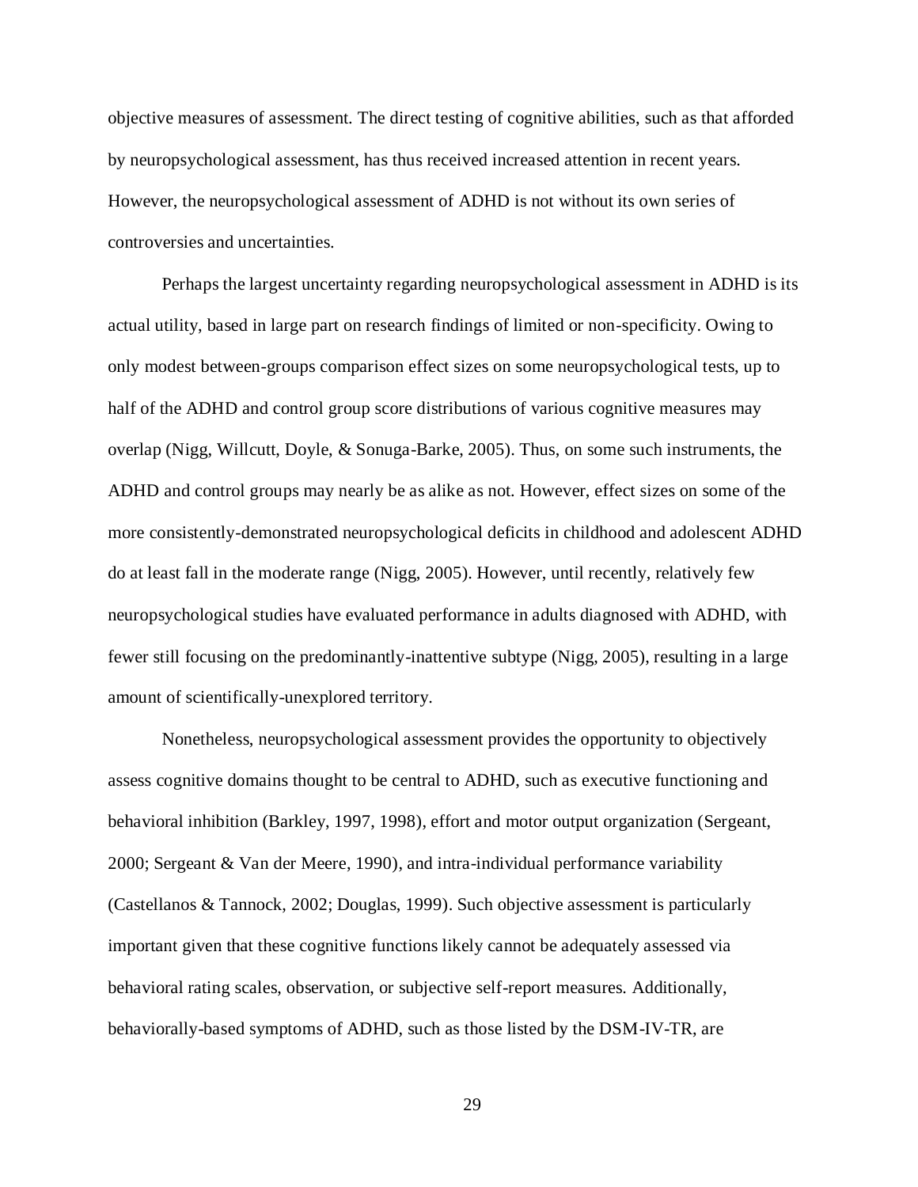objective measures of assessment. The direct testing of cognitive abilities, such as that afforded by neuropsychological assessment, has thus received increased attention in recent years. However, the neuropsychological assessment of ADHD is not without its own series of controversies and uncertainties.

Perhaps the largest uncertainty regarding neuropsychological assessment in ADHD is its actual utility, based in large part on research findings of limited or non-specificity. Owing to only modest between-groups comparison effect sizes on some neuropsychological tests, up to half of the ADHD and control group score distributions of various cognitive measures may overlap (Nigg, Willcutt, Doyle, & Sonuga-Barke, 2005). Thus, on some such instruments, the ADHD and control groups may nearly be as alike as not. However, effect sizes on some of the more consistently-demonstrated neuropsychological deficits in childhood and adolescent ADHD do at least fall in the moderate range (Nigg, 2005). However, until recently, relatively few neuropsychological studies have evaluated performance in adults diagnosed with ADHD, with fewer still focusing on the predominantly-inattentive subtype (Nigg, 2005), resulting in a large amount of scientifically-unexplored territory.

Nonetheless, neuropsychological assessment provides the opportunity to objectively assess cognitive domains thought to be central to ADHD, such as executive functioning and behavioral inhibition (Barkley, 1997, 1998), effort and motor output organization (Sergeant, 2000; Sergeant & Van der Meere, 1990), and intra-individual performance variability (Castellanos & Tannock, 2002; Douglas, 1999). Such objective assessment is particularly important given that these cognitive functions likely cannot be adequately assessed via behavioral rating scales, observation, or subjective self-report measures. Additionally, behaviorally-based symptoms of ADHD, such as those listed by the DSM-IV-TR, are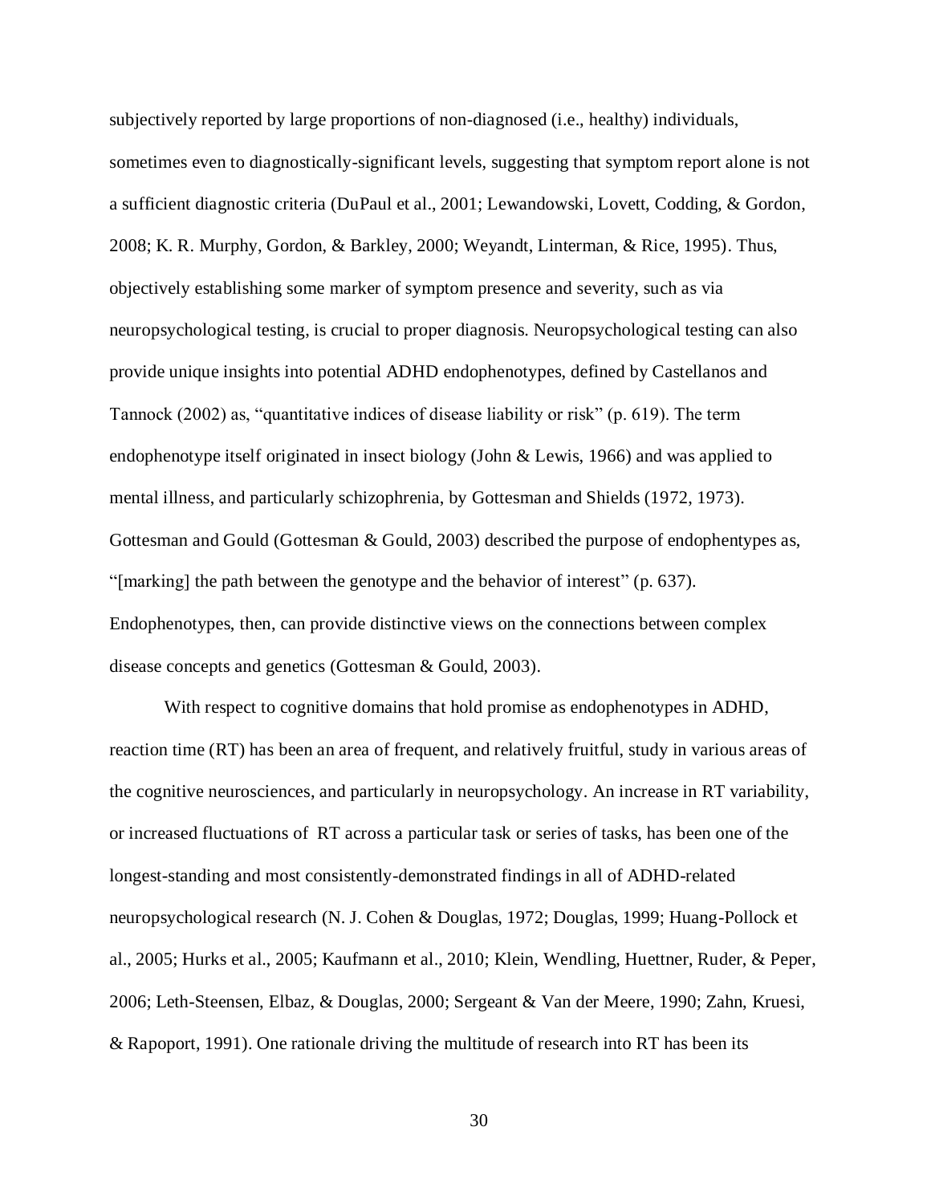subjectively reported by large proportions of non-diagnosed (i.e., healthy) individuals, sometimes even to diagnostically-significant levels, suggesting that symptom report alone is not a sufficient diagnostic criteria (DuPaul et al., 2001; Lewandowski, Lovett, Codding, & Gordon, 2008; K. R. Murphy, Gordon, & Barkley, 2000; Weyandt, Linterman, & Rice, 1995). Thus, objectively establishing some marker of symptom presence and severity, such as via neuropsychological testing, is crucial to proper diagnosis. Neuropsychological testing can also provide unique insights into potential ADHD endophenotypes, defined by Castellanos and Tannock (2002) as, "quantitative indices of disease liability or risk" (p. 619). The term endophenotype itself originated in insect biology (John & Lewis, 1966) and was applied to mental illness, and particularly schizophrenia, by Gottesman and Shields (1972, 1973). Gottesman and Gould (Gottesman & Gould, 2003) described the purpose of endophentypes as, "[marking] the path between the genotype and the behavior of interest" (p. 637). Endophenotypes, then, can provide distinctive views on the connections between complex disease concepts and genetics (Gottesman & Gould, 2003).

With respect to cognitive domains that hold promise as endophenotypes in ADHD, reaction time (RT) has been an area of frequent, and relatively fruitful, study in various areas of the cognitive neurosciences, and particularly in neuropsychology. An increase in RT variability, or increased fluctuations of RT across a particular task or series of tasks, has been one of the longest-standing and most consistently-demonstrated findings in all of ADHD-related neuropsychological research (N. J. Cohen & Douglas, 1972; Douglas, 1999; Huang-Pollock et al., 2005; Hurks et al., 2005; Kaufmann et al., 2010; Klein, Wendling, Huettner, Ruder, & Peper, 2006; Leth-Steensen, Elbaz, & Douglas, 2000; Sergeant & Van der Meere, 1990; Zahn, Kruesi, & Rapoport, 1991). One rationale driving the multitude of research into RT has been its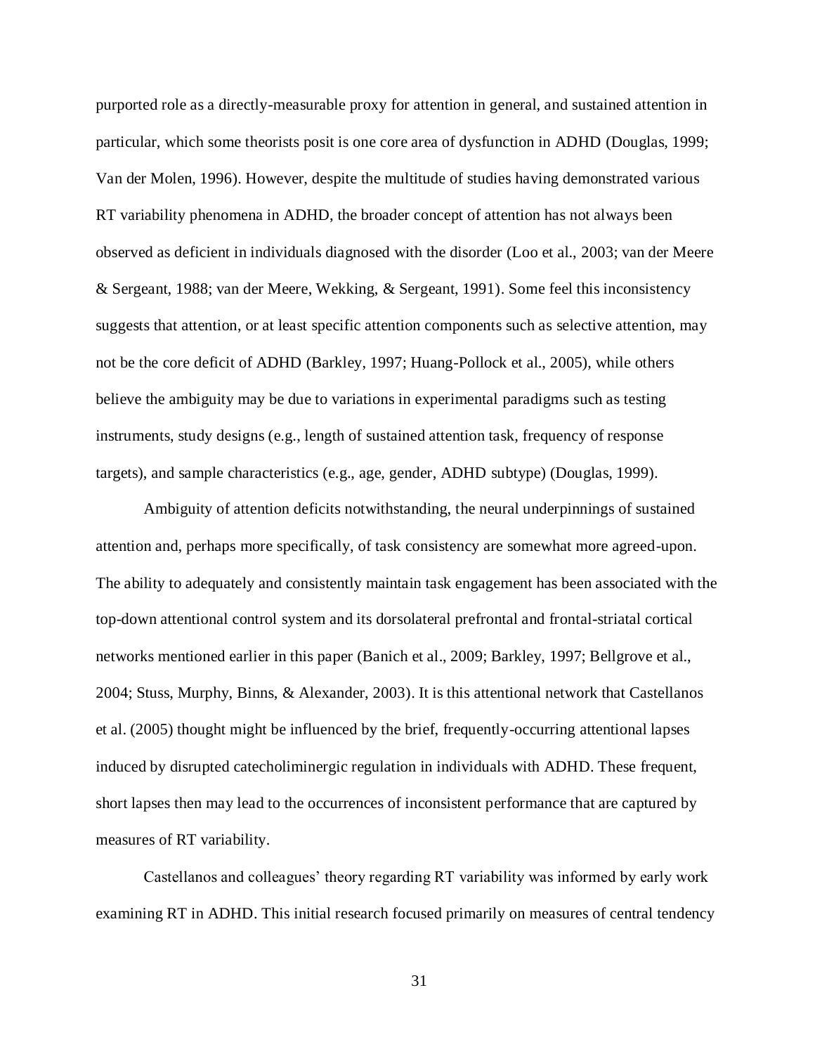purported role as a directly-measurable proxy for attention in general, and sustained attention in particular, which some theorists posit is one core area of dysfunction in ADHD (Douglas, 1999; Van der Molen, 1996). However, despite the multitude of studies having demonstrated various RT variability phenomena in ADHD, the broader concept of attention has not always been observed as deficient in individuals diagnosed with the disorder (Loo et al., 2003; van der Meere & Sergeant, 1988; van der Meere, Wekking, & Sergeant, 1991). Some feel this inconsistency suggests that attention, or at least specific attention components such as selective attention, may not be the core deficit of ADHD (Barkley, 1997; Huang-Pollock et al., 2005), while others believe the ambiguity may be due to variations in experimental paradigms such as testing instruments, study designs (e.g., length of sustained attention task, frequency of response targets), and sample characteristics (e.g., age, gender, ADHD subtype) (Douglas, 1999).

Ambiguity of attention deficits notwithstanding, the neural underpinnings of sustained attention and, perhaps more specifically, of task consistency are somewhat more agreed-upon. The ability to adequately and consistently maintain task engagement has been associated with the top-down attentional control system and its dorsolateral prefrontal and frontal-striatal cortical networks mentioned earlier in this paper (Banich et al., 2009; Barkley, 1997; Bellgrove et al., 2004; Stuss, Murphy, Binns, & Alexander, 2003). It is this attentional network that Castellanos et al. (2005) thought might be influenced by the brief, frequently-occurring attentional lapses induced by disrupted catecholiminergic regulation in individuals with ADHD. These frequent, short lapses then may lead to the occurrences of inconsistent performance that are captured by measures of RT variability.

Castellanos and colleagues' theory regarding RT variability was informed by early work examining RT in ADHD. This initial research focused primarily on measures of central tendency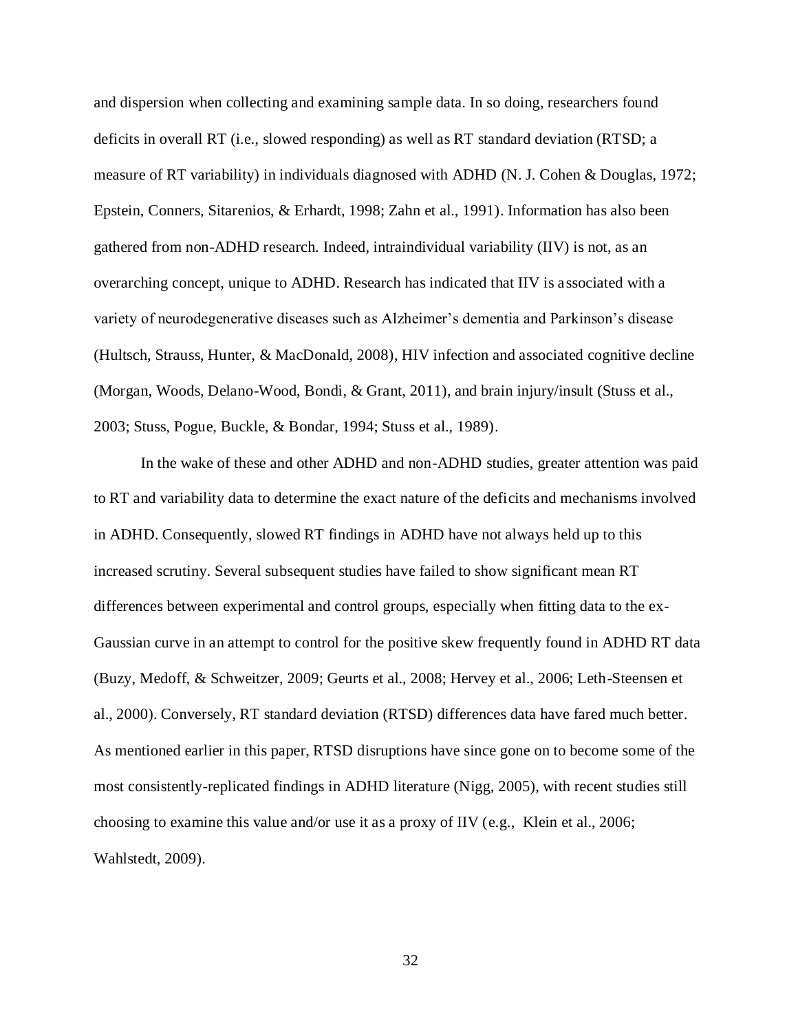and dispersion when collecting and examining sample data. In so doing, researchers found deficits in overall RT (i.e., slowed responding) as well as RT standard deviation (RTSD; a measure of RT variability) in individuals diagnosed with ADHD (N. J. Cohen & Douglas, 1972; Epstein, Conners, Sitarenios, & Erhardt, 1998; Zahn et al., 1991). Information has also been gathered from non-ADHD research. Indeed, intraindividual variability (IIV) is not, as an overarching concept, unique to ADHD. Research has indicated that IIV is associated with a variety of neurodegenerative diseases such as Alzheimer's dementia and Parkinson's disease (Hultsch, Strauss, Hunter, & MacDonald, 2008), HIV infection and associated cognitive decline (Morgan, Woods, Delano-Wood, Bondi, & Grant, 2011), and brain injury/insult (Stuss et al., 2003; Stuss, Pogue, Buckle, & Bondar, 1994; Stuss et al., 1989).

In the wake of these and other ADHD and non-ADHD studies, greater attention was paid to RT and variability data to determine the exact nature of the deficits and mechanisms involved in ADHD. Consequently, slowed RT findings in ADHD have not always held up to this increased scrutiny. Several subsequent studies have failed to show significant mean RT differences between experimental and control groups, especially when fitting data to the ex-Gaussian curve in an attempt to control for the positive skew frequently found in ADHD RT data (Buzy, Medoff, & Schweitzer, 2009; Geurts et al., 2008; Hervey et al., 2006; Leth-Steensen et al., 2000). Conversely, RT standard deviation (RTSD) differences data have fared much better. As mentioned earlier in this paper, RTSD disruptions have since gone on to become some of the most consistently-replicated findings in ADHD literature (Nigg, 2005), with recent studies still choosing to examine this value and/or use it as a proxy of IIV (e.g., Klein et al., 2006; Wahlstedt, 2009).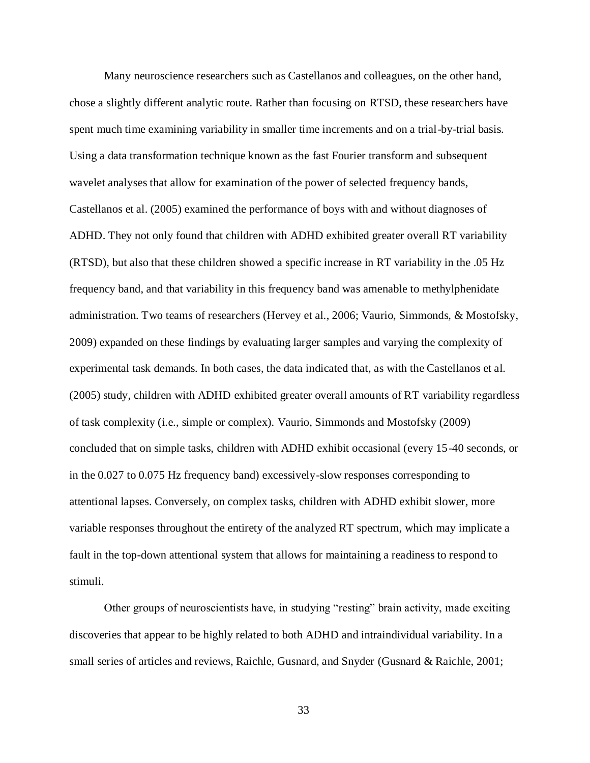Many neuroscience researchers such as Castellanos and colleagues, on the other hand, chose a slightly different analytic route. Rather than focusing on RTSD, these researchers have spent much time examining variability in smaller time increments and on a trial-by-trial basis. Using a data transformation technique known as the fast Fourier transform and subsequent wavelet analyses that allow for examination of the power of selected frequency bands, Castellanos et al. (2005) examined the performance of boys with and without diagnoses of ADHD. They not only found that children with ADHD exhibited greater overall RT variability (RTSD), but also that these children showed a specific increase in RT variability in the .05 Hz frequency band, and that variability in this frequency band was amenable to methylphenidate administration. Two teams of researchers (Hervey et al., 2006; Vaurio, Simmonds, & Mostofsky, 2009) expanded on these findings by evaluating larger samples and varying the complexity of experimental task demands. In both cases, the data indicated that, as with the Castellanos et al. (2005) study, children with ADHD exhibited greater overall amounts of RT variability regardless of task complexity (i.e., simple or complex). Vaurio, Simmonds and Mostofsky (2009) concluded that on simple tasks, children with ADHD exhibit occasional (every 15-40 seconds, or in the 0.027 to 0.075 Hz frequency band) excessively-slow responses corresponding to attentional lapses. Conversely, on complex tasks, children with ADHD exhibit slower, more variable responses throughout the entirety of the analyzed RT spectrum, which may implicate a fault in the top-down attentional system that allows for maintaining a readiness to respond to stimuli.

Other groups of neuroscientists have, in studying "resting" brain activity, made exciting discoveries that appear to be highly related to both ADHD and intraindividual variability. In a small series of articles and reviews, Raichle, Gusnard, and Snyder (Gusnard & Raichle, 2001;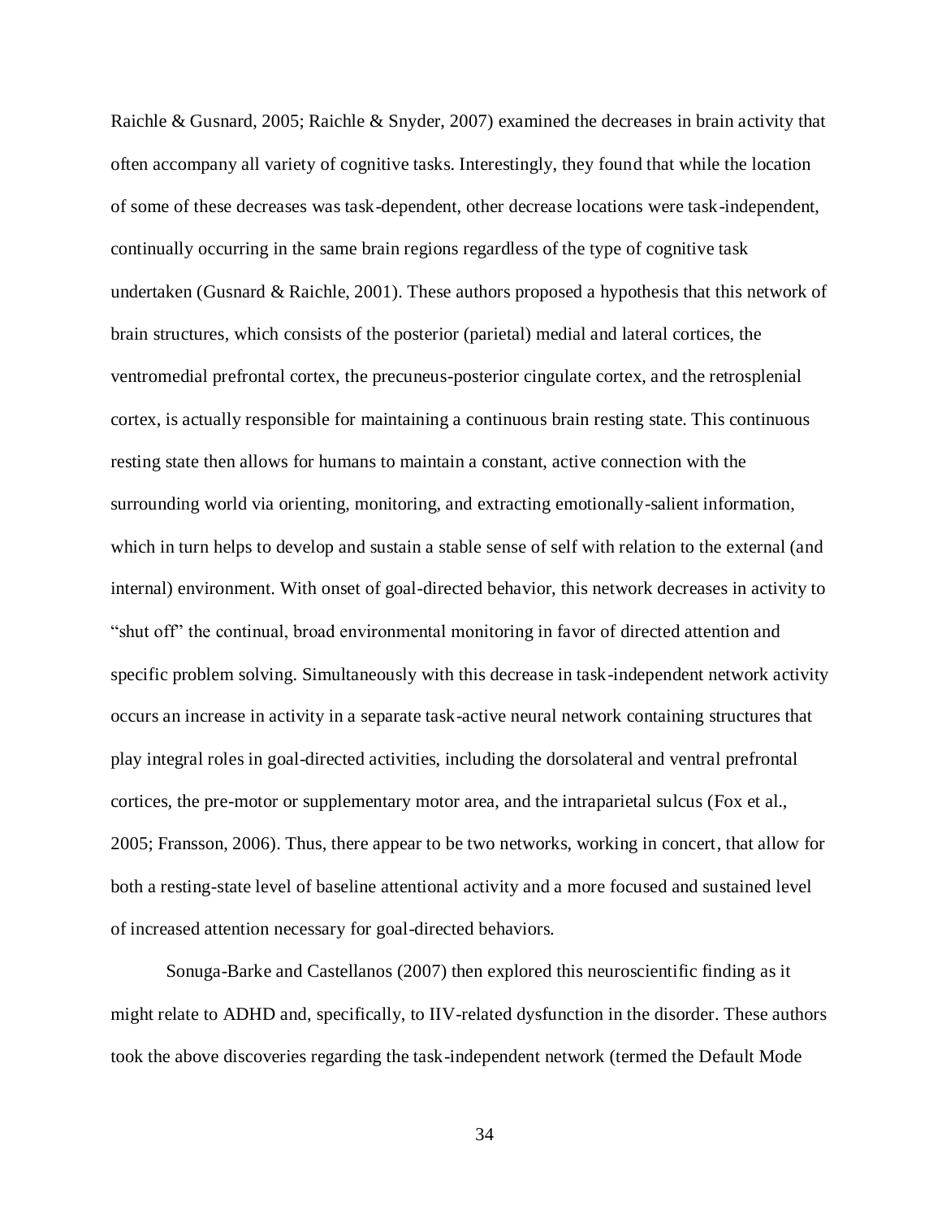Raichle & Gusnard, 2005; Raichle & Snyder, 2007) examined the decreases in brain activity that often accompany all variety of cognitive tasks. Interestingly, they found that while the location of some of these decreases was task-dependent, other decrease locations were task-independent, continually occurring in the same brain regions regardless of the type of cognitive task undertaken (Gusnard & Raichle, 2001). These authors proposed a hypothesis that this network of brain structures, which consists of the posterior (parietal) medial and lateral cortices, the ventromedial prefrontal cortex, the precuneus-posterior cingulate cortex, and the retrosplenial cortex, is actually responsible for maintaining a continuous brain resting state. This continuous resting state then allows for humans to maintain a constant, active connection with the surrounding world via orienting, monitoring, and extracting emotionally-salient information, which in turn helps to develop and sustain a stable sense of self with relation to the external (and internal) environment. With onset of goal-directed behavior, this network decreases in activity to "shut off" the continual, broad environmental monitoring in favor of directed attention and specific problem solving. Simultaneously with this decrease in task-independent network activity occurs an increase in activity in a separate task-active neural network containing structures that play integral roles in goal-directed activities, including the dorsolateral and ventral prefrontal cortices, the pre-motor or supplementary motor area, and the intraparietal sulcus (Fox et al., 2005; Fransson, 2006). Thus, there appear to be two networks, working in concert, that allow for both a resting-state level of baseline attentional activity and a more focused and sustained level of increased attention necessary for goal-directed behaviors.

Sonuga-Barke and Castellanos (2007) then explored this neuroscientific finding as it might relate to ADHD and, specifically, to IIV-related dysfunction in the disorder. These authors took the above discoveries regarding the task-independent network (termed the Default Mode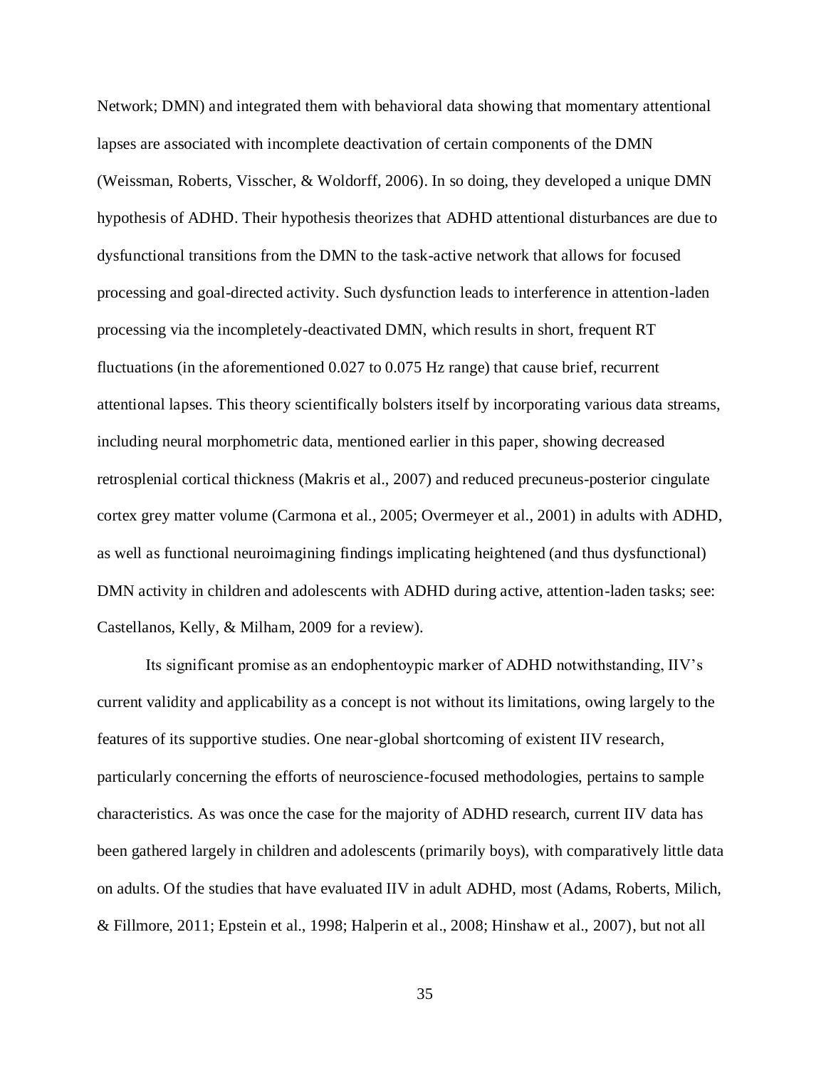Network; DMN) and integrated them with behavioral data showing that momentary attentional lapses are associated with incomplete deactivation of certain components of the DMN (Weissman, Roberts, Visscher, & Woldorff, 2006). In so doing, they developed a unique DMN hypothesis of ADHD. Their hypothesis theorizes that ADHD attentional disturbances are due to dysfunctional transitions from the DMN to the task-active network that allows for focused processing and goal-directed activity. Such dysfunction leads to interference in attention-laden processing via the incompletely-deactivated DMN, which results in short, frequent RT fluctuations (in the aforementioned 0.027 to 0.075 Hz range) that cause brief, recurrent attentional lapses. This theory scientifically bolsters itself by incorporating various data streams, including neural morphometric data, mentioned earlier in this paper, showing decreased retrosplenial cortical thickness (Makris et al., 2007) and reduced precuneus-posterior cingulate cortex grey matter volume (Carmona et al., 2005; Overmeyer et al., 2001) in adults with ADHD, as well as functional neuroimagining findings implicating heightened (and thus dysfunctional) DMN activity in children and adolescents with ADHD during active, attention-laden tasks; see: Castellanos, Kelly, & Milham, 2009 for a review).

Its significant promise as an endophentoypic marker of ADHD notwithstanding, IIV's current validity and applicability as a concept is not without its limitations, owing largely to the features of its supportive studies. One near-global shortcoming of existent IIV research, particularly concerning the efforts of neuroscience-focused methodologies, pertains to sample characteristics. As was once the case for the majority of ADHD research, current IIV data has been gathered largely in children and adolescents (primarily boys), with comparatively little data on adults. Of the studies that have evaluated IIV in adult ADHD, most (Adams, Roberts, Milich, & Fillmore, 2011; Epstein et al., 1998; Halperin et al., 2008; Hinshaw et al., 2007), but not all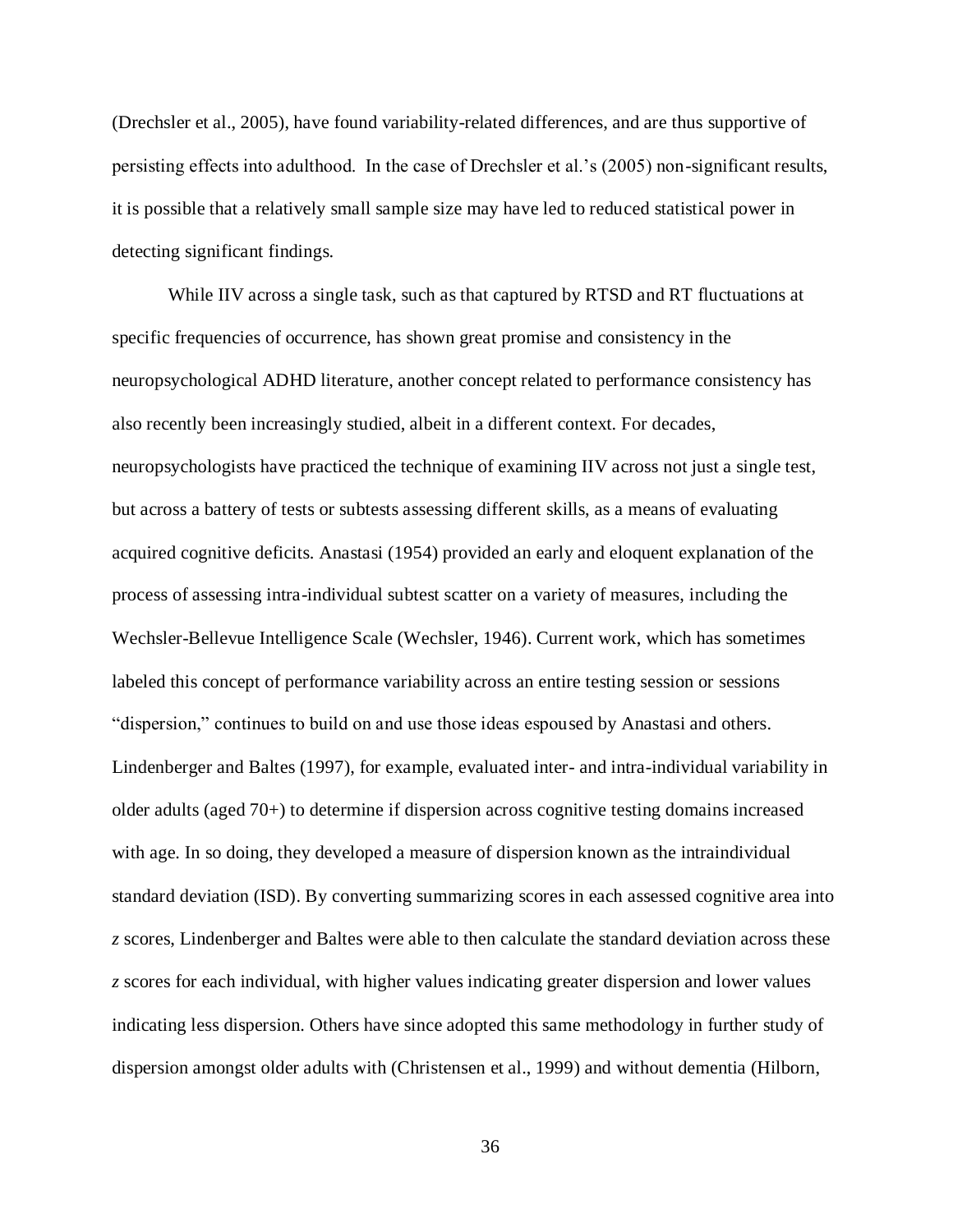(Drechsler et al., 2005), have found variability-related differences, and are thus supportive of persisting effects into adulthood. In the case of Drechsler et al.'s (2005) non-significant results, it is possible that a relatively small sample size may have led to reduced statistical power in detecting significant findings.

While IIV across a single task, such as that captured by RTSD and RT fluctuations at specific frequencies of occurrence, has shown great promise and consistency in the neuropsychological ADHD literature, another concept related to performance consistency has also recently been increasingly studied, albeit in a different context. For decades, neuropsychologists have practiced the technique of examining IIV across not just a single test, but across a battery of tests or subtests assessing different skills, as a means of evaluating acquired cognitive deficits. Anastasi (1954) provided an early and eloquent explanation of the process of assessing intra-individual subtest scatter on a variety of measures, including the Wechsler-Bellevue Intelligence Scale (Wechsler, 1946). Current work, which has sometimes labeled this concept of performance variability across an entire testing session or sessions "dispersion," continues to build on and use those ideas espoused by Anastasi and others. Lindenberger and Baltes (1997), for example, evaluated inter- and intra-individual variability in older adults (aged 70+) to determine if dispersion across cognitive testing domains increased with age. In so doing, they developed a measure of dispersion known as the intraindividual standard deviation (ISD). By converting summarizing scores in each assessed cognitive area into *z* scores, Lindenberger and Baltes were able to then calculate the standard deviation across these *z* scores for each individual, with higher values indicating greater dispersion and lower values indicating less dispersion. Others have since adopted this same methodology in further study of dispersion amongst older adults with (Christensen et al., 1999) and without dementia (Hilborn,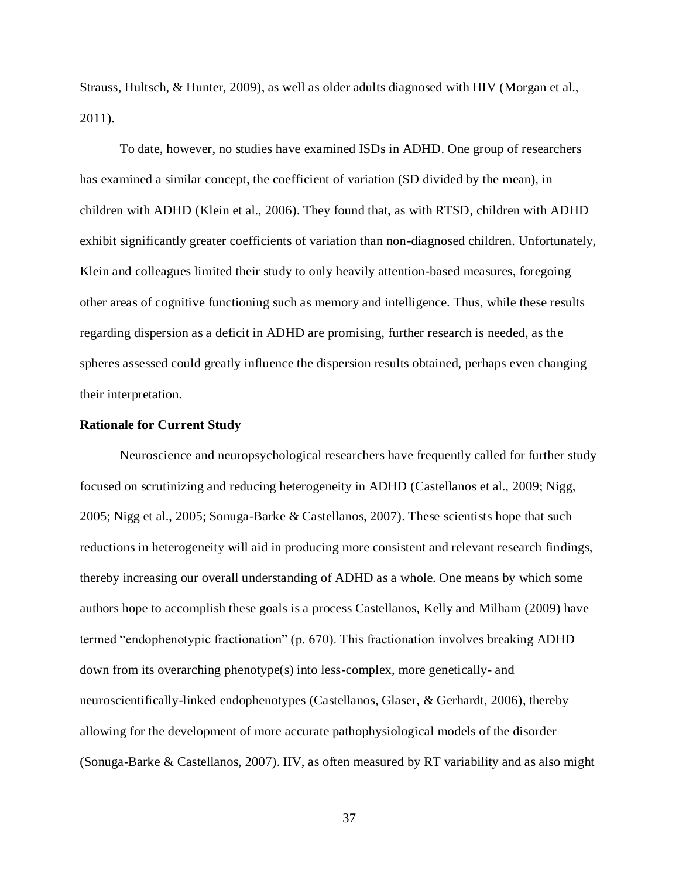Strauss, Hultsch, & Hunter, 2009), as well as older adults diagnosed with HIV (Morgan et al., 2011).

To date, however, no studies have examined ISDs in ADHD. One group of researchers has examined a similar concept, the coefficient of variation (SD divided by the mean), in children with ADHD (Klein et al., 2006). They found that, as with RTSD, children with ADHD exhibit significantly greater coefficients of variation than non-diagnosed children. Unfortunately, Klein and colleagues limited their study to only heavily attention-based measures, foregoing other areas of cognitive functioning such as memory and intelligence. Thus, while these results regarding dispersion as a deficit in ADHD are promising, further research is needed, as the spheres assessed could greatly influence the dispersion results obtained, perhaps even changing their interpretation.

**Rationale for Current Study**

Neuroscience and neuropsychological researchers have frequently called for further study focused on scrutinizing and reducing heterogeneity in ADHD (Castellanos et al., 2009; Nigg, 2005; Nigg et al., 2005; Sonuga-Barke & Castellanos, 2007). These scientists hope that such reductions in heterogeneity will aid in producing more consistent and relevant research findings, thereby increasing our overall understanding of ADHD as a whole. One means by which some authors hope to accomplish these goals is a process Castellanos, Kelly and Milham (2009) have termed "endophenotypic fractionation" (p. 670). This fractionation involves breaking ADHD down from its overarching phenotype(s) into less-complex, more genetically- and neuroscientifically-linked endophenotypes (Castellanos, Glaser, & Gerhardt, 2006), thereby allowing for the development of more accurate pathophysiological models of the disorder (Sonuga-Barke & Castellanos, 2007). IIV, as often measured by RT variability and as also might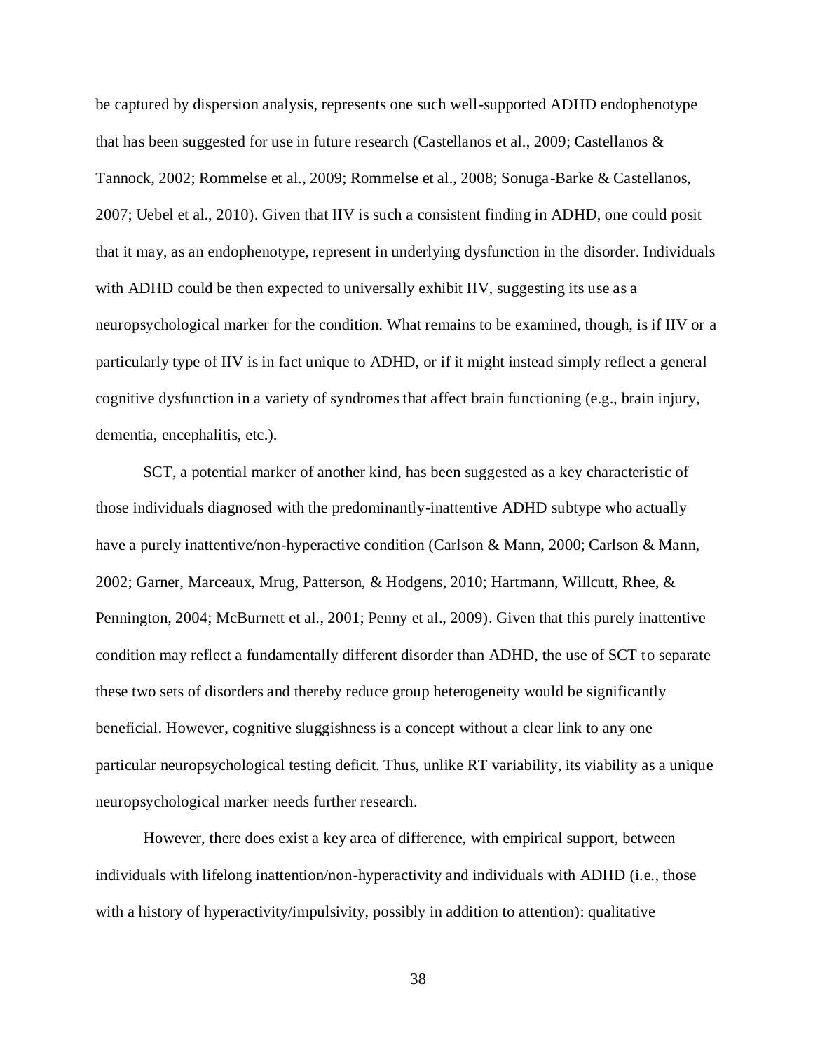be captured by dispersion analysis, represents one such well-supported ADHD endophenotype that has been suggested for use in future research (Castellanos et al., 2009; Castellanos & Tannock, 2002; Rommelse et al., 2009; Rommelse et al., 2008; Sonuga-Barke & Castellanos, 2007; Uebel et al., 2010). Given that IIV is such a consistent finding in ADHD, one could posit that it may, as an endophenotype, represent in underlying dysfunction in the disorder. Individuals with ADHD could be then expected to universally exhibit IIV, suggesting its use as a neuropsychological marker for the condition. What remains to be examined, though, is if IIV or a particularly type of IIV is in fact unique to ADHD, or if it might instead simply reflect a general cognitive dysfunction in a variety of syndromes that affect brain functioning (e.g., brain injury, dementia, encephalitis, etc.).

SCT, a potential marker of another kind, has been suggested as a key characteristic of those individuals diagnosed with the predominantly-inattentive ADHD subtype who actually have a purely inattentive/non-hyperactive condition (Carlson & Mann, 2000; Carlson & Mann, 2002; Garner, Marceaux, Mrug, Patterson, & Hodgens, 2010; Hartmann, Willcutt, Rhee, & Pennington, 2004; McBurnett et al., 2001; Penny et al., 2009). Given that this purely inattentive condition may reflect a fundamentally different disorder than ADHD, the use of SCT to separate these two sets of disorders and thereby reduce group heterogeneity would be significantly beneficial. However, cognitive sluggishness is a concept without a clear link to any one particular neuropsychological testing deficit. Thus, unlike RT variability, its viability as a unique neuropsychological marker needs further research.

However, there does exist a key area of difference, with empirical support, between individuals with lifelong inattention/non-hyperactivity and individuals with ADHD (i.e., those with a history of hyperactivity/impulsivity, possibly in addition to attention): qualitative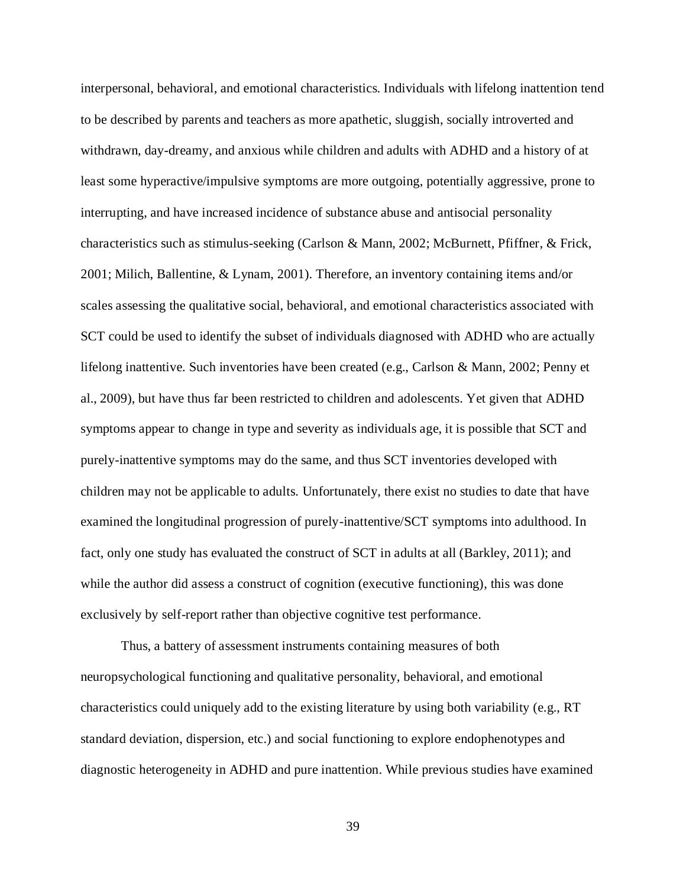interpersonal, behavioral, and emotional characteristics. Individuals with lifelong inattention tend to be described by parents and teachers as more apathetic, sluggish, socially introverted and withdrawn, day-dreamy, and anxious while children and adults with ADHD and a history of at least some hyperactive/impulsive symptoms are more outgoing, potentially aggressive, prone to interrupting, and have increased incidence of substance abuse and antisocial personality characteristics such as stimulus-seeking (Carlson & Mann, 2002; McBurnett, Pfiffner, & Frick, 2001; Milich, Ballentine, & Lynam, 2001). Therefore, an inventory containing items and/or scales assessing the qualitative social, behavioral, and emotional characteristics associated with SCT could be used to identify the subset of individuals diagnosed with ADHD who are actually lifelong inattentive. Such inventories have been created (e.g., Carlson & Mann, 2002; Penny et al., 2009), but have thus far been restricted to children and adolescents. Yet given that ADHD symptoms appear to change in type and severity as individuals age, it is possible that SCT and purely-inattentive symptoms may do the same, and thus SCT inventories developed with children may not be applicable to adults. Unfortunately, there exist no studies to date that have examined the longitudinal progression of purely-inattentive/SCT symptoms into adulthood. In fact, only one study has evaluated the construct of SCT in adults at all (Barkley, 2011); and while the author did assess a construct of cognition (executive functioning), this was done exclusively by self-report rather than objective cognitive test performance.

Thus, a battery of assessment instruments containing measures of both neuropsychological functioning and qualitative personality, behavioral, and emotional characteristics could uniquely add to the existing literature by using both variability (e.g., RT standard deviation, dispersion, etc.) and social functioning to explore endophenotypes and diagnostic heterogeneity in ADHD and pure inattention. While previous studies have examined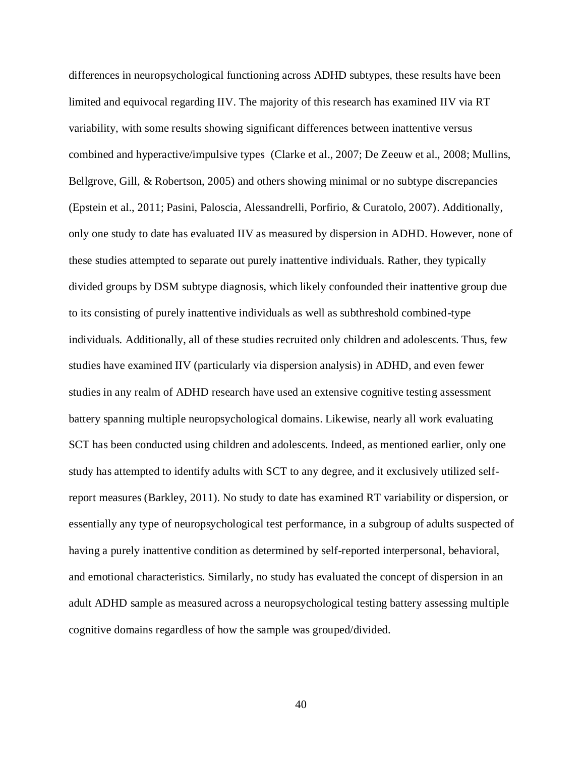differences in neuropsychological functioning across ADHD subtypes, these results have been limited and equivocal regarding IIV. The majority of this research has examined IIV via RT variability, with some results showing significant differences between inattentive versus combined and hyperactive/impulsive types (Clarke et al., 2007; De Zeeuw et al., 2008; Mullins, Bellgrove, Gill, & Robertson, 2005) and others showing minimal or no subtype discrepancies (Epstein et al., 2011; Pasini, Paloscia, Alessandrelli, Porfirio, & Curatolo, 2007). Additionally, only one study to date has evaluated IIV as measured by dispersion in ADHD. However, none of these studies attempted to separate out purely inattentive individuals. Rather, they typically divided groups by DSM subtype diagnosis, which likely confounded their inattentive group due to its consisting of purely inattentive individuals as well as subthreshold combined-type individuals. Additionally, all of these studies recruited only children and adolescents. Thus, few studies have examined IIV (particularly via dispersion analysis) in ADHD, and even fewer studies in any realm of ADHD research have used an extensive cognitive testing assessment battery spanning multiple neuropsychological domains. Likewise, nearly all work evaluating SCT has been conducted using children and adolescents. Indeed, as mentioned earlier, only one study has attempted to identify adults with SCT to any degree, and it exclusively utilized self-report measures (Barkley, 2011). No study to date has examined RT variability or dispersion, or essentially any type of neuropsychological test performance, in a subgroup of adults suspected of having a purely inattentive condition as determined by self-reported interpersonal, behavioral, and emotional characteristics. Similarly, no study has evaluated the concept of dispersion in an adult ADHD sample as measured across a neuropsychological testing battery assessing multiple cognitive domains regardless of how the sample was grouped/divided.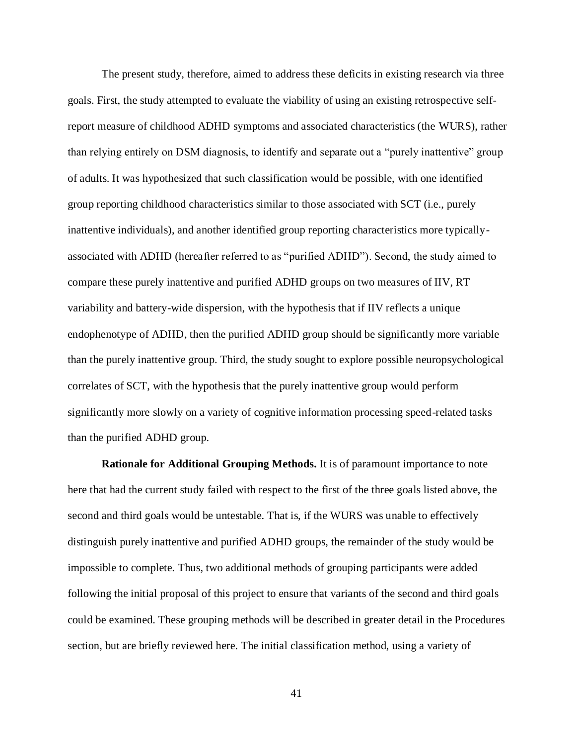The present study, therefore, aimed to address these deficits in existing research via three goals. First, the study attempted to evaluate the viability of using an existing retrospective self-report measure of childhood ADHD symptoms and associated characteristics (the WURS), rather than relying entirely on DSM diagnosis, to identify and separate out a "purely inattentive" group of adults. It was hypothesized that such classification would be possible, with one identified group reporting childhood characteristics similar to those associated with SCT (i.e., purely inattentive individuals), and another identified group reporting characteristics more typically-associated with ADHD (hereafter referred to as "purified ADHD"). Second, the study aimed to compare these purely inattentive and purified ADHD groups on two measures of IIV, RT variability and battery-wide dispersion, with the hypothesis that if IIV reflects a unique endophenotype of ADHD, then the purified ADHD group should be significantly more variable than the purely inattentive group. Third, the study sought to explore possible neuropsychological correlates of SCT, with the hypothesis that the purely inattentive group would perform significantly more slowly on a variety of cognitive information processing speed-related tasks than the purified ADHD group.

**Rationale for Additional Grouping Methods.** It is of paramount importance to note here that had the current study failed with respect to the first of the three goals listed above, the second and third goals would be untestable. That is, if the WURS was unable to effectively distinguish purely inattentive and purified ADHD groups, the remainder of the study would be impossible to complete. Thus, two additional methods of grouping participants were added following the initial proposal of this project to ensure that variants of the second and third goals could be examined. These grouping methods will be described in greater detail in the Procedures section, but are briefly reviewed here. The initial classification method, using a variety of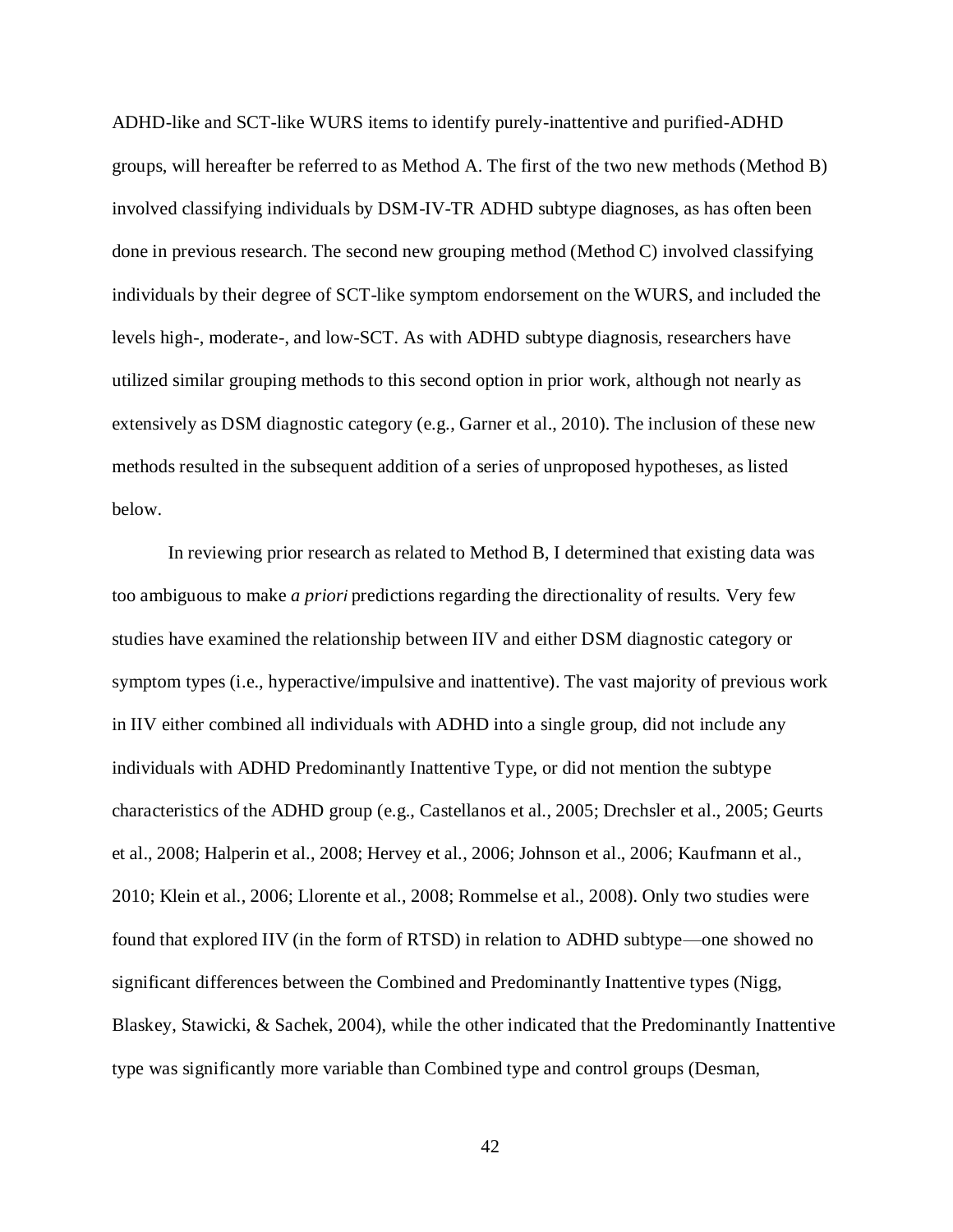ADHD-like and SCT-like WURS items to identify purely-inattentive and purified-ADHD groups, will hereafter be referred to as Method A. The first of the two new methods (Method B) involved classifying individuals by DSM-IV-TR ADHD subtype diagnoses, as has often been done in previous research. The second new grouping method (Method C) involved classifying individuals by their degree of SCT-like symptom endorsement on the WURS, and included the levels high-, moderate-, and low-SCT. As with ADHD subtype diagnosis, researchers have utilized similar grouping methods to this second option in prior work, although not nearly as extensively as DSM diagnostic category (e.g., Garner et al., 2010). The inclusion of these new methods resulted in the subsequent addition of a series of unproposed hypotheses, as listed below.

In reviewing prior research as related to Method B, I determined that existing data was too ambiguous to make *a priori* predictions regarding the directionality of results. Very few studies have examined the relationship between IIV and either DSM diagnostic category or symptom types (i.e., hyperactive/impulsive and inattentive). The vast majority of previous work in IIV either combined all individuals with ADHD into a single group, did not include any individuals with ADHD Predominantly Inattentive Type, or did not mention the subtype characteristics of the ADHD group (e.g., Castellanos et al., 2005; Drechsler et al., 2005; Geurts et al., 2008; Halperin et al., 2008; Hervey et al., 2006; Johnson et al., 2006; Kaufmann et al., 2010; Klein et al., 2006; Llorente et al., 2008; Rommelse et al., 2008). Only two studies were found that explored IIV (in the form of RTSD) in relation to ADHD subtype—one showed no significant differences between the Combined and Predominantly Inattentive types (Nigg, Blaskey, Stawicki, & Sachek, 2004), while the other indicated that the Predominantly Inattentive type was significantly more variable than Combined type and control groups (Desman,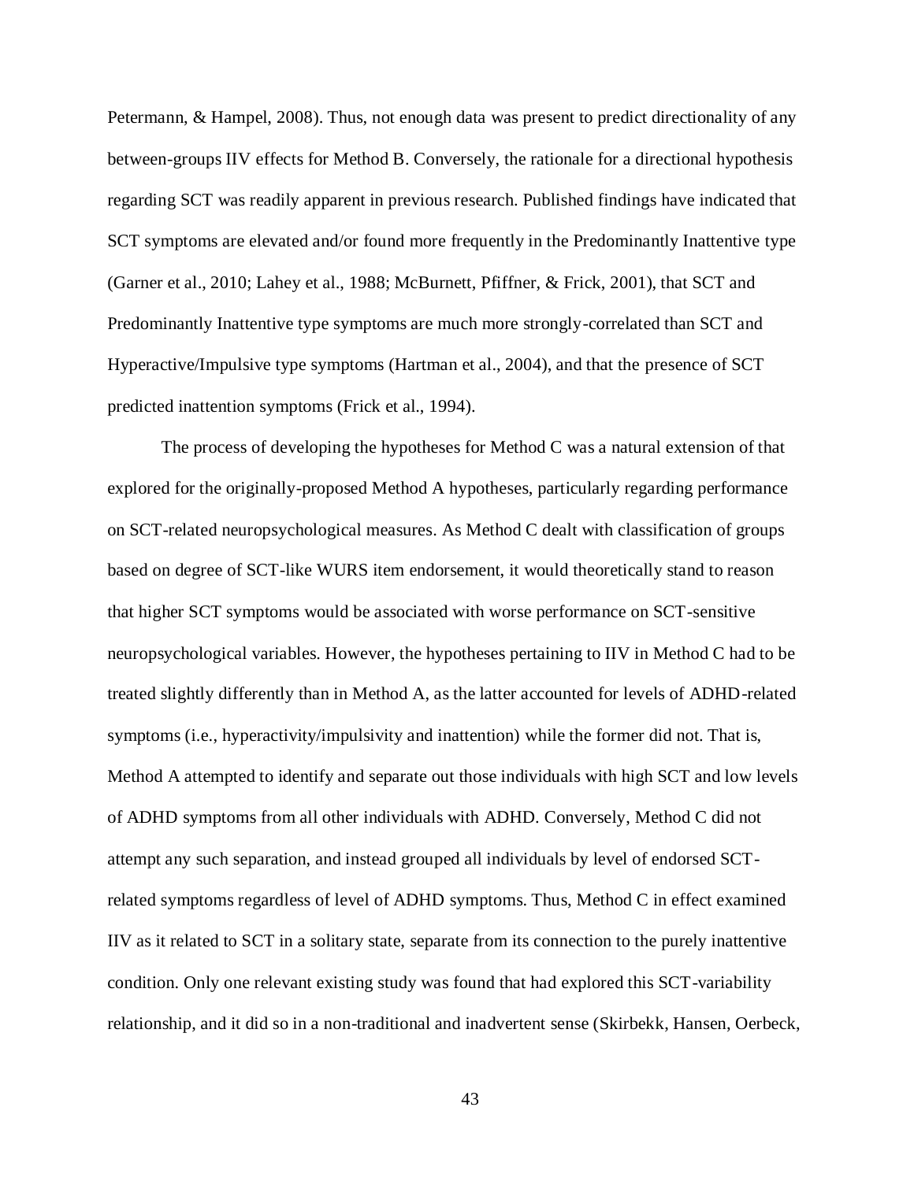Petermann, & Hampel, 2008). Thus, not enough data was present to predict directionality of any between-groups IIV effects for Method B. Conversely, the rationale for a directional hypothesis regarding SCT was readily apparent in previous research. Published findings have indicated that SCT symptoms are elevated and/or found more frequently in the Predominantly Inattentive type (Garner et al., 2010; Lahey et al., 1988; McBurnett, Pfiffner, & Frick, 2001), that SCT and Predominantly Inattentive type symptoms are much more strongly-correlated than SCT and Hyperactive/Impulsive type symptoms (Hartman et al., 2004), and that the presence of SCT predicted inattention symptoms (Frick et al., 1994).

The process of developing the hypotheses for Method C was a natural extension of that explored for the originally-proposed Method A hypotheses, particularly regarding performance on SCT-related neuropsychological measures. As Method C dealt with classification of groups based on degree of SCT-like WURS item endorsement, it would theoretically stand to reason that higher SCT symptoms would be associated with worse performance on SCT-sensitive neuropsychological variables. However, the hypotheses pertaining to IIV in Method C had to be treated slightly differently than in Method A, as the latter accounted for levels of ADHD-related symptoms (i.e., hyperactivity/impulsivity and inattention) while the former did not. That is, Method A attempted to identify and separate out those individuals with high SCT and low levels of ADHD symptoms from all other individuals with ADHD. Conversely, Method C did not attempt any such separation, and instead grouped all individuals by level of endorsed SCT-related symptoms regardless of level of ADHD symptoms. Thus, Method C in effect examined IIV as it related to SCT in a solitary state, separate from its connection to the purely inattentive condition. Only one relevant existing study was found that had explored this SCT-variability relationship, and it did so in a non-traditional and inadvertent sense (Skirbekk, Hansen, Oerbeck,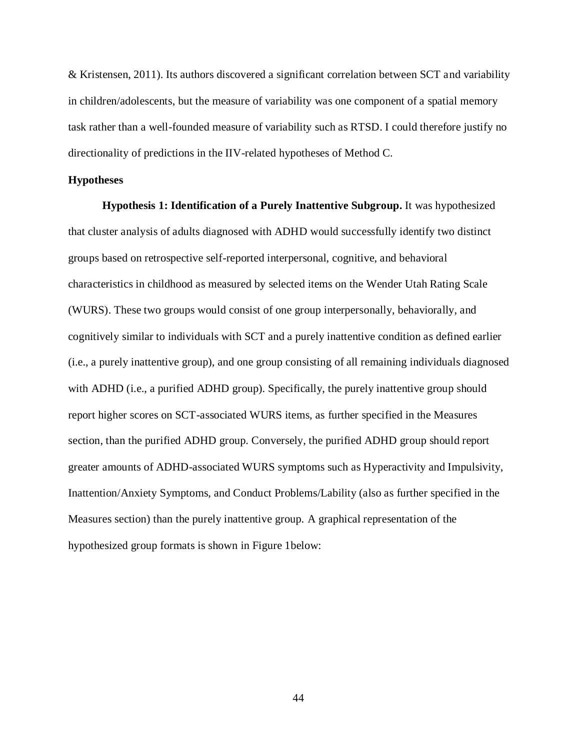& Kristensen, 2011). Its authors discovered a significant correlation between SCT and variability in children/adolescents, but the measure of variability was one component of a spatial memory task rather than a well-founded measure of variability such as RTSD. I could therefore justify no directionality of predictions in the IIV-related hypotheses of Method C.

## Hypotheses

**Hypothesis 1: Identification of a Purely Inattentive Subgroup.** It was hypothesized that cluster analysis of adults diagnosed with ADHD would successfully identify two distinct groups based on retrospective self-reported interpersonal, cognitive, and behavioral characteristics in childhood as measured by selected items on the Wender Utah Rating Scale (WURS). These two groups would consist of one group interpersonally, behaviorally, and cognitively similar to individuals with SCT and a purely inattentive condition as defined earlier (i.e., a purely inattentive group), and one group consisting of all remaining individuals diagnosed with ADHD (i.e., a purified ADHD group). Specifically, the purely inattentive group should report higher scores on SCT-associated WURS items, as further specified in the Measures section, than the purified ADHD group. Conversely, the purified ADHD group should report greater amounts of ADHD-associated WURS symptoms such as Hyperactivity and Impulsivity, Inattention/Anxiety Symptoms, and Conduct Problems/Lability (also as further specified in the Measures section) than the purely inattentive group. A graphical representation of the hypothesized group formats is shown in Figure 1below: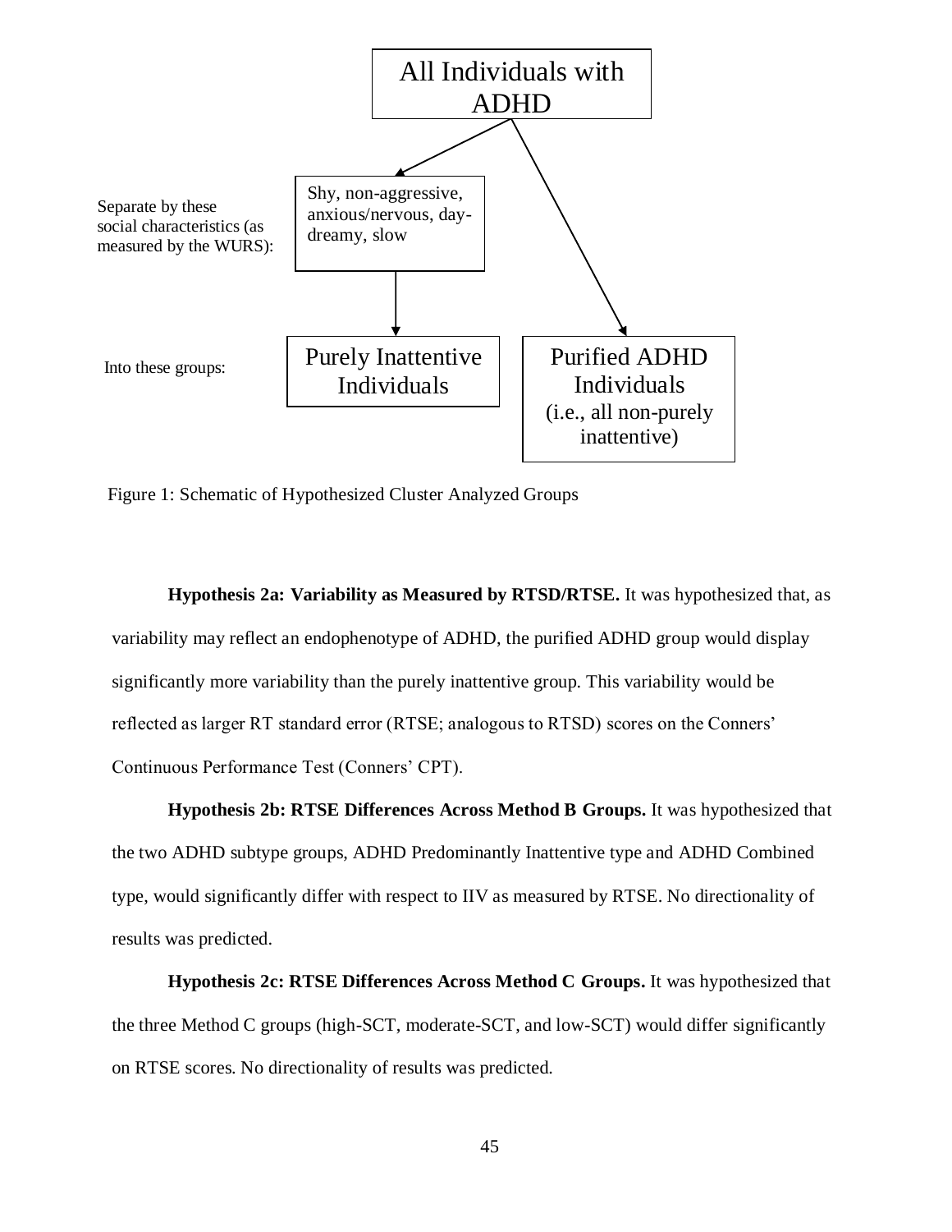All Individuals with ADHD

Separate by these social characteristics (as measured by the WURS):

Shy, non-aggressive, anxious/nervous, day-dreamy, slow

Into these groups:

Purely Inattentive Individuals

Purified ADHD Individuals (i.e., all non-purely inattentive)

Figure 1: Schematic of Hypothesized Cluster Analyzed Groups

**Hypothesis 2a: Variability as Measured by RTSD/RTSE.** It was hypothesized that, as variability may reflect an endophenotype of ADHD, the purified ADHD group would display significantly more variability than the purely inattentive group. This variability would be reflected as larger RT standard error (RTSE; analogous to RTSD) scores on the Conners' Continuous Performance Test (Conners' CPT).

**Hypothesis 2b: RTSE Differences Across Method B Groups.** It was hypothesized that the two ADHD subtype groups, ADHD Predominantly Inattentive type and ADHD Combined type, would significantly differ with respect to IIV as measured by RTSE. No directionality of results was predicted.

**Hypothesis 2c: RTSE Differences Across Method C Groups.** It was hypothesized that the three Method C groups (high-SCT, moderate-SCT, and low-SCT) would differ significantly on RTSE scores. No directionality of results was predicted.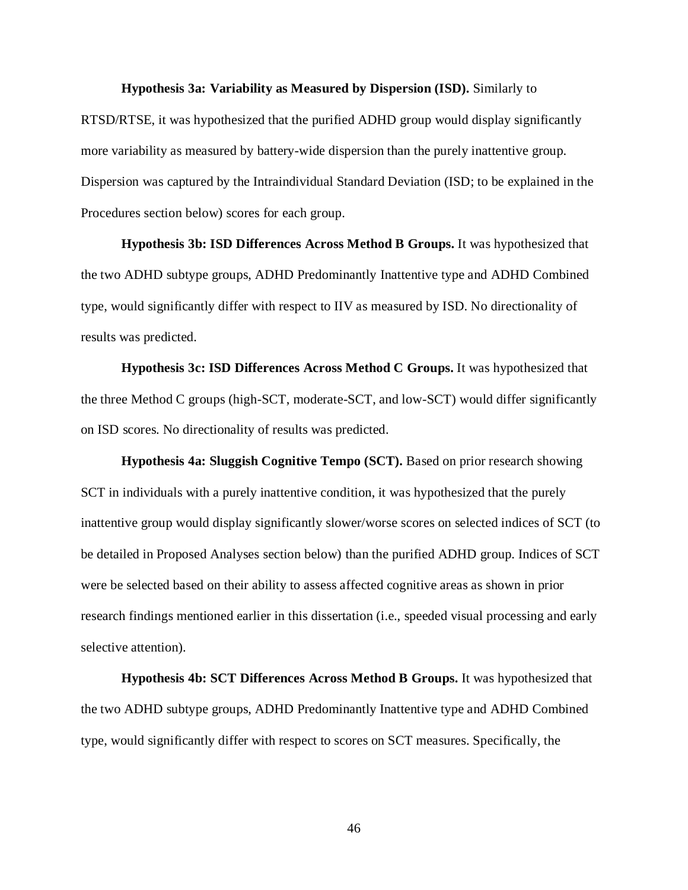**Hypothesis 3a: Variability as Measured by Dispersion (ISD).** Similarly to RTSD/RTSE, it was hypothesized that the purified ADHD group would display significantly more variability as measured by battery-wide dispersion than the purely inattentive group. Dispersion was captured by the Intraindividual Standard Deviation (ISD; to be explained in the Procedures section below) scores for each group.

**Hypothesis 3b: ISD Differences Across Method B Groups.** It was hypothesized that the two ADHD subtype groups, ADHD Predominantly Inattentive type and ADHD Combined type, would significantly differ with respect to IIV as measured by ISD. No directionality of results was predicted.

**Hypothesis 3c: ISD Differences Across Method C Groups.** It was hypothesized that the three Method C groups (high-SCT, moderate-SCT, and low-SCT) would differ significantly on ISD scores. No directionality of results was predicted.

**Hypothesis 4a: Sluggish Cognitive Tempo (SCT).** Based on prior research showing SCT in individuals with a purely inattentive condition, it was hypothesized that the purely inattentive group would display significantly slower/worse scores on selected indices of SCT (to be detailed in Proposed Analyses section below) than the purified ADHD group. Indices of SCT were be selected based on their ability to assess affected cognitive areas as shown in prior research findings mentioned earlier in this dissertation (i.e., speeded visual processing and early selective attention).

**Hypothesis 4b: SCT Differences Across Method B Groups.** It was hypothesized that the two ADHD subtype groups, ADHD Predominantly Inattentive type and ADHD Combined type, would significantly differ with respect to scores on SCT measures. Specifically, the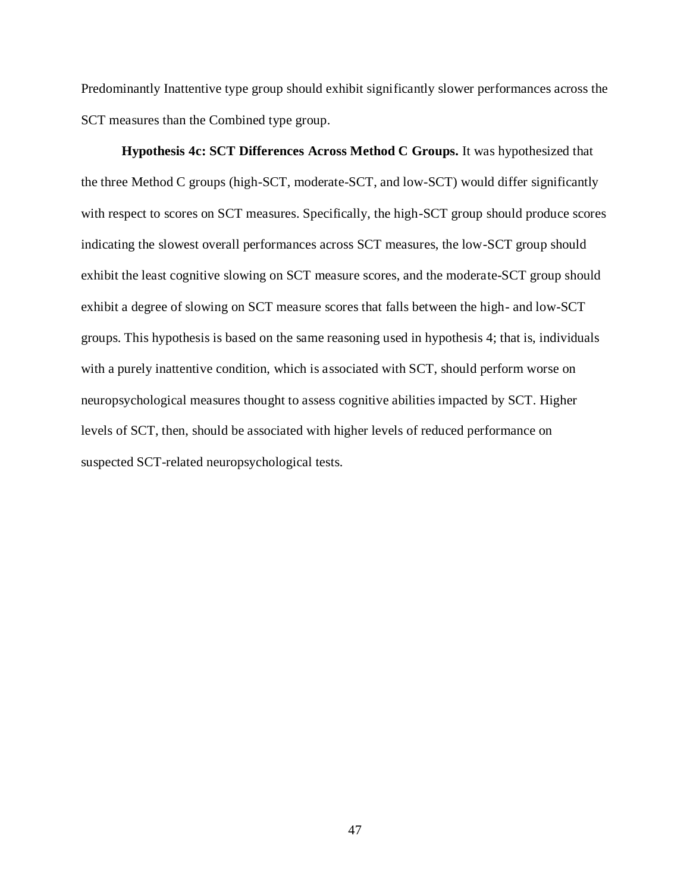Predominantly Inattentive type group should exhibit significantly slower performances across the SCT measures than the Combined type group.

**Hypothesis 4c: SCT Differences Across Method C Groups.** It was hypothesized that the three Method C groups (high-SCT, moderate-SCT, and low-SCT) would differ significantly with respect to scores on SCT measures. Specifically, the high-SCT group should produce scores indicating the slowest overall performances across SCT measures, the low-SCT group should exhibit the least cognitive slowing on SCT measure scores, and the moderate-SCT group should exhibit a degree of slowing on SCT measure scores that falls between the high- and low-SCT groups. This hypothesis is based on the same reasoning used in hypothesis 4; that is, individuals with a purely inattentive condition, which is associated with SCT, should perform worse on neuropsychological measures thought to assess cognitive abilities impacted by SCT. Higher levels of SCT, then, should be associated with higher levels of reduced performance on suspected SCT-related neuropsychological tests.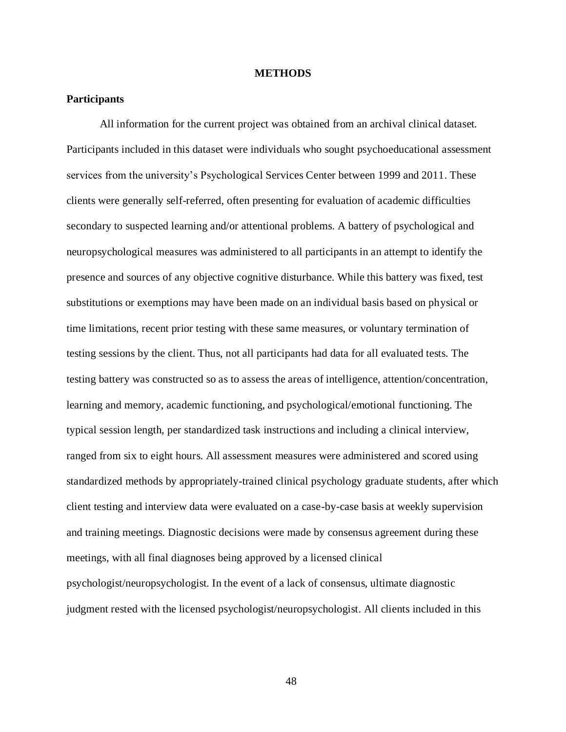# METHODS

## Participants

All information for the current project was obtained from an archival clinical dataset. Participants included in this dataset were individuals who sought psychoeducational assessment services from the university's Psychological Services Center between 1999 and 2011. These clients were generally self-referred, often presenting for evaluation of academic difficulties secondary to suspected learning and/or attentional problems. A battery of psychological and neuropsychological measures was administered to all participants in an attempt to identify the presence and sources of any objective cognitive disturbance. While this battery was fixed, test substitutions or exemptions may have been made on an individual basis based on physical or time limitations, recent prior testing with these same measures, or voluntary termination of testing sessions by the client. Thus, not all participants had data for all evaluated tests. The testing battery was constructed so as to assess the areas of intelligence, attention/concentration, learning and memory, academic functioning, and psychological/emotional functioning. The typical session length, per standardized task instructions and including a clinical interview, ranged from six to eight hours. All assessment measures were administered and scored using standardized methods by appropriately-trained clinical psychology graduate students, after which client testing and interview data were evaluated on a case-by-case basis at weekly supervision and training meetings. Diagnostic decisions were made by consensus agreement during these meetings, with all final diagnoses being approved by a licensed clinical psychologist/neuropsychologist. In the event of a lack of consensus, ultimate diagnostic judgment rested with the licensed psychologist/neuropsychologist. All clients included in this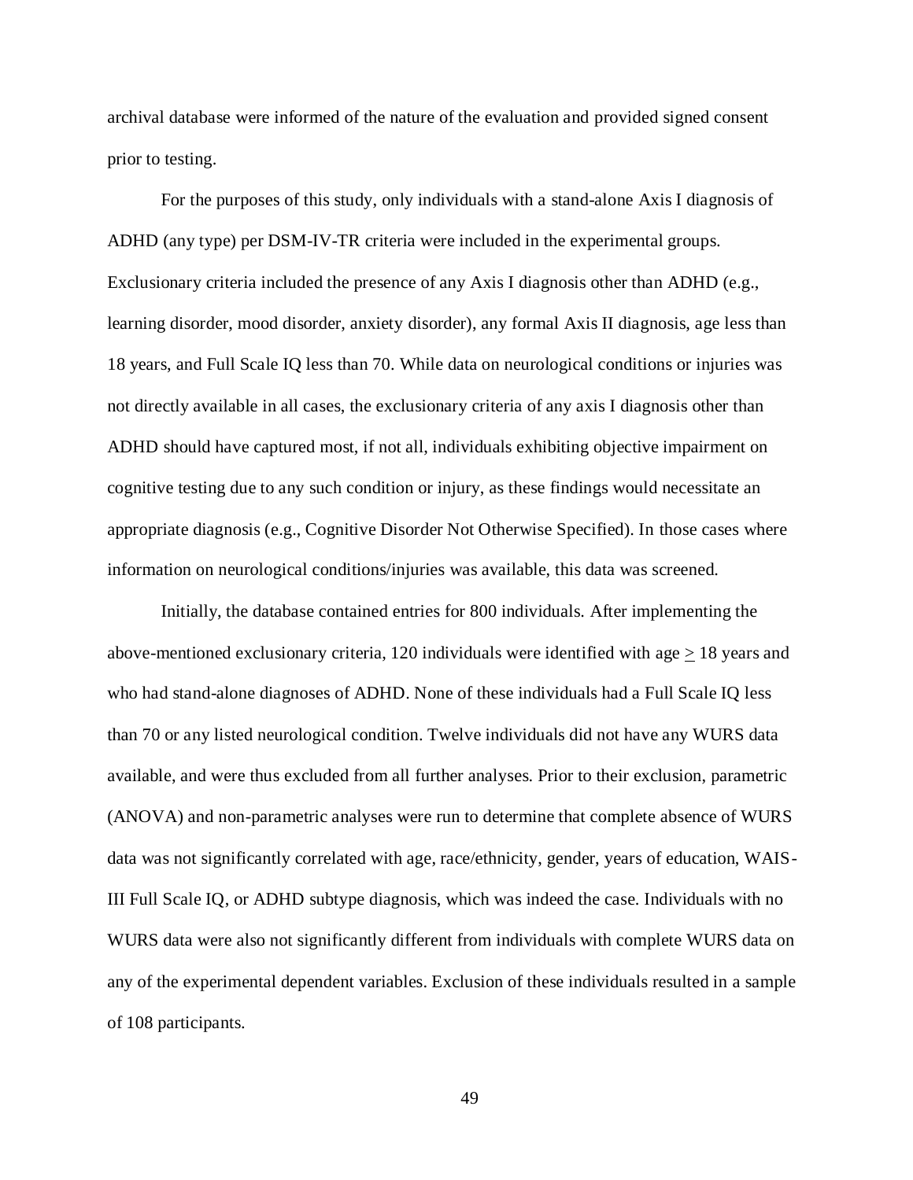archival database were informed of the nature of the evaluation and provided signed consent prior to testing.

For the purposes of this study, only individuals with a stand-alone Axis I diagnosis of ADHD (any type) per DSM-IV-TR criteria were included in the experimental groups. Exclusionary criteria included the presence of any Axis I diagnosis other than ADHD (e.g., learning disorder, mood disorder, anxiety disorder), any formal Axis II diagnosis, age less than 18 years, and Full Scale IQ less than 70. While data on neurological conditions or injuries was not directly available in all cases, the exclusionary criteria of any axis I diagnosis other than ADHD should have captured most, if not all, individuals exhibiting objective impairment on cognitive testing due to any such condition or injury, as these findings would necessitate an appropriate diagnosis (e.g., Cognitive Disorder Not Otherwise Specified). In those cases where information on neurological conditions/injuries was available, this data was screened.

Initially, the database contained entries for 800 individuals. After implementing the above-mentioned exclusionary criteria, 120 individuals were identified with age $\geq$ 18 years and who had stand-alone diagnoses of ADHD. None of these individuals had a Full Scale IQ less than 70 or any listed neurological condition. Twelve individuals did not have any WURS data available, and were thus excluded from all further analyses. Prior to their exclusion, parametric (ANOVA) and non-parametric analyses were run to determine that complete absence of WURS data was not significantly correlated with age, race/ethnicity, gender, years of education, WAIS-III Full Scale IQ, or ADHD subtype diagnosis, which was indeed the case. Individuals with no WURS data were also not significantly different from individuals with complete WURS data on any of the experimental dependent variables. Exclusion of these individuals resulted in a sample of 108 participants.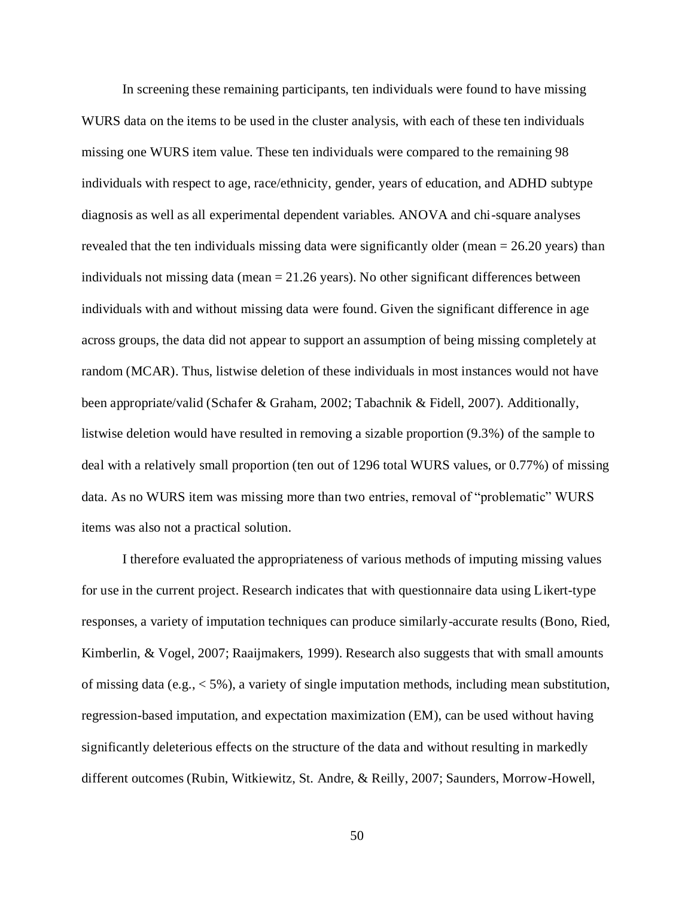In screening these remaining participants, ten individuals were found to have missing WURS data on the items to be used in the cluster analysis, with each of these ten individuals missing one WURS item value. These ten individuals were compared to the remaining 98 individuals with respect to age, race/ethnicity, gender, years of education, and ADHD subtype diagnosis as well as all experimental dependent variables. ANOVA and chi-square analyses revealed that the ten individuals missing data were significantly older (mean = 26.20 years) than individuals not missing data (mean = 21.26 years). No other significant differences between individuals with and without missing data were found. Given the significant difference in age across groups, the data did not appear to support an assumption of being missing completely at random (MCAR). Thus, listwise deletion of these individuals in most instances would not have been appropriate/valid (Schafer & Graham, 2002; Tabachnik & Fidell, 2007). Additionally, listwise deletion would have resulted in removing a sizable proportion (9.3%) of the sample to deal with a relatively small proportion (ten out of 1296 total WURS values, or 0.77%) of missing data. As no WURS item was missing more than two entries, removal of "problematic" WURS items was also not a practical solution.

I therefore evaluated the appropriateness of various methods of imputing missing values for use in the current project. Research indicates that with questionnaire data using Likert-type responses, a variety of imputation techniques can produce similarly-accurate results (Bono, Ried, Kimberlin, & Vogel, 2007; Raaijmakers, 1999). Research also suggests that with small amounts of missing data (e.g., < 5%), a variety of single imputation methods, including mean substitution, regression-based imputation, and expectation maximization (EM), can be used without having significantly deleterious effects on the structure of the data and without resulting in markedly different outcomes (Rubin, Witkiewitz, St. Andre, & Reilly, 2007; Saunders, Morrow-Howell,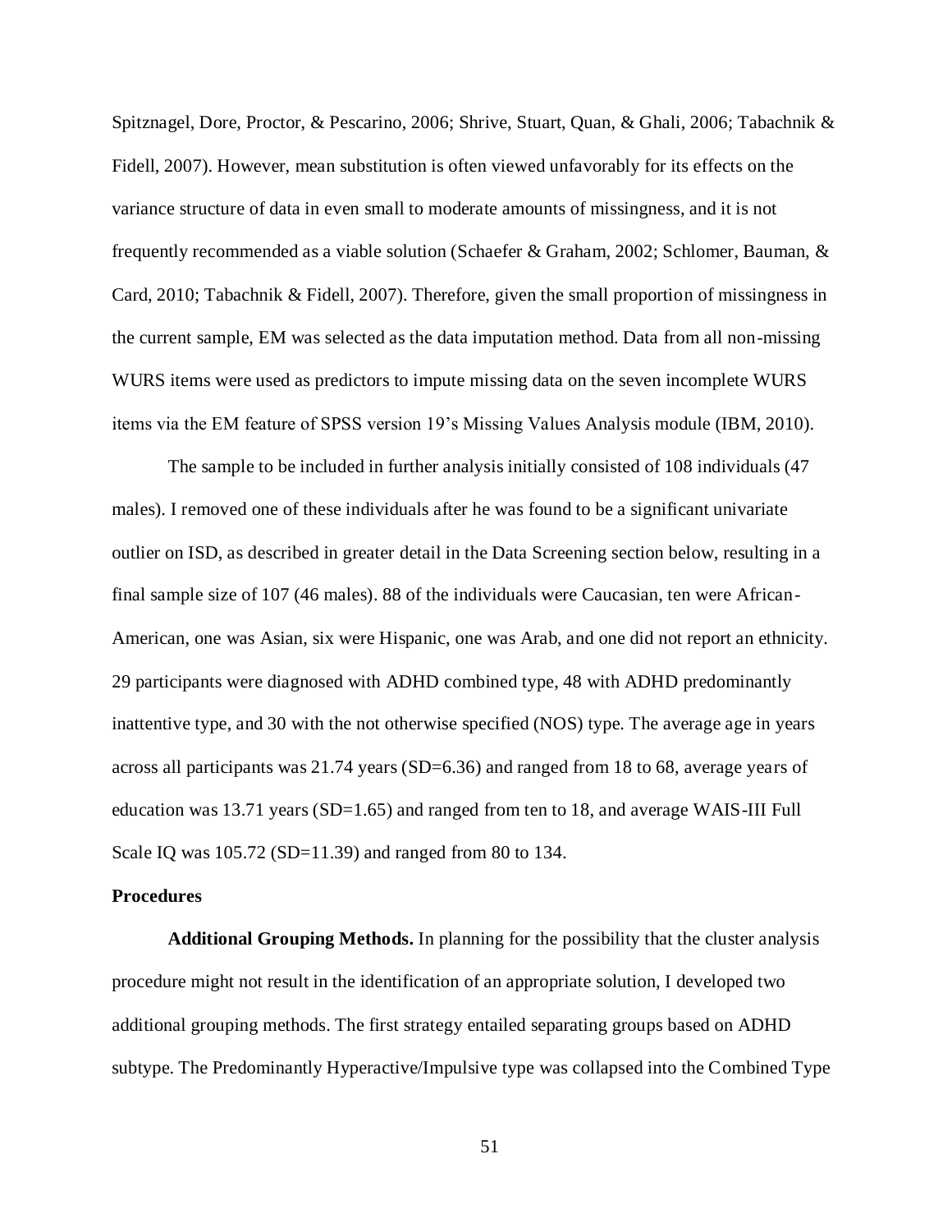Spitznagel, Dore, Proctor, & Pescarino, 2006; Shrive, Stuart, Quan, & Ghali, 2006; Tabachnik & Fidell, 2007). However, mean substitution is often viewed unfavorably for its effects on the variance structure of data in even small to moderate amounts of missingness, and it is not frequently recommended as a viable solution (Schaefer & Graham, 2002; Schlomer, Bauman, & Card, 2010; Tabachnik & Fidell, 2007). Therefore, given the small proportion of missingness in the current sample, EM was selected as the data imputation method. Data from all non-missing WURS items were used as predictors to impute missing data on the seven incomplete WURS items via the EM feature of SPSS version 19's Missing Values Analysis module (IBM, 2010).

The sample to be included in further analysis initially consisted of 108 individuals (47 males). I removed one of these individuals after he was found to be a significant univariate outlier on ISD, as described in greater detail in the Data Screening section below, resulting in a final sample size of 107 (46 males). 88 of the individuals were Caucasian, ten were African-American, one was Asian, six were Hispanic, one was Arab, and one did not report an ethnicity. 29 participants were diagnosed with ADHD combined type, 48 with ADHD predominantly inattentive type, and 30 with the not otherwise specified (NOS) type. The average age in years across all participants was 21.74 years (SD=6.36) and ranged from 18 to 68, average years of education was 13.71 years (SD=1.65) and ranged from ten to 18, and average WAIS-III Full Scale IQ was 105.72 (SD=11.39) and ranged from 80 to 134.

**Procedures**

**Additional Grouping Methods.** In planning for the possibility that the cluster analysis procedure might not result in the identification of an appropriate solution, I developed two additional grouping methods. The first strategy entailed separating groups based on ADHD subtype. The Predominantly Hyperactive/Impulsive type was collapsed into the Combined Type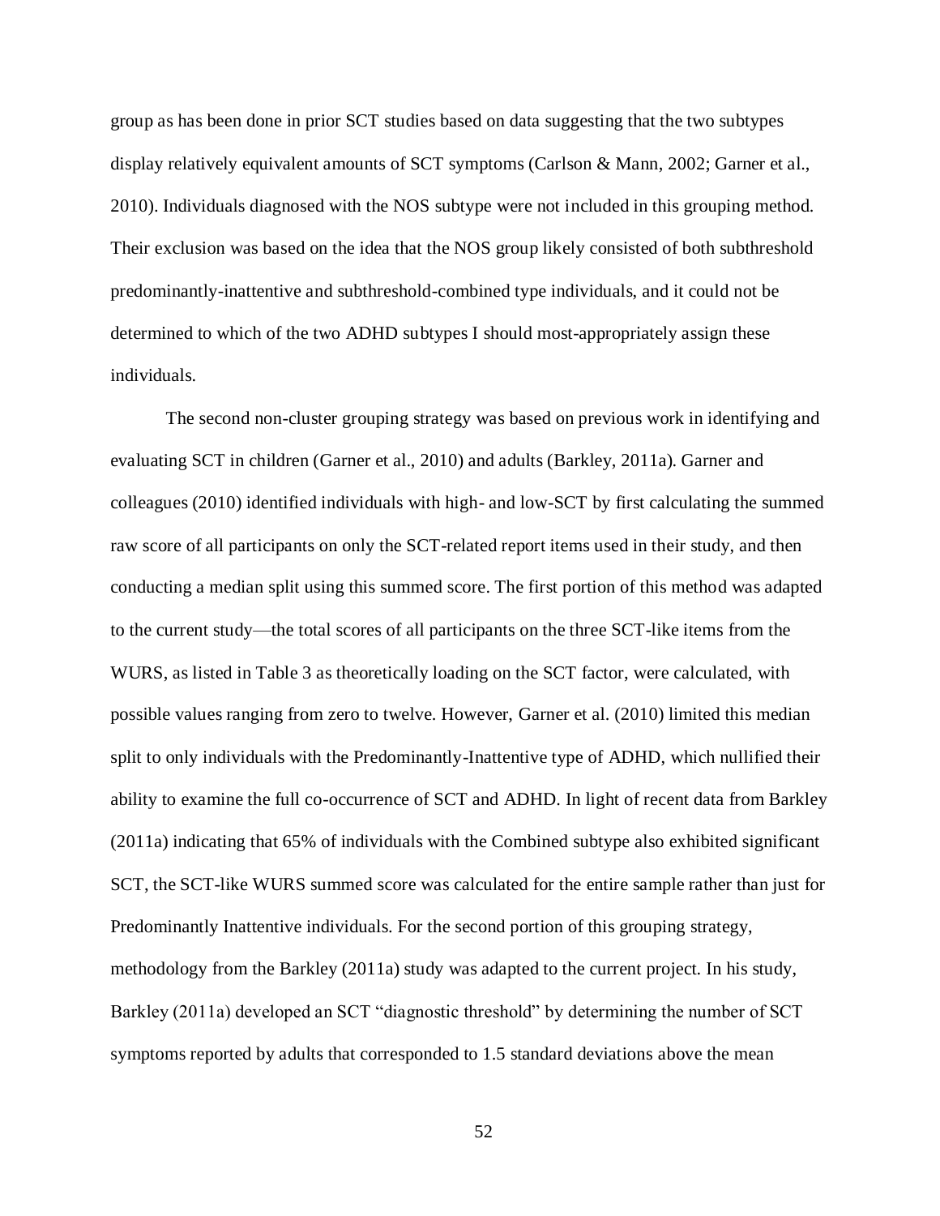group as has been done in prior SCT studies based on data suggesting that the two subtypes display relatively equivalent amounts of SCT symptoms (Carlson & Mann, 2002; Garner et al., 2010). Individuals diagnosed with the NOS subtype were not included in this grouping method. Their exclusion was based on the idea that the NOS group likely consisted of both subthreshold predominantly-inattentive and subthreshold-combined type individuals, and it could not be determined to which of the two ADHD subtypes I should most-appropriately assign these individuals.

The second non-cluster grouping strategy was based on previous work in identifying and evaluating SCT in children (Garner et al., 2010) and adults (Barkley, 2011a). Garner and colleagues (2010) identified individuals with high- and low-SCT by first calculating the summed raw score of all participants on only the SCT-related report items used in their study, and then conducting a median split using this summed score. The first portion of this method was adapted to the current study—the total scores of all participants on the three SCT-like items from the WURS, as listed in Table 3 as theoretically loading on the SCT factor, were calculated, with possible values ranging from zero to twelve. However, Garner et al. (2010) limited this median split to only individuals with the Predominantly-Inattentive type of ADHD, which nullified their ability to examine the full co-occurrence of SCT and ADHD. In light of recent data from Barkley (2011a) indicating that 65% of individuals with the Combined subtype also exhibited significant SCT, the SCT-like WURS summed score was calculated for the entire sample rather than just for Predominantly Inattentive individuals. For the second portion of this grouping strategy, methodology from the Barkley (2011a) study was adapted to the current project. In his study, Barkley (2011a) developed an SCT "diagnostic threshold" by determining the number of SCT symptoms reported by adults that corresponded to 1.5 standard deviations above the mean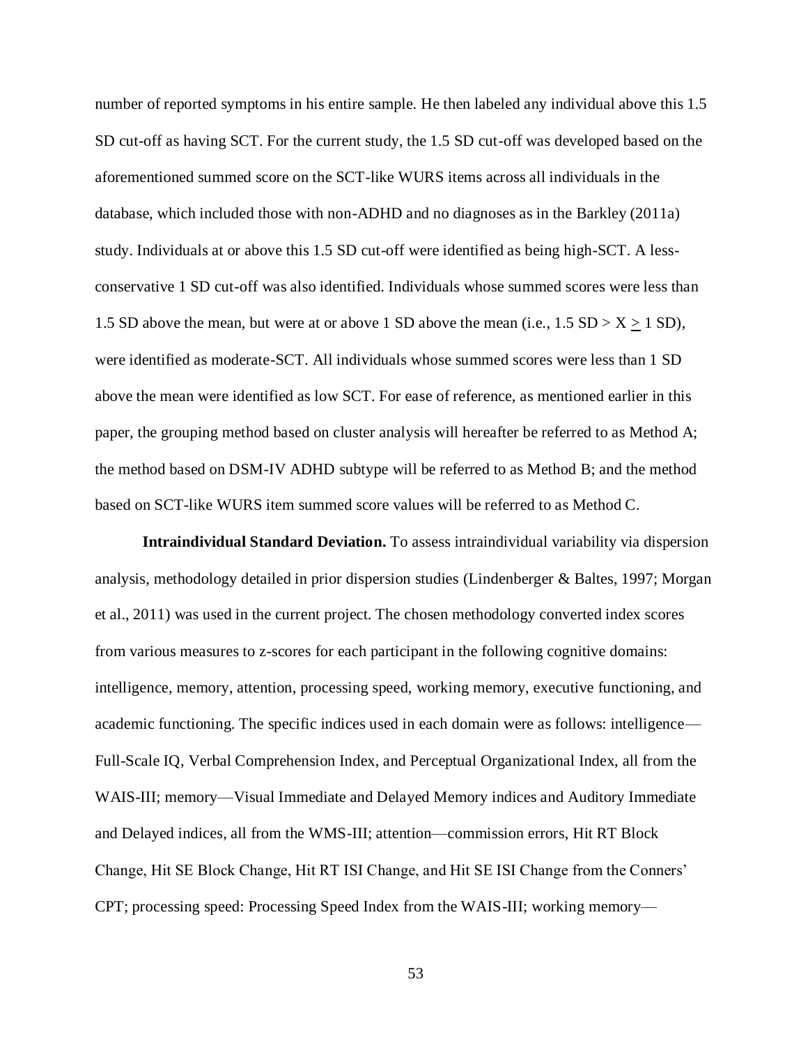number of reported symptoms in his entire sample. He then labeled any individual above this 1.5 SD cut-off as having SCT. For the current study, the 1.5 SD cut-off was developed based on the aforementioned summed score on the SCT-like WURS items across all individuals in the database, which included those with non-ADHD and no diagnoses as in the Barkley (2011a) study. Individuals at or above this 1.5 SD cut-off were identified as being high-SCT. A less-conservative 1 SD cut-off was also identified. Individuals whose summed scores were less than 1.5 SD above the mean, but were at or above 1 SD above the mean (i.e., 1.5 SD > X $\geq$ 1 SD), were identified as moderate-SCT. All individuals whose summed scores were less than 1 SD above the mean were identified as low SCT. For ease of reference, as mentioned earlier in this paper, the grouping method based on cluster analysis will hereafter be referred to as Method A; the method based on DSM-IV ADHD subtype will be referred to as Method B; and the method based on SCT-like WURS item summed score values will be referred to as Method C.

**Intraindividual Standard Deviation.** To assess intraindividual variability via dispersion analysis, methodology detailed in prior dispersion studies (Lindenberger & Baltes, 1997; Morgan et al., 2011) was used in the current project. The chosen methodology converted index scores from various measures to z-scores for each participant in the following cognitive domains: intelligence, memory, attention, processing speed, working memory, executive functioning, and academic functioning. The specific indices used in each domain were as follows: intelligence—Full-Scale IQ, Verbal Comprehension Index, and Perceptual Organizational Index, all from the WAIS-III; memory—Visual Immediate and Delayed Memory indices and Auditory Immediate and Delayed indices, all from the WMS-III; attention—commission errors, Hit RT Block Change, Hit SE Block Change, Hit RT ISI Change, and Hit SE ISI Change from the Conners' CPT; processing speed: Processing Speed Index from the WAIS-III; working memory—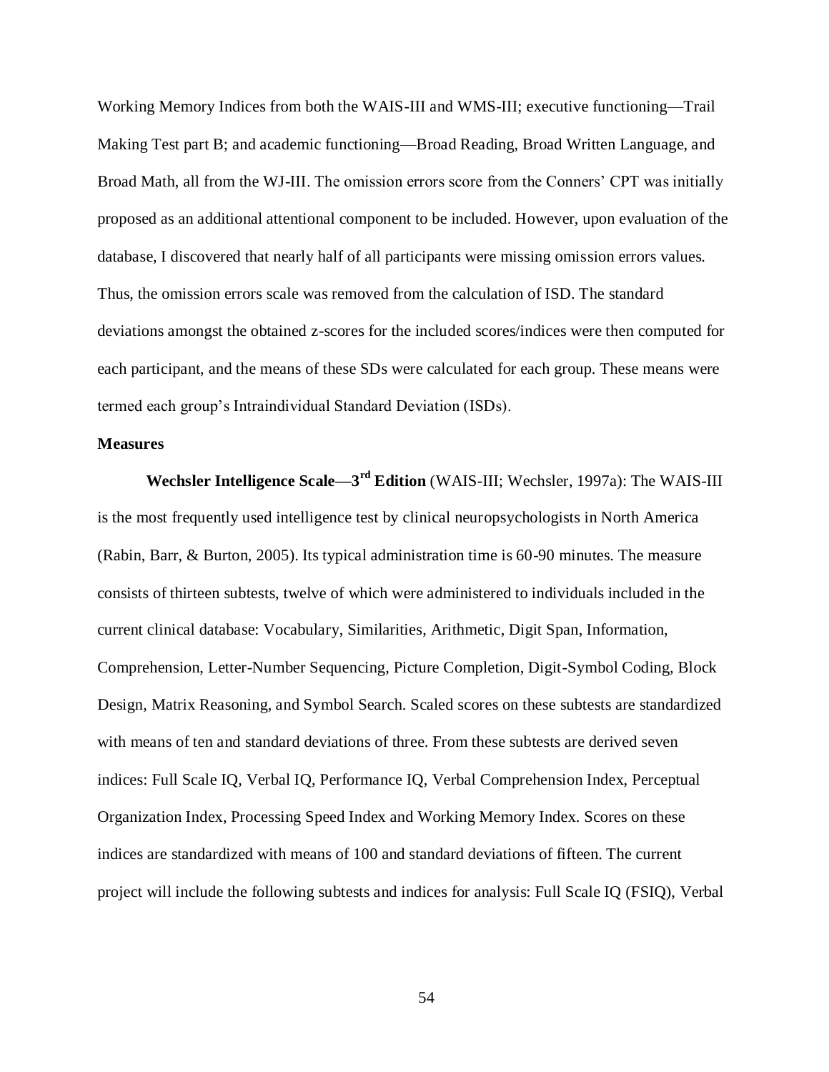Working Memory Indices from both the WAIS-III and WMS-III; executive functioning—Trail Making Test part B; and academic functioning—Broad Reading, Broad Written Language, and Broad Math, all from the WJ-III. The omission errors score from the Conners' CPT was initially proposed as an additional attentional component to be included. However, upon evaluation of the database, I discovered that nearly half of all participants were missing omission errors values. Thus, the omission errors scale was removed from the calculation of ISD. The standard deviations amongst the obtained z-scores for the included scores/indices were then computed for each participant, and the means of these SDs were calculated for each group. These means were termed each group's Intraindividual Standard Deviation (ISDs).

**Measures**

**Wechsler Intelligence Scale—3rd Edition** (WAIS-III; Wechsler, 1997a): The WAIS-III is the most frequently used intelligence test by clinical neuropsychologists in North America (Rabin, Barr, & Burton, 2005). Its typical administration time is 60-90 minutes. The measure consists of thirteen subtests, twelve of which were administered to individuals included in the current clinical database: Vocabulary, Similarities, Arithmetic, Digit Span, Information, Comprehension, Letter-Number Sequencing, Picture Completion, Digit-Symbol Coding, Block Design, Matrix Reasoning, and Symbol Search. Scaled scores on these subtests are standardized with means of ten and standard deviations of three. From these subtests are derived seven indices: Full Scale IQ, Verbal IQ, Performance IQ, Verbal Comprehension Index, Perceptual Organization Index, Processing Speed Index and Working Memory Index. Scores on these indices are standardized with means of 100 and standard deviations of fifteen. The current project will include the following subtests and indices for analysis: Full Scale IQ (FSIQ), Verbal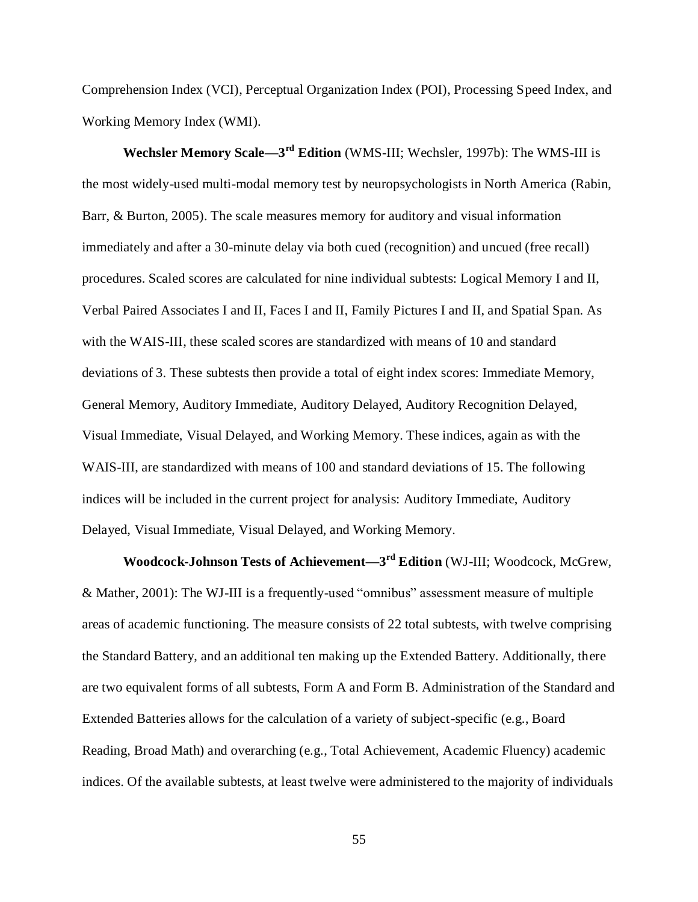Comprehension Index (VCI), Perceptual Organization Index (POI), Processing Speed Index, and Working Memory Index (WMI).

**Wechsler Memory Scale—3rd Edition** (WMS-III; Wechsler, 1997b): The WMS-III is the most widely-used multi-modal memory test by neuropsychologists in North America (Rabin, Barr, & Burton, 2005). The scale measures memory for auditory and visual information immediately and after a 30-minute delay via both cued (recognition) and uncued (free recall) procedures. Scaled scores are calculated for nine individual subtests: Logical Memory I and II, Verbal Paired Associates I and II, Faces I and II, Family Pictures I and II, and Spatial Span. As with the WAIS-III, these scaled scores are standardized with means of 10 and standard deviations of 3. These subtests then provide a total of eight index scores: Immediate Memory, General Memory, Auditory Immediate, Auditory Delayed, Auditory Recognition Delayed, Visual Immediate, Visual Delayed, and Working Memory. These indices, again as with the WAIS-III, are standardized with means of 100 and standard deviations of 15. The following indices will be included in the current project for analysis: Auditory Immediate, Auditory Delayed, Visual Immediate, Visual Delayed, and Working Memory.

**Woodcock-Johnson Tests of Achievement—3rd Edition** (WJ-III; Woodcock, McGrew, & Mather, 2001): The WJ-III is a frequently-used "omnibus" assessment measure of multiple areas of academic functioning. The measure consists of 22 total subtests, with twelve comprising the Standard Battery, and an additional ten making up the Extended Battery. Additionally, there are two equivalent forms of all subtests, Form A and Form B. Administration of the Standard and Extended Batteries allows for the calculation of a variety of subject-specific (e.g., Board Reading, Broad Math) and overarching (e.g., Total Achievement, Academic Fluency) academic indices. Of the available subtests, at least twelve were administered to the majority of individuals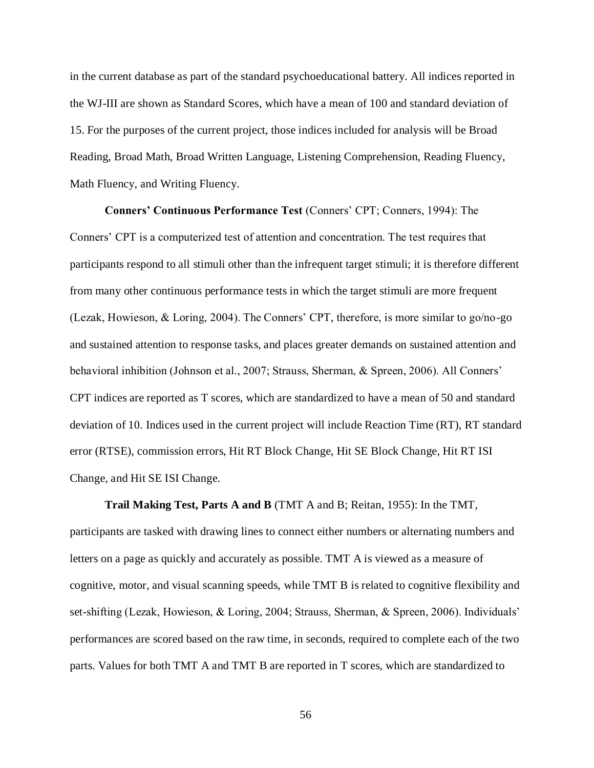in the current database as part of the standard psychoeducational battery. All indices reported in the WJ-III are shown as Standard Scores, which have a mean of 100 and standard deviation of 15. For the purposes of the current project, those indices included for analysis will be Broad Reading, Broad Math, Broad Written Language, Listening Comprehension, Reading Fluency, Math Fluency, and Writing Fluency.

**Conners' Continuous Performance Test** (Conners' CPT; Conners, 1994): The Conners' CPT is a computerized test of attention and concentration. The test requires that participants respond to all stimuli other than the infrequent target stimuli; it is therefore different from many other continuous performance tests in which the target stimuli are more frequent (Lezak, Howieson, & Loring, 2004). The Conners' CPT, therefore, is more similar to go/no-go and sustained attention to response tasks, and places greater demands on sustained attention and behavioral inhibition (Johnson et al., 2007; Strauss, Sherman, & Spreen, 2006). All Conners' CPT indices are reported as T scores, which are standardized to have a mean of 50 and standard deviation of 10. Indices used in the current project will include Reaction Time (RT), RT standard error (RTSE), commission errors, Hit RT Block Change, Hit SE Block Change, Hit RT ISI Change, and Hit SE ISI Change.

**Trail Making Test, Parts A and B** (TMT A and B; Reitan, 1955): In the TMT, participants are tasked with drawing lines to connect either numbers or alternating numbers and letters on a page as quickly and accurately as possible. TMT A is viewed as a measure of cognitive, motor, and visual scanning speeds, while TMT B is related to cognitive flexibility and set-shifting (Lezak, Howieson, & Loring, 2004; Strauss, Sherman, & Spreen, 2006). Individuals' performances are scored based on the raw time, in seconds, required to complete each of the two parts. Values for both TMT A and TMT B are reported in T scores, which are standardized to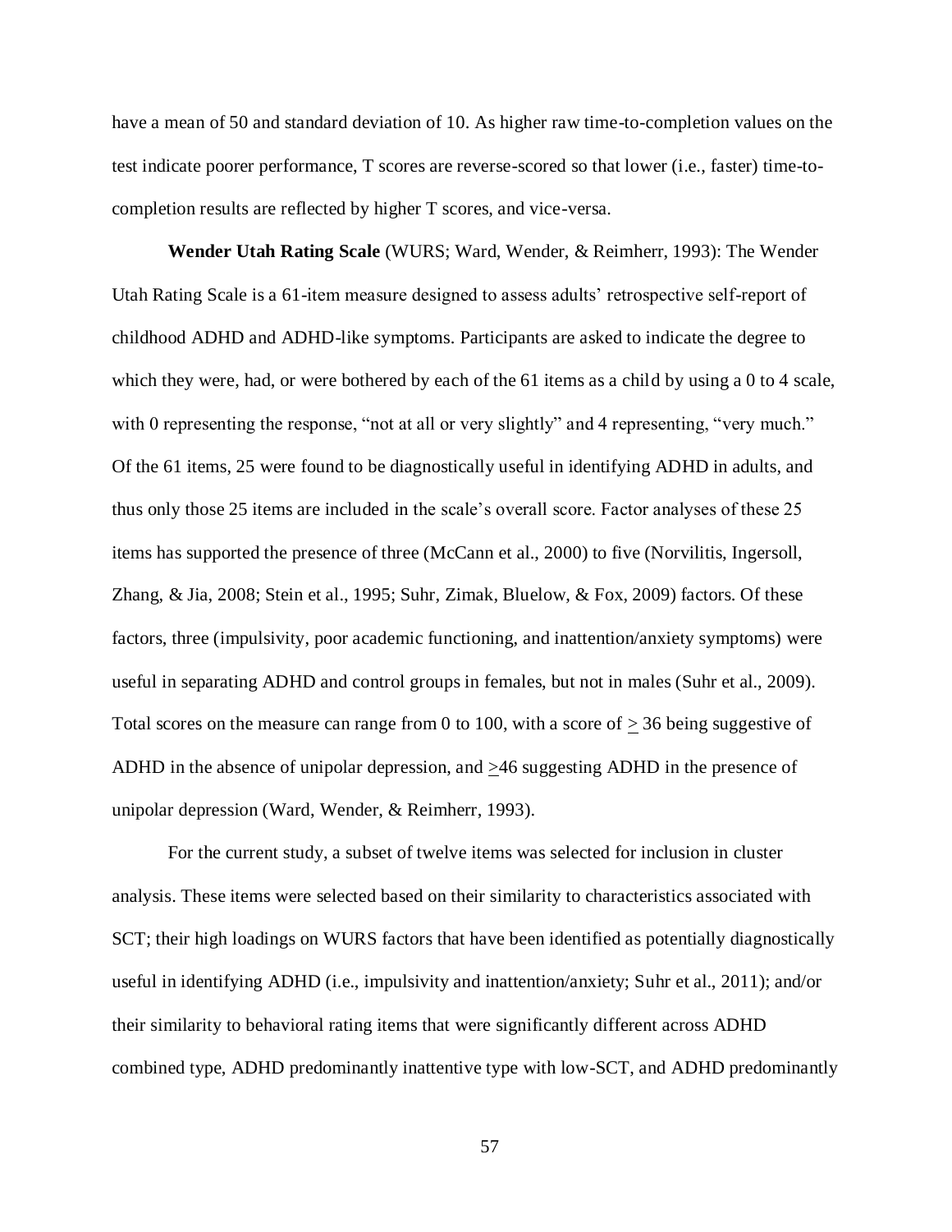have a mean of 50 and standard deviation of 10. As higher raw time-to-completion values on the test indicate poorer performance, T scores are reverse-scored so that lower (i.e., faster) time-to-completion results are reflected by higher T scores, and vice-versa.

**Wender Utah Rating Scale** (WURS; Ward, Wender, & Reimherr, 1993): The Wender Utah Rating Scale is a 61-item measure designed to assess adults' retrospective self-report of childhood ADHD and ADHD-like symptoms. Participants are asked to indicate the degree to which they were, had, or were bothered by each of the 61 items as a child by using a 0 to 4 scale, with 0 representing the response, "not at all or very slightly" and 4 representing, "very much." Of the 61 items, 25 were found to be diagnostically useful in identifying ADHD in adults, and thus only those 25 items are included in the scale's overall score. Factor analyses of these 25 items has supported the presence of three (McCann et al., 2000) to five (Norvilitis, Ingersoll, Zhang, & Jia, 2008; Stein et al., 1995; Suhr, Zimak, Bluelow, & Fox, 2009) factors. Of these factors, three (impulsivity, poor academic functioning, and inattention/anxiety symptoms) were useful in separating ADHD and control groups in females, but not in males (Suhr et al., 2009). Total scores on the measure can range from 0 to 100, with a score of $\geq$ 36 being suggestive of ADHD in the absence of unipolar depression, and $\geq$46 suggesting ADHD in the presence of unipolar depression (Ward, Wender, & Reimherr, 1993).

For the current study, a subset of twelve items was selected for inclusion in cluster analysis. These items were selected based on their similarity to characteristics associated with SCT; their high loadings on WURS factors that have been identified as potentially diagnostically useful in identifying ADHD (i.e., impulsivity and inattention/anxiety; Suhr et al., 2011); and/or their similarity to behavioral rating items that were significantly different across ADHD combined type, ADHD predominantly inattentive type with low-SCT, and ADHD predominantly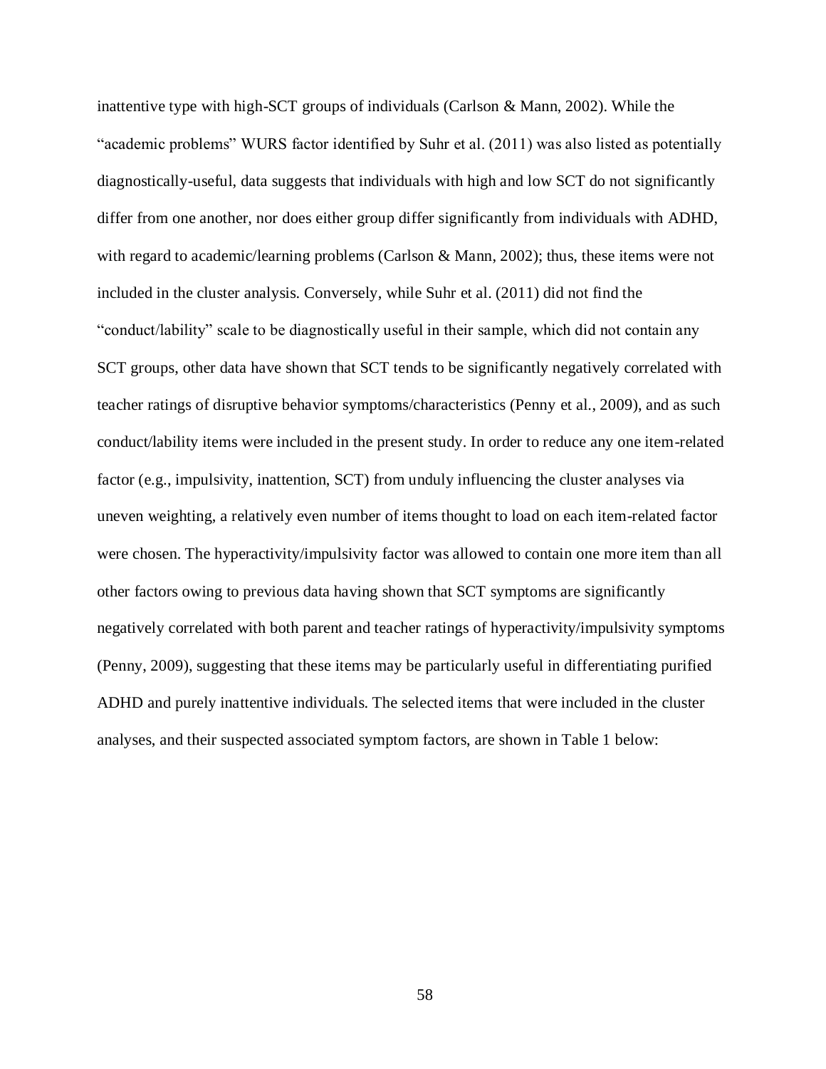inattentive type with high-SCT groups of individuals (Carlson & Mann, 2002). While the "academic problems" WURS factor identified by Suhr et al. (2011) was also listed as potentially diagnostically-useful, data suggests that individuals with high and low SCT do not significantly differ from one another, nor does either group differ significantly from individuals with ADHD, with regard to academic/learning problems (Carlson & Mann, 2002); thus, these items were not included in the cluster analysis. Conversely, while Suhr et al. (2011) did not find the "conduct/lability" scale to be diagnostically useful in their sample, which did not contain any SCT groups, other data have shown that SCT tends to be significantly negatively correlated with teacher ratings of disruptive behavior symptoms/characteristics (Penny et al., 2009), and as such conduct/lability items were included in the present study. In order to reduce any one item-related factor (e.g., impulsivity, inattention, SCT) from unduly influencing the cluster analyses via uneven weighting, a relatively even number of items thought to load on each item-related factor were chosen. The hyperactivity/impulsivity factor was allowed to contain one more item than all other factors owing to previous data having shown that SCT symptoms are significantly negatively correlated with both parent and teacher ratings of hyperactivity/impulsivity symptoms (Penny, 2009), suggesting that these items may be particularly useful in differentiating purified ADHD and purely inattentive individuals. The selected items that were included in the cluster analyses, and their suspected associated symptom factors, are shown in Table 1 below: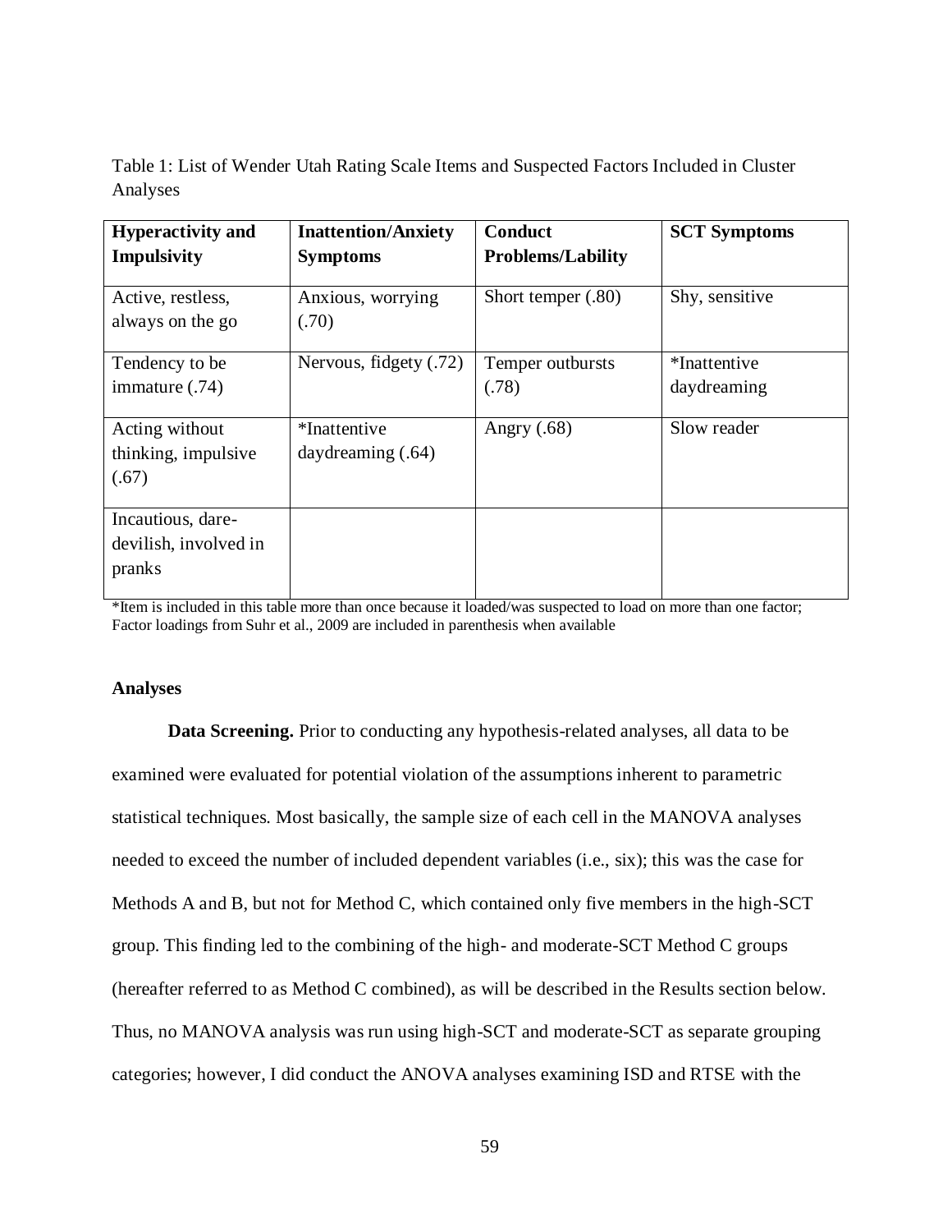Table 1: List of Wender Utah Rating Scale Items and Suspected Factors Included in Cluster Analyses

| **Hyperactivity and Impulsivity** | **Inattention/Anxiety Symptoms** | **Conduct Problems/Lability** | **SCT Symptoms** |
|---|---|---|---|
| Active, restless, always on the go | Anxious, worrying (.70) | Short temper (.80) | Shy, sensitive |
| Tendency to be immature (.74) | Nervous, fidgety (.72) | Temper outbursts (.78) | *Inattentive daydreaming |
| Acting without thinking, impulsive (.67) | *Inattentive daydreaming (.64) | Angry (.68) | Slow reader |
| Incautious, dare-devilish, involved in pranks | | | |

*Item is included in this table more than once because it loaded/was suspected to load on more than one factor; Factor loadings from Suhr et al., 2009 are included in parenthesis when available

**Analyses**

**Data Screening.** Prior to conducting any hypothesis-related analyses, all data to be examined were evaluated for potential violation of the assumptions inherent to parametric statistical techniques. Most basically, the sample size of each cell in the MANOVA analyses needed to exceed the number of included dependent variables (i.e., six); this was the case for Methods A and B, but not for Method C, which contained only five members in the high-SCT group. This finding led to the combining of the high- and moderate-SCT Method C groups (hereafter referred to as Method C combined), as will be described in the Results section below. Thus, no MANOVA analysis was run using high-SCT and moderate-SCT as separate grouping categories; however, I did conduct the ANOVA analyses examining ISD and RTSE with the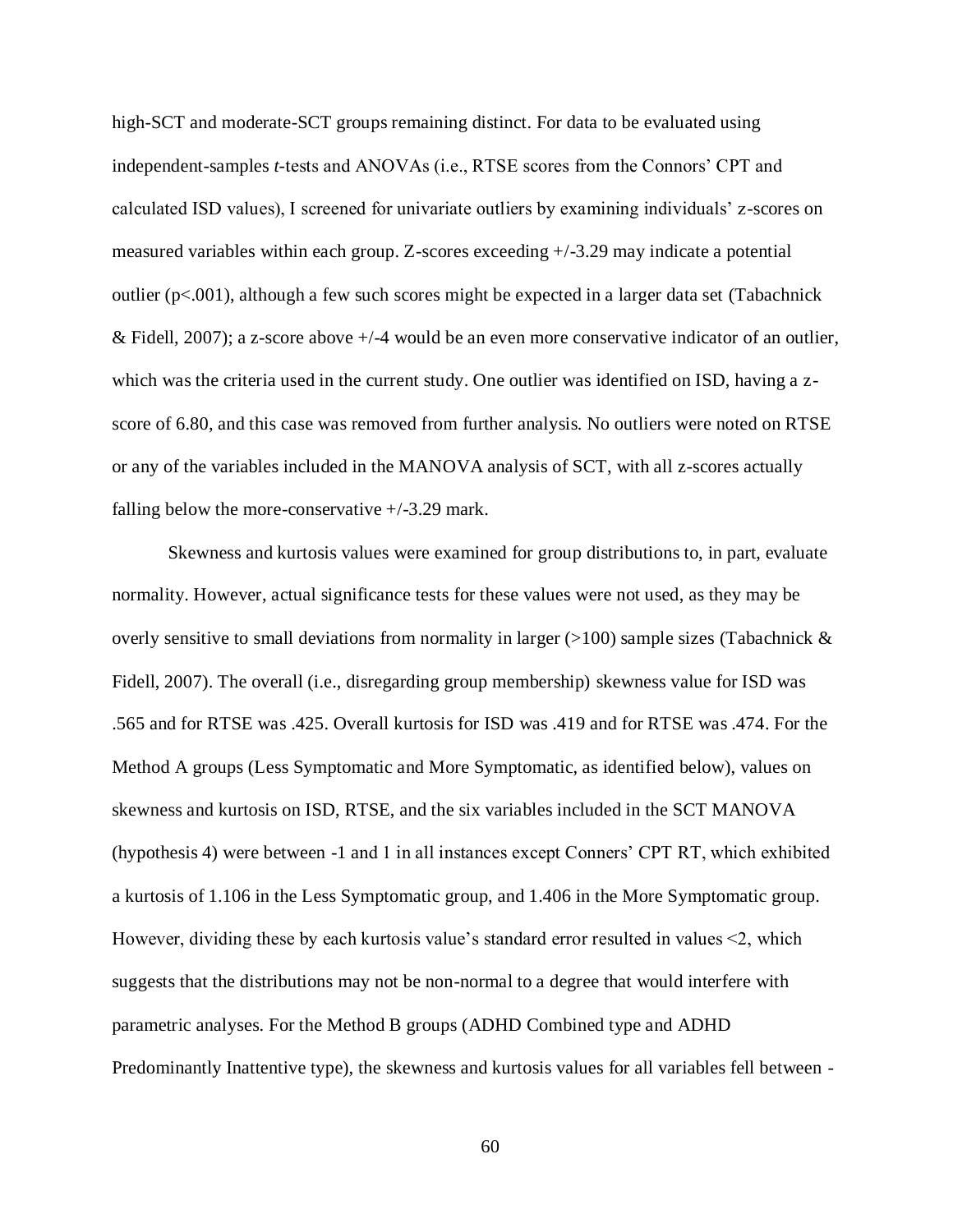high-SCT and moderate-SCT groups remaining distinct. For data to be evaluated using independent-samples *t*-tests and ANOVAs (i.e., RTSE scores from the Connors' CPT and calculated ISD values), I screened for univariate outliers by examining individuals' z-scores on measured variables within each group. Z-scores exceeding +/-3.29 may indicate a potential outlier ($p < .001$), although a few such scores might be expected in a larger data set (Tabachnick & Fidell, 2007); a z-score above +/-4 would be an even more conservative indicator of an outlier, which was the criteria used in the current study. One outlier was identified on ISD, having a z-score of 6.80, and this case was removed from further analysis. No outliers were noted on RTSE or any of the variables included in the MANOVA analysis of SCT, with all z-scores actually falling below the more-conservative +/-3.29 mark.

Skewness and kurtosis values were examined for group distributions to, in part, evaluate normality. However, actual significance tests for these values were not used, as they may be overly sensitive to small deviations from normality in larger (>100) sample sizes (Tabachnick & Fidell, 2007). The overall (i.e., disregarding group membership) skewness value for ISD was .565 and for RTSE was .425. Overall kurtosis for ISD was .419 and for RTSE was .474. For the Method A groups (Less Symptomatic and More Symptomatic, as identified below), values on skewness and kurtosis on ISD, RTSE, and the six variables included in the SCT MANOVA (hypothesis 4) were between -1 and 1 in all instances except Conners' CPT RT, which exhibited a kurtosis of 1.106 in the Less Symptomatic group, and 1.406 in the More Symptomatic group. However, dividing these by each kurtosis value's standard error resulted in values <2, which suggests that the distributions may not be non-normal to a degree that would interfere with parametric analyses. For the Method B groups (ADHD Combined type and ADHD Predominantly Inattentive type), the skewness and kurtosis values for all variables fell between -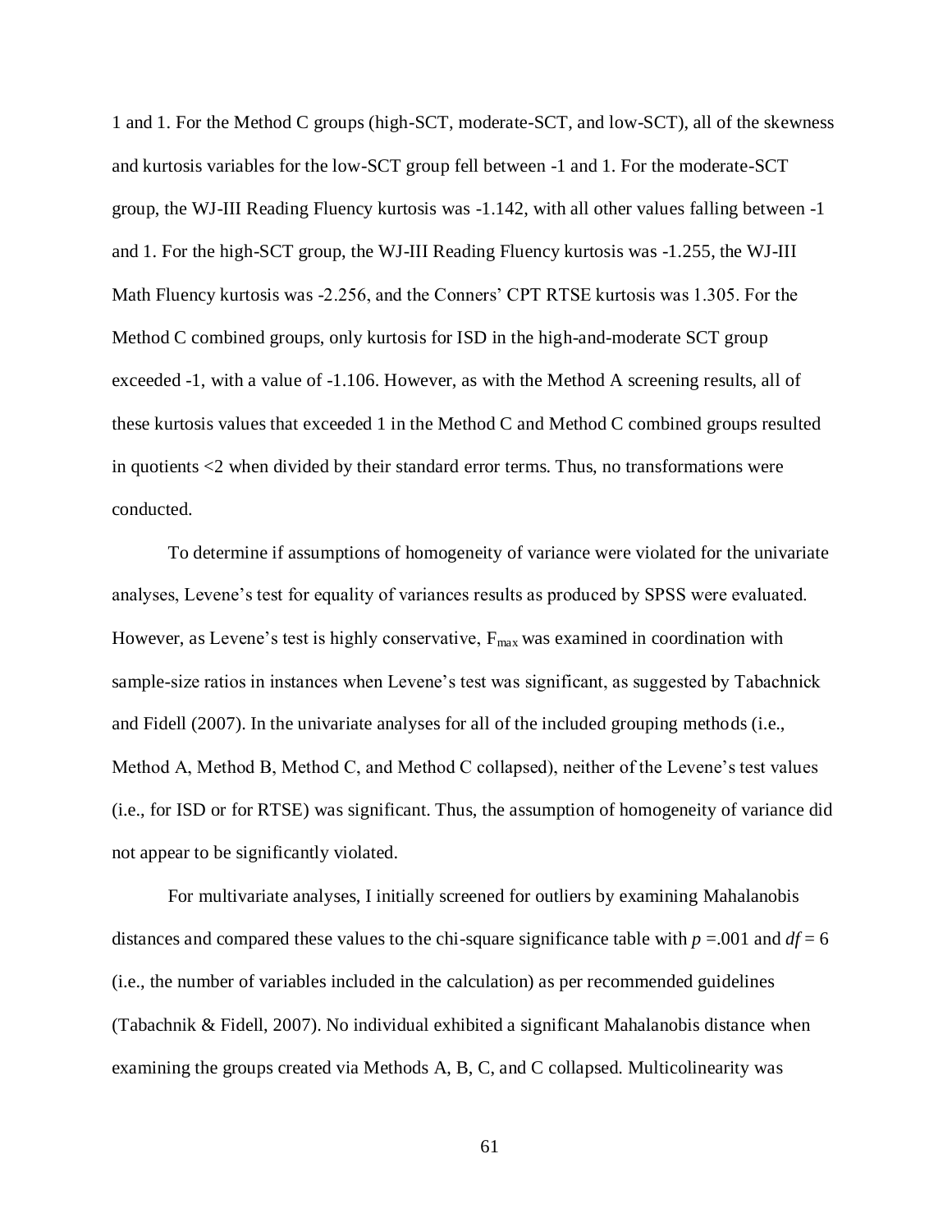1 and 1. For the Method C groups (high-SCT, moderate-SCT, and low-SCT), all of the skewness and kurtosis variables for the low-SCT group fell between -1 and 1. For the moderate-SCT group, the WJ-III Reading Fluency kurtosis was -1.142, with all other values falling between -1 and 1. For the high-SCT group, the WJ-III Reading Fluency kurtosis was -1.255, the WJ-III Math Fluency kurtosis was -2.256, and the Conners' CPT RTSE kurtosis was 1.305. For the Method C combined groups, only kurtosis for ISD in the high-and-moderate SCT group exceeded -1, with a value of -1.106. However, as with the Method A screening results, all of these kurtosis values that exceeded 1 in the Method C and Method C combined groups resulted in quotients <2 when divided by their standard error terms. Thus, no transformations were conducted.

To determine if assumptions of homogeneity of variance were violated for the univariate analyses, Levene's test for equality of variances results as produced by SPSS were evaluated. However, as Levene's test is highly conservative, $F_{max}$ was examined in coordination with sample-size ratios in instances when Levene's test was significant, as suggested by Tabachnick and Fidell (2007). In the univariate analyses for all of the included grouping methods (i.e., Method A, Method B, Method C, and Method C collapsed), neither of the Levene's test values (i.e., for ISD or for RTSE) was significant. Thus, the assumption of homogeneity of variance did not appear to be significantly violated.

For multivariate analyses, I initially screened for outliers by examining Mahalanobis distances and compared these values to the chi-square significance table with $p$ =.001 and $df$ = 6 (i.e., the number of variables included in the calculation) as per recommended guidelines (Tabachnik & Fidell, 2007). No individual exhibited a significant Mahalanobis distance when examining the groups created via Methods A, B, C, and C collapsed. Multicolinearity was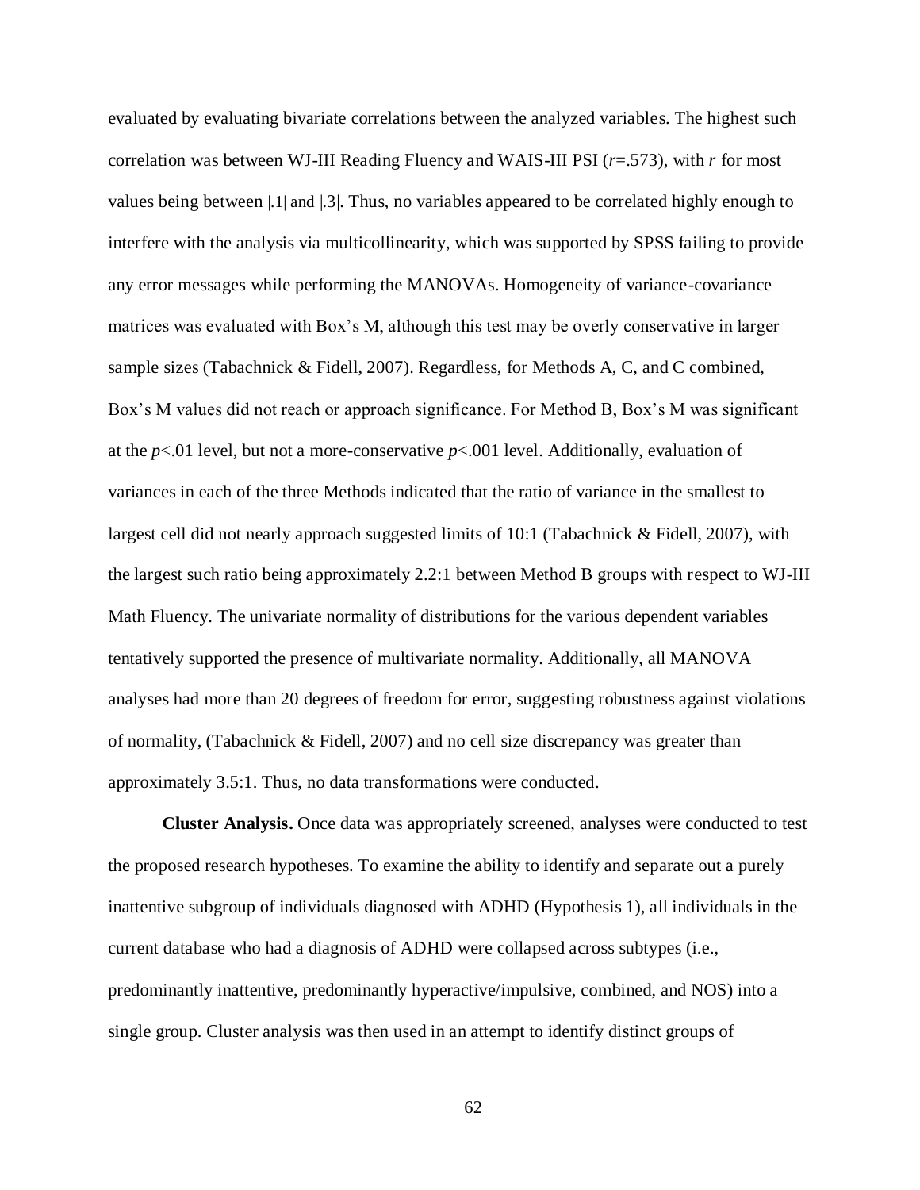evaluated by evaluating bivariate correlations between the analyzed variables. The highest such correlation was between WJ-III Reading Fluency and WAIS-III PSI ($r$=.573), with $r$ for most values being between |.1| and |.3|. Thus, no variables appeared to be correlated highly enough to interfere with the analysis via multicollinearity, which was supported by SPSS failing to provide any error messages while performing the MANOVAs. Homogeneity of variance-covariance matrices was evaluated with Box's M, although this test may be overly conservative in larger sample sizes (Tabachnick & Fidell, 2007). Regardless, for Methods A, C, and C combined, Box's M values did not reach or approach significance. For Method B, Box's M was significant at the $p$<.01 level, but not a more-conservative $p$<.001 level. Additionally, evaluation of variances in each of the three Methods indicated that the ratio of variance in the smallest to largest cell did not nearly approach suggested limits of 10:1 (Tabachnick & Fidell, 2007), with the largest such ratio being approximately 2.2:1 between Method B groups with respect to WJ-III Math Fluency. The univariate normality of distributions for the various dependent variables tentatively supported the presence of multivariate normality. Additionally, all MANOVA analyses had more than 20 degrees of freedom for error, suggesting robustness against violations of normality, (Tabachnick & Fidell, 2007) and no cell size discrepancy was greater than approximately 3.5:1. Thus, no data transformations were conducted.

**Cluster Analysis.** Once data was appropriately screened, analyses were conducted to test the proposed research hypotheses. To examine the ability to identify and separate out a purely inattentive subgroup of individuals diagnosed with ADHD (Hypothesis 1), all individuals in the current database who had a diagnosis of ADHD were collapsed across subtypes (i.e., predominantly inattentive, predominantly hyperactive/impulsive, combined, and NOS) into a single group. Cluster analysis was then used in an attempt to identify distinct groups of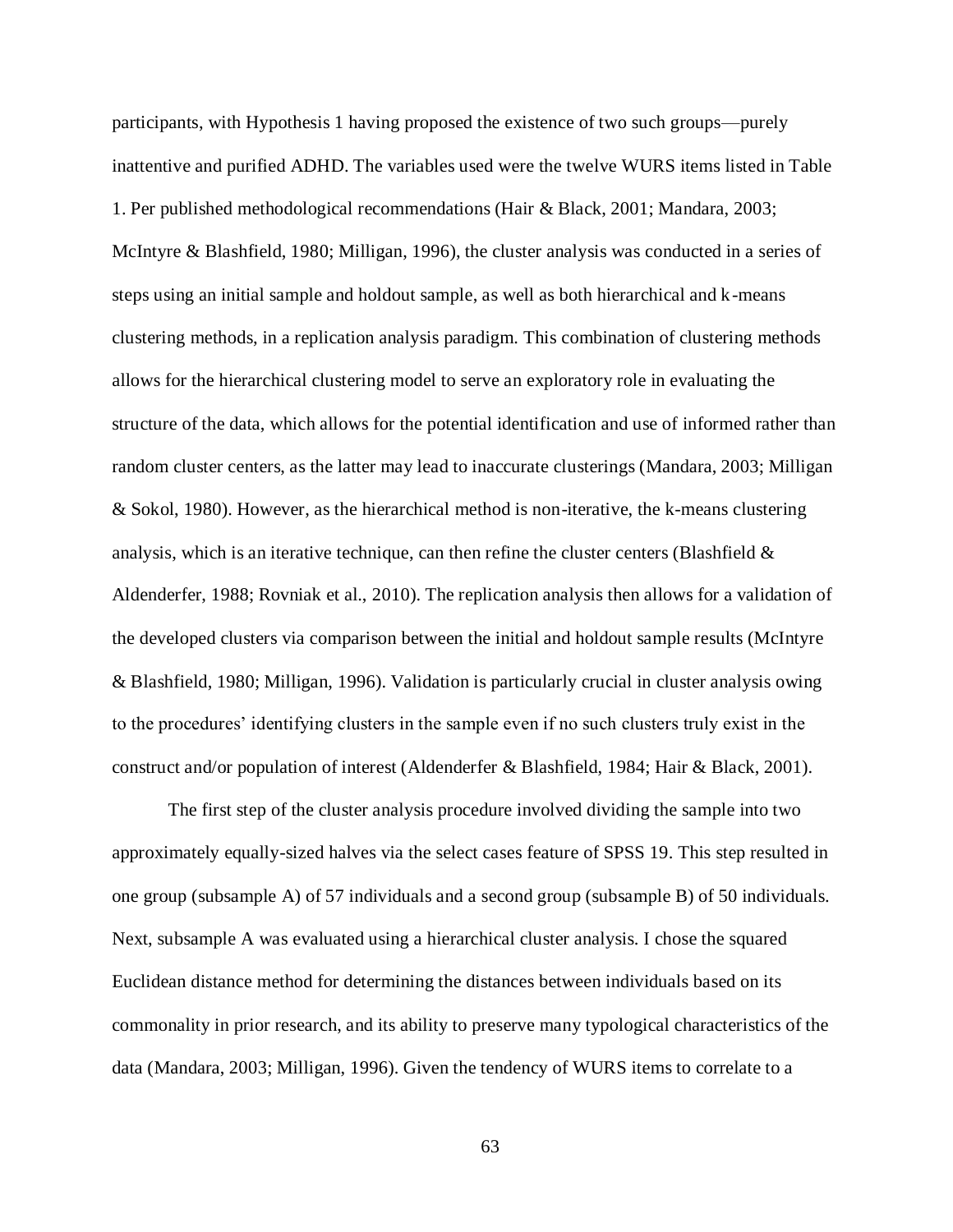participants, with Hypothesis 1 having proposed the existence of two such groups—purely inattentive and purified ADHD. The variables used were the twelve WURS items listed in Table 1. Per published methodological recommendations (Hair & Black, 2001; Mandara, 2003; McIntyre & Blashfield, 1980; Milligan, 1996), the cluster analysis was conducted in a series of steps using an initial sample and holdout sample, as well as both hierarchical and k-means clustering methods, in a replication analysis paradigm. This combination of clustering methods allows for the hierarchical clustering model to serve an exploratory role in evaluating the structure of the data, which allows for the potential identification and use of informed rather than random cluster centers, as the latter may lead to inaccurate clusterings (Mandara, 2003; Milligan & Sokol, 1980). However, as the hierarchical method is non-iterative, the k-means clustering analysis, which is an iterative technique, can then refine the cluster centers (Blashfield & Aldenderfer, 1988; Rovniak et al., 2010). The replication analysis then allows for a validation of the developed clusters via comparison between the initial and holdout sample results (McIntyre & Blashfield, 1980; Milligan, 1996). Validation is particularly crucial in cluster analysis owing to the procedures' identifying clusters in the sample even if no such clusters truly exist in the construct and/or population of interest (Aldenderfer & Blashfield, 1984; Hair & Black, 2001).

The first step of the cluster analysis procedure involved dividing the sample into two approximately equally-sized halves via the select cases feature of SPSS 19. This step resulted in one group (subsample A) of 57 individuals and a second group (subsample B) of 50 individuals. Next, subsample A was evaluated using a hierarchical cluster analysis. I chose the squared Euclidean distance method for determining the distances between individuals based on its commonality in prior research, and its ability to preserve many typological characteristics of the data (Mandara, 2003; Milligan, 1996). Given the tendency of WURS items to correlate to a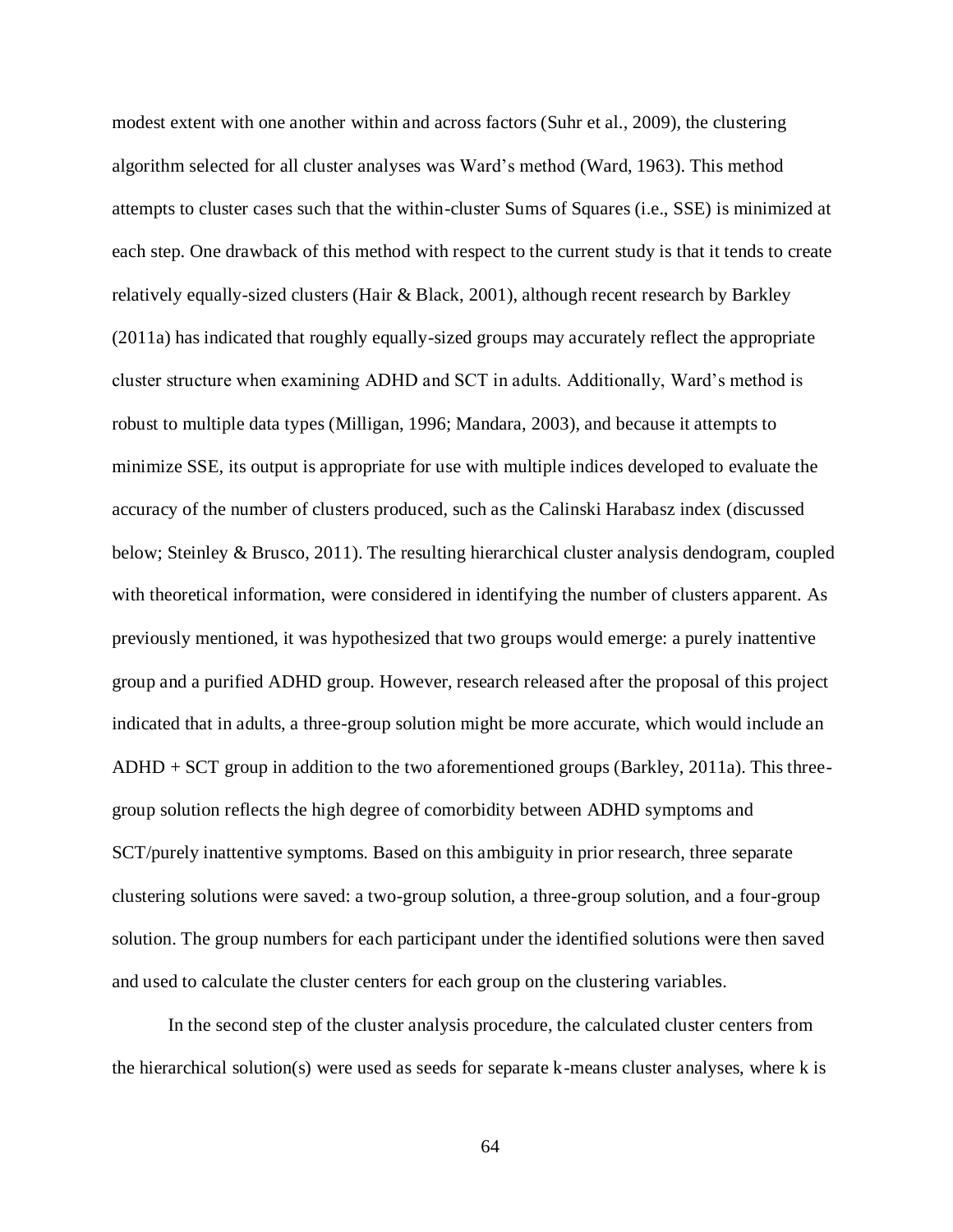modest extent with one another within and across factors (Suhr et al., 2009), the clustering algorithm selected for all cluster analyses was Ward's method (Ward, 1963). This method attempts to cluster cases such that the within-cluster Sums of Squares (i.e., SSE) is minimized at each step. One drawback of this method with respect to the current study is that it tends to create relatively equally-sized clusters (Hair & Black, 2001), although recent research by Barkley (2011a) has indicated that roughly equally-sized groups may accurately reflect the appropriate cluster structure when examining ADHD and SCT in adults. Additionally, Ward's method is robust to multiple data types (Milligan, 1996; Mandara, 2003), and because it attempts to minimize SSE, its output is appropriate for use with multiple indices developed to evaluate the accuracy of the number of clusters produced, such as the Calinski Harabasz index (discussed below; Steinley & Brusco, 2011). The resulting hierarchical cluster analysis dendogram, coupled with theoretical information, were considered in identifying the number of clusters apparent. As previously mentioned, it was hypothesized that two groups would emerge: a purely inattentive group and a purified ADHD group. However, research released after the proposal of this project indicated that in adults, a three-group solution might be more accurate, which would include an ADHD + SCT group in addition to the two aforementioned groups (Barkley, 2011a). This three-group solution reflects the high degree of comorbidity between ADHD symptoms and SCT/purely inattentive symptoms. Based on this ambiguity in prior research, three separate clustering solutions were saved: a two-group solution, a three-group solution, and a four-group solution. The group numbers for each participant under the identified solutions were then saved and used to calculate the cluster centers for each group on the clustering variables.

In the second step of the cluster analysis procedure, the calculated cluster centers from the hierarchical solution(s) were used as seeds for separate k-means cluster analyses, where k is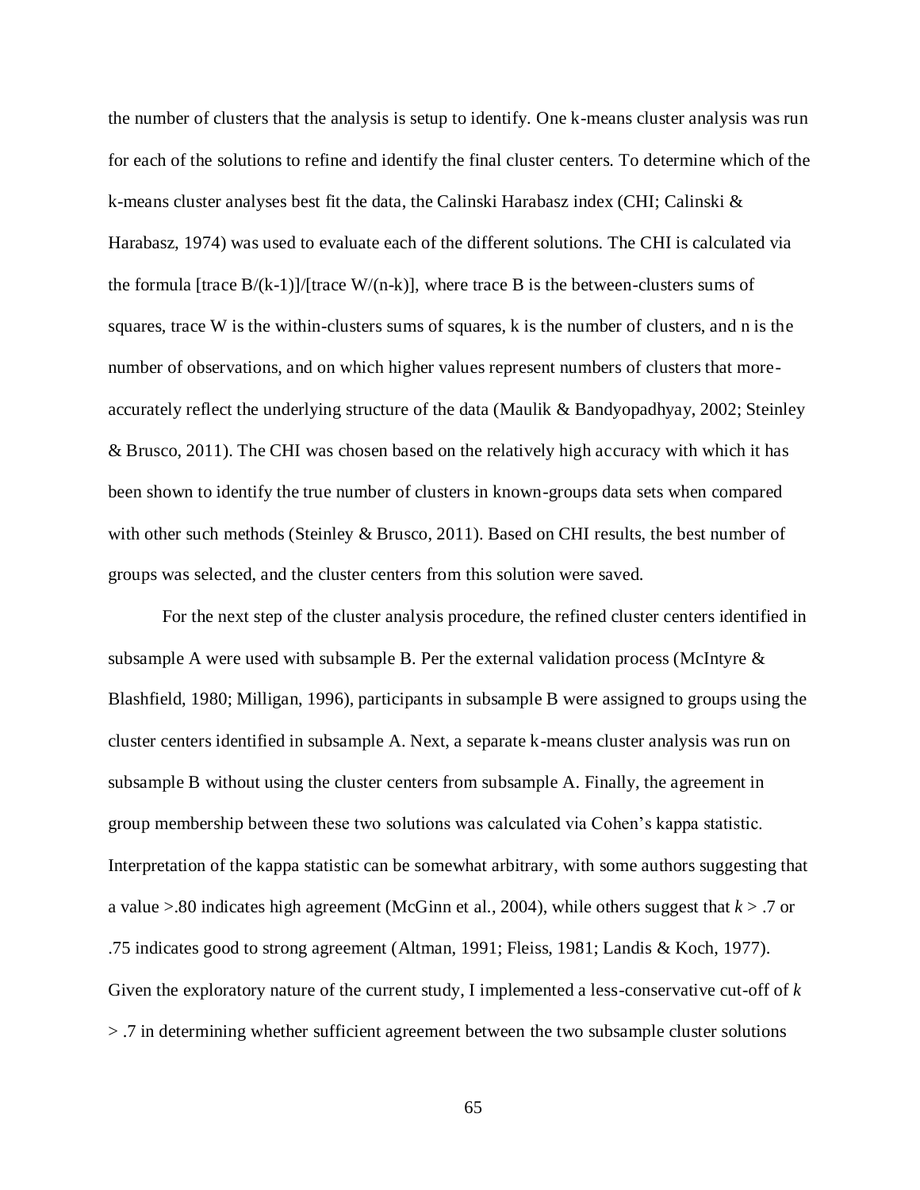the number of clusters that the analysis is setup to identify. One k-means cluster analysis was run for each of the solutions to refine and identify the final cluster centers. To determine which of the k-means cluster analyses best fit the data, the Calinski Harabasz index (CHI; Calinski & Harabasz, 1974) was used to evaluate each of the different solutions. The CHI is calculated via the formula [trace B/(k-1)]/[trace W/(n-k)], where trace B is the between-clusters sums of squares, trace W is the within-clusters sums of squares, k is the number of clusters, and n is the number of observations, and on which higher values represent numbers of clusters that more-accurately reflect the underlying structure of the data (Maulik & Bandyopadhyay, 2002; Steinley & Brusco, 2011). The CHI was chosen based on the relatively high accuracy with which it has been shown to identify the true number of clusters in known-groups data sets when compared with other such methods (Steinley & Brusco, 2011). Based on CHI results, the best number of groups was selected, and the cluster centers from this solution were saved.

For the next step of the cluster analysis procedure, the refined cluster centers identified in subsample A were used with subsample B. Per the external validation process (McIntyre & Blashfield, 1980; Milligan, 1996), participants in subsample B were assigned to groups using the cluster centers identified in subsample A. Next, a separate k-means cluster analysis was run on subsample B without using the cluster centers from subsample A. Finally, the agreement in group membership between these two solutions was calculated via Cohen's kappa statistic. Interpretation of the kappa statistic can be somewhat arbitrary, with some authors suggesting that a value >.80 indicates high agreement (McGinn et al., 2004), while others suggest that $k > .7$ or .75 indicates good to strong agreement (Altman, 1991; Fleiss, 1981; Landis & Koch, 1977). Given the exploratory nature of the current study, I implemented a less-conservative cut-off of $k > .7$ in determining whether sufficient agreement between the two subsample cluster solutions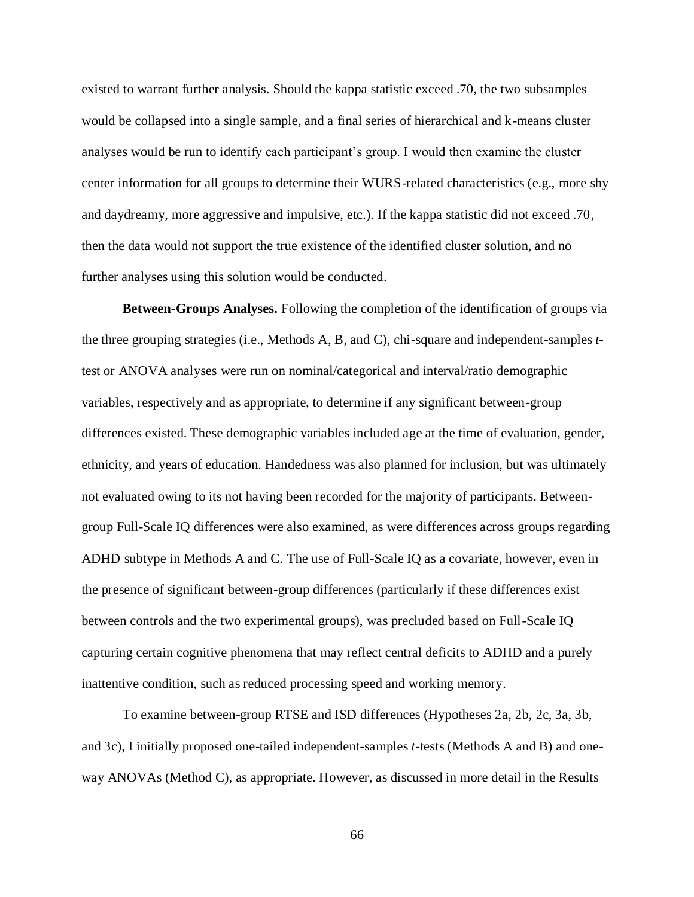existed to warrant further analysis. Should the kappa statistic exceed .70, the two subsamples would be collapsed into a single sample, and a final series of hierarchical and k-means cluster analyses would be run to identify each participant's group. I would then examine the cluster center information for all groups to determine their WURS-related characteristics (e.g., more shy and daydreamy, more aggressive and impulsive, etc.). If the kappa statistic did not exceed .70, then the data would not support the true existence of the identified cluster solution, and no further analyses using this solution would be conducted.

**Between-Groups Analyses.** Following the completion of the identification of groups via the three grouping strategies (i.e., Methods A, B, and C), chi-square and independent-samples *t*-test or ANOVA analyses were run on nominal/categorical and interval/ratio demographic variables, respectively and as appropriate, to determine if any significant between-group differences existed. These demographic variables included age at the time of evaluation, gender, ethnicity, and years of education. Handedness was also planned for inclusion, but was ultimately not evaluated owing to its not having been recorded for the majority of participants. Between-group Full-Scale IQ differences were also examined, as were differences across groups regarding ADHD subtype in Methods A and C. The use of Full-Scale IQ as a covariate, however, even in the presence of significant between-group differences (particularly if these differences exist between controls and the two experimental groups), was precluded based on Full-Scale IQ capturing certain cognitive phenomena that may reflect central deficits to ADHD and a purely inattentive condition, such as reduced processing speed and working memory.

To examine between-group RTSE and ISD differences (Hypotheses 2a, 2b, 2c, 3a, 3b, and 3c), I initially proposed one-tailed independent-samples *t*-tests (Methods A and B) and one-way ANOVAs (Method C), as appropriate. However, as discussed in more detail in the Results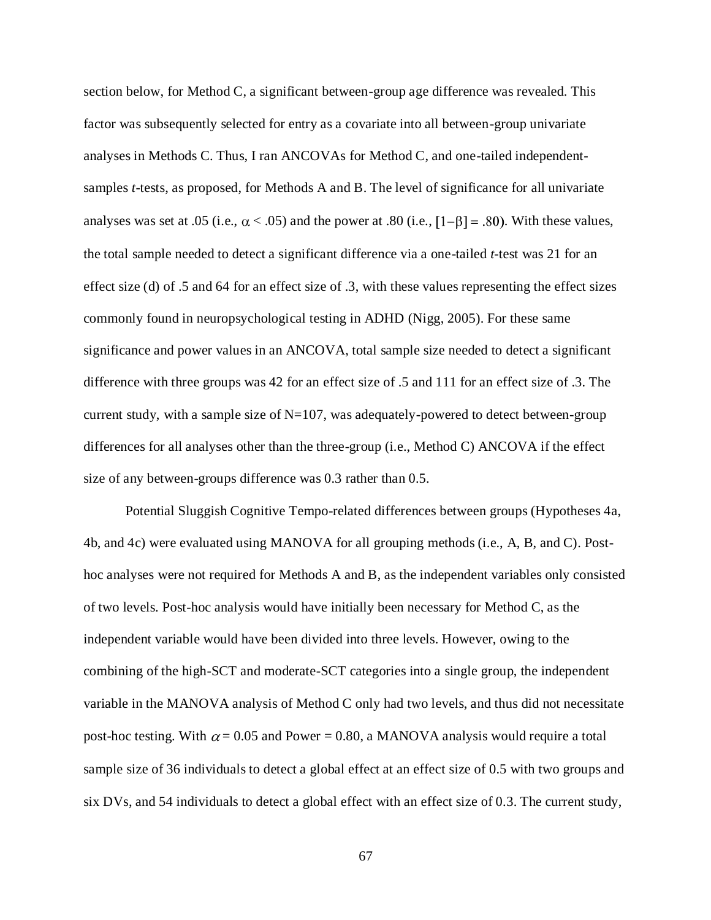section below, for Method C, a significant between-group age difference was revealed. This factor was subsequently selected for entry as a covariate into all between-group univariate analyses in Methods C. Thus, I ran ANCOVAs for Method C, and one-tailed independent-samples *t*-tests, as proposed, for Methods A and B. The level of significance for all univariate analyses was set at .05 (i.e., $\alpha < .05$) and the power at .80 (i.e., $[1-\beta] = .80$). With these values, the total sample needed to detect a significant difference via a one-tailed *t*-test was 21 for an effect size (d) of .5 and 64 for an effect size of .3, with these values representing the effect sizes commonly found in neuropsychological testing in ADHD (Nigg, 2005). For these same significance and power values in an ANCOVA, total sample size needed to detect a significant difference with three groups was 42 for an effect size of .5 and 111 for an effect size of .3. The current study, with a sample size of N=107, was adequately-powered to detect between-group differences for all analyses other than the three-group (i.e., Method C) ANCOVA if the effect size of any between-groups difference was 0.3 rather than 0.5.

Potential Sluggish Cognitive Tempo-related differences between groups (Hypotheses 4a, 4b, and 4c) were evaluated using MANOVA for all grouping methods (i.e., A, B, and C). Post-hoc analyses were not required for Methods A and B, as the independent variables only consisted of two levels. Post-hoc analysis would have initially been necessary for Method C, as the independent variable would have been divided into three levels. However, owing to the combining of the high-SCT and moderate-SCT categories into a single group, the independent variable in the MANOVA analysis of Method C only had two levels, and thus did not necessitate post-hoc testing. With $\alpha = 0.05$ and Power = 0.80, a MANOVA analysis would require a total sample size of 36 individuals to detect a global effect at an effect size of 0.5 with two groups and six DVs, and 54 individuals to detect a global effect with an effect size of 0.3. The current study,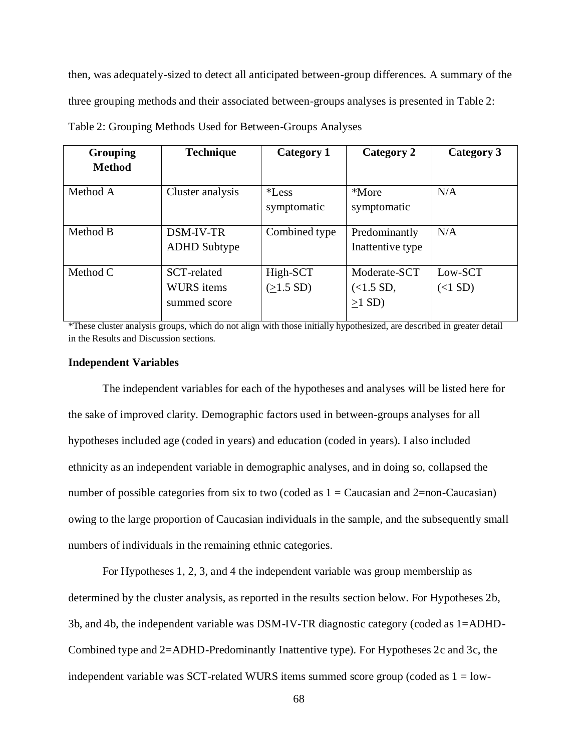then, was adequately-sized to detect all anticipated between-group differences. A summary of the three grouping methods and their associated between-groups analyses is presented in Table 2:

Table 2: Grouping Methods Used for Between-Groups Analyses

| Grouping Method | Technique | Category 1 | Category 2 | Category 3 |
|---|---|---|---|---|
| Method A | Cluster analysis | *Less symptomatic | *More symptomatic | N/A |
| Method B | DSM-IV-TR ADHD Subtype | Combined type | Predominantly Inattentive type | N/A |
| Method C | SCT-related WURS items summed score | High-SCT ($\geq$1.5 SD) | Moderate-SCT (<1.5 SD, $\geq$1 SD) | Low-SCT (<1 SD) |

*These cluster analysis groups, which do not align with those initially hypothesized, are described in greater detail in the Results and Discussion sections.

### Independent Variables

The independent variables for each of the hypotheses and analyses will be listed here for the sake of improved clarity. Demographic factors used in between-groups analyses for all hypotheses included age (coded in years) and education (coded in years). I also included ethnicity as an independent variable in demographic analyses, and in doing so, collapsed the number of possible categories from six to two (coded as 1 = Caucasian and 2=non-Caucasian) owing to the large proportion of Caucasian individuals in the sample, and the subsequently small numbers of individuals in the remaining ethnic categories.

For Hypotheses 1, 2, 3, and 4 the independent variable was group membership as determined by the cluster analysis, as reported in the results section below. For Hypotheses 2b, 3b, and 4b, the independent variable was DSM-IV-TR diagnostic category (coded as 1=ADHD-Combined type and 2=ADHD-Predominantly Inattentive type). For Hypotheses 2c and 3c, the independent variable was SCT-related WURS items summed score group (coded as 1 = low-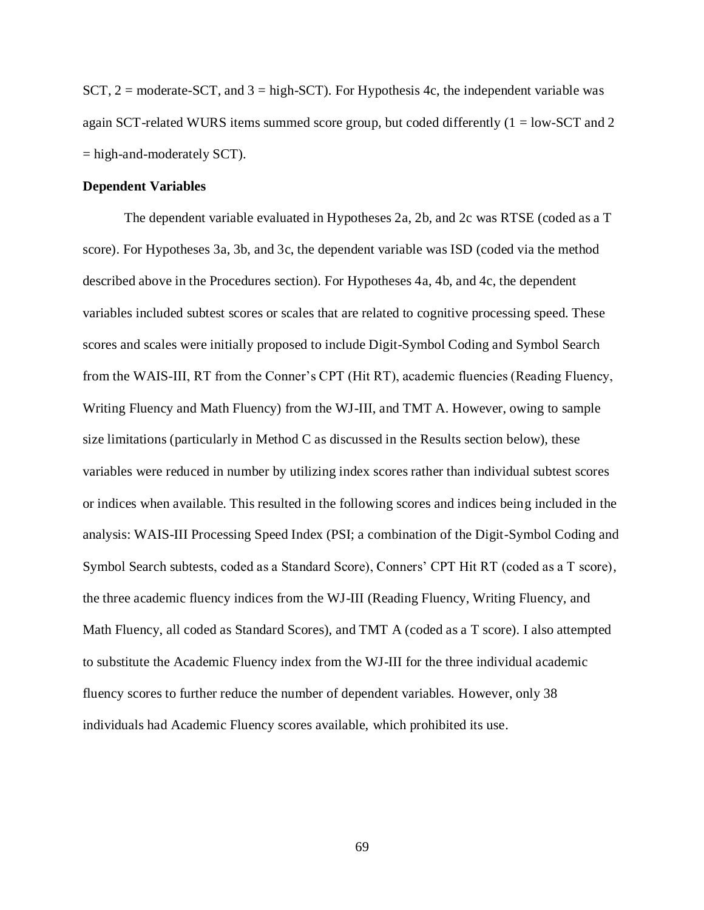SCT, 2 = moderate-SCT, and 3 = high-SCT). For Hypothesis 4c, the independent variable was again SCT-related WURS items summed score group, but coded differently (1 = low-SCT and 2 = high-and-moderately SCT).

**Dependent Variables**

The dependent variable evaluated in Hypotheses 2a, 2b, and 2c was RTSE (coded as a T score). For Hypotheses 3a, 3b, and 3c, the dependent variable was ISD (coded via the method described above in the Procedures section). For Hypotheses 4a, 4b, and 4c, the dependent variables included subtest scores or scales that are related to cognitive processing speed. These scores and scales were initially proposed to include Digit-Symbol Coding and Symbol Search from the WAIS-III, RT from the Conner's CPT (Hit RT), academic fluencies (Reading Fluency, Writing Fluency and Math Fluency) from the WJ-III, and TMT A. However, owing to sample size limitations (particularly in Method C as discussed in the Results section below), these variables were reduced in number by utilizing index scores rather than individual subtest scores or indices when available. This resulted in the following scores and indices being included in the analysis: WAIS-III Processing Speed Index (PSI; a combination of the Digit-Symbol Coding and Symbol Search subtests, coded as a Standard Score), Conners' CPT Hit RT (coded as a T score), the three academic fluency indices from the WJ-III (Reading Fluency, Writing Fluency, and Math Fluency, all coded as Standard Scores), and TMT A (coded as a T score). I also attempted to substitute the Academic Fluency index from the WJ-III for the three individual academic fluency scores to further reduce the number of dependent variables. However, only 38 individuals had Academic Fluency scores available, which prohibited its use.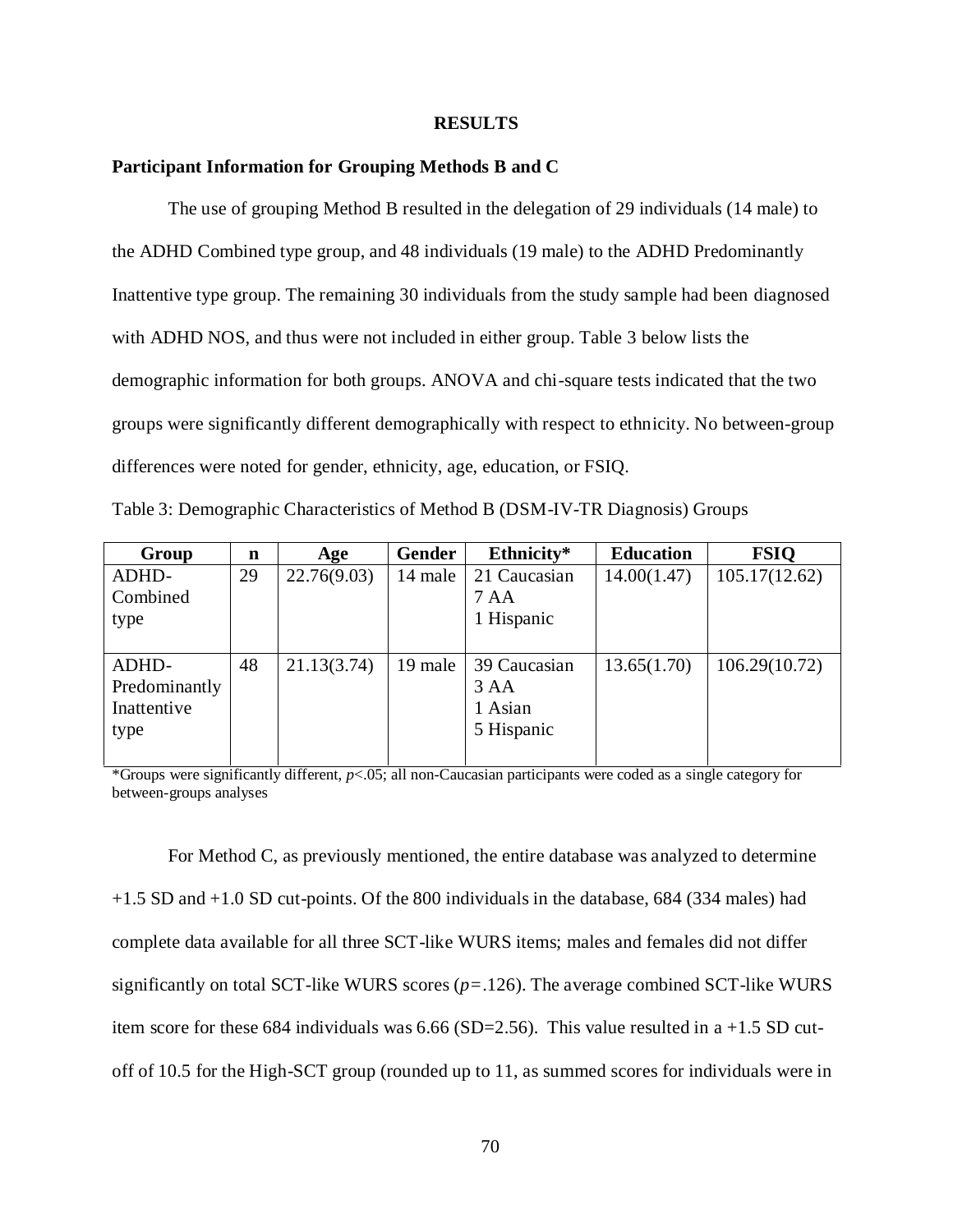# RESULTS

## Participant Information for Grouping Methods B and C

The use of grouping Method B resulted in the delegation of 29 individuals (14 male) to the ADHD Combined type group, and 48 individuals (19 male) to the ADHD Predominantly Inattentive type group. The remaining 30 individuals from the study sample had been diagnosed with ADHD NOS, and thus were not included in either group. Table 3 below lists the demographic information for both groups. ANOVA and chi-square tests indicated that the two groups were significantly different demographically with respect to ethnicity. No between-group differences were noted for gender, ethnicity, age, education, or FSIQ.

Table 3: Demographic Characteristics of Method B (DSM-IV-TR Diagnosis) Groups

| Group | n | Age | Gender | Ethnicity* | Education | FSIQ |
|---|---|---|---|---|---|---|
| ADHD-Combined type | 29 | 22.76(9.03) | 14 male | 21 Caucasian<br>7 AA<br>1 Hispanic | 14.00(1.47) | 105.17(12.62) |
| ADHD-Predominantly Inattentive type | 48 | 21.13(3.74) | 19 male | 39 Caucasian<br>3 AA<br>1 Asian<br>5 Hispanic | 13.65(1.70) | 106.29(10.72) |

*Groups were significantly different, $p<.05$; all non-Caucasian participants were coded as a single category for between-groups analyses

For Method C, as previously mentioned, the entire database was analyzed to determine +1.5 SD and +1.0 SD cut-points. Of the 800 individuals in the database, 684 (334 males) had complete data available for all three SCT-like WURS items; males and females did not differ significantly on total SCT-like WURS scores ($p=.126$). The average combined SCT-like WURS item score for these 684 individuals was 6.66 (SD=2.56). This value resulted in a +1.5 SD cut-off of 10.5 for the High-SCT group (rounded up to 11, as summed scores for individuals were in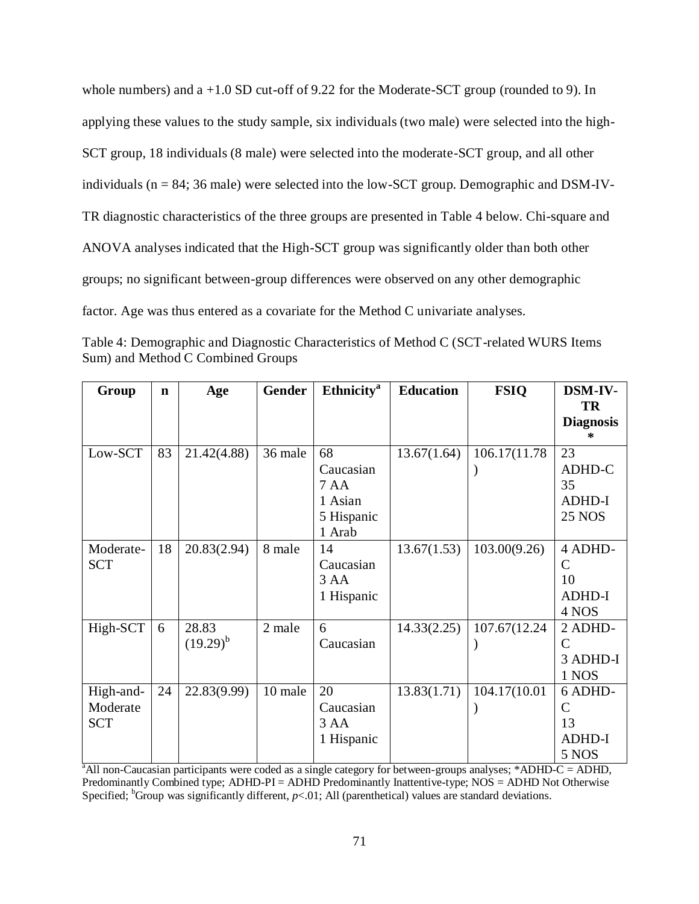whole numbers) and a +1.0 SD cut-off of 9.22 for the Moderate-SCT group (rounded to 9). In applying these values to the study sample, six individuals (two male) were selected into the high-SCT group, 18 individuals (8 male) were selected into the moderate-SCT group, and all other individuals (n = 84; 36 male) were selected into the low-SCT group. Demographic and DSM-IV-TR diagnostic characteristics of the three groups are presented in Table 4 below. Chi-square and ANOVA analyses indicated that the High-SCT group was significantly older than both other groups; no significant between-group differences were observed on any other demographic factor. Age was thus entered as a covariate for the Method C univariate analyses.

Table 4: Demographic and Diagnostic Characteristics of Method C (SCT-related WURS Items Sum) and Method C Combined Groups

| **Group** | **n** | **Age** | **Gender** | **Ethnicity**[a] | **Education** | **FSIQ** | **DSM-IV-TR Diagnosis*** |
|---|---|---|---|---|---|---|---|
| Low-SCT | 83 | 21.42(4.88) | 36 male | 68 Caucasian 7 AA 1 Asian 5 Hispanic 1 Arab | 13.67(1.64) | 106.17(11.78) | 23 ADHD-C 35 ADHD-I 25 NOS |
| Moderate-SCT | 18 | 20.83(2.94) | 8 male | 14 Caucasian 3 AA 1 Hispanic | 13.67(1.53) | 103.00(9.26) | 4 ADHD-C 10 ADHD-I 4 NOS |
| High-SCT | 6 | 28.83 (19.29)[b] | 2 male | 6 Caucasian | 14.33(2.25) | 107.67(12.24) | 2 ADHD-C 3 ADHD-I 1 NOS |
| High-and-Moderate SCT | 24 | 22.83(9.99) | 10 male | 20 Caucasian 3 AA 1 Hispanic | 13.83(1.71) | 104.17(10.01) | 6 ADHD-C 13 ADHD-I 5 NOS |

[a]All non-Caucasian participants were coded as a single category for between-groups analyses; *ADHD-C = ADHD, Predominantly Combined type; ADHD-PI = ADHD Predominantly Inattentive-type; NOS = ADHD Not Otherwise Specified; [b]Group was significantly different, $p<.01$; All (parenthetical) values are standard deviations.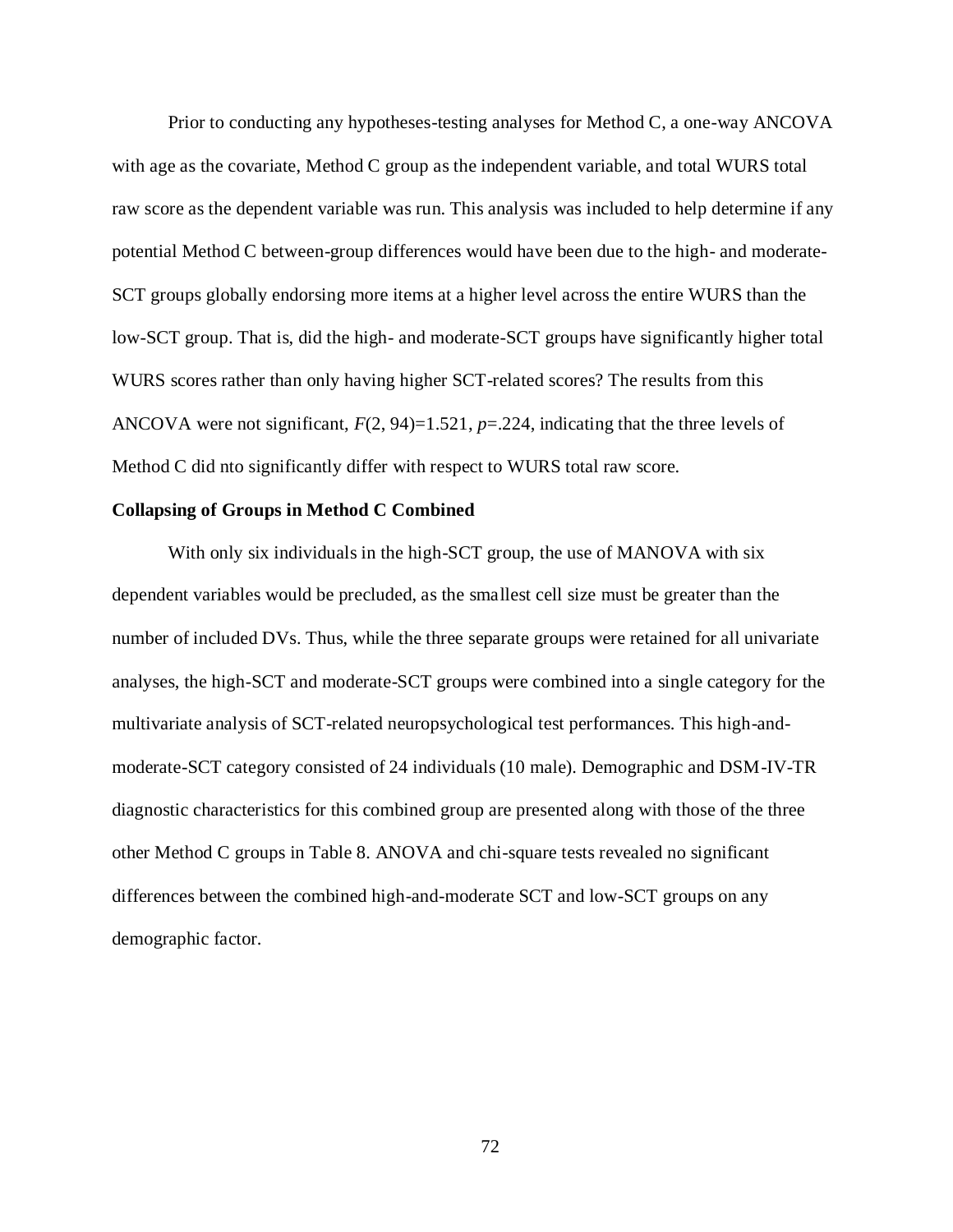Prior to conducting any hypotheses-testing analyses for Method C, a one-way ANCOVA with age as the covariate, Method C group as the independent variable, and total WURS total raw score as the dependent variable was run. This analysis was included to help determine if any potential Method C between-group differences would have been due to the high- and moderate-SCT groups globally endorsing more items at a higher level across the entire WURS than the low-SCT group. That is, did the high- and moderate-SCT groups have significantly higher total WURS scores rather than only having higher SCT-related scores? The results from this ANCOVA were not significant, $F(2, 94)=1.521$, $p=.224$, indicating that the three levels of Method C did nto significantly differ with respect to WURS total raw score.

**Collapsing of Groups in Method C Combined**

With only six individuals in the high-SCT group, the use of MANOVA with six dependent variables would be precluded, as the smallest cell size must be greater than the number of included DVs. Thus, while the three separate groups were retained for all univariate analyses, the high-SCT and moderate-SCT groups were combined into a single category for the multivariate analysis of SCT-related neuropsychological test performances. This high-and-moderate-SCT category consisted of 24 individuals (10 male). Demographic and DSM-IV-TR diagnostic characteristics for this combined group are presented along with those of the three other Method C groups in Table 8. ANOVA and chi-square tests revealed no significant differences between the combined high-and-moderate SCT and low-SCT groups on any demographic factor.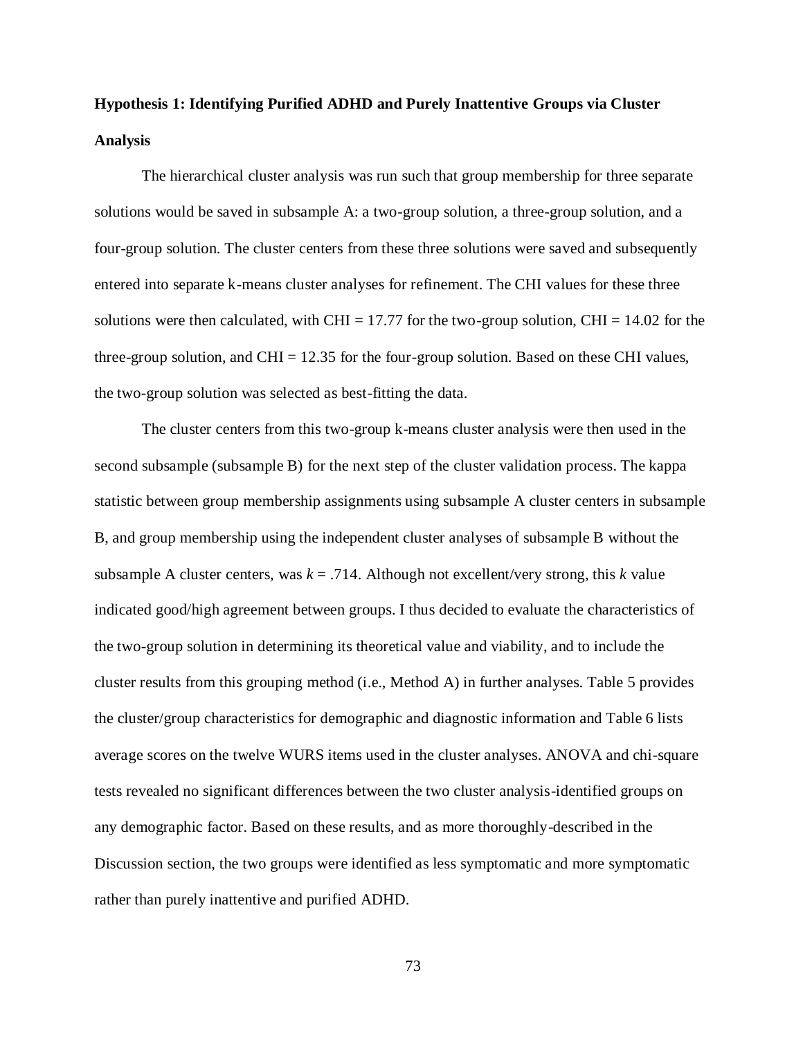**Hypothesis 1: Identifying Purified ADHD and Purely Inattentive Groups via Cluster Analysis**

The hierarchical cluster analysis was run such that group membership for three separate solutions would be saved in subsample A: a two-group solution, a three-group solution, and a four-group solution. The cluster centers from these three solutions were saved and subsequently entered into separate k-means cluster analyses for refinement. The CHI values for these three solutions were then calculated, with CHI = 17.77 for the two-group solution, CHI = 14.02 for the three-group solution, and CHI = 12.35 for the four-group solution. Based on these CHI values, the two-group solution was selected as best-fitting the data.

The cluster centers from this two-group k-means cluster analysis were then used in the second subsample (subsample B) for the next step of the cluster validation process. The kappa statistic between group membership assignments using subsample A cluster centers in subsample B, and group membership using the independent cluster analyses of subsample B without the subsample A cluster centers, was $k = .714$. Although not excellent/very strong, this $k$ value indicated good/high agreement between groups. I thus decided to evaluate the characteristics of the two-group solution in determining its theoretical value and viability, and to include the cluster results from this grouping method (i.e., Method A) in further analyses. Table 5 provides the cluster/group characteristics for demographic and diagnostic information and Table 6 lists average scores on the twelve WURS items used in the cluster analyses. ANOVA and chi-square tests revealed no significant differences between the two cluster analysis-identified groups on any demographic factor. Based on these results, and as more thoroughly-described in the Discussion section, the two groups were identified as less symptomatic and more symptomatic rather than purely inattentive and purified ADHD.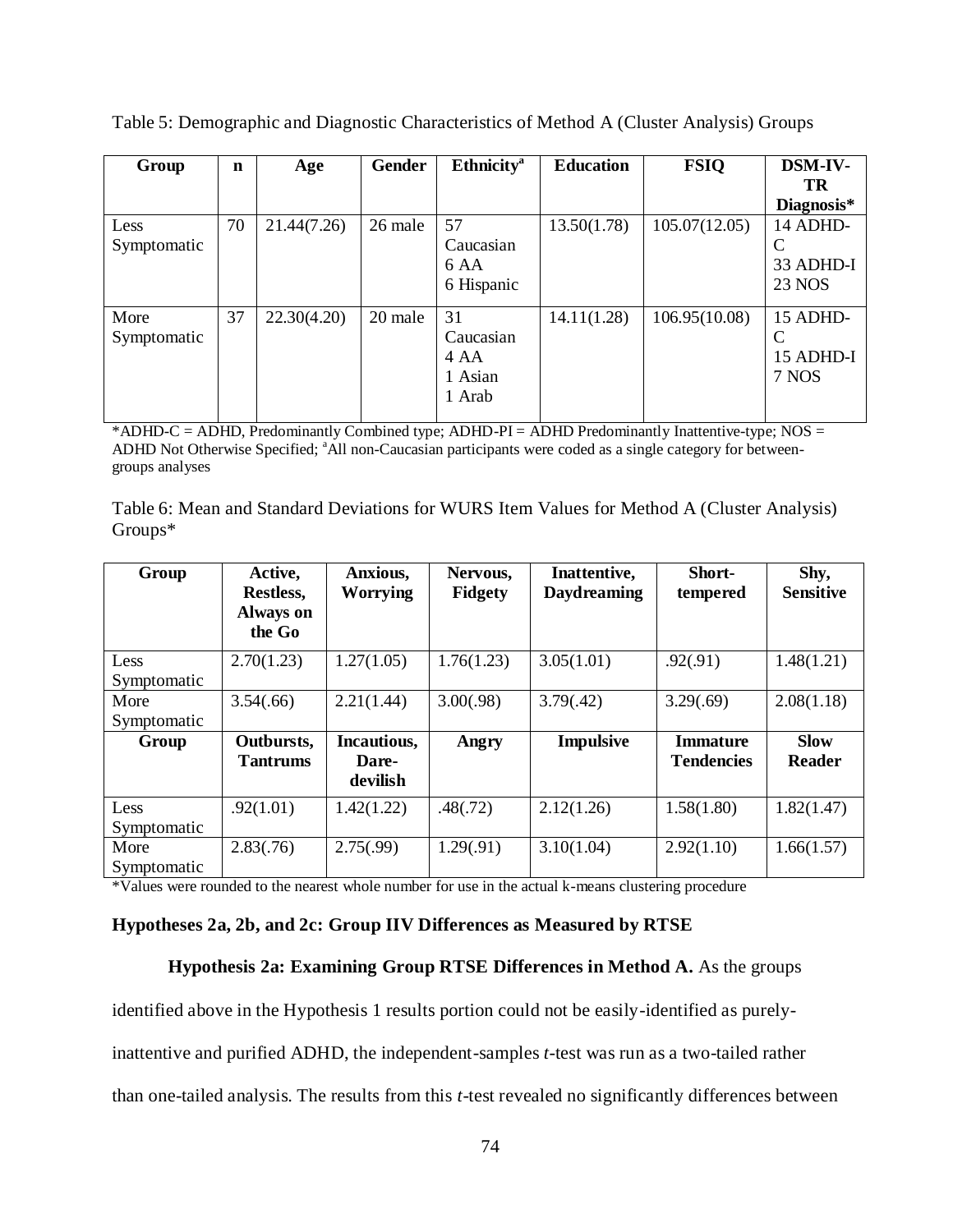Table 5: Demographic and Diagnostic Characteristics of Method A (Cluster Analysis) Groups

| Group | n | Age | Gender | Ethnicity[a] | Education | FSIQ | DSM-IV-TR Diagnosis* |
|---|---|---|---|---|---|---|---|
| Less Symptomatic | 70 | 21.44(7.26) | 26 male | 57 Caucasian 6 AA 6 Hispanic | 13.50(1.78) | 105.07(12.05) | 14 ADHD-C 33 ADHD-I 23 NOS |
| More Symptomatic | 37 | 22.30(4.20) | 20 male | 31 Caucasian 4 AA 1 Asian 1 Arab | 14.11(1.28) | 106.95(10.08) | 15 ADHD-C 15 ADHD-I 7 NOS |

*ADHD-C = ADHD, Predominantly Combined type; ADHD-PI = ADHD Predominantly Inattentive-type; NOS = ADHD Not Otherwise Specified; [a]All non-Caucasian participants were coded as a single category for between-groups analyses

Table 6: Mean and Standard Deviations for WURS Item Values for Method A (Cluster Analysis) Groups*

| Group | Active, Restless, Always on the Go | Anxious, Worrying | Nervous, Fidgety | Inattentive, Daydreaming | Short-tempered | Shy, Sensitive |
|---|---|---|---|---|---|---|
| Less Symptomatic | 2.70(1.23) | 1.27(1.05) | 1.76(1.23) | 3.05(1.01) | .92(.91) | 1.48(1.21) |
| More Symptomatic | 3.54(.66) | 2.21(1.44) | 3.00(.98) | 3.79(.42) | 3.29(.69) | 2.08(1.18) |
| **Group** | **Outbursts, Tantrums** | **Incautious, Dare-devilish** | **Angry** | **Impulsive** | **Immature Tendencies** | **Slow Reader** |
| Less Symptomatic | .92(1.01) | 1.42(1.22) | .48(.72) | 2.12(1.26) | 1.58(1.80) | 1.82(1.47) |
| More Symptomatic | 2.83(.76) | 2.75(.99) | 1.29(.91) | 3.10(1.04) | 2.92(1.10) | 1.66(1.57) |

*Values were rounded to the nearest whole number for use in the actual k-means clustering procedure

**Hypotheses 2a, 2b, and 2c: Group IIV Differences as Measured by RTSE**

**Hypothesis 2a: Examining Group RTSE Differences in Method A.** As the groups identified above in the Hypothesis 1 results portion could not be easily-identified as purely-inattentive and purified ADHD, the independent-samples *t*-test was run as a two-tailed rather than one-tailed analysis. The results from this *t*-test revealed no significantly differences between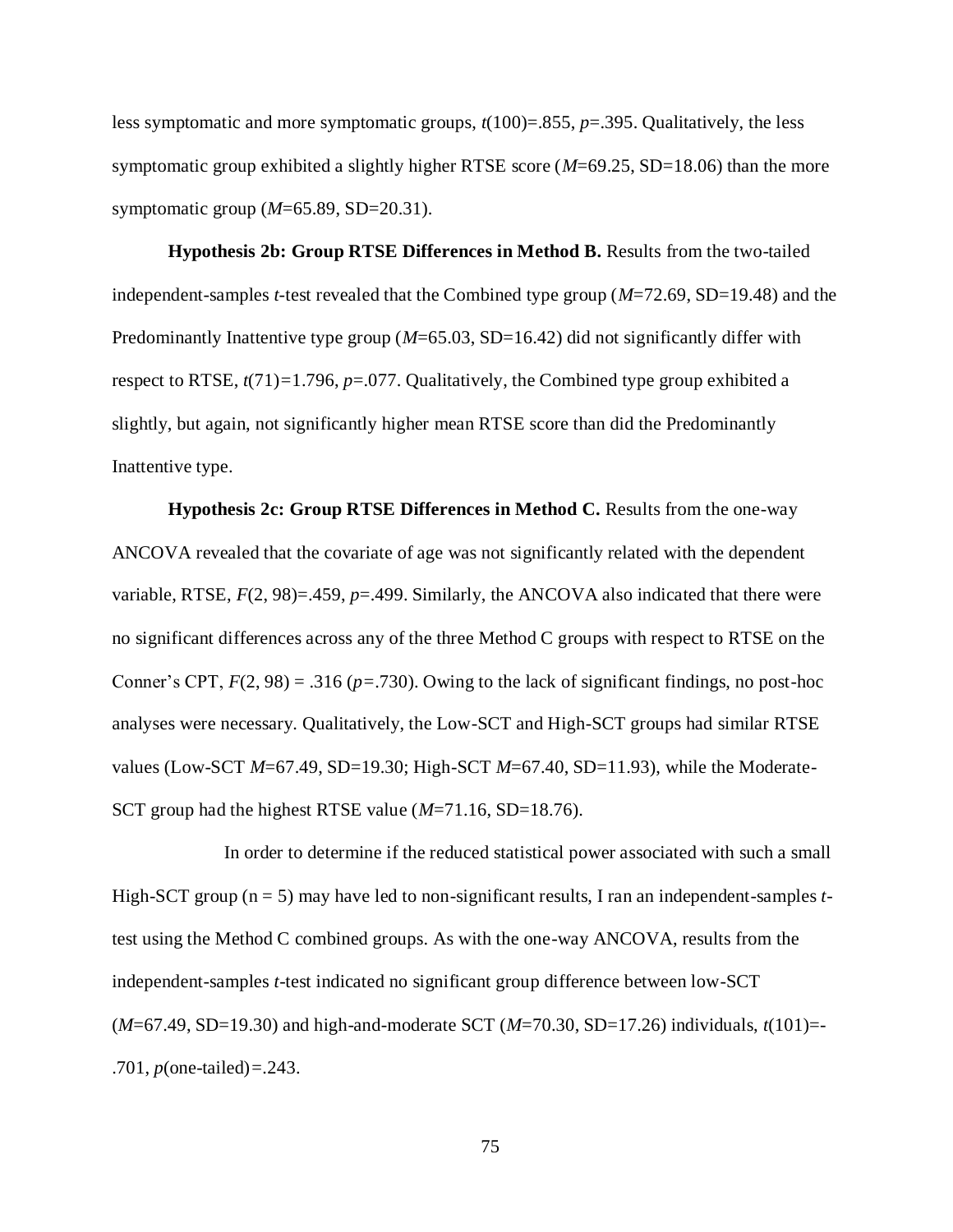less symptomatic and more symptomatic groups, $t(100)=.855$, $p=.395$. Qualitatively, the less symptomatic group exhibited a slightly higher RTSE score ($M=69.25$, SD=18.06) than the more symptomatic group ($M=65.89$, SD=20.31).

**Hypothesis 2b: Group RTSE Differences in Method B.** Results from the two-tailed independent-samples *t*-test revealed that the Combined type group ($M=72.69$, SD=19.48) and the Predominantly Inattentive type group ($M=65.03$, SD=16.42) did not significantly differ with respect to RTSE, $t(71)=1.796$, $p=.077$. Qualitatively, the Combined type group exhibited a slightly, but again, not significantly higher mean RTSE score than did the Predominantly Inattentive type.

**Hypothesis 2c: Group RTSE Differences in Method C.** Results from the one-way ANCOVA revealed that the covariate of age was not significantly related with the dependent variable, RTSE, $F(2, 98)=.459$, $p=.499$. Similarly, the ANCOVA also indicated that there were no significant differences across any of the three Method C groups with respect to RTSE on the Conner's CPT, $F(2, 98) = .316$ ($p=.730$). Owing to the lack of significant findings, no post-hoc analyses were necessary. Qualitatively, the Low-SCT and High-SCT groups had similar RTSE values (Low-SCT $M=67.49$, SD=19.30; High-SCT $M=67.40$, SD=11.93), while the Moderate-SCT group had the highest RTSE value ($M=71.16$, SD=18.76).

In order to determine if the reduced statistical power associated with such a small High-SCT group ($n = 5$) may have led to non-significant results, I ran an independent-samples *t*-test using the Method C combined groups. As with the one-way ANCOVA, results from the independent-samples *t*-test indicated no significant group difference between low-SCT ($M=67.49$, SD=19.30) and high-and-moderate SCT ($M=70.30$, SD=17.26) individuals, $t(101)=-.701$, $p$(one-tailed)$=.243$.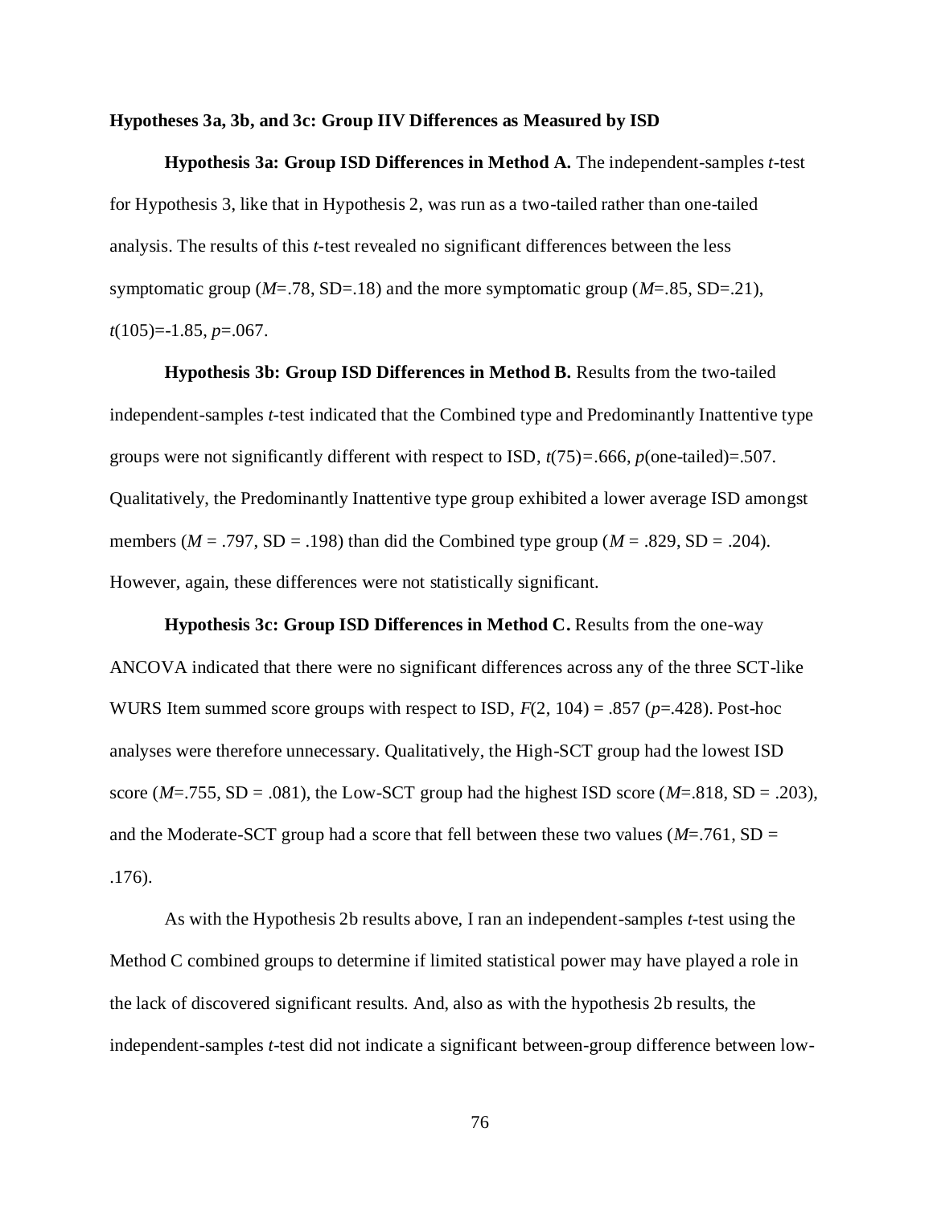### Hypotheses 3a, 3b, and 3c: Group IIV Differences as Measured by ISD

**Hypothesis 3a: Group ISD Differences in Method A.** The independent-samples *t*-test for Hypothesis 3, like that in Hypothesis 2, was run as a two-tailed rather than one-tailed analysis. The results of this *t*-test revealed no significant differences between the less symptomatic group ($M$=.78, SD=.18) and the more symptomatic group ($M$=.85, SD=.21), $t(105)=-1.85$, $p$=.067.

**Hypothesis 3b: Group ISD Differences in Method B.** Results from the two-tailed independent-samples *t*-test indicated that the Combined type and Predominantly Inattentive type groups were not significantly different with respect to ISD, $t(75)=.666$, $p$(one-tailed)=.507. Qualitatively, the Predominantly Inattentive type group exhibited a lower average ISD amongst members ($M$ = .797, SD = .198) than did the Combined type group ($M$ = .829, SD = .204). However, again, these differences were not statistically significant.

**Hypothesis 3c: Group ISD Differences in Method C.** Results from the one-way ANCOVA indicated that there were no significant differences across any of the three SCT-like WURS Item summed score groups with respect to ISD, $F(2, 104)$ = .857 ($p$=.428). Post-hoc analyses were therefore unnecessary. Qualitatively, the High-SCT group had the lowest ISD score ($M$=.755, SD = .081), the Low-SCT group had the highest ISD score ($M$=.818, SD = .203), and the Moderate-SCT group had a score that fell between these two values ($M$=.761, SD = .176).

As with the Hypothesis 2b results above, I ran an independent-samples *t*-test using the Method C combined groups to determine if limited statistical power may have played a role in the lack of discovered significant results. And, also as with the hypothesis 2b results, the independent-samples *t*-test did not indicate a significant between-group difference between low-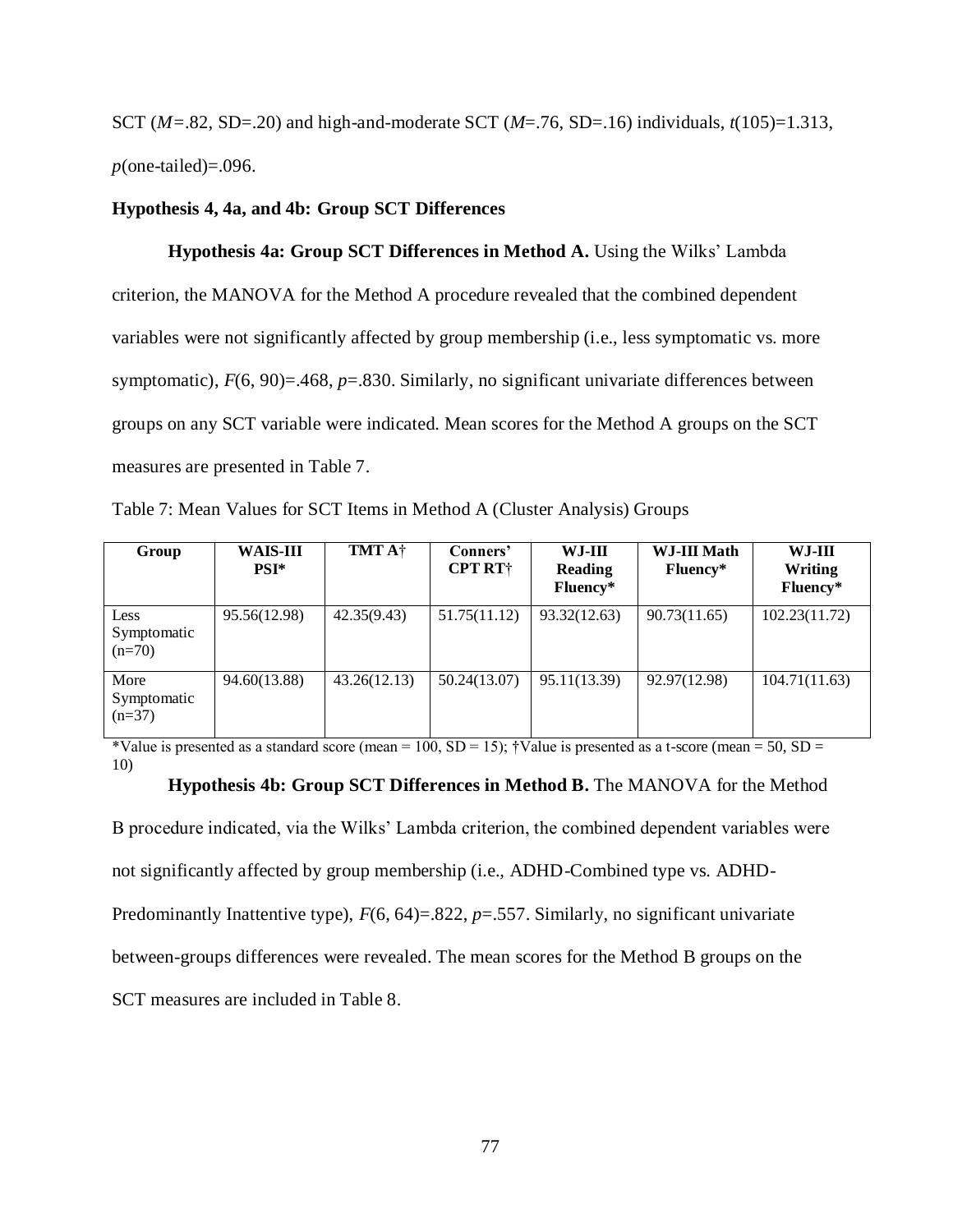SCT ($M$=.82, SD=.20) and high-and-moderate SCT ($M$=.76, SD=.16) individuals, $t(105)=1.313$, $p$(one-tailed)=.096.

### Hypothesis 4, 4a, and 4b: Group SCT Differences

**Hypothesis 4a: Group SCT Differences in Method A.** Using the Wilks' Lambda criterion, the MANOVA for the Method A procedure revealed that the combined dependent variables were not significantly affected by group membership (i.e., less symptomatic vs. more symptomatic), $F(6, 90)=.468$, $p=.830$. Similarly, no significant univariate differences between groups on any SCT variable were indicated. Mean scores for the Method A groups on the SCT measures are presented in Table 7.

Table 7: Mean Values for SCT Items in Method A (Cluster Analysis) Groups

| Group | WAIS-III PSI* | TMT A† | Conners' CPT RT† | WJ-III Reading Fluency* | WJ-III Math Fluency* | WJ-III Writing Fluency* |
|---|---|---|---|---|---|---|
| Less Symptomatic (n=70) | 95.56(12.98) | 42.35(9.43) | 51.75(11.12) | 93.32(12.63) | 90.73(11.65) | 102.23(11.72) |
| More Symptomatic (n=37) | 94.60(13.88) | 43.26(12.13) | 50.24(13.07) | 95.11(13.39) | 92.97(12.98) | 104.71(11.63) |

*Value is presented as a standard score (mean = 100, SD = 15); †Value is presented as a t-score (mean = 50, SD = 10)

**Hypothesis 4b: Group SCT Differences in Method B.** The MANOVA for the Method B procedure indicated, via the Wilks' Lambda criterion, the combined dependent variables were not significantly affected by group membership (i.e., ADHD-Combined type vs. ADHD-Predominantly Inattentive type), $F(6, 64)=.822$, $p=.557$. Similarly, no significant univariate between-groups differences were revealed. The mean scores for the Method B groups on the SCT measures are included in Table 8.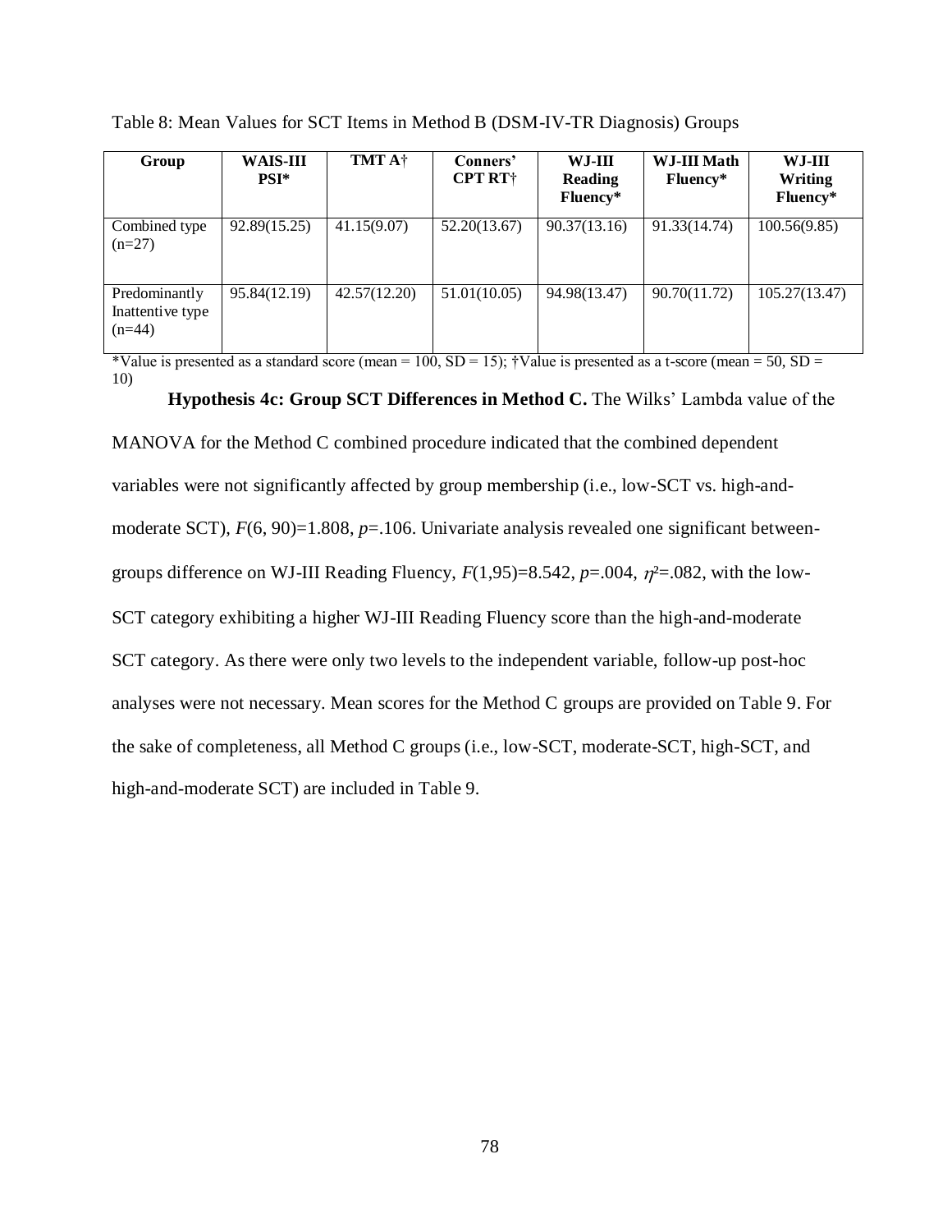Table 8: Mean Values for SCT Items in Method B (DSM-IV-TR Diagnosis) Groups

| Group | WAIS-III PSI* | TMT A† | Conners' CPT RT† | WJ-III Reading Fluency* | WJ-III Math Fluency* | WJ-III Writing Fluency* |
|---|---|---|---|---|---|---|
| Combined type (n=27) | 92.89(15.25) | 41.15(9.07) | 52.20(13.67) | 90.37(13.16) | 91.33(14.74) | 100.56(9.85) |
| Predominantly Inattentive type (n=44) | 95.84(12.19) | 42.57(12.20) | 51.01(10.05) | 94.98(13.47) | 90.70(11.72) | 105.27(13.47) |

*Value is presented as a standard score (mean = 100, SD = 15); †Value is presented as a t-score (mean = 50, SD = 10)

**Hypothesis 4c: Group SCT Differences in Method C.** The Wilks' Lambda value of the MANOVA for the Method C combined procedure indicated that the combined dependent variables were not significantly affected by group membership (i.e., low-SCT vs. high-and-moderate SCT), $F(6, 90)=1.808$, $p=.106$. Univariate analysis revealed one significant between-groups difference on WJ-III Reading Fluency, $F(1,95)=8.542$, $p=.004$, $\eta^2=.082$, with the low-SCT category exhibiting a higher WJ-III Reading Fluency score than the high-and-moderate SCT category. As there were only two levels to the independent variable, follow-up post-hoc analyses were not necessary. Mean scores for the Method C groups are provided on Table 9. For the sake of completeness, all Method C groups (i.e., low-SCT, moderate-SCT, high-SCT, and high-and-moderate SCT) are included in Table 9.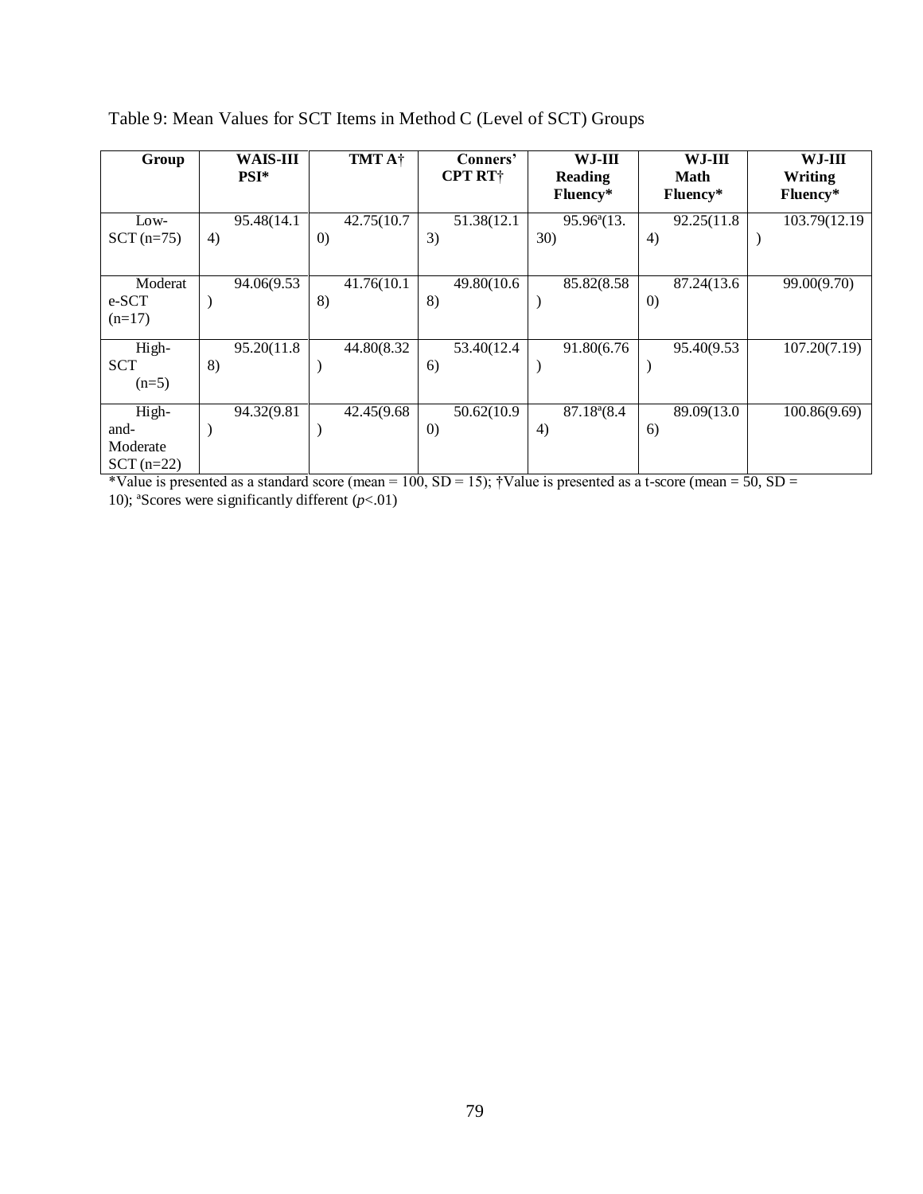Table 9: Mean Values for SCT Items in Method C (Level of SCT) Groups

| Group | WAIS-III PSI* | TMT A† | Conners' CPT RT† | WJ-III Reading Fluency* | WJ-III Math Fluency* | WJ-III Writing Fluency* |
|---|---|---|---|---|---|---|
| Low-SCT (n=75) | 95.48(14.14) | 42.75(10.70) | 51.38(12.13) | 95.96[a](13.30) | 92.25(11.84) | 103.79(12.19) |
| Moderate-SCT (n=17) | 94.06(9.53) | 41.76(10.18) | 49.80(10.68) | 85.82(8.58) | 87.24(13.60) | 99.00(9.70) |
| High-SCT (n=5) | 95.20(11.88) | 44.80(8.32) | 53.40(12.46) | 91.80(6.76) | 95.40(9.53) | 107.20(7.19) |
| High-and-Moderate SCT (n=22) | 94.32(9.81) | 42.45(9.68) | 50.62(10.90) | 87.18[a](8.44) | 89.09(13.06) | 100.86(9.69) |

*Value is presented as a standard score (mean = 100, SD = 15); †Value is presented as a t-score (mean = 50, SD = 10); [a]Scores were significantly different ($p<.01$)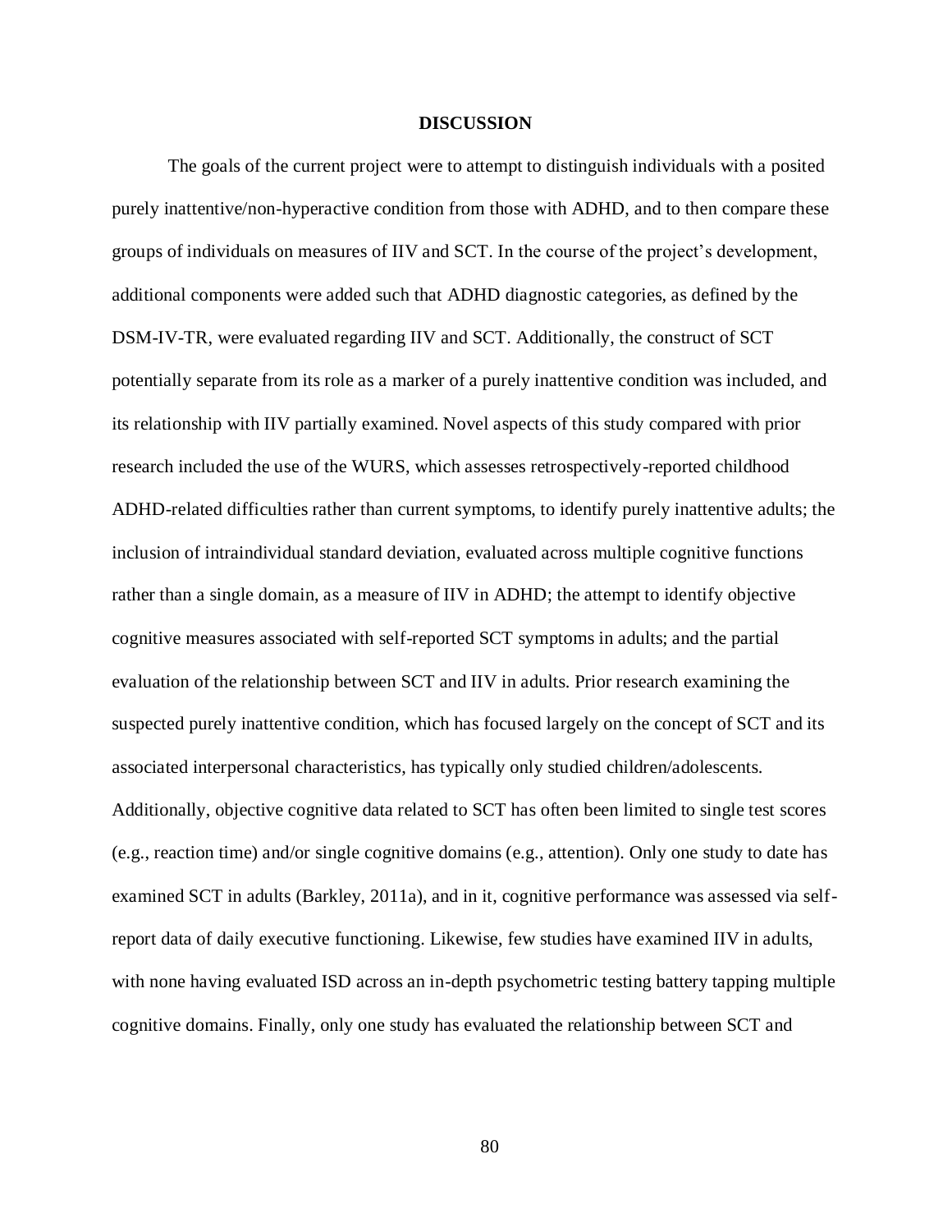# DISCUSSION

The goals of the current project were to attempt to distinguish individuals with a posited purely inattentive/non-hyperactive condition from those with ADHD, and to then compare these groups of individuals on measures of IIV and SCT. In the course of the project's development, additional components were added such that ADHD diagnostic categories, as defined by the DSM-IV-TR, were evaluated regarding IIV and SCT. Additionally, the construct of SCT potentially separate from its role as a marker of a purely inattentive condition was included, and its relationship with IIV partially examined. Novel aspects of this study compared with prior research included the use of the WURS, which assesses retrospectively-reported childhood ADHD-related difficulties rather than current symptoms, to identify purely inattentive adults; the inclusion of intraindividual standard deviation, evaluated across multiple cognitive functions rather than a single domain, as a measure of IIV in ADHD; the attempt to identify objective cognitive measures associated with self-reported SCT symptoms in adults; and the partial evaluation of the relationship between SCT and IIV in adults. Prior research examining the suspected purely inattentive condition, which has focused largely on the concept of SCT and its associated interpersonal characteristics, has typically only studied children/adolescents. Additionally, objective cognitive data related to SCT has often been limited to single test scores (e.g., reaction time) and/or single cognitive domains (e.g., attention). Only one study to date has examined SCT in adults (Barkley, 2011a), and in it, cognitive performance was assessed via self-report data of daily executive functioning. Likewise, few studies have examined IIV in adults, with none having evaluated ISD across an in-depth psychometric testing battery tapping multiple cognitive domains. Finally, only one study has evaluated the relationship between SCT and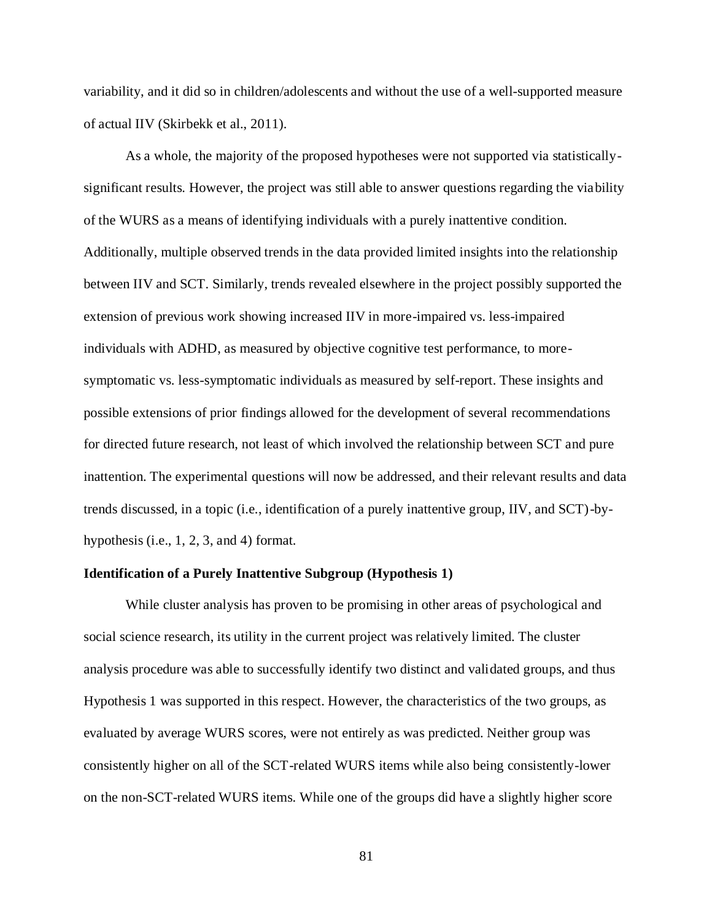variability, and it did so in children/adolescents and without the use of a well-supported measure of actual IIV (Skirbekk et al., 2011).

As a whole, the majority of the proposed hypotheses were not supported via statistically-significant results. However, the project was still able to answer questions regarding the viability of the WURS as a means of identifying individuals with a purely inattentive condition. Additionally, multiple observed trends in the data provided limited insights into the relationship between IIV and SCT. Similarly, trends revealed elsewhere in the project possibly supported the extension of previous work showing increased IIV in more-impaired vs. less-impaired individuals with ADHD, as measured by objective cognitive test performance, to more-symptomatic vs. less-symptomatic individuals as measured by self-report. These insights and possible extensions of prior findings allowed for the development of several recommendations for directed future research, not least of which involved the relationship between SCT and pure inattention. The experimental questions will now be addressed, and their relevant results and data trends discussed, in a topic (i.e., identification of a purely inattentive group, IIV, and SCT)-by-hypothesis (i.e., 1, 2, 3, and 4) format.

**Identification of a Purely Inattentive Subgroup (Hypothesis 1)**

While cluster analysis has proven to be promising in other areas of psychological and social science research, its utility in the current project was relatively limited. The cluster analysis procedure was able to successfully identify two distinct and validated groups, and thus Hypothesis 1 was supported in this respect. However, the characteristics of the two groups, as evaluated by average WURS scores, were not entirely as was predicted. Neither group was consistently higher on all of the SCT-related WURS items while also being consistently-lower on the non-SCT-related WURS items. While one of the groups did have a slightly higher score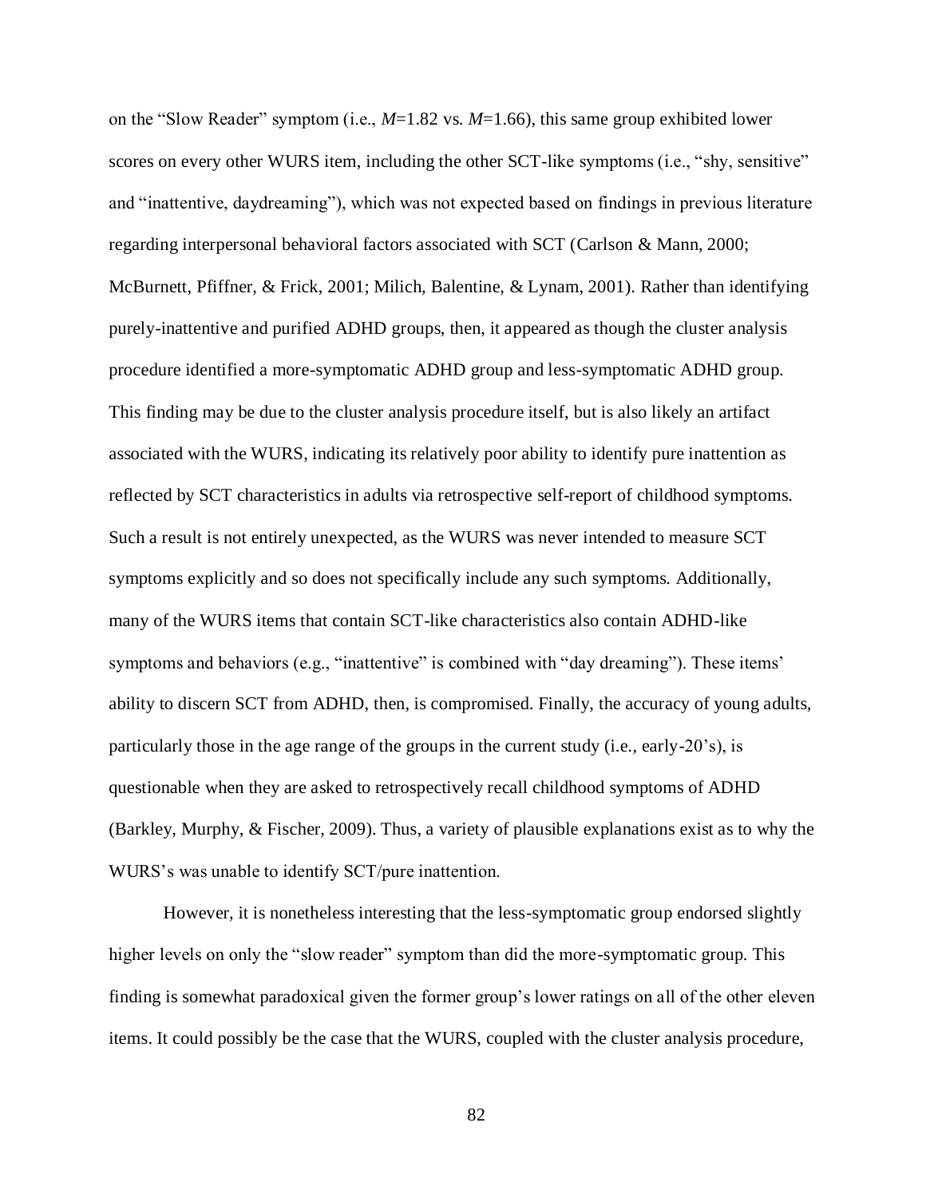on the "Slow Reader" symptom (i.e., *M*=1.82 vs. *M*=1.66), this same group exhibited lower scores on every other WURS item, including the other SCT-like symptoms (i.e., "shy, sensitive" and "inattentive, daydreaming"), which was not expected based on findings in previous literature regarding interpersonal behavioral factors associated with SCT (Carlson & Mann, 2000; McBurnett, Pfiffner, & Frick, 2001; Milich, Balentine, & Lynam, 2001). Rather than identifying purely-inattentive and purified ADHD groups, then, it appeared as though the cluster analysis procedure identified a more-symptomatic ADHD group and less-symptomatic ADHD group. This finding may be due to the cluster analysis procedure itself, but is also likely an artifact associated with the WURS, indicating its relatively poor ability to identify pure inattention as reflected by SCT characteristics in adults via retrospective self-report of childhood symptoms. Such a result is not entirely unexpected, as the WURS was never intended to measure SCT symptoms explicitly and so does not specifically include any such symptoms. Additionally, many of the WURS items that contain SCT-like characteristics also contain ADHD-like symptoms and behaviors (e.g., "inattentive" is combined with "day dreaming"). These items' ability to discern SCT from ADHD, then, is compromised. Finally, the accuracy of young adults, particularly those in the age range of the groups in the current study (i.e., early-20's), is questionable when they are asked to retrospectively recall childhood symptoms of ADHD (Barkley, Murphy, & Fischer, 2009). Thus, a variety of plausible explanations exist as to why the WURS's was unable to identify SCT/pure inattention.

However, it is nonetheless interesting that the less-symptomatic group endorsed slightly higher levels on only the "slow reader" symptom than did the more-symptomatic group. This finding is somewhat paradoxical given the former group's lower ratings on all of the other eleven items. It could possibly be the case that the WURS, coupled with the cluster analysis procedure,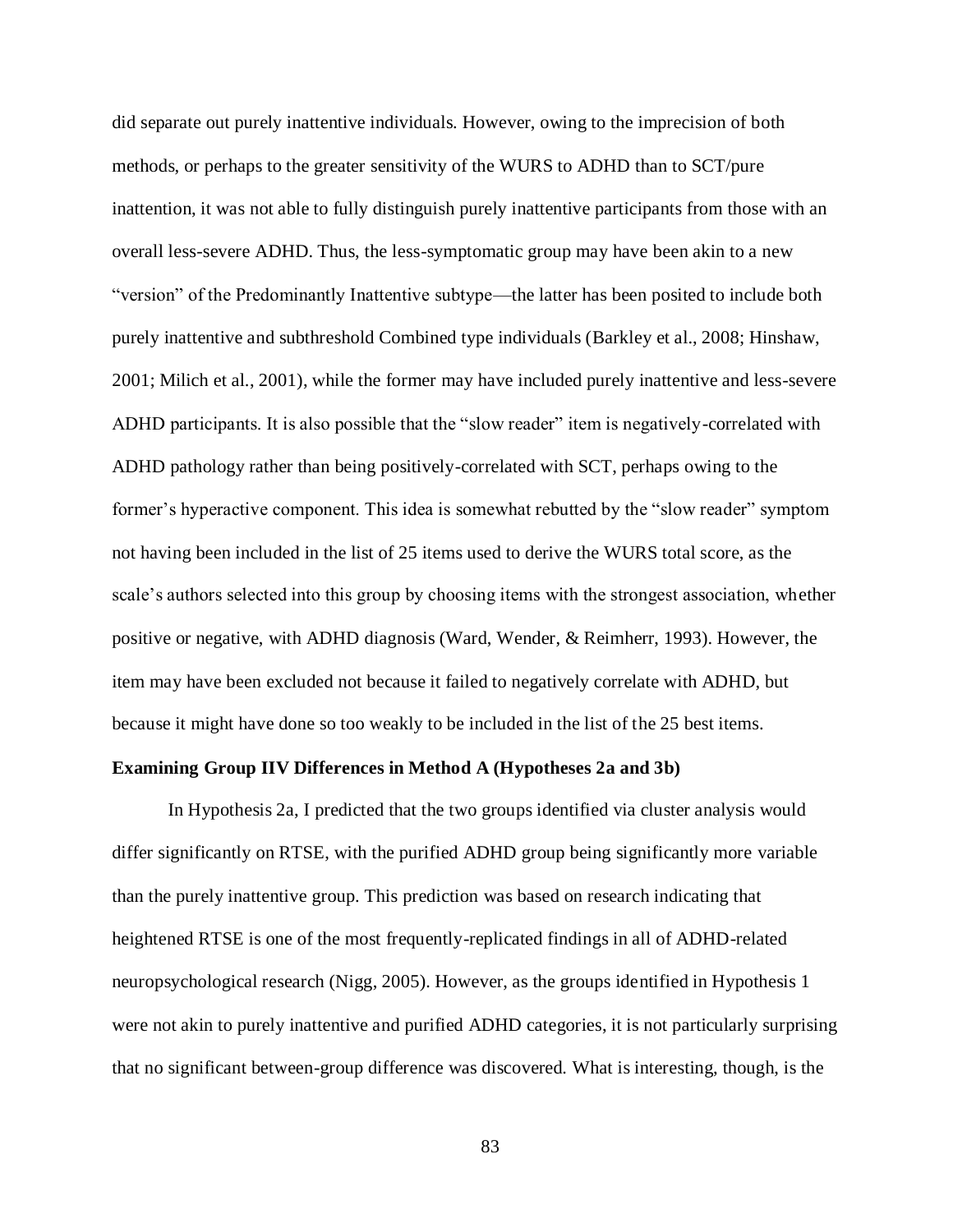did separate out purely inattentive individuals. However, owing to the imprecision of both methods, or perhaps to the greater sensitivity of the WURS to ADHD than to SCT/pure inattention, it was not able to fully distinguish purely inattentive participants from those with an overall less-severe ADHD. Thus, the less-symptomatic group may have been akin to a new "version" of the Predominantly Inattentive subtype—the latter has been posited to include both purely inattentive and subthreshold Combined type individuals (Barkley et al., 2008; Hinshaw, 2001; Milich et al., 2001), while the former may have included purely inattentive and less-severe ADHD participants. It is also possible that the "slow reader" item is negatively-correlated with ADHD pathology rather than being positively-correlated with SCT, perhaps owing to the former's hyperactive component. This idea is somewhat rebutted by the "slow reader" symptom not having been included in the list of 25 items used to derive the WURS total score, as the scale's authors selected into this group by choosing items with the strongest association, whether positive or negative, with ADHD diagnosis (Ward, Wender, & Reimherr, 1993). However, the item may have been excluded not because it failed to negatively correlate with ADHD, but because it might have done so too weakly to be included in the list of the 25 best items.

**Examining Group IIV Differences in Method A (Hypotheses 2a and 3b)**

In Hypothesis 2a, I predicted that the two groups identified via cluster analysis would differ significantly on RTSE, with the purified ADHD group being significantly more variable than the purely inattentive group. This prediction was based on research indicating that heightened RTSE is one of the most frequently-replicated findings in all of ADHD-related neuropsychological research (Nigg, 2005). However, as the groups identified in Hypothesis 1 were not akin to purely inattentive and purified ADHD categories, it is not particularly surprising that no significant between-group difference was discovered. What is interesting, though, is the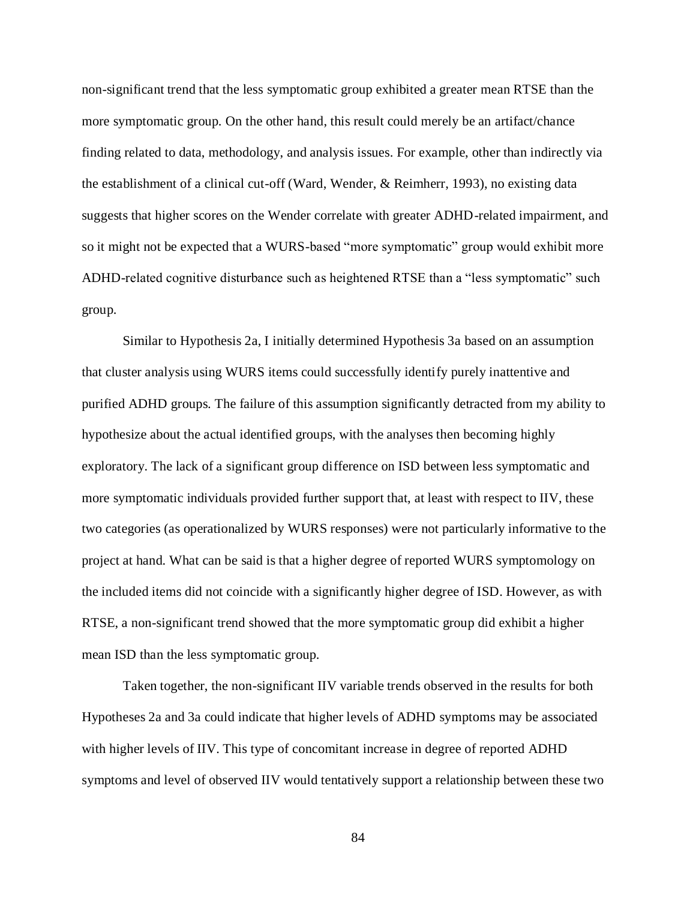non-significant trend that the less symptomatic group exhibited a greater mean RTSE than the more symptomatic group. On the other hand, this result could merely be an artifact/chance finding related to data, methodology, and analysis issues. For example, other than indirectly via the establishment of a clinical cut-off (Ward, Wender, & Reimherr, 1993), no existing data suggests that higher scores on the Wender correlate with greater ADHD-related impairment, and so it might not be expected that a WURS-based "more symptomatic" group would exhibit more ADHD-related cognitive disturbance such as heightened RTSE than a "less symptomatic" such group.

Similar to Hypothesis 2a, I initially determined Hypothesis 3a based on an assumption that cluster analysis using WURS items could successfully identify purely inattentive and purified ADHD groups. The failure of this assumption significantly detracted from my ability to hypothesize about the actual identified groups, with the analyses then becoming highly exploratory. The lack of a significant group difference on ISD between less symptomatic and more symptomatic individuals provided further support that, at least with respect to IIV, these two categories (as operationalized by WURS responses) were not particularly informative to the project at hand. What can be said is that a higher degree of reported WURS symptomology on the included items did not coincide with a significantly higher degree of ISD. However, as with RTSE, a non-significant trend showed that the more symptomatic group did exhibit a higher mean ISD than the less symptomatic group.

Taken together, the non-significant IIV variable trends observed in the results for both Hypotheses 2a and 3a could indicate that higher levels of ADHD symptoms may be associated with higher levels of IIV. This type of concomitant increase in degree of reported ADHD symptoms and level of observed IIV would tentatively support a relationship between these two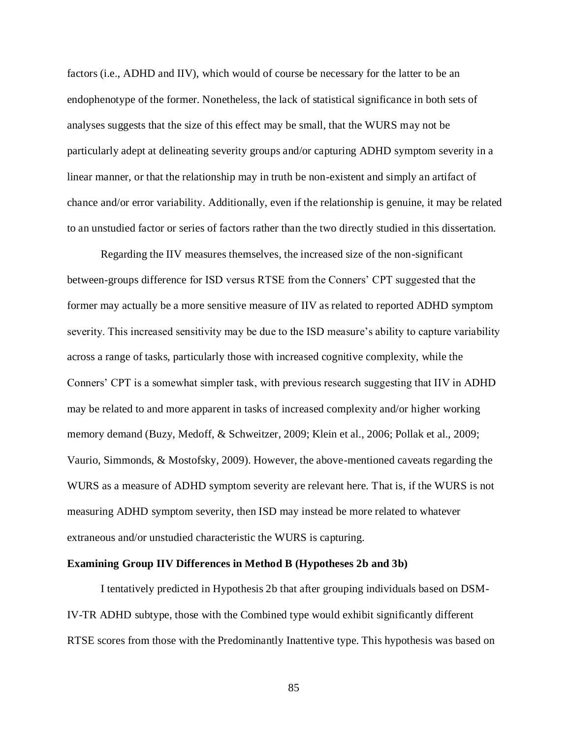factors (i.e., ADHD and IIV), which would of course be necessary for the latter to be an endophenotype of the former. Nonetheless, the lack of statistical significance in both sets of analyses suggests that the size of this effect may be small, that the WURS may not be particularly adept at delineating severity groups and/or capturing ADHD symptom severity in a linear manner, or that the relationship may in truth be non-existent and simply an artifact of chance and/or error variability. Additionally, even if the relationship is genuine, it may be related to an unstudied factor or series of factors rather than the two directly studied in this dissertation.

Regarding the IIV measures themselves, the increased size of the non-significant between-groups difference for ISD versus RTSE from the Conners' CPT suggested that the former may actually be a more sensitive measure of IIV as related to reported ADHD symptom severity. This increased sensitivity may be due to the ISD measure's ability to capture variability across a range of tasks, particularly those with increased cognitive complexity, while the Conners' CPT is a somewhat simpler task, with previous research suggesting that IIV in ADHD may be related to and more apparent in tasks of increased complexity and/or higher working memory demand (Buzy, Medoff, & Schweitzer, 2009; Klein et al., 2006; Pollak et al., 2009; Vaurio, Simmonds, & Mostofsky, 2009). However, the above-mentioned caveats regarding the WURS as a measure of ADHD symptom severity are relevant here. That is, if the WURS is not measuring ADHD symptom severity, then ISD may instead be more related to whatever extraneous and/or unstudied characteristic the WURS is capturing.

**Examining Group IIV Differences in Method B (Hypotheses 2b and 3b)**

I tentatively predicted in Hypothesis 2b that after grouping individuals based on DSM-IV-TR ADHD subtype, those with the Combined type would exhibit significantly different RTSE scores from those with the Predominantly Inattentive type. This hypothesis was based on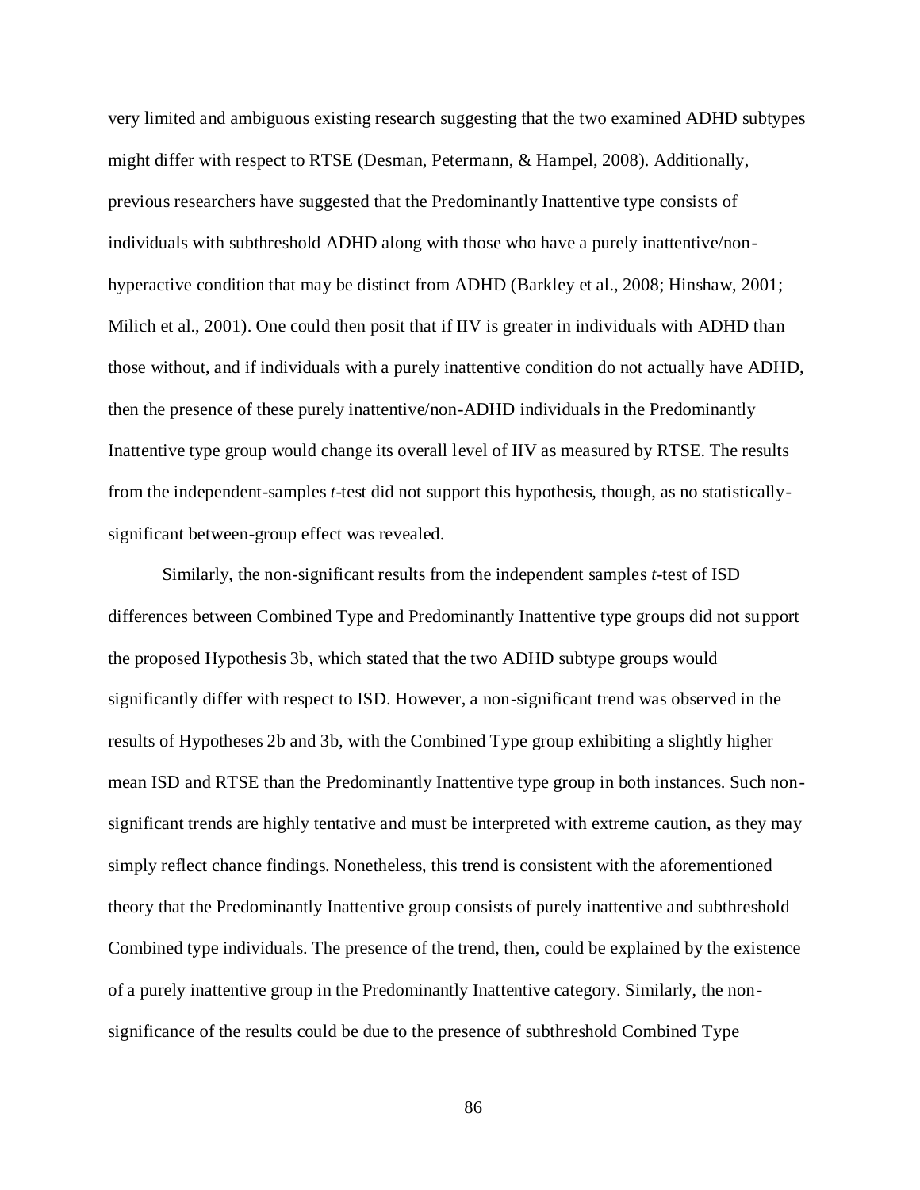very limited and ambiguous existing research suggesting that the two examined ADHD subtypes might differ with respect to RTSE (Desman, Petermann, & Hampel, 2008). Additionally, previous researchers have suggested that the Predominantly Inattentive type consists of individuals with subthreshold ADHD along with those who have a purely inattentive/non-hyperactive condition that may be distinct from ADHD (Barkley et al., 2008; Hinshaw, 2001; Milich et al., 2001). One could then posit that if IIV is greater in individuals with ADHD than those without, and if individuals with a purely inattentive condition do not actually have ADHD, then the presence of these purely inattentive/non-ADHD individuals in the Predominantly Inattentive type group would change its overall level of IIV as measured by RTSE. The results from the independent-samples *t*-test did not support this hypothesis, though, as no statistically-significant between-group effect was revealed.

Similarly, the non-significant results from the independent samples *t*-test of ISD differences between Combined Type and Predominantly Inattentive type groups did not support the proposed Hypothesis 3b, which stated that the two ADHD subtype groups would significantly differ with respect to ISD. However, a non-significant trend was observed in the results of Hypotheses 2b and 3b, with the Combined Type group exhibiting a slightly higher mean ISD and RTSE than the Predominantly Inattentive type group in both instances. Such non-significant trends are highly tentative and must be interpreted with extreme caution, as they may simply reflect chance findings. Nonetheless, this trend is consistent with the aforementioned theory that the Predominantly Inattentive group consists of purely inattentive and subthreshold Combined type individuals. The presence of the trend, then, could be explained by the existence of a purely inattentive group in the Predominantly Inattentive category. Similarly, the non-significance of the results could be due to the presence of subthreshold Combined Type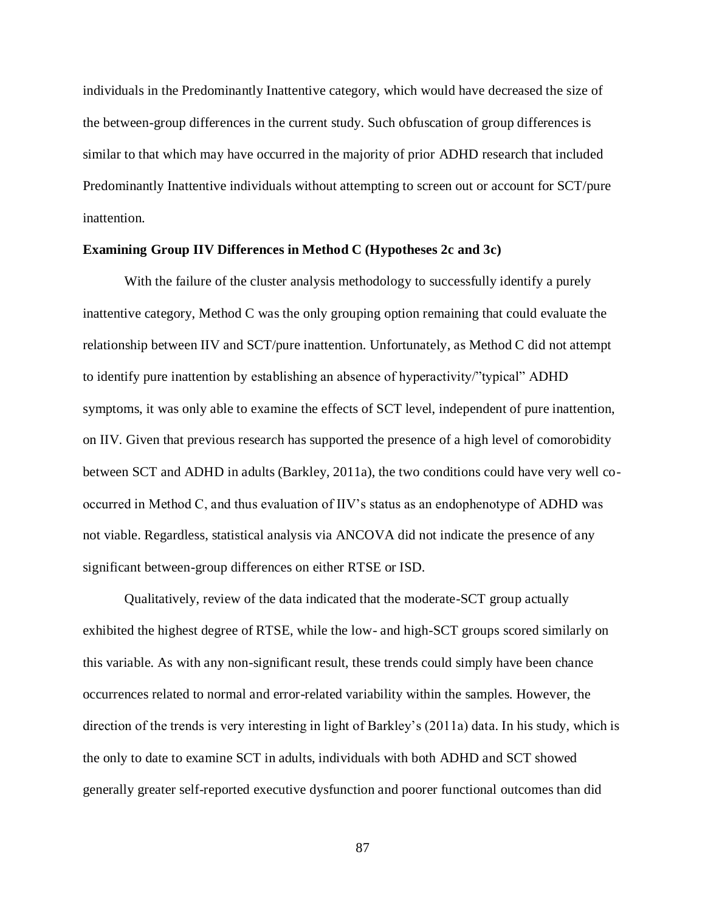individuals in the Predominantly Inattentive category, which would have decreased the size of the between-group differences in the current study. Such obfuscation of group differences is similar to that which may have occurred in the majority of prior ADHD research that included Predominantly Inattentive individuals without attempting to screen out or account for SCT/pure inattention.

**Examining Group IIV Differences in Method C (Hypotheses 2c and 3c)**

With the failure of the cluster analysis methodology to successfully identify a purely inattentive category, Method C was the only grouping option remaining that could evaluate the relationship between IIV and SCT/pure inattention. Unfortunately, as Method C did not attempt to identify pure inattention by establishing an absence of hyperactivity/"typical" ADHD symptoms, it was only able to examine the effects of SCT level, independent of pure inattention, on IIV. Given that previous research has supported the presence of a high level of comorobidity between SCT and ADHD in adults (Barkley, 2011a), the two conditions could have very well co-occurred in Method C, and thus evaluation of IIV's status as an endophenotype of ADHD was not viable. Regardless, statistical analysis via ANCOVA did not indicate the presence of any significant between-group differences on either RTSE or ISD.

Qualitatively, review of the data indicated that the moderate-SCT group actually exhibited the highest degree of RTSE, while the low- and high-SCT groups scored similarly on this variable. As with any non-significant result, these trends could simply have been chance occurrences related to normal and error-related variability within the samples. However, the direction of the trends is very interesting in light of Barkley's (2011a) data. In his study, which is the only to date to examine SCT in adults, individuals with both ADHD and SCT showed generally greater self-reported executive dysfunction and poorer functional outcomes than did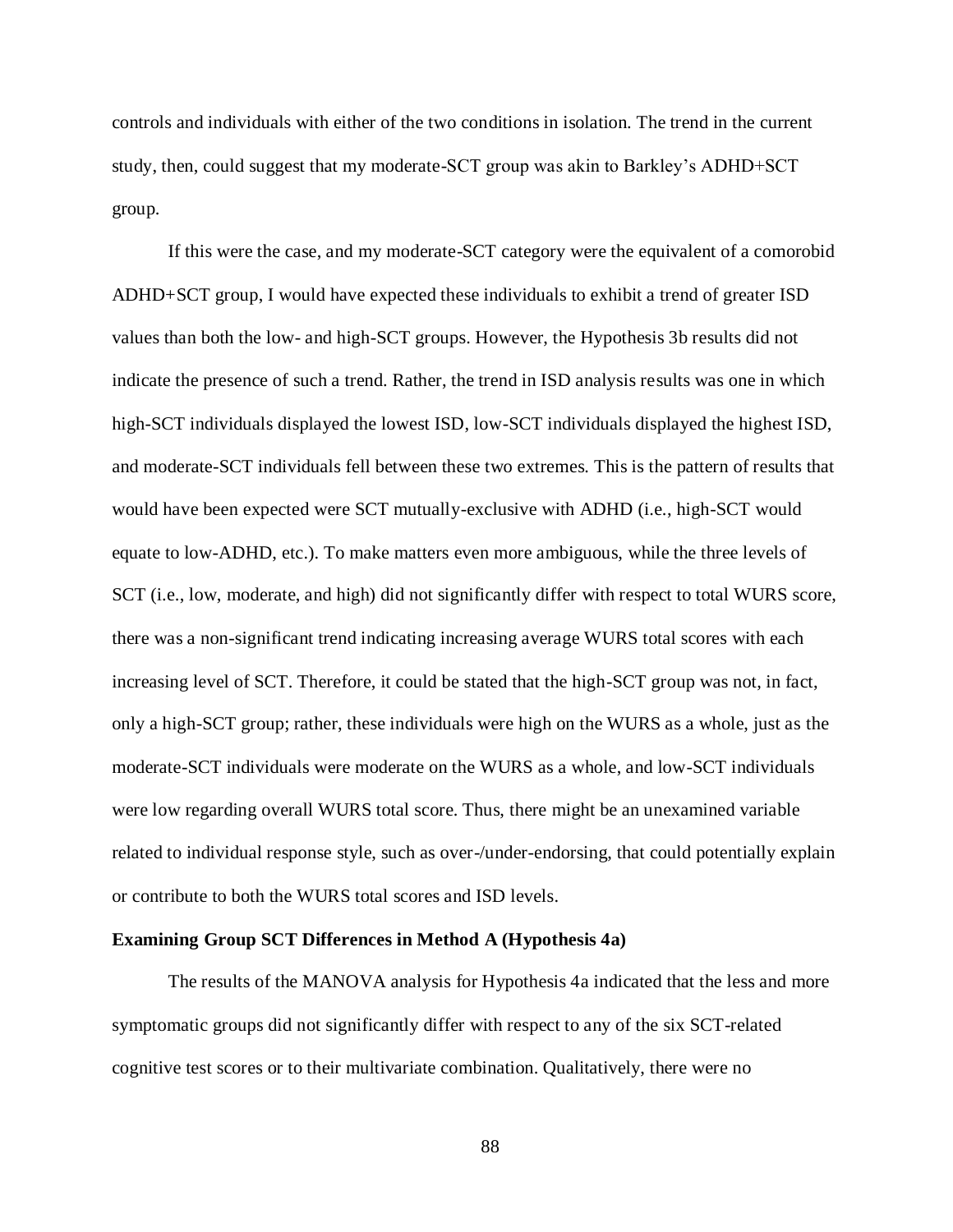controls and individuals with either of the two conditions in isolation. The trend in the current study, then, could suggest that my moderate-SCT group was akin to Barkley's ADHD+SCT group.

If this were the case, and my moderate-SCT category were the equivalent of a comorobid ADHD+SCT group, I would have expected these individuals to exhibit a trend of greater ISD values than both the low- and high-SCT groups. However, the Hypothesis 3b results did not indicate the presence of such a trend. Rather, the trend in ISD analysis results was one in which high-SCT individuals displayed the lowest ISD, low-SCT individuals displayed the highest ISD, and moderate-SCT individuals fell between these two extremes. This is the pattern of results that would have been expected were SCT mutually-exclusive with ADHD (i.e., high-SCT would equate to low-ADHD, etc.). To make matters even more ambiguous, while the three levels of SCT (i.e., low, moderate, and high) did not significantly differ with respect to total WURS score, there was a non-significant trend indicating increasing average WURS total scores with each increasing level of SCT. Therefore, it could be stated that the high-SCT group was not, in fact, only a high-SCT group; rather, these individuals were high on the WURS as a whole, just as the moderate-SCT individuals were moderate on the WURS as a whole, and low-SCT individuals were low regarding overall WURS total score. Thus, there might be an unexamined variable related to individual response style, such as over-/under-endorsing, that could potentially explain or contribute to both the WURS total scores and ISD levels.

**Examining Group SCT Differences in Method A (Hypothesis 4a)**

The results of the MANOVA analysis for Hypothesis 4a indicated that the less and more symptomatic groups did not significantly differ with respect to any of the six SCT-related cognitive test scores or to their multivariate combination. Qualitatively, there were no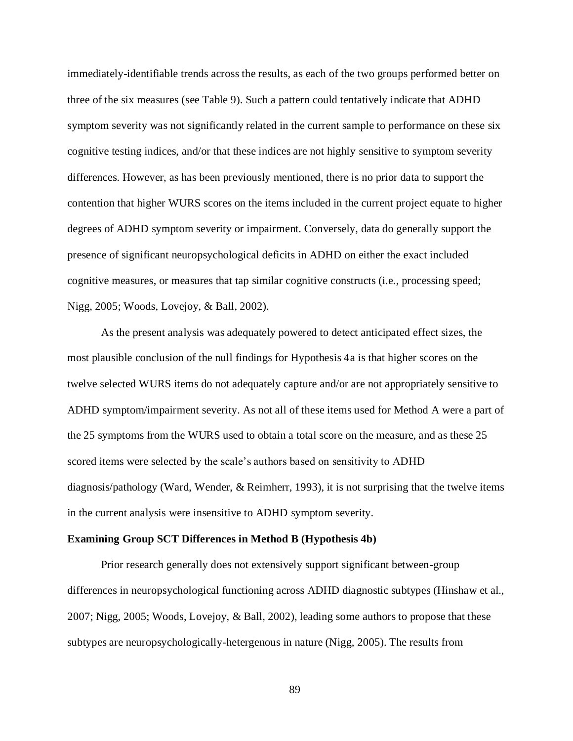immediately-identifiable trends across the results, as each of the two groups performed better on three of the six measures (see Table 9). Such a pattern could tentatively indicate that ADHD symptom severity was not significantly related in the current sample to performance on these six cognitive testing indices, and/or that these indices are not highly sensitive to symptom severity differences. However, as has been previously mentioned, there is no prior data to support the contention that higher WURS scores on the items included in the current project equate to higher degrees of ADHD symptom severity or impairment. Conversely, data do generally support the presence of significant neuropsychological deficits in ADHD on either the exact included cognitive measures, or measures that tap similar cognitive constructs (i.e., processing speed; Nigg, 2005; Woods, Lovejoy, & Ball, 2002).

As the present analysis was adequately powered to detect anticipated effect sizes, the most plausible conclusion of the null findings for Hypothesis 4a is that higher scores on the twelve selected WURS items do not adequately capture and/or are not appropriately sensitive to ADHD symptom/impairment severity. As not all of these items used for Method A were a part of the 25 symptoms from the WURS used to obtain a total score on the measure, and as these 25 scored items were selected by the scale's authors based on sensitivity to ADHD diagnosis/pathology (Ward, Wender, & Reimherr, 1993), it is not surprising that the twelve items in the current analysis were insensitive to ADHD symptom severity.

**Examining Group SCT Differences in Method B (Hypothesis 4b)**

Prior research generally does not extensively support significant between-group differences in neuropsychological functioning across ADHD diagnostic subtypes (Hinshaw et al., 2007; Nigg, 2005; Woods, Lovejoy, & Ball, 2002), leading some authors to propose that these subtypes are neuropsychologically-hetergenous in nature (Nigg, 2005). The results from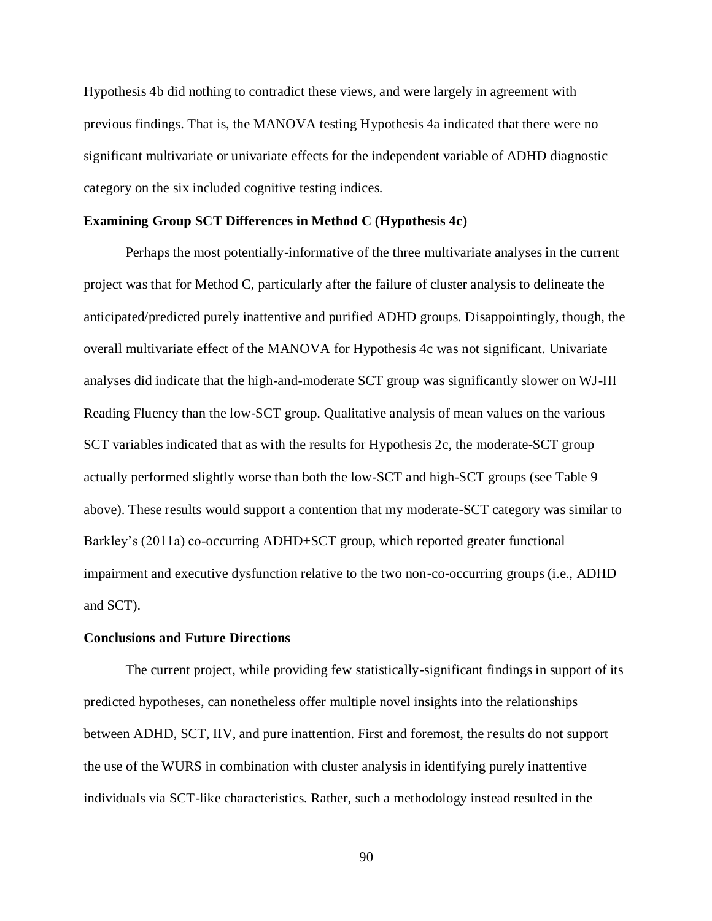Hypothesis 4b did nothing to contradict these views, and were largely in agreement with previous findings. That is, the MANOVA testing Hypothesis 4a indicated that there were no significant multivariate or univariate effects for the independent variable of ADHD diagnostic category on the six included cognitive testing indices.

**Examining Group SCT Differences in Method C (Hypothesis 4c)**

Perhaps the most potentially-informative of the three multivariate analyses in the current project was that for Method C, particularly after the failure of cluster analysis to delineate the anticipated/predicted purely inattentive and purified ADHD groups. Disappointingly, though, the overall multivariate effect of the MANOVA for Hypothesis 4c was not significant. Univariate analyses did indicate that the high-and-moderate SCT group was significantly slower on WJ-III Reading Fluency than the low-SCT group. Qualitative analysis of mean values on the various SCT variables indicated that as with the results for Hypothesis 2c, the moderate-SCT group actually performed slightly worse than both the low-SCT and high-SCT groups (see Table 9 above). These results would support a contention that my moderate-SCT category was similar to Barkley's (2011a) co-occurring ADHD+SCT group, which reported greater functional impairment and executive dysfunction relative to the two non-co-occurring groups (i.e., ADHD and SCT).

**Conclusions and Future Directions**

The current project, while providing few statistically-significant findings in support of its predicted hypotheses, can nonetheless offer multiple novel insights into the relationships between ADHD, SCT, IIV, and pure inattention. First and foremost, the results do not support the use of the WURS in combination with cluster analysis in identifying purely inattentive individuals via SCT-like characteristics. Rather, such a methodology instead resulted in the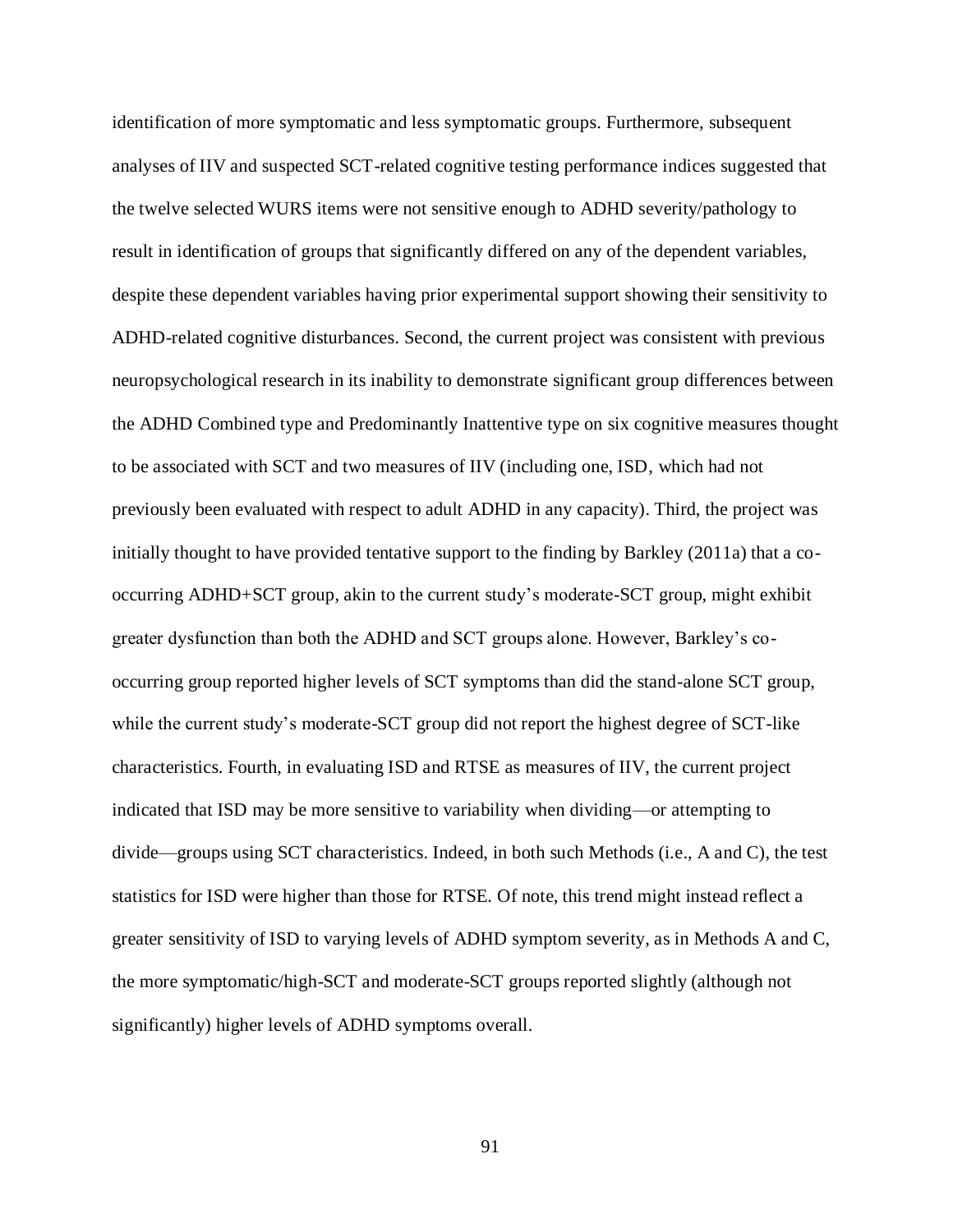identification of more symptomatic and less symptomatic groups. Furthermore, subsequent analyses of IIV and suspected SCT-related cognitive testing performance indices suggested that the twelve selected WURS items were not sensitive enough to ADHD severity/pathology to result in identification of groups that significantly differed on any of the dependent variables, despite these dependent variables having prior experimental support showing their sensitivity to ADHD-related cognitive disturbances. Second, the current project was consistent with previous neuropsychological research in its inability to demonstrate significant group differences between the ADHD Combined type and Predominantly Inattentive type on six cognitive measures thought to be associated with SCT and two measures of IIV (including one, ISD, which had not previously been evaluated with respect to adult ADHD in any capacity). Third, the project was initially thought to have provided tentative support to the finding by Barkley (2011a) that a co-occurring ADHD+SCT group, akin to the current study's moderate-SCT group, might exhibit greater dysfunction than both the ADHD and SCT groups alone. However, Barkley's co-occurring group reported higher levels of SCT symptoms than did the stand-alone SCT group, while the current study's moderate-SCT group did not report the highest degree of SCT-like characteristics. Fourth, in evaluating ISD and RTSE as measures of IIV, the current project indicated that ISD may be more sensitive to variability when dividing—or attempting to divide—groups using SCT characteristics. Indeed, in both such Methods (i.e., A and C), the test statistics for ISD were higher than those for RTSE. Of note, this trend might instead reflect a greater sensitivity of ISD to varying levels of ADHD symptom severity, as in Methods A and C, the more symptomatic/high-SCT and moderate-SCT groups reported slightly (although not significantly) higher levels of ADHD symptoms overall.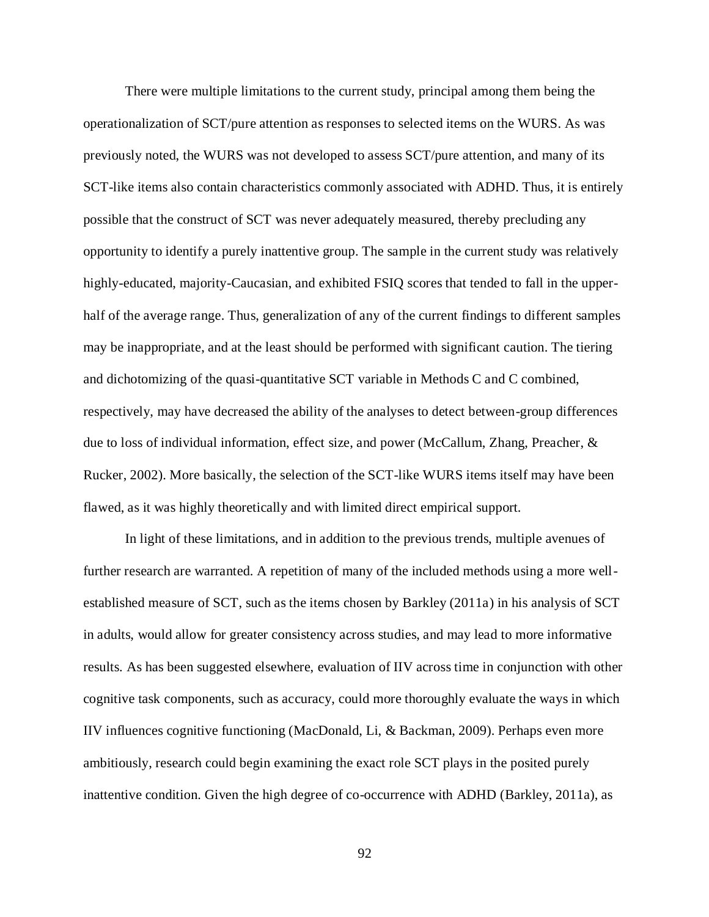There were multiple limitations to the current study, principal among them being the operationalization of SCT/pure attention as responses to selected items on the WURS. As was previously noted, the WURS was not developed to assess SCT/pure attention, and many of its SCT-like items also contain characteristics commonly associated with ADHD. Thus, it is entirely possible that the construct of SCT was never adequately measured, thereby precluding any opportunity to identify a purely inattentive group. The sample in the current study was relatively highly-educated, majority-Caucasian, and exhibited FSIQ scores that tended to fall in the upper-half of the average range. Thus, generalization of any of the current findings to different samples may be inappropriate, and at the least should be performed with significant caution. The tiering and dichotomizing of the quasi-quantitative SCT variable in Methods C and C combined, respectively, may have decreased the ability of the analyses to detect between-group differences due to loss of individual information, effect size, and power (McCallum, Zhang, Preacher, & Rucker, 2002). More basically, the selection of the SCT-like WURS items itself may have been flawed, as it was highly theoretically and with limited direct empirical support.

In light of these limitations, and in addition to the previous trends, multiple avenues of further research are warranted. A repetition of many of the included methods using a more well-established measure of SCT, such as the items chosen by Barkley (2011a) in his analysis of SCT in adults, would allow for greater consistency across studies, and may lead to more informative results. As has been suggested elsewhere, evaluation of IIV across time in conjunction with other cognitive task components, such as accuracy, could more thoroughly evaluate the ways in which IIV influences cognitive functioning (MacDonald, Li, & Backman, 2009). Perhaps even more ambitiously, research could begin examining the exact role SCT plays in the posited purely inattentive condition. Given the high degree of co-occurrence with ADHD (Barkley, 2011a), as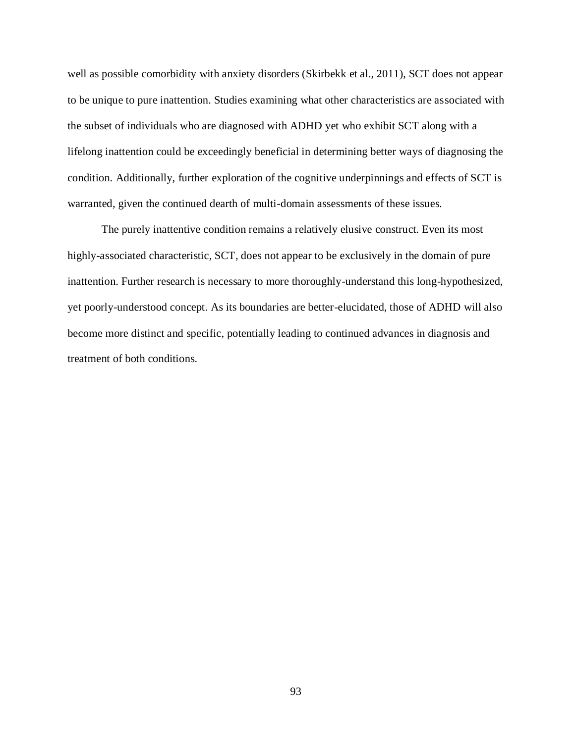well as possible comorbidity with anxiety disorders (Skirbekk et al., 2011), SCT does not appear to be unique to pure inattention. Studies examining what other characteristics are associated with the subset of individuals who are diagnosed with ADHD yet who exhibit SCT along with a lifelong inattention could be exceedingly beneficial in determining better ways of diagnosing the condition. Additionally, further exploration of the cognitive underpinnings and effects of SCT is warranted, given the continued dearth of multi-domain assessments of these issues.

The purely inattentive condition remains a relatively elusive construct. Even its most highly-associated characteristic, SCT, does not appear to be exclusively in the domain of pure inattention. Further research is necessary to more thoroughly-understand this long-hypothesized, yet poorly-understood concept. As its boundaries are better-elucidated, those of ADHD will also become more distinct and specific, potentially leading to continued advances in diagnosis and treatment of both conditions.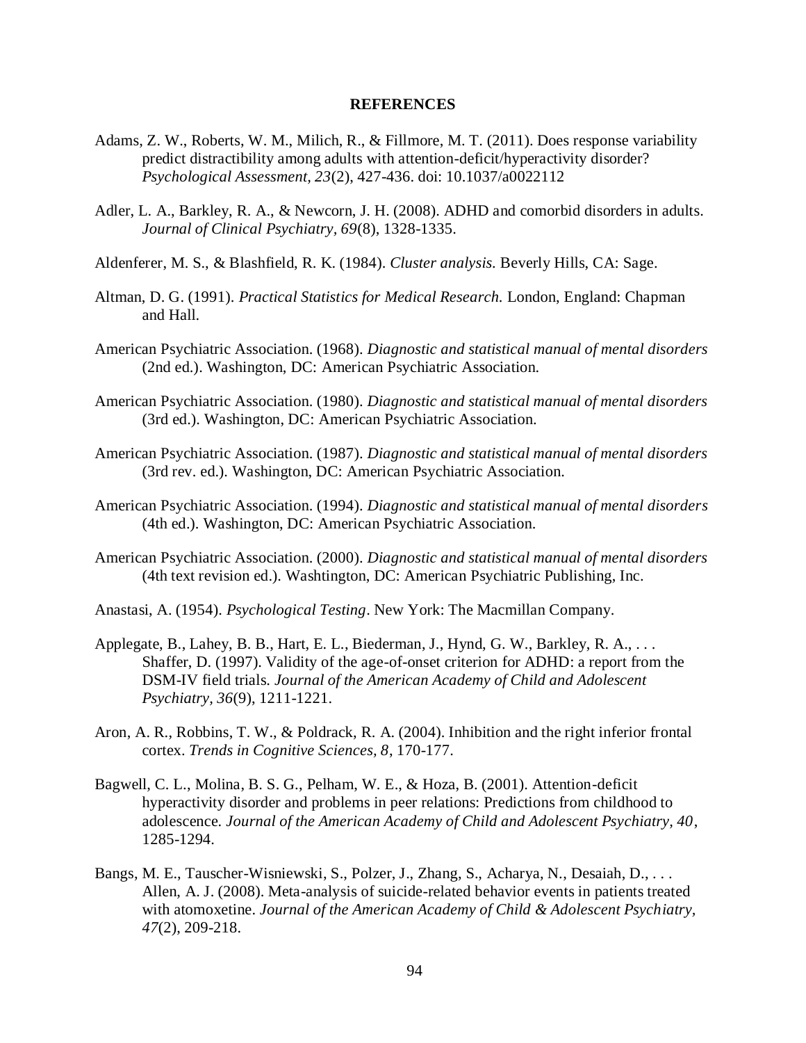# REFERENCES

Adams, Z. W., Roberts, W. M., Milich, R., & Fillmore, M. T. (2011). Does response variability predict distractibility among adults with attention-deficit/hyperactivity disorder? *Psychological Assessment, 23*(2), 427-436. doi: 10.1037/a0022112

Adler, L. A., Barkley, R. A., & Newcorn, J. H. (2008). ADHD and comorbid disorders in adults. *Journal of Clinical Psychiatry, 69*(8), 1328-1335.

Aldenferer, M. S., & Blashfield, R. K. (1984). *Cluster analysis.* Beverly Hills, CA: Sage.

Altman, D. G. (1991). *Practical Statistics for Medical Research.* London, England: Chapman and Hall.

American Psychiatric Association. (1968). *Diagnostic and statistical manual of mental disorders* (2nd ed.). Washington, DC: American Psychiatric Association.

American Psychiatric Association. (1980). *Diagnostic and statistical manual of mental disorders* (3rd ed.). Washington, DC: American Psychiatric Association.

American Psychiatric Association. (1987). *Diagnostic and statistical manual of mental disorders* (3rd rev. ed.). Washington, DC: American Psychiatric Association.

American Psychiatric Association. (1994). *Diagnostic and statistical manual of mental disorders* (4th ed.). Washington, DC: American Psychiatric Association.

American Psychiatric Association. (2000). *Diagnostic and statistical manual of mental disorders* (4th text revision ed.). Washtington, DC: American Psychiatric Publishing, Inc.

Anastasi, A. (1954). *Psychological Testing*. New York: The Macmillan Company.

Applegate, B., Lahey, B. B., Hart, E. L., Biederman, J., Hynd, G. W., Barkley, R. A., . . . Shaffer, D. (1997). Validity of the age-of-onset criterion for ADHD: a report from the DSM-IV field trials. *Journal of the American Academy of Child and Adolescent Psychiatry, 36*(9), 1211-1221.

Aron, A. R., Robbins, T. W., & Poldrack, R. A. (2004). Inhibition and the right inferior frontal cortex. *Trends in Cognitive Sciences, 8*, 170-177.

Bagwell, C. L., Molina, B. S. G., Pelham, W. E., & Hoza, B. (2001). Attention-deficit hyperactivity disorder and problems in peer relations: Predictions from childhood to adolescence. *Journal of the American Academy of Child and Adolescent Psychiatry, 40*, 1285-1294.

Bangs, M. E., Tauscher-Wisniewski, S., Polzer, J., Zhang, S., Acharya, N., Desaiah, D., . . . Allen, A. J. (2008). Meta-analysis of suicide-related behavior events in patients treated with atomoxetine. *Journal of the American Academy of Child & Adolescent Psychiatry, 47*(2), 209-218.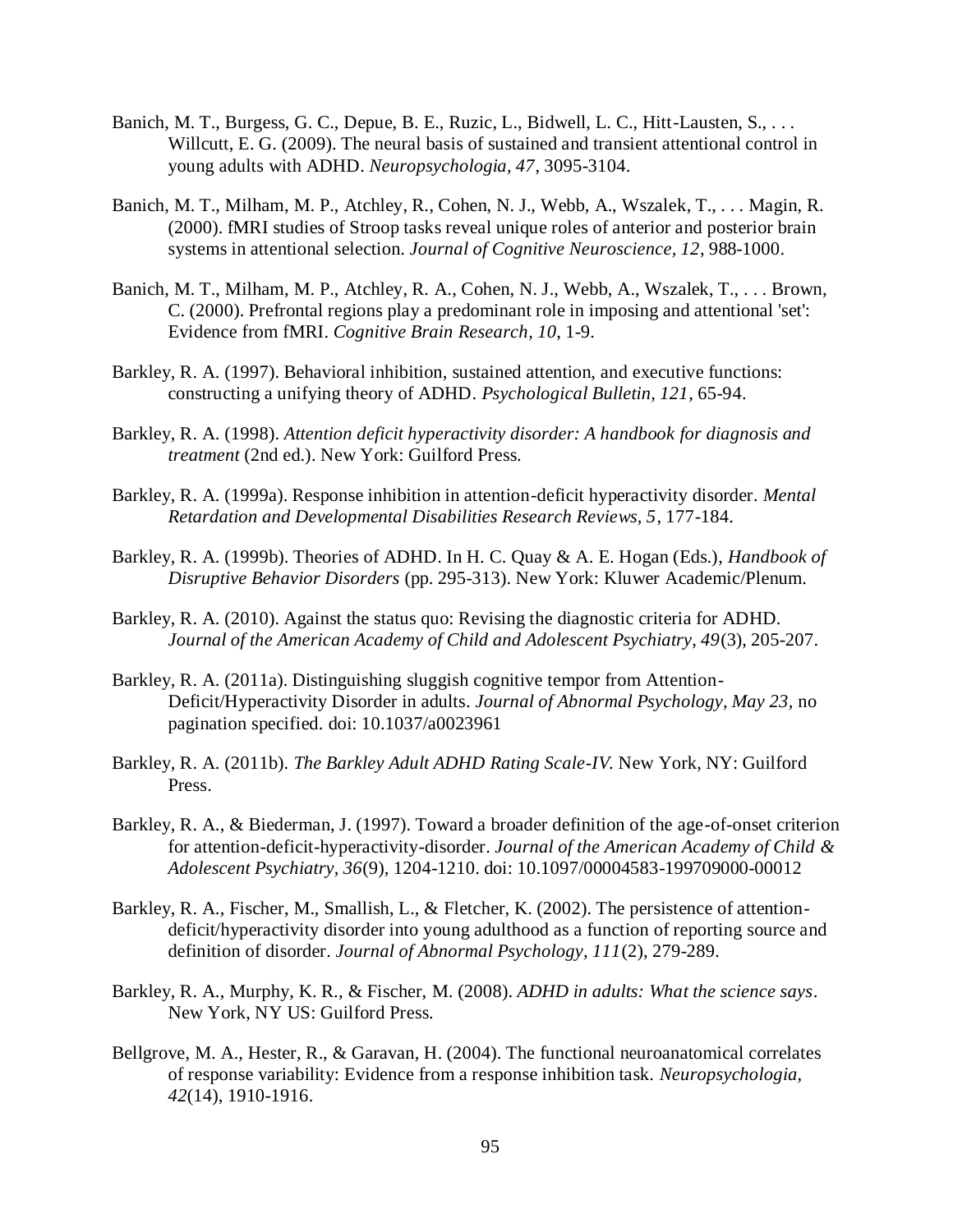Banich, M. T., Burgess, G. C., Depue, B. E., Ruzic, L., Bidwell, L. C., Hitt-Lausten, S., . . . Willcutt, E. G. (2009). The neural basis of sustained and transient attentional control in young adults with ADHD. *Neuropsychologia, 47*, 3095-3104.

Banich, M. T., Milham, M. P., Atchley, R., Cohen, N. J., Webb, A., Wszalek, T., . . . Magin, R. (2000). fMRI studies of Stroop tasks reveal unique roles of anterior and posterior brain systems in attentional selection. *Journal of Cognitive Neuroscience, 12*, 988-1000.

Banich, M. T., Milham, M. P., Atchley, R. A., Cohen, N. J., Webb, A., Wszalek, T., . . . Brown, C. (2000). Prefrontal regions play a predominant role in imposing and attentional 'set': Evidence from fMRI. *Cognitive Brain Research, 10*, 1-9.

Barkley, R. A. (1997). Behavioral inhibition, sustained attention, and executive functions: constructing a unifying theory of ADHD. *Psychological Bulletin, 121*, 65-94.

Barkley, R. A. (1998). *Attention deficit hyperactivity disorder: A handbook for diagnosis and treatment* (2nd ed.). New York: Guilford Press.

Barkley, R. A. (1999a). Response inhibition in attention-deficit hyperactivity disorder. *Mental Retardation and Developmental Disabilities Research Reviews, 5*, 177-184.

Barkley, R. A. (1999b). Theories of ADHD. In H. C. Quay & A. E. Hogan (Eds.), *Handbook of Disruptive Behavior Disorders* (pp. 295-313). New York: Kluwer Academic/Plenum.

Barkley, R. A. (2010). Against the status quo: Revising the diagnostic criteria for ADHD. *Journal of the American Academy of Child and Adolescent Psychiatry, 49*(3), 205-207.

Barkley, R. A. (2011a). Distinguishing sluggish cognitive tempor from Attention-Deficit/Hyperactivity Disorder in adults. *Journal of Abnormal Psychology, May 23*, no pagination specified. doi: 10.1037/a0023961

Barkley, R. A. (2011b). *The Barkley Adult ADHD Rating Scale-IV.* New York, NY: Guilford Press.

Barkley, R. A., & Biederman, J. (1997). Toward a broader definition of the age-of-onset criterion for attention-deficit-hyperactivity-disorder. *Journal of the American Academy of Child & Adolescent Psychiatry, 36*(9), 1204-1210. doi: 10.1097/00004583-199709000-00012

Barkley, R. A., Fischer, M., Smallish, L., & Fletcher, K. (2002). The persistence of attention-deficit/hyperactivity disorder into young adulthood as a function of reporting source and definition of disorder. *Journal of Abnormal Psychology, 111*(2), 279-289.

Barkley, R. A., Murphy, K. R., & Fischer, M. (2008). *ADHD in adults: What the science says*. New York, NY US: Guilford Press.

Bellgrove, M. A., Hester, R., & Garavan, H. (2004). The functional neuroanatomical correlates of response variability: Evidence from a response inhibition task. *Neuropsychologia, 42*(14), 1910-1916.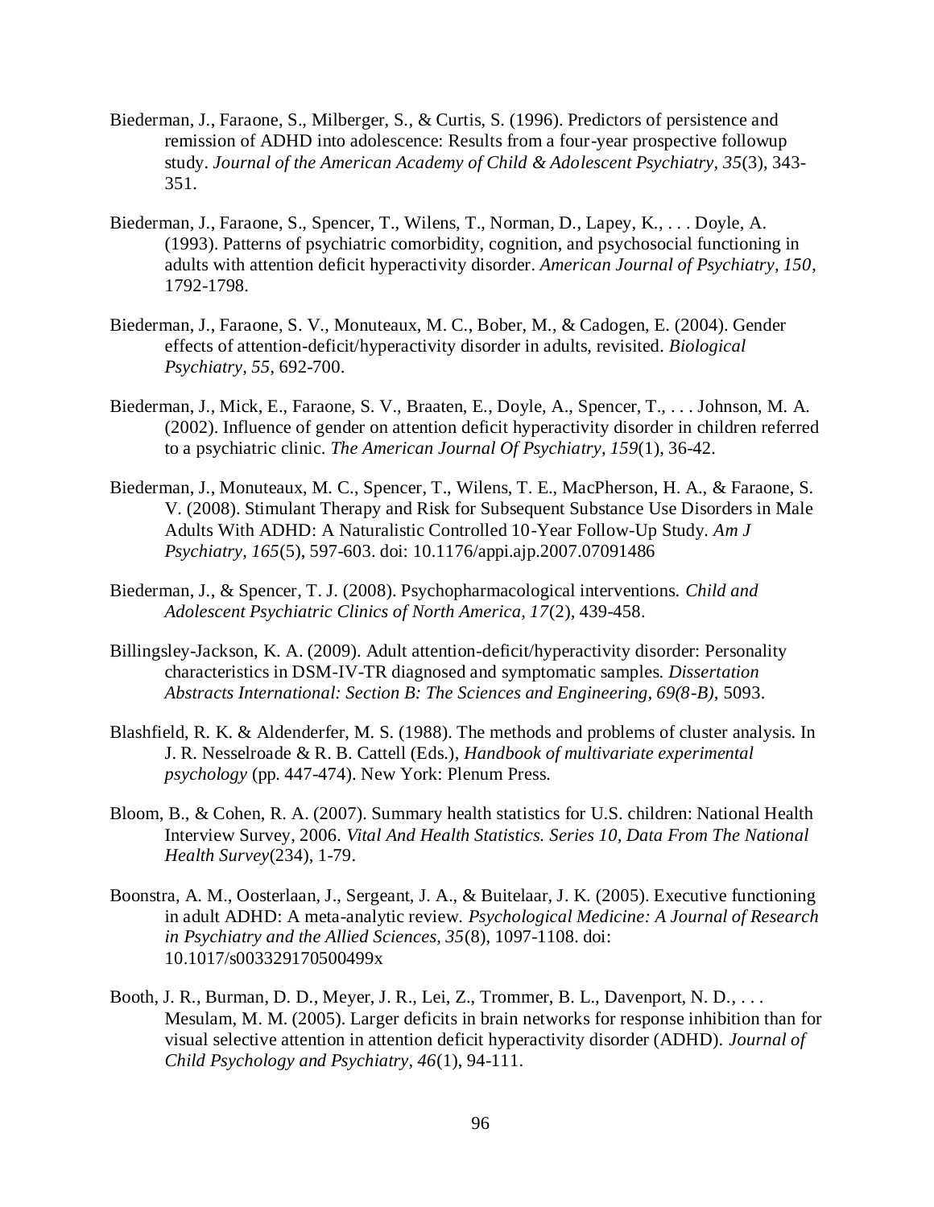Biederman, J., Faraone, S., Milberger, S., & Curtis, S. (1996). Predictors of persistence and remission of ADHD into adolescence: Results from a four-year prospective followup study. *Journal of the American Academy of Child & Adolescent Psychiatry, 35*(3), 343-351.

Biederman, J., Faraone, S., Spencer, T., Wilens, T., Norman, D., Lapey, K., . . . Doyle, A. (1993). Patterns of psychiatric comorbidity, cognition, and psychosocial functioning in adults with attention deficit hyperactivity disorder. *American Journal of Psychiatry, 150*, 1792-1798.

Biederman, J., Faraone, S. V., Monuteaux, M. C., Bober, M., & Cadogen, E. (2004). Gender effects of attention-deficit/hyperactivity disorder in adults, revisited. *Biological Psychiatry, 55*, 692-700.

Biederman, J., Mick, E., Faraone, S. V., Braaten, E., Doyle, A., Spencer, T., . . . Johnson, M. A. (2002). Influence of gender on attention deficit hyperactivity disorder in children referred to a psychiatric clinic. *The American Journal Of Psychiatry, 159*(1), 36-42.

Biederman, J., Monuteaux, M. C., Spencer, T., Wilens, T. E., MacPherson, H. A., & Faraone, S. V. (2008). Stimulant Therapy and Risk for Subsequent Substance Use Disorders in Male Adults With ADHD: A Naturalistic Controlled 10-Year Follow-Up Study. *Am J Psychiatry, 165*(5), 597-603. doi: 10.1176/appi.ajp.2007.07091486

Biederman, J., & Spencer, T. J. (2008). Psychopharmacological interventions. *Child and Adolescent Psychiatric Clinics of North America, 17*(2), 439-458.

Billingsley-Jackson, K. A. (2009). Adult attention-deficit/hyperactivity disorder: Personality characteristics in DSM-IV-TR diagnosed and symptomatic samples. *Dissertation Abstracts International: Section B: The Sciences and Engineering, 69(8-B)*, 5093.

Blashfield, R. K. & Aldenderfer, M. S. (1988). The methods and problems of cluster analysis. In J. R. Nesselroade & R. B. Cattell (Eds.), *Handbook of multivariate experimental psychology* (pp. 447-474). New York: Plenum Press.

Bloom, B., & Cohen, R. A. (2007). Summary health statistics for U.S. children: National Health Interview Survey, 2006. *Vital And Health Statistics. Series 10, Data From The National Health Survey*(234), 1-79.

Boonstra, A. M., Oosterlaan, J., Sergeant, J. A., & Buitelaar, J. K. (2005). Executive functioning in adult ADHD: A meta-analytic review. *Psychological Medicine: A Journal of Research in Psychiatry and the Allied Sciences, 35*(8), 1097-1108. doi: 10.1017/s003329170500499x

Booth, J. R., Burman, D. D., Meyer, J. R., Lei, Z., Trommer, B. L., Davenport, N. D., . . . Mesulam, M. M. (2005). Larger deficits in brain networks for response inhibition than for visual selective attention in attention deficit hyperactivity disorder (ADHD). *Journal of Child Psychology and Psychiatry, 46*(1), 94-111.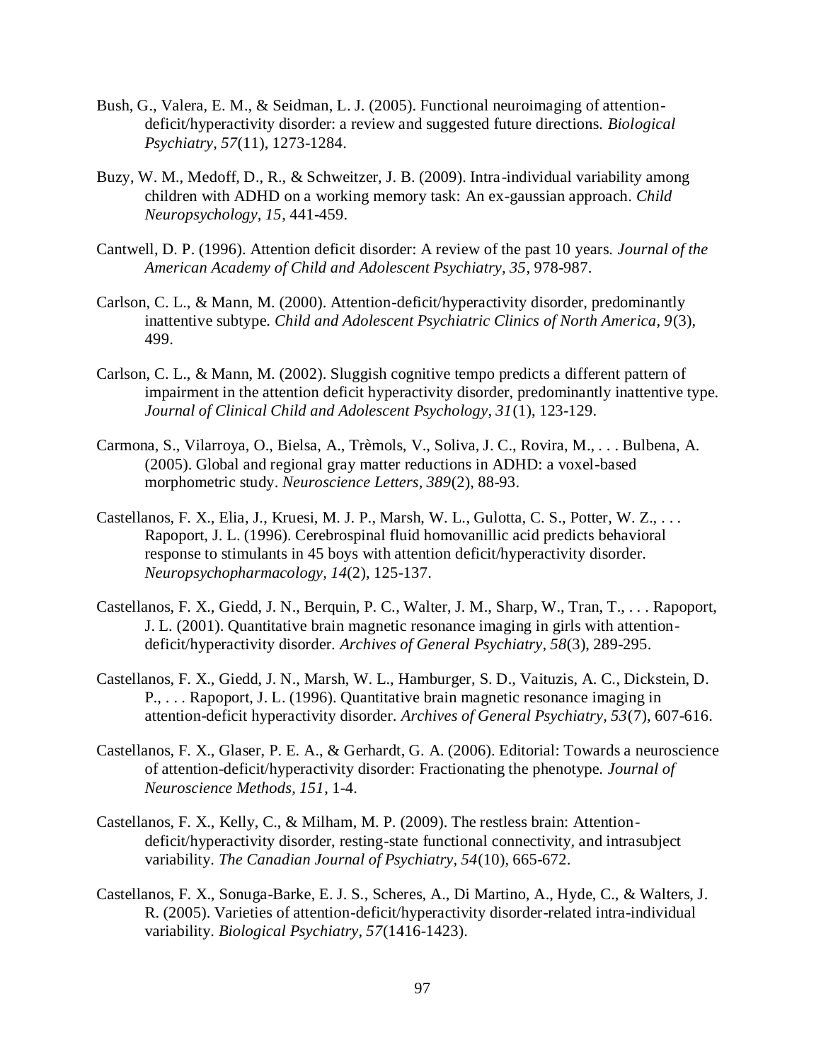Bush, G., Valera, E. M., & Seidman, L. J. (2005). Functional neuroimaging of attention-deficit/hyperactivity disorder: a review and suggested future directions. *Biological Psychiatry, 57*(11), 1273-1284.

Buzy, W. M., Medoff, D., R., & Schweitzer, J. B. (2009). Intra-individual variability among children with ADHD on a working memory task: An ex-gaussian approach. *Child Neuropsychology, 15*, 441-459.

Cantwell, D. P. (1996). Attention deficit disorder: A review of the past 10 years. *Journal of the American Academy of Child and Adolescent Psychiatry, 35*, 978-987.

Carlson, C. L., & Mann, M. (2000). Attention-deficit/hyperactivity disorder, predominantly inattentive subtype. *Child and Adolescent Psychiatric Clinics of North America, 9*(3), 499.

Carlson, C. L., & Mann, M. (2002). Sluggish cognitive tempo predicts a different pattern of impairment in the attention deficit hyperactivity disorder, predominantly inattentive type. *Journal of Clinical Child and Adolescent Psychology, 31*(1), 123-129.

Carmona, S., Vilarroya, O., Bielsa, A., Trèmols, V., Soliva, J. C., Rovira, M., . . . Bulbena, A. (2005). Global and regional gray matter reductions in ADHD: a voxel-based morphometric study. *Neuroscience Letters, 389*(2), 88-93.

Castellanos, F. X., Elia, J., Kruesi, M. J. P., Marsh, W. L., Gulotta, C. S., Potter, W. Z., . . . Rapoport, J. L. (1996). Cerebrospinal fluid homovanillic acid predicts behavioral response to stimulants in 45 boys with attention deficit/hyperactivity disorder. *Neuropsychopharmacology, 14*(2), 125-137.

Castellanos, F. X., Giedd, J. N., Berquin, P. C., Walter, J. M., Sharp, W., Tran, T., . . . Rapoport, J. L. (2001). Quantitative brain magnetic resonance imaging in girls with attention-deficit/hyperactivity disorder. *Archives of General Psychiatry, 58*(3), 289-295.

Castellanos, F. X., Giedd, J. N., Marsh, W. L., Hamburger, S. D., Vaituzis, A. C., Dickstein, D. P., . . . Rapoport, J. L. (1996). Quantitative brain magnetic resonance imaging in attention-deficit hyperactivity disorder. *Archives of General Psychiatry, 53*(7), 607-616.

Castellanos, F. X., Glaser, P. E. A., & Gerhardt, G. A. (2006). Editorial: Towards a neuroscience of attention-deficit/hyperactivity disorder: Fractionating the phenotype. *Journal of Neuroscience Methods, 151*, 1-4.

Castellanos, F. X., Kelly, C., & Milham, M. P. (2009). The restless brain: Attention-deficit/hyperactivity disorder, resting-state functional connectivity, and intrasubject variability. *The Canadian Journal of Psychiatry, 54*(10), 665-672.

Castellanos, F. X., Sonuga-Barke, E. J. S., Scheres, A., Di Martino, A., Hyde, C., & Walters, J. R. (2005). Varieties of attention-deficit/hyperactivity disorder-related intra-individual variability. *Biological Psychiatry, 57*(1416-1423).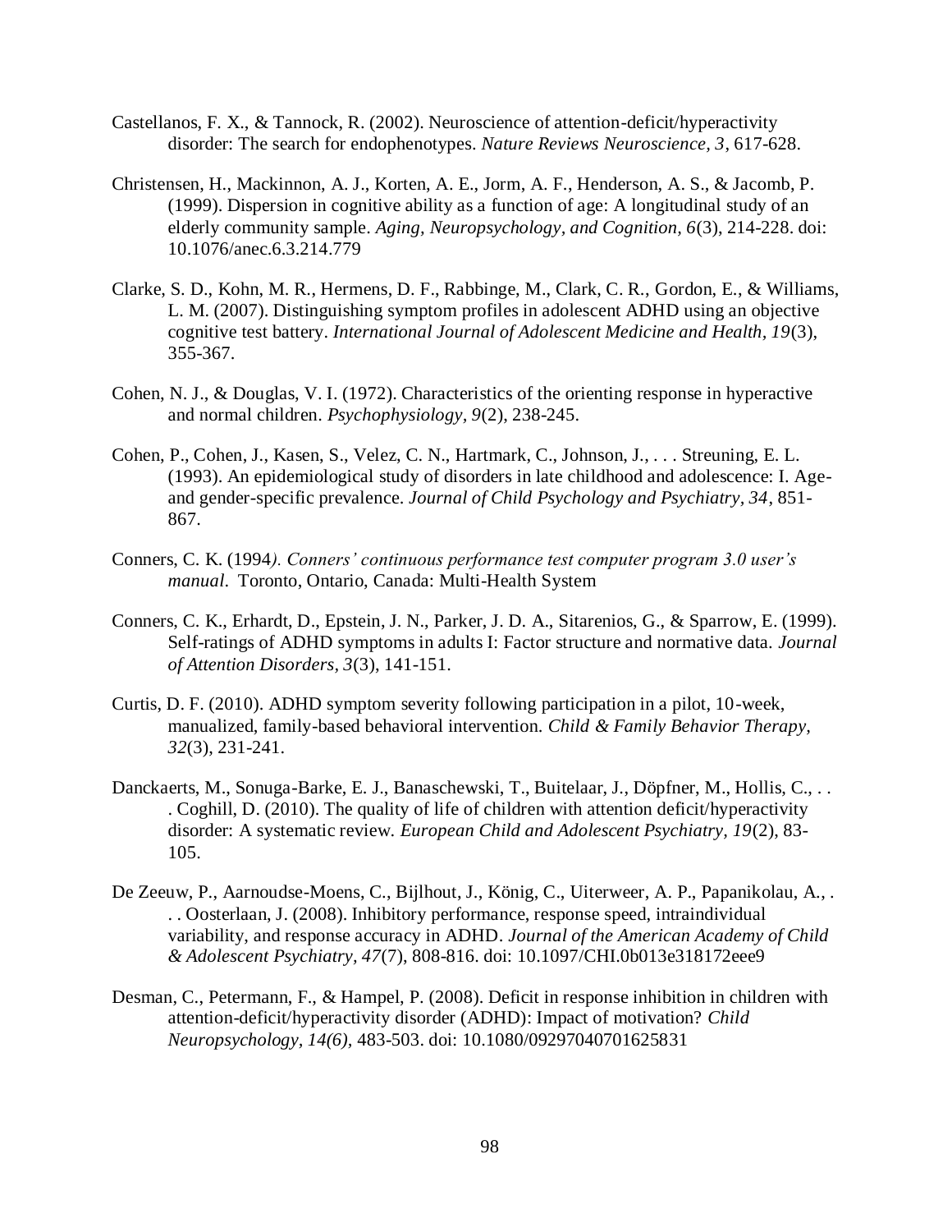Castellanos, F. X., & Tannock, R. (2002). Neuroscience of attention-deficit/hyperactivity disorder: The search for endophenotypes. *Nature Reviews Neuroscience, 3*, 617-628.

Christensen, H., Mackinnon, A. J., Korten, A. E., Jorm, A. F., Henderson, A. S., & Jacomb, P. (1999). Dispersion in cognitive ability as a function of age: A longitudinal study of an elderly community sample. *Aging, Neuropsychology, and Cognition, 6*(3), 214-228. doi: 10.1076/anec.6.3.214.779

Clarke, S. D., Kohn, M. R., Hermens, D. F., Rabbinge, M., Clark, C. R., Gordon, E., & Williams, L. M. (2007). Distinguishing symptom profiles in adolescent ADHD using an objective cognitive test battery. *International Journal of Adolescent Medicine and Health, 19*(3), 355-367.

Cohen, N. J., & Douglas, V. I. (1972). Characteristics of the orienting response in hyperactive and normal children. *Psychophysiology, 9*(2), 238-245.

Cohen, P., Cohen, J., Kasen, S., Velez, C. N., Hartmark, C., Johnson, J., . . . Streuning, E. L. (1993). An epidemiological study of disorders in late childhood and adolescence: I. Age- and gender-specific prevalence. *Journal of Child Psychology and Psychiatry, 34*, 851-867.

Conners, C. K. (1994*). Conners' continuous performance test computer program 3.0 user's manual*. Toronto, Ontario, Canada: Multi-Health System

Conners, C. K., Erhardt, D., Epstein, J. N., Parker, J. D. A., Sitarenios, G., & Sparrow, E. (1999). Self-ratings of ADHD symptoms in adults I: Factor structure and normative data. *Journal of Attention Disorders, 3*(3), 141-151.

Curtis, D. F. (2010). ADHD symptom severity following participation in a pilot, 10-week, manualized, family-based behavioral intervention. *Child & Family Behavior Therapy, 32*(3), 231-241.

Danckaerts, M., Sonuga-Barke, E. J., Banaschewski, T., Buitelaar, J., Döpfner, M., Hollis, C., . . . Coghill, D. (2010). The quality of life of children with attention deficit/hyperactivity disorder: A systematic review. *European Child and Adolescent Psychiatry, 19*(2), 83-105.

De Zeeuw, P., Aarnoudse-Moens, C., Bijlhout, J., König, C., Uiterweer, A. P., Papanikolau, A., . . . Oosterlaan, J. (2008). Inhibitory performance, response speed, intraindividual variability, and response accuracy in ADHD. *Journal of the American Academy of Child & Adolescent Psychiatry, 47*(7), 808-816. doi: 10.1097/CHI.0b013e318172eee9

Desman, C., Petermann, F., & Hampel, P. (2008). Deficit in response inhibition in children with attention-deficit/hyperactivity disorder (ADHD): Impact of motivation? *Child Neuropsychology, 14(6)*, 483-503. doi: 10.1080/09297040701625831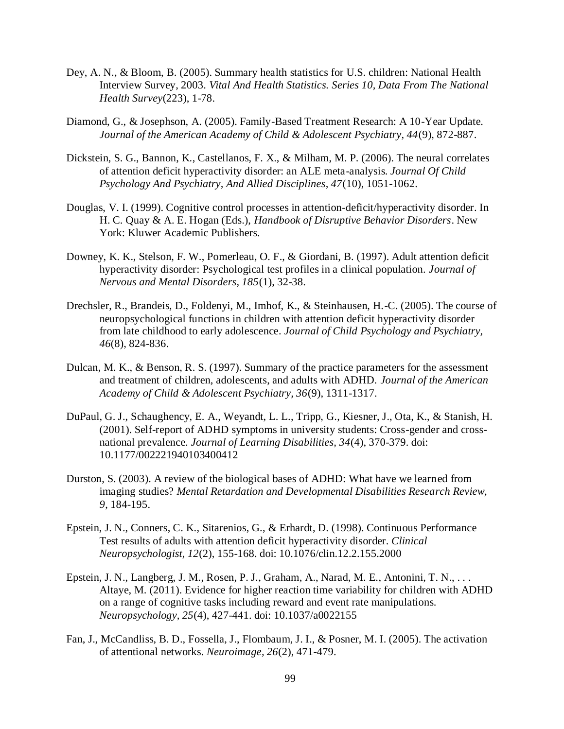Dey, A. N., & Bloom, B. (2005). Summary health statistics for U.S. children: National Health Interview Survey, 2003. *Vital And Health Statistics. Series 10, Data From The National Health Survey*(223), 1-78.

Diamond, G., & Josephson, A. (2005). Family-Based Treatment Research: A 10-Year Update. *Journal of the American Academy of Child & Adolescent Psychiatry, 44*(9), 872-887.

Dickstein, S. G., Bannon, K., Castellanos, F. X., & Milham, M. P. (2006). The neural correlates of attention deficit hyperactivity disorder: an ALE meta-analysis. *Journal Of Child Psychology And Psychiatry, And Allied Disciplines, 47*(10), 1051-1062.

Douglas, V. I. (1999). Cognitive control processes in attention-deficit/hyperactivity disorder. In H. C. Quay & A. E. Hogan (Eds.), *Handbook of Disruptive Behavior Disorders*. New York: Kluwer Academic Publishers.

Downey, K. K., Stelson, F. W., Pomerleau, O. F., & Giordani, B. (1997). Adult attention deficit hyperactivity disorder: Psychological test profiles in a clinical population. *Journal of Nervous and Mental Disorders, 185*(1), 32-38.

Drechsler, R., Brandeis, D., Foldenyi, M., Imhof, K., & Steinhausen, H.-C. (2005). The course of neuropsychological functions in children with attention deficit hyperactivity disorder from late childhood to early adolescence. *Journal of Child Psychology and Psychiatry, 46*(8), 824-836.

Dulcan, M. K., & Benson, R. S. (1997). Summary of the practice parameters for the assessment and treatment of children, adolescents, and adults with ADHD. *Journal of the American Academy of Child & Adolescent Psychiatry, 36*(9), 1311-1317.

DuPaul, G. J., Schaughency, E. A., Weyandt, L. L., Tripp, G., Kiesner, J., Ota, K., & Stanish, H. (2001). Self-report of ADHD symptoms in university students: Cross-gender and cross-national prevalence. *Journal of Learning Disabilities, 34*(4), 370-379. doi: 10.1177/002221940103400412

Durston, S. (2003). A review of the biological bases of ADHD: What have we learned from imaging studies? *Mental Retardation and Developmental Disabilities Research Review, 9*, 184-195.

Epstein, J. N., Conners, C. K., Sitarenios, G., & Erhardt, D. (1998). Continuous Performance Test results of adults with attention deficit hyperactivity disorder. *Clinical Neuropsychologist, 12*(2), 155-168. doi: 10.1076/clin.12.2.155.2000

Epstein, J. N., Langberg, J. M., Rosen, P. J., Graham, A., Narad, M. E., Antonini, T. N., . . . Altaye, M. (2011). Evidence for higher reaction time variability for children with ADHD on a range of cognitive tasks including reward and event rate manipulations. *Neuropsychology, 25*(4), 427-441. doi: 10.1037/a0022155

Fan, J., McCandliss, B. D., Fossella, J., Flombaum, J. I., & Posner, M. I. (2005). The activation of attentional networks. *Neuroimage, 26*(2), 471-479.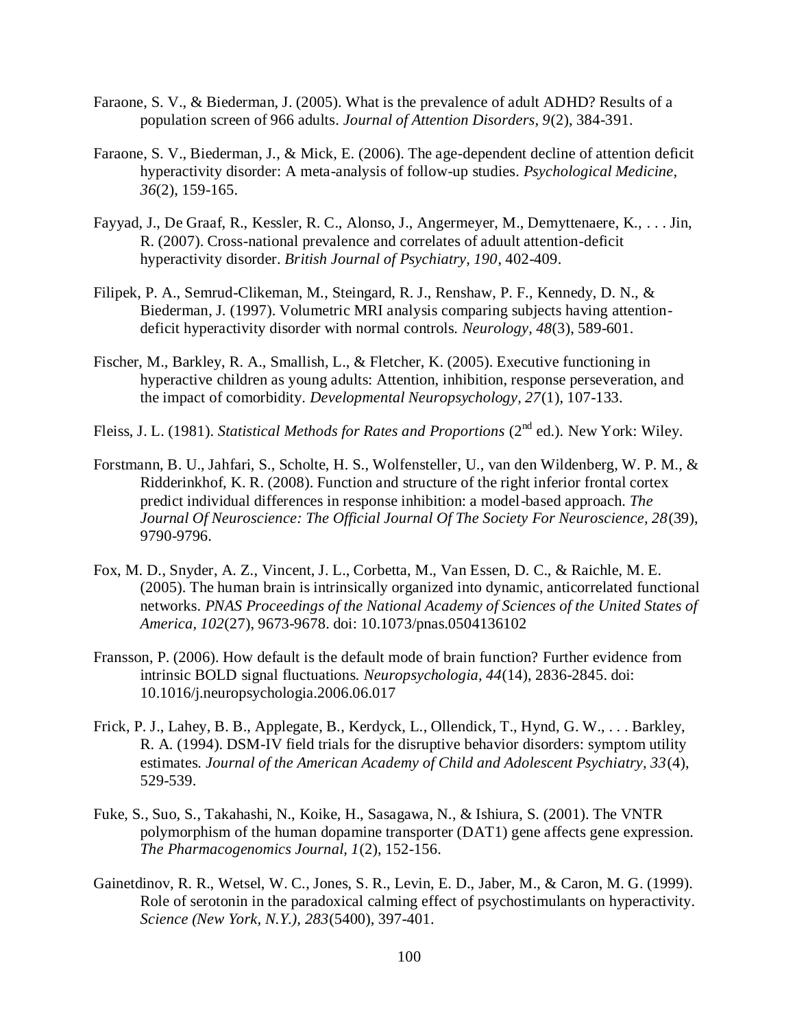Faraone, S. V., & Biederman, J. (2005). What is the prevalence of adult ADHD? Results of a population screen of 966 adults. *Journal of Attention Disorders, 9*(2), 384-391.

Faraone, S. V., Biederman, J., & Mick, E. (2006). The age-dependent decline of attention deficit hyperactivity disorder: A meta-analysis of follow-up studies. *Psychological Medicine, 36*(2), 159-165.

Fayyad, J., De Graaf, R., Kessler, R. C., Alonso, J., Angermeyer, M., Demyttenaere, K., . . . Jin, R. (2007). Cross-national prevalence and correlates of aduult attention-deficit hyperactivity disorder. *British Journal of Psychiatry, 190*, 402-409.

Filipek, P. A., Semrud-Clikeman, M., Steingard, R. J., Renshaw, P. F., Kennedy, D. N., & Biederman, J. (1997). Volumetric MRI analysis comparing subjects having attention-deficit hyperactivity disorder with normal controls. *Neurology, 48*(3), 589-601.

Fischer, M., Barkley, R. A., Smallish, L., & Fletcher, K. (2005). Executive functioning in hyperactive children as young adults: Attention, inhibition, response perseveration, and the impact of comorbidity. *Developmental Neuropsychology, 27*(1), 107-133.

Fleiss, J. L. (1981). *Statistical Methods for Rates and Proportions* (2nd ed.). New York: Wiley.

Forstmann, B. U., Jahfari, S., Scholte, H. S., Wolfensteller, U., van den Wildenberg, W. P. M., & Ridderinkhof, K. R. (2008). Function and structure of the right inferior frontal cortex predict individual differences in response inhibition: a model-based approach. *The Journal Of Neuroscience: The Official Journal Of The Society For Neuroscience, 28*(39), 9790-9796.

Fox, M. D., Snyder, A. Z., Vincent, J. L., Corbetta, M., Van Essen, D. C., & Raichle, M. E. (2005). The human brain is intrinsically organized into dynamic, anticorrelated functional networks. *PNAS Proceedings of the National Academy of Sciences of the United States of America, 102*(27), 9673-9678. doi: 10.1073/pnas.0504136102

Fransson, P. (2006). How default is the default mode of brain function? Further evidence from intrinsic BOLD signal fluctuations. *Neuropsychologia, 44*(14), 2836-2845. doi: 10.1016/j.neuropsychologia.2006.06.017

Frick, P. J., Lahey, B. B., Applegate, B., Kerdyck, L., Ollendick, T., Hynd, G. W., . . . Barkley, R. A. (1994). DSM-IV field trials for the disruptive behavior disorders: symptom utility estimates. *Journal of the American Academy of Child and Adolescent Psychiatry, 33*(4), 529-539.

Fuke, S., Suo, S., Takahashi, N., Koike, H., Sasagawa, N., & Ishiura, S. (2001). The VNTR polymorphism of the human dopamine transporter (DAT1) gene affects gene expression. *The Pharmacogenomics Journal, 1*(2), 152-156.

Gainetdinov, R. R., Wetsel, W. C., Jones, S. R., Levin, E. D., Jaber, M., & Caron, M. G. (1999). Role of serotonin in the paradoxical calming effect of psychostimulants on hyperactivity. *Science (New York, N.Y.), 283*(5400), 397-401.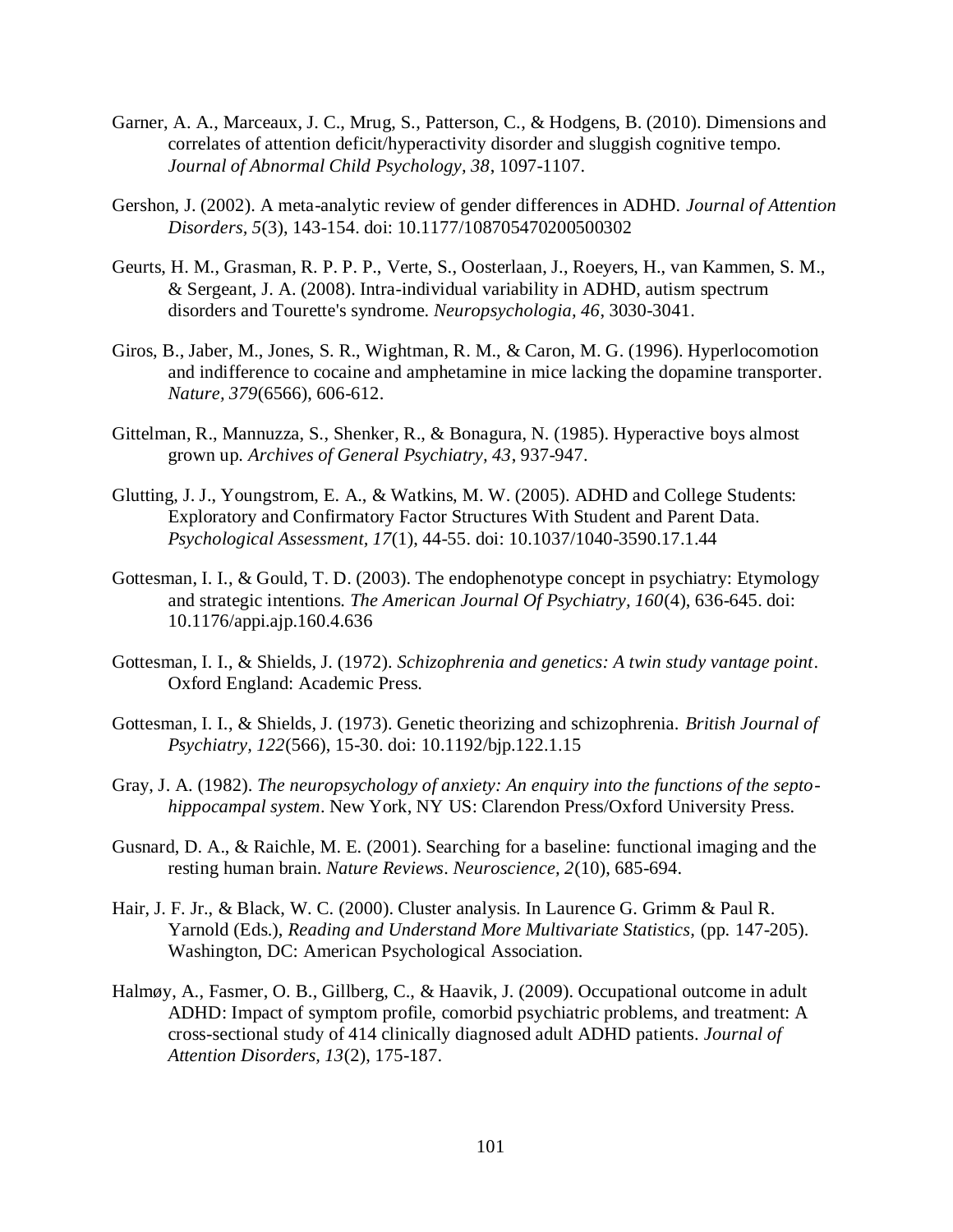Garner, A. A., Marceaux, J. C., Mrug, S., Patterson, C., & Hodgens, B. (2010). Dimensions and correlates of attention deficit/hyperactivity disorder and sluggish cognitive tempo. *Journal of Abnormal Child Psychology, 38*, 1097-1107.

Gershon, J. (2002). A meta-analytic review of gender differences in ADHD. *Journal of Attention Disorders, 5*(3), 143-154. doi: 10.1177/108705470200500302

Geurts, H. M., Grasman, R. P. P. P., Verte, S., Oosterlaan, J., Roeyers, H., van Kammen, S. M., & Sergeant, J. A. (2008). Intra-individual variability in ADHD, autism spectrum disorders and Tourette's syndrome. *Neuropsychologia, 46*, 3030-3041.

Giros, B., Jaber, M., Jones, S. R., Wightman, R. M., & Caron, M. G. (1996). Hyperlocomotion and indifference to cocaine and amphetamine in mice lacking the dopamine transporter. *Nature, 379*(6566), 606-612.

Gittelman, R., Mannuzza, S., Shenker, R., & Bonagura, N. (1985). Hyperactive boys almost grown up. *Archives of General Psychiatry, 43*, 937-947.

Glutting, J. J., Youngstrom, E. A., & Watkins, M. W. (2005). ADHD and College Students: Exploratory and Confirmatory Factor Structures With Student and Parent Data. *Psychological Assessment, 17*(1), 44-55. doi: 10.1037/1040-3590.17.1.44

Gottesman, I. I., & Gould, T. D. (2003). The endophenotype concept in psychiatry: Etymology and strategic intentions. *The American Journal Of Psychiatry, 160*(4), 636-645. doi: 10.1176/appi.ajp.160.4.636

Gottesman, I. I., & Shields, J. (1972). *Schizophrenia and genetics: A twin study vantage point*. Oxford England: Academic Press.

Gottesman, I. I., & Shields, J. (1973). Genetic theorizing and schizophrenia. *British Journal of Psychiatry, 122*(566), 15-30. doi: 10.1192/bjp.122.1.15

Gray, J. A. (1982). *The neuropsychology of anxiety: An enquiry into the functions of the septo-hippocampal system*. New York, NY US: Clarendon Press/Oxford University Press.

Gusnard, D. A., & Raichle, M. E. (2001). Searching for a baseline: functional imaging and the resting human brain. *Nature Reviews. Neuroscience, 2*(10), 685-694.

Hair, J. F. Jr., & Black, W. C. (2000). Cluster analysis. In Laurence G. Grimm & Paul R. Yarnold (Eds.), *Reading and Understand More Multivariate Statistics*, (pp. 147-205). Washington, DC: American Psychological Association.

Halmøy, A., Fasmer, O. B., Gillberg, C., & Haavik, J. (2009). Occupational outcome in adult ADHD: Impact of symptom profile, comorbid psychiatric problems, and treatment: A cross-sectional study of 414 clinically diagnosed adult ADHD patients. *Journal of Attention Disorders, 13*(2), 175-187.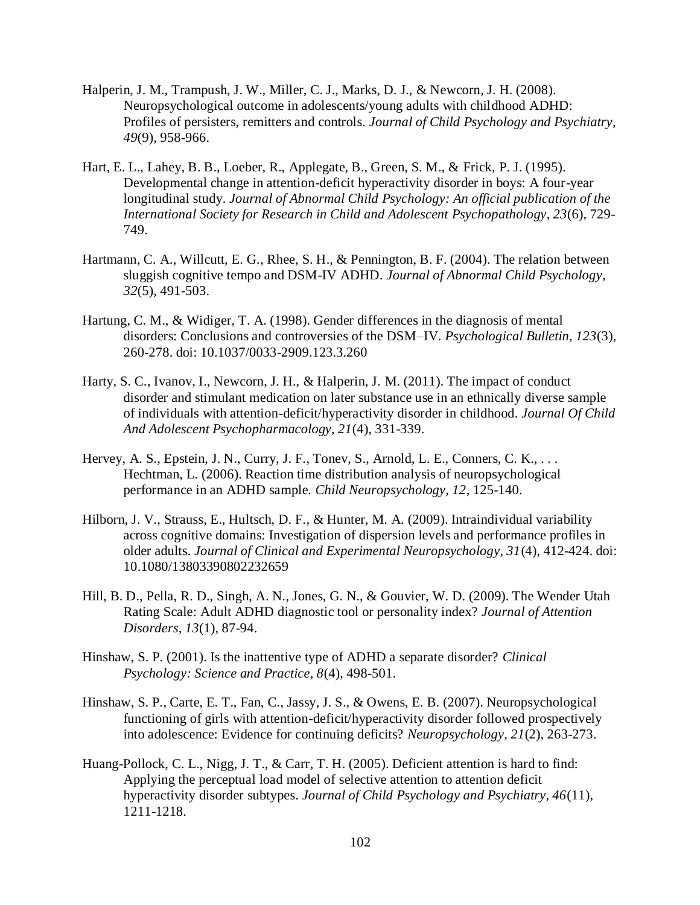Halperin, J. M., Trampush, J. W., Miller, C. J., Marks, D. J., & Newcorn, J. H. (2008). Neuropsychological outcome in adolescents/young adults with childhood ADHD: Profiles of persisters, remitters and controls. *Journal of Child Psychology and Psychiatry, 49*(9), 958-966.

Hart, E. L., Lahey, B. B., Loeber, R., Applegate, B., Green, S. M., & Frick, P. J. (1995). Developmental change in attention-deficit hyperactivity disorder in boys: A four-year longitudinal study. *Journal of Abnormal Child Psychology: An official publication of the International Society for Research in Child and Adolescent Psychopathology, 23*(6), 729-749.

Hartmann, C. A., Willcutt, E. G., Rhee, S. H., & Pennington, B. F. (2004). The relation between sluggish cognitive tempo and DSM-IV ADHD. *Journal of Abnormal Child Psychology, 32*(5), 491-503.

Hartung, C. M., & Widiger, T. A. (1998). Gender differences in the diagnosis of mental disorders: Conclusions and controversies of the DSM–IV. *Psychological Bulletin, 123*(3), 260-278. doi: 10.1037/0033-2909.123.3.260

Harty, S. C., Ivanov, I., Newcorn, J. H., & Halperin, J. M. (2011). The impact of conduct disorder and stimulant medication on later substance use in an ethnically diverse sample of individuals with attention-deficit/hyperactivity disorder in childhood. *Journal Of Child And Adolescent Psychopharmacology, 21*(4), 331-339.

Hervey, A. S., Epstein, J. N., Curry, J. F., Tonev, S., Arnold, L. E., Conners, C. K., . . . Hechtman, L. (2006). Reaction time distribution analysis of neuropsychological performance in an ADHD sample. *Child Neuropsychology, 12*, 125-140.

Hilborn, J. V., Strauss, E., Hultsch, D. F., & Hunter, M. A. (2009). Intraindividual variability across cognitive domains: Investigation of dispersion levels and performance profiles in older adults. *Journal of Clinical and Experimental Neuropsychology, 31*(4), 412-424. doi: 10.1080/13803390802232659

Hill, B. D., Pella, R. D., Singh, A. N., Jones, G. N., & Gouvier, W. D. (2009). The Wender Utah Rating Scale: Adult ADHD diagnostic tool or personality index? *Journal of Attention Disorders, 13*(1), 87-94.

Hinshaw, S. P. (2001). Is the inattentive type of ADHD a separate disorder? *Clinical Psychology: Science and Practice, 8*(4), 498-501.

Hinshaw, S. P., Carte, E. T., Fan, C., Jassy, J. S., & Owens, E. B. (2007). Neuropsychological functioning of girls with attention-deficit/hyperactivity disorder followed prospectively into adolescence: Evidence for continuing deficits? *Neuropsychology, 21*(2), 263-273.

Huang-Pollock, C. L., Nigg, J. T., & Carr, T. H. (2005). Deficient attention is hard to find: Applying the perceptual load model of selective attention to attention deficit hyperactivity disorder subtypes. *Journal of Child Psychology and Psychiatry, 46*(11), 1211-1218.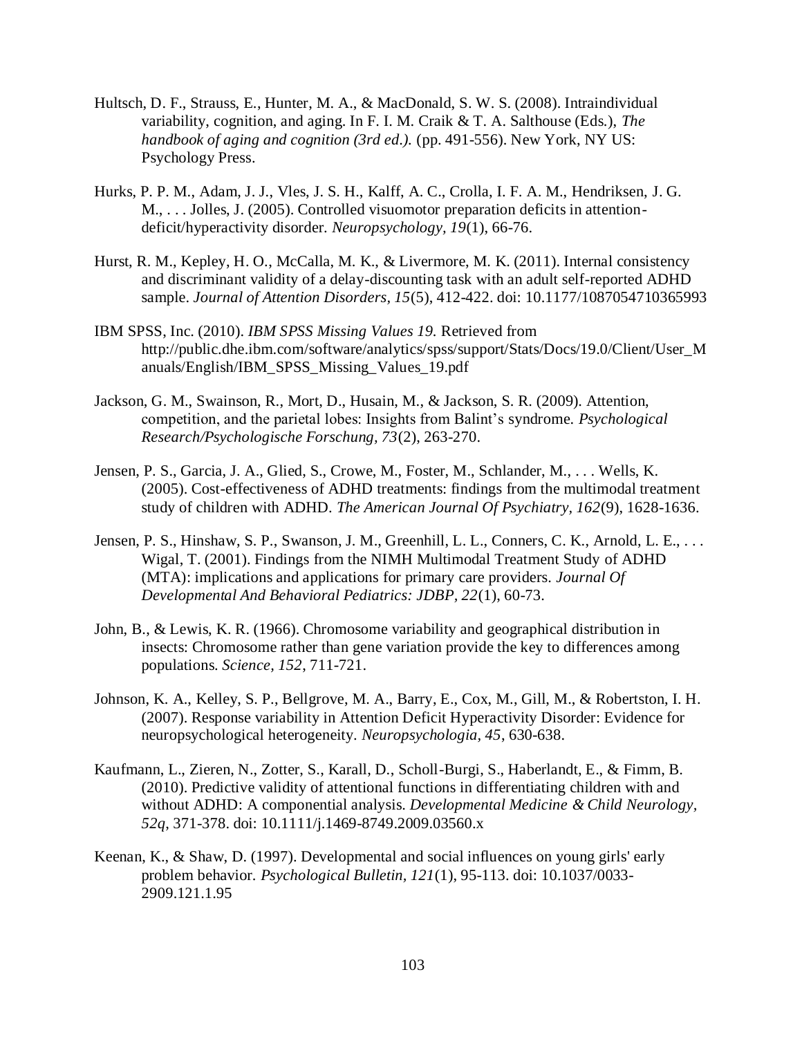Hultsch, D. F., Strauss, E., Hunter, M. A., & MacDonald, S. W. S. (2008). Intraindividual variability, cognition, and aging. In F. I. M. Craik & T. A. Salthouse (Eds.), *The handbook of aging and cognition (3rd ed.).* (pp. 491-556). New York, NY US: Psychology Press.

Hurks, P. P. M., Adam, J. J., Vles, J. S. H., Kalff, A. C., Crolla, I. F. A. M., Hendriksen, J. G. M., . . . Jolles, J. (2005). Controlled visuomotor preparation deficits in attention-deficit/hyperactivity disorder. *Neuropsychology, 19*(1), 66-76.

Hurst, R. M., Kepley, H. O., McCalla, M. K., & Livermore, M. K. (2011). Internal consistency and discriminant validity of a delay-discounting task with an adult self-reported ADHD sample. *Journal of Attention Disorders, 15*(5), 412-422. doi: 10.1177/1087054710365993

IBM SPSS, Inc. (2010). *IBM SPSS Missing Values 19.* Retrieved from http://public.dhe.ibm.com/software/analytics/spss/support/Stats/Docs/19.0/Client/User_Manuals/English/IBM_SPSS_Missing_Values_19.pdf

Jackson, G. M., Swainson, R., Mort, D., Husain, M., & Jackson, S. R. (2009). Attention, competition, and the parietal lobes: Insights from Balint's syndrome. *Psychological Research/Psychologische Forschung, 73*(2), 263-270.

Jensen, P. S., Garcia, J. A., Glied, S., Crowe, M., Foster, M., Schlander, M., . . . Wells, K. (2005). Cost-effectiveness of ADHD treatments: findings from the multimodal treatment study of children with ADHD. *The American Journal Of Psychiatry, 162*(9), 1628-1636.

Jensen, P. S., Hinshaw, S. P., Swanson, J. M., Greenhill, L. L., Conners, C. K., Arnold, L. E., . . . Wigal, T. (2001). Findings from the NIMH Multimodal Treatment Study of ADHD (MTA): implications and applications for primary care providers. *Journal Of Developmental And Behavioral Pediatrics: JDBP, 22*(1), 60-73.

John, B., & Lewis, K. R. (1966). Chromosome variability and geographical distribution in insects: Chromosome rather than gene variation provide the key to differences among populations. *Science, 152*, 711-721.

Johnson, K. A., Kelley, S. P., Bellgrove, M. A., Barry, E., Cox, M., Gill, M., & Robertston, I. H. (2007). Response variability in Attention Deficit Hyperactivity Disorder: Evidence for neuropsychological heterogeneity. *Neuropsychologia, 45*, 630-638.

Kaufmann, L., Zieren, N., Zotter, S., Karall, D., Scholl-Burgi, S., Haberlandt, E., & Fimm, B. (2010). Predictive validity of attentional functions in differentiating children with and without ADHD: A componential analysis. *Developmental Medicine & Child Neurology, 52q*, 371-378. doi: 10.1111/j.1469-8749.2009.03560.x

Keenan, K., & Shaw, D. (1997). Developmental and social influences on young girls' early problem behavior. *Psychological Bulletin, 121*(1), 95-113. doi: 10.1037/0033-2909.121.1.95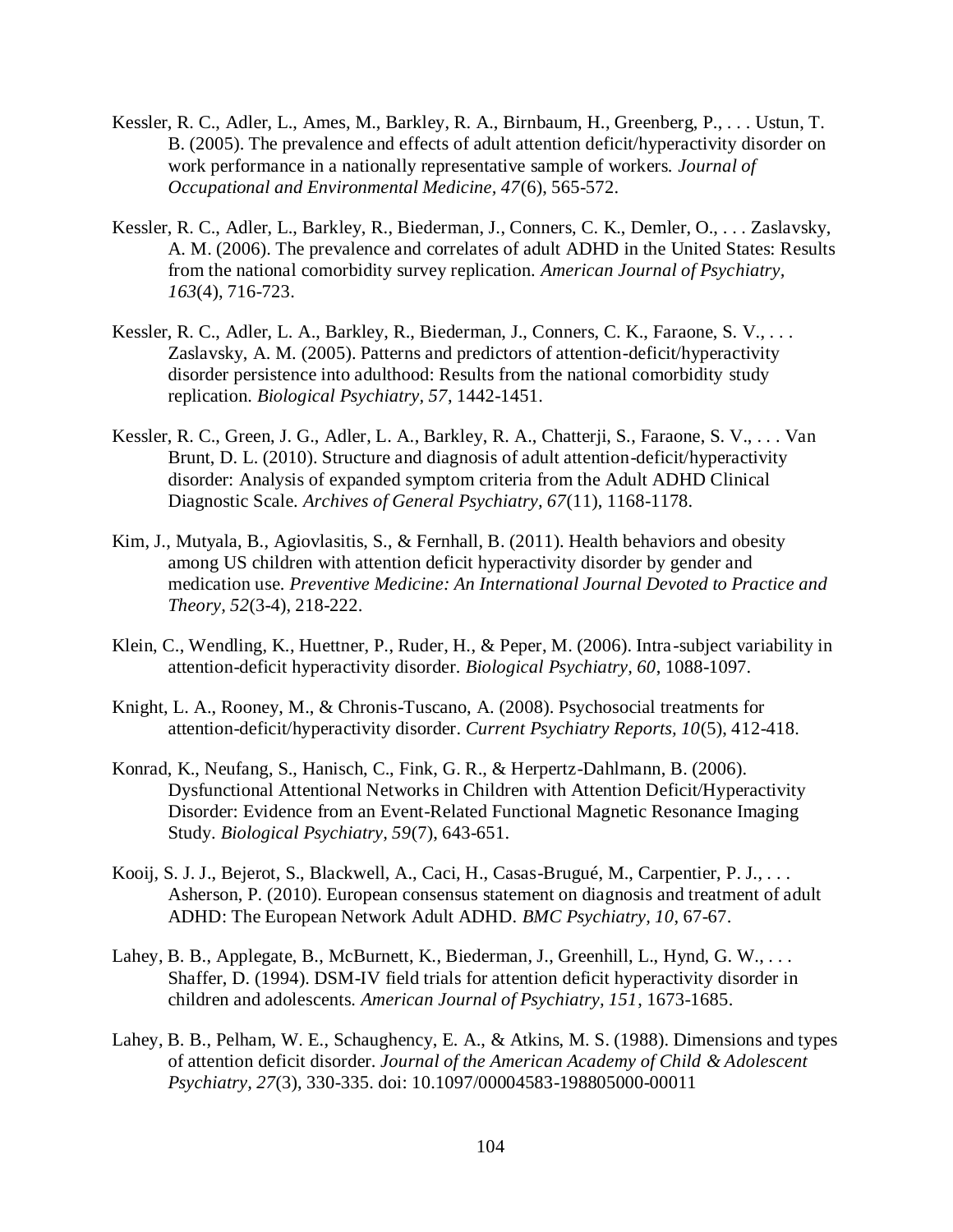Kessler, R. C., Adler, L., Ames, M., Barkley, R. A., Birnbaum, H., Greenberg, P., . . . Ustun, T. B. (2005). The prevalence and effects of adult attention deficit/hyperactivity disorder on work performance in a nationally representative sample of workers. *Journal of Occupational and Environmental Medicine, 47*(6), 565-572.

Kessler, R. C., Adler, L., Barkley, R., Biederman, J., Conners, C. K., Demler, O., . . . Zaslavsky, A. M. (2006). The prevalence and correlates of adult ADHD in the United States: Results from the national comorbidity survey replication. *American Journal of Psychiatry, 163*(4), 716-723.

Kessler, R. C., Adler, L. A., Barkley, R., Biederman, J., Conners, C. K., Faraone, S. V., . . . Zaslavsky, A. M. (2005). Patterns and predictors of attention-deficit/hyperactivity disorder persistence into adulthood: Results from the national comorbidity study replication. *Biological Psychiatry, 57*, 1442-1451.

Kessler, R. C., Green, J. G., Adler, L. A., Barkley, R. A., Chatterji, S., Faraone, S. V., . . . Van Brunt, D. L. (2010). Structure and diagnosis of adult attention-deficit/hyperactivity disorder: Analysis of expanded symptom criteria from the Adult ADHD Clinical Diagnostic Scale. *Archives of General Psychiatry, 67*(11), 1168-1178.

Kim, J., Mutyala, B., Agiovlasitis, S., & Fernhall, B. (2011). Health behaviors and obesity among US children with attention deficit hyperactivity disorder by gender and medication use. *Preventive Medicine: An International Journal Devoted to Practice and Theory, 52*(3-4), 218-222.

Klein, C., Wendling, K., Huettner, P., Ruder, H., & Peper, M. (2006). Intra-subject variability in attention-deficit hyperactivity disorder. *Biological Psychiatry, 60*, 1088-1097.

Knight, L. A., Rooney, M., & Chronis-Tuscano, A. (2008). Psychosocial treatments for attention-deficit/hyperactivity disorder. *Current Psychiatry Reports, 10*(5), 412-418.

Konrad, K., Neufang, S., Hanisch, C., Fink, G. R., & Herpertz-Dahlmann, B. (2006). Dysfunctional Attentional Networks in Children with Attention Deficit/Hyperactivity Disorder: Evidence from an Event-Related Functional Magnetic Resonance Imaging Study. *Biological Psychiatry, 59*(7), 643-651.

Kooij, S. J. J., Bejerot, S., Blackwell, A., Caci, H., Casas-Brugué, M., Carpentier, P. J., . . . Asherson, P. (2010). European consensus statement on diagnosis and treatment of adult ADHD: The European Network Adult ADHD. *BMC Psychiatry, 10*, 67-67.

Lahey, B. B., Applegate, B., McBurnett, K., Biederman, J., Greenhill, L., Hynd, G. W., . . . Shaffer, D. (1994). DSM-IV field trials for attention deficit hyperactivity disorder in children and adolescents. *American Journal of Psychiatry, 151*, 1673-1685.

Lahey, B. B., Pelham, W. E., Schaughency, E. A., & Atkins, M. S. (1988). Dimensions and types of attention deficit disorder. *Journal of the American Academy of Child & Adolescent Psychiatry, 27*(3), 330-335. doi: 10.1097/00004583-198805000-00011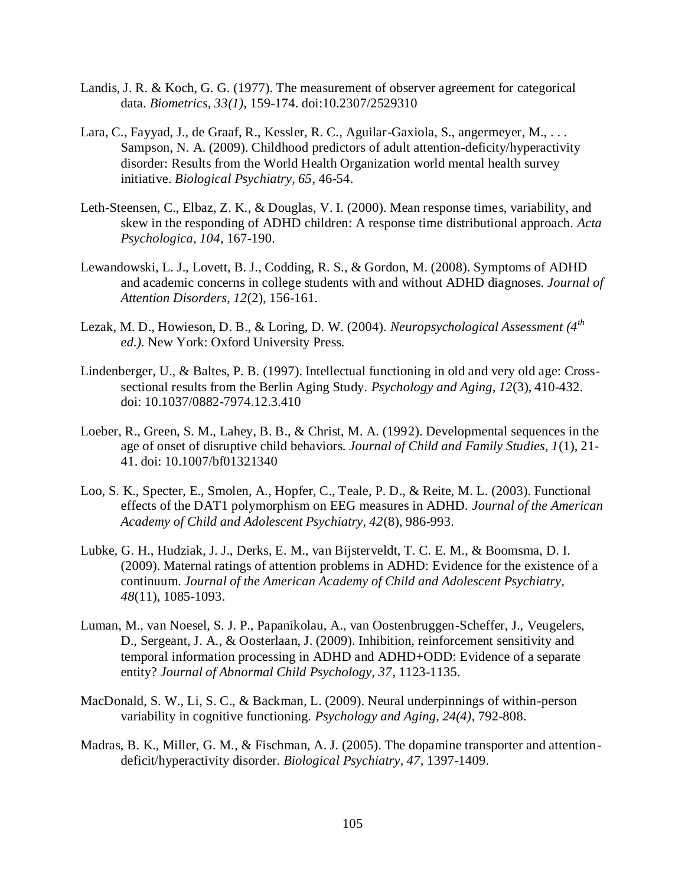Landis, J. R. & Koch, G. G. (1977). The measurement of observer agreement for categorical data. *Biometrics, 33(1),* 159-174. doi:10.2307/2529310

Lara, C., Fayyad, J., de Graaf, R., Kessler, R. C., Aguilar-Gaxiola, S., angermeyer, M., . . . Sampson, N. A. (2009). Childhood predictors of adult attention-deficity/hyperactivity disorder: Results from the World Health Organization world mental health survey initiative. *Biological Psychiatry, 65*, 46-54.

Leth-Steensen, C., Elbaz, Z. K., & Douglas, V. I. (2000). Mean response times, variability, and skew in the responding of ADHD children: A response time distributional approach. *Acta Psychologica, 104*, 167-190.

Lewandowski, L. J., Lovett, B. J., Codding, R. S., & Gordon, M. (2008). Symptoms of ADHD and academic concerns in college students with and without ADHD diagnoses. *Journal of Attention Disorders, 12*(2), 156-161.

Lezak, M. D., Howieson, D. B., & Loring, D. W. (2004). *Neuropsychological Assessment (4th ed.).* New York: Oxford University Press.

Lindenberger, U., & Baltes, P. B. (1997). Intellectual functioning in old and very old age: Cross-sectional results from the Berlin Aging Study. *Psychology and Aging, 12*(3), 410-432. doi: 10.1037/0882-7974.12.3.410

Loeber, R., Green, S. M., Lahey, B. B., & Christ, M. A. (1992). Developmental sequences in the age of onset of disruptive child behaviors. *Journal of Child and Family Studies, 1*(1), 21-41. doi: 10.1007/bf01321340

Loo, S. K., Specter, E., Smolen, A., Hopfer, C., Teale, P. D., & Reite, M. L. (2003). Functional effects of the DAT1 polymorphism on EEG measures in ADHD. *Journal of the American Academy of Child and Adolescent Psychiatry, 42*(8), 986-993.

Lubke, G. H., Hudziak, J. J., Derks, E. M., van Bijsterveldt, T. C. E. M., & Boomsma, D. I. (2009). Maternal ratings of attention problems in ADHD: Evidence for the existence of a continuum. *Journal of the American Academy of Child and Adolescent Psychiatry, 48*(11), 1085-1093.

Luman, M., van Noesel, S. J. P., Papanikolau, A., van Oostenbruggen-Scheffer, J., Veugelers, D., Sergeant, J. A., & Oosterlaan, J. (2009). Inhibition, reinforcement sensitivity and temporal information processing in ADHD and ADHD+ODD: Evidence of a separate entity? *Journal of Abnormal Child Psychology, 37*, 1123-1135.

MacDonald, S. W., Li, S. C., & Backman, L. (2009). Neural underpinnings of within-person variability in cognitive functioning. *Psychology and Aging, 24(4)*, 792-808.

Madras, B. K., Miller, G. M., & Fischman, A. J. (2005). The dopamine transporter and attention-deficit/hyperactivity disorder. *Biological Psychiatry, 47,* 1397-1409.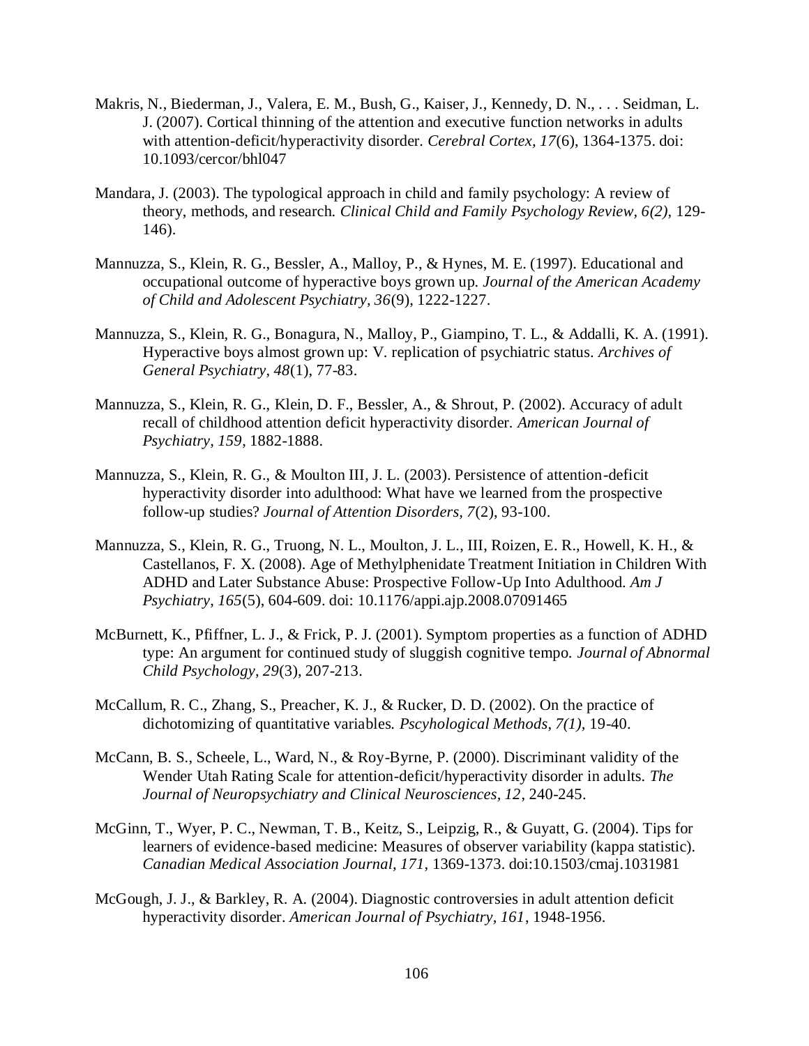Makris, N., Biederman, J., Valera, E. M., Bush, G., Kaiser, J., Kennedy, D. N., . . . Seidman, L. J. (2007). Cortical thinning of the attention and executive function networks in adults with attention-deficit/hyperactivity disorder. *Cerebral Cortex, 17*(6), 1364-1375. doi: 10.1093/cercor/bhl047

Mandara, J. (2003). The typological approach in child and family psychology: A review of theory, methods, and research. *Clinical Child and Family Psychology Review, 6(2),* 129-146).

Mannuzza, S., Klein, R. G., Bessler, A., Malloy, P., & Hynes, M. E. (1997). Educational and occupational outcome of hyperactive boys grown up. *Journal of the American Academy of Child and Adolescent Psychiatry, 36*(9), 1222-1227.

Mannuzza, S., Klein, R. G., Bonagura, N., Malloy, P., Giampino, T. L., & Addalli, K. A. (1991). Hyperactive boys almost grown up: V. replication of psychiatric status. *Archives of General Psychiatry, 48*(1), 77-83.

Mannuzza, S., Klein, R. G., Klein, D. F., Bessler, A., & Shrout, P. (2002). Accuracy of adult recall of childhood attention deficit hyperactivity disorder. *American Journal of Psychiatry, 159*, 1882-1888.

Mannuzza, S., Klein, R. G., & Moulton III, J. L. (2003). Persistence of attention-deficit hyperactivity disorder into adulthood: What have we learned from the prospective follow-up studies? *Journal of Attention Disorders, 7*(2), 93-100.

Mannuzza, S., Klein, R. G., Truong, N. L., Moulton, J. L., III, Roizen, E. R., Howell, K. H., & Castellanos, F. X. (2008). Age of Methylphenidate Treatment Initiation in Children With ADHD and Later Substance Abuse: Prospective Follow-Up Into Adulthood. *Am J Psychiatry, 165*(5), 604-609. doi: 10.1176/appi.ajp.2008.07091465

McBurnett, K., Pfiffner, L. J., & Frick, P. J. (2001). Symptom properties as a function of ADHD type: An argument for continued study of sluggish cognitive tempo. *Journal of Abnormal Child Psychology, 29*(3), 207-213.

McCallum, R. C., Zhang, S., Preacher, K. J., & Rucker, D. D. (2002). On the practice of dichotomizing of quantitative variables. *Pscyhological Methods, 7(1),* 19-40.

McCann, B. S., Scheele, L., Ward, N., & Roy-Byrne, P. (2000). Discriminant validity of the Wender Utah Rating Scale for attention-deficit/hyperactivity disorder in adults. *The Journal of Neuropsychiatry and Clinical Neurosciences, 12*, 240-245.

McGinn, T., Wyer, P. C., Newman, T. B., Keitz, S., Leipzig, R., & Guyatt, G. (2004). Tips for learners of evidence-based medicine: Measures of observer variability (kappa statistic). *Canadian Medical Association Journal, 171,* 1369-1373. doi:10.1503/cmaj.1031981

McGough, J. J., & Barkley, R. A. (2004). Diagnostic controversies in adult attention deficit hyperactivity disorder. *American Journal of Psychiatry, 161*, 1948-1956.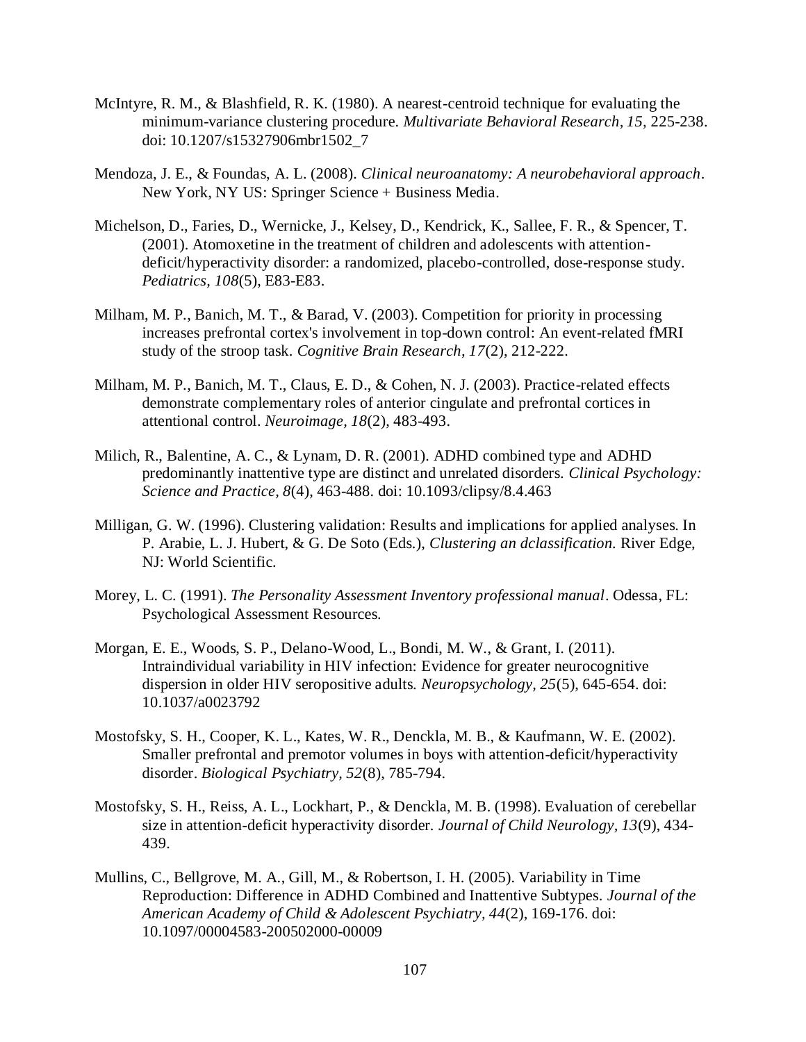McIntyre, R. M., & Blashfield, R. K. (1980). A nearest-centroid technique for evaluating the minimum-variance clustering procedure. *Multivariate Behavioral Research, 15*, 225-238. doi: 10.1207/s15327906mbr1502_7

Mendoza, J. E., & Foundas, A. L. (2008). *Clinical neuroanatomy: A neurobehavioral approach*. New York, NY US: Springer Science + Business Media.

Michelson, D., Faries, D., Wernicke, J., Kelsey, D., Kendrick, K., Sallee, F. R., & Spencer, T. (2001). Atomoxetine in the treatment of children and adolescents with attention-deficit/hyperactivity disorder: a randomized, placebo-controlled, dose-response study. *Pediatrics, 108*(5), E83-E83.

Milham, M. P., Banich, M. T., & Barad, V. (2003). Competition for priority in processing increases prefrontal cortex's involvement in top-down control: An event-related fMRI study of the stroop task. *Cognitive Brain Research, 17*(2), 212-222.

Milham, M. P., Banich, M. T., Claus, E. D., & Cohen, N. J. (2003). Practice-related effects demonstrate complementary roles of anterior cingulate and prefrontal cortices in attentional control. *Neuroimage, 18*(2), 483-493.

Milich, R., Balentine, A. C., & Lynam, D. R. (2001). ADHD combined type and ADHD predominantly inattentive type are distinct and unrelated disorders. *Clinical Psychology: Science and Practice, 8*(4), 463-488. doi: 10.1093/clipsy/8.4.463

Milligan, G. W. (1996). Clustering validation: Results and implications for applied analyses. In P. Arabie, L. J. Hubert, & G. De Soto (Eds.), *Clustering an dclassification.* River Edge, NJ: World Scientific.

Morey, L. C. (1991). *The Personality Assessment Inventory professional manual*. Odessa, FL: Psychological Assessment Resources.

Morgan, E. E., Woods, S. P., Delano-Wood, L., Bondi, M. W., & Grant, I. (2011). Intraindividual variability in HIV infection: Evidence for greater neurocognitive dispersion in older HIV seropositive adults. *Neuropsychology, 25*(5), 645-654. doi: 10.1037/a0023792

Mostofsky, S. H., Cooper, K. L., Kates, W. R., Denckla, M. B., & Kaufmann, W. E. (2002). Smaller prefrontal and premotor volumes in boys with attention-deficit/hyperactivity disorder. *Biological Psychiatry, 52*(8), 785-794.

Mostofsky, S. H., Reiss, A. L., Lockhart, P., & Denckla, M. B. (1998). Evaluation of cerebellar size in attention-deficit hyperactivity disorder. *Journal of Child Neurology, 13*(9), 434-439.

Mullins, C., Bellgrove, M. A., Gill, M., & Robertson, I. H. (2005). Variability in Time Reproduction: Difference in ADHD Combined and Inattentive Subtypes. *Journal of the American Academy of Child & Adolescent Psychiatry, 44*(2), 169-176. doi: 10.1097/00004583-200502000-00009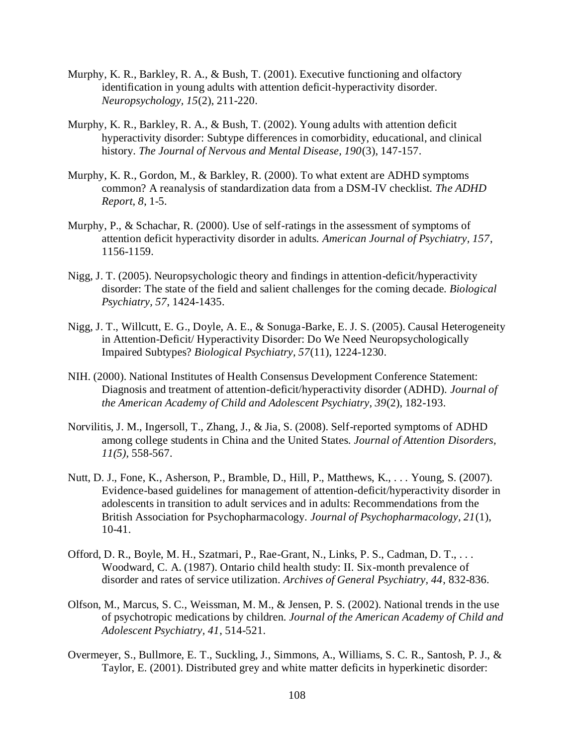Murphy, K. R., Barkley, R. A., & Bush, T. (2001). Executive functioning and olfactory identification in young adults with attention deficit-hyperactivity disorder. *Neuropsychology, 15*(2), 211-220.

Murphy, K. R., Barkley, R. A., & Bush, T. (2002). Young adults with attention deficit hyperactivity disorder: Subtype differences in comorbidity, educational, and clinical history. *The Journal of Nervous and Mental Disease, 190*(3), 147-157.

Murphy, K. R., Gordon, M., & Barkley, R. (2000). To what extent are ADHD symptoms common? A reanalysis of standardization data from a DSM-IV checklist. *The ADHD Report, 8*, 1-5.

Murphy, P., & Schachar, R. (2000). Use of self-ratings in the assessment of symptoms of attention deficit hyperactivity disorder in adults. *American Journal of Psychiatry, 157*, 1156-1159.

Nigg, J. T. (2005). Neuropsychologic theory and findings in attention-deficit/hyperactivity disorder: The state of the field and salient challenges for the coming decade. *Biological Psychiatry, 57*, 1424-1435.

Nigg, J. T., Willcutt, E. G., Doyle, A. E., & Sonuga-Barke, E. J. S. (2005). Causal Heterogeneity in Attention-Deficit/ Hyperactivity Disorder: Do We Need Neuropsychologically Impaired Subtypes? *Biological Psychiatry, 57*(11), 1224-1230.

NIH. (2000). National Institutes of Health Consensus Development Conference Statement: Diagnosis and treatment of attention-deficit/hyperactivity disorder (ADHD). *Journal of the American Academy of Child and Adolescent Psychiatry, 39*(2), 182-193.

Norvilitis, J. M., Ingersoll, T., Zhang, J., & Jia, S. (2008). Self-reported symptoms of ADHD among college students in China and the United States. *Journal of Attention Disorders, 11(5)*, 558-567.

Nutt, D. J., Fone, K., Asherson, P., Bramble, D., Hill, P., Matthews, K., . . . Young, S. (2007). Evidence-based guidelines for management of attention-deficit/hyperactivity disorder in adolescents in transition to adult services and in adults: Recommendations from the British Association for Psychopharmacology. *Journal of Psychopharmacology, 21*(1), 10-41.

Offord, D. R., Boyle, M. H., Szatmari, P., Rae-Grant, N., Links, P. S., Cadman, D. T., . . . Woodward, C. A. (1987). Ontario child health study: II. Six-month prevalence of disorder and rates of service utilization. *Archives of General Psychiatry, 44*, 832-836.

Olfson, M., Marcus, S. C., Weissman, M. M., & Jensen, P. S. (2002). National trends in the use of psychotropic medications by children. *Journal of the American Academy of Child and Adolescent Psychiatry, 41*, 514-521.

Overmeyer, S., Bullmore, E. T., Suckling, J., Simmons, A., Williams, S. C. R., Santosh, P. J., & Taylor, E. (2001). Distributed grey and white matter deficits in hyperkinetic disorder: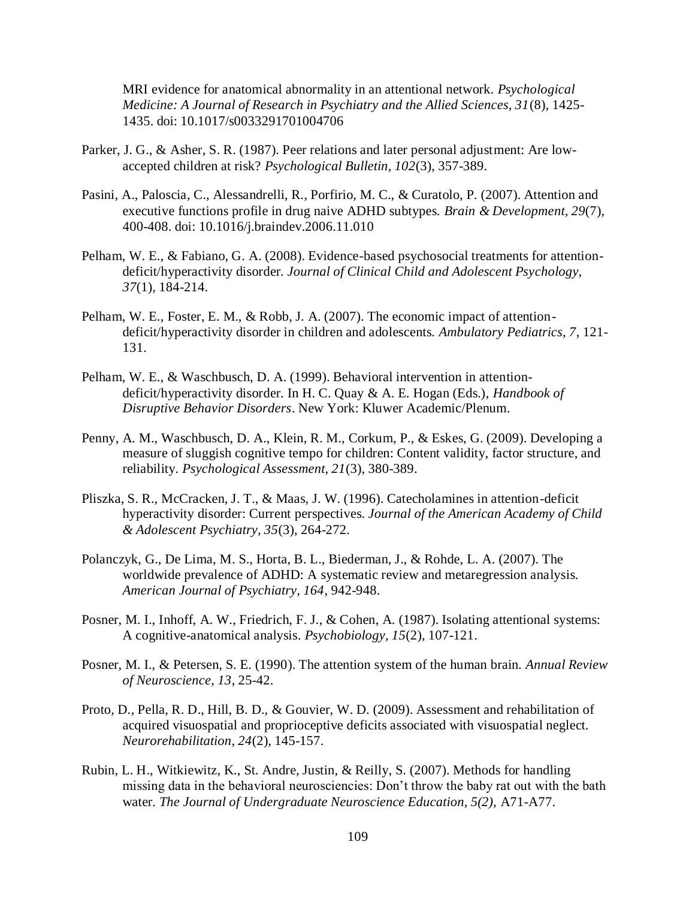MRI evidence for anatomical abnormality in an attentional network. *Psychological Medicine: A Journal of Research in Psychiatry and the Allied Sciences, 31*(8), 1425-1435. doi: 10.1017/s0033291701004706

Parker, J. G., & Asher, S. R. (1987). Peer relations and later personal adjustment: Are low-accepted children at risk? *Psychological Bulletin, 102*(3), 357-389.

Pasini, A., Paloscia, C., Alessandrelli, R., Porfirio, M. C., & Curatolo, P. (2007). Attention and executive functions profile in drug naive ADHD subtypes. *Brain & Development, 29*(7), 400-408. doi: 10.1016/j.braindev.2006.11.010

Pelham, W. E., & Fabiano, G. A. (2008). Evidence-based psychosocial treatments for attention-deficit/hyperactivity disorder. *Journal of Clinical Child and Adolescent Psychology, 37*(1), 184-214.

Pelham, W. E., Foster, E. M., & Robb, J. A. (2007). The economic impact of attention-deficit/hyperactivity disorder in children and adolescents. *Ambulatory Pediatrics, 7*, 121-131.

Pelham, W. E., & Waschbusch, D. A. (1999). Behavioral intervention in attention-deficit/hyperactivity disorder. In H. C. Quay & A. E. Hogan (Eds.), *Handbook of Disruptive Behavior Disorders*. New York: Kluwer Academic/Plenum.

Penny, A. M., Waschbusch, D. A., Klein, R. M., Corkum, P., & Eskes, G. (2009). Developing a measure of sluggish cognitive tempo for children: Content validity, factor structure, and reliability. *Psychological Assessment, 21*(3), 380-389.

Pliszka, S. R., McCracken, J. T., & Maas, J. W. (1996). Catecholamines in attention-deficit hyperactivity disorder: Current perspectives. *Journal of the American Academy of Child & Adolescent Psychiatry, 35*(3), 264-272.

Polanczyk, G., De Lima, M. S., Horta, B. L., Biederman, J., & Rohde, L. A. (2007). The worldwide prevalence of ADHD: A systematic review and metaregression analysis. *American Journal of Psychiatry, 164*, 942-948.

Posner, M. I., Inhoff, A. W., Friedrich, F. J., & Cohen, A. (1987). Isolating attentional systems: A cognitive-anatomical analysis. *Psychobiology, 15*(2), 107-121.

Posner, M. I., & Petersen, S. E. (1990). The attention system of the human brain. *Annual Review of Neuroscience, 13*, 25-42.

Proto, D., Pella, R. D., Hill, B. D., & Gouvier, W. D. (2009). Assessment and rehabilitation of acquired visuospatial and proprioceptive deficits associated with visuospatial neglect. *Neurorehabilitation, 24*(2), 145-157.

Rubin, L. H., Witkiewitz, K., St. Andre, Justin, & Reilly, S. (2007). Methods for handling missing data in the behavioral neurosciencies: Don't throw the baby rat out with the bath water. *The Journal of Undergraduate Neuroscience Education, 5(2),* A71-A77.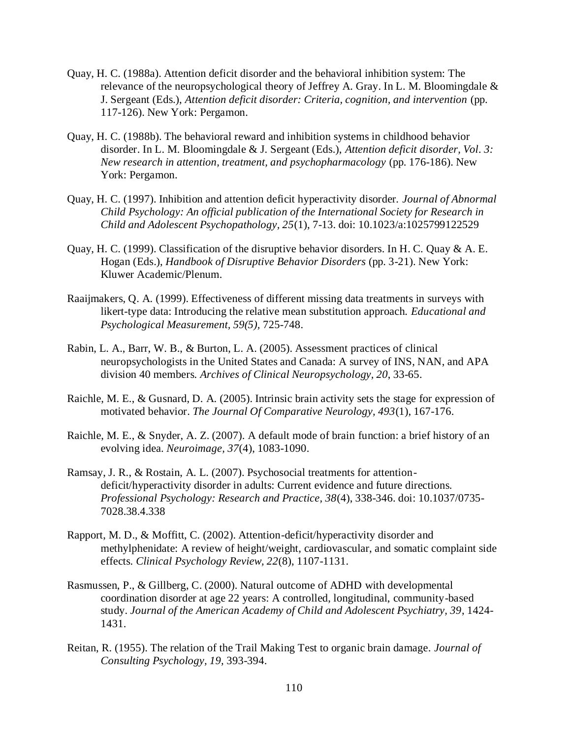Quay, H. C. (1988a). Attention deficit disorder and the behavioral inhibition system: The relevance of the neuropsychological theory of Jeffrey A. Gray. In L. M. Bloomingdale & J. Sergeant (Eds.), *Attention deficit disorder: Criteria, cognition, and intervention* (pp. 117-126). New York: Pergamon.

Quay, H. C. (1988b). The behavioral reward and inhibition systems in childhood behavior disorder. In L. M. Bloomingdale & J. Sergeant (Eds.), *Attention deficit disorder, Vol. 3: New research in attention, treatment, and psychopharmacology* (pp. 176-186). New York: Pergamon.

Quay, H. C. (1997). Inhibition and attention deficit hyperactivity disorder. *Journal of Abnormal Child Psychology: An official publication of the International Society for Research in Child and Adolescent Psychopathology, 25*(1), 7-13. doi: 10.1023/a:1025799122529

Quay, H. C. (1999). Classification of the disruptive behavior disorders. In H. C. Quay & A. E. Hogan (Eds.), *Handbook of Disruptive Behavior Disorders* (pp. 3-21). New York: Kluwer Academic/Plenum.

Raaijmakers, Q. A. (1999). Effectiveness of different missing data treatments in surveys with likert-type data: Introducing the relative mean substitution approach. *Educational and Psychological Measurement, 59(5),* 725-748.

Rabin, L. A., Barr, W. B., & Burton, L. A. (2005). Assessment practices of clinical neuropsychologists in the United States and Canada: A survey of INS, NAN, and APA division 40 members. *Archives of Clinical Neuropsychology, 20*, 33-65.

Raichle, M. E., & Gusnard, D. A. (2005). Intrinsic brain activity sets the stage for expression of motivated behavior. *The Journal Of Comparative Neurology, 493*(1), 167-176.

Raichle, M. E., & Snyder, A. Z. (2007). A default mode of brain function: a brief history of an evolving idea. *Neuroimage, 37*(4), 1083-1090.

Ramsay, J. R., & Rostain, A. L. (2007). Psychosocial treatments for attention-deficit/hyperactivity disorder in adults: Current evidence and future directions. *Professional Psychology: Research and Practice, 38*(4), 338-346. doi: 10.1037/0735-7028.38.4.338

Rapport, M. D., & Moffitt, C. (2002). Attention-deficit/hyperactivity disorder and methylphenidate: A review of height/weight, cardiovascular, and somatic complaint side effects. *Clinical Psychology Review, 22*(8), 1107-1131.

Rasmussen, P., & Gillberg, C. (2000). Natural outcome of ADHD with developmental coordination disorder at age 22 years: A controlled, longitudinal, community-based study. *Journal of the American Academy of Child and Adolescent Psychiatry, 39*, 1424-1431.

Reitan, R. (1955). The relation of the Trail Making Test to organic brain damage. *Journal of Consulting Psychology, 19,* 393-394.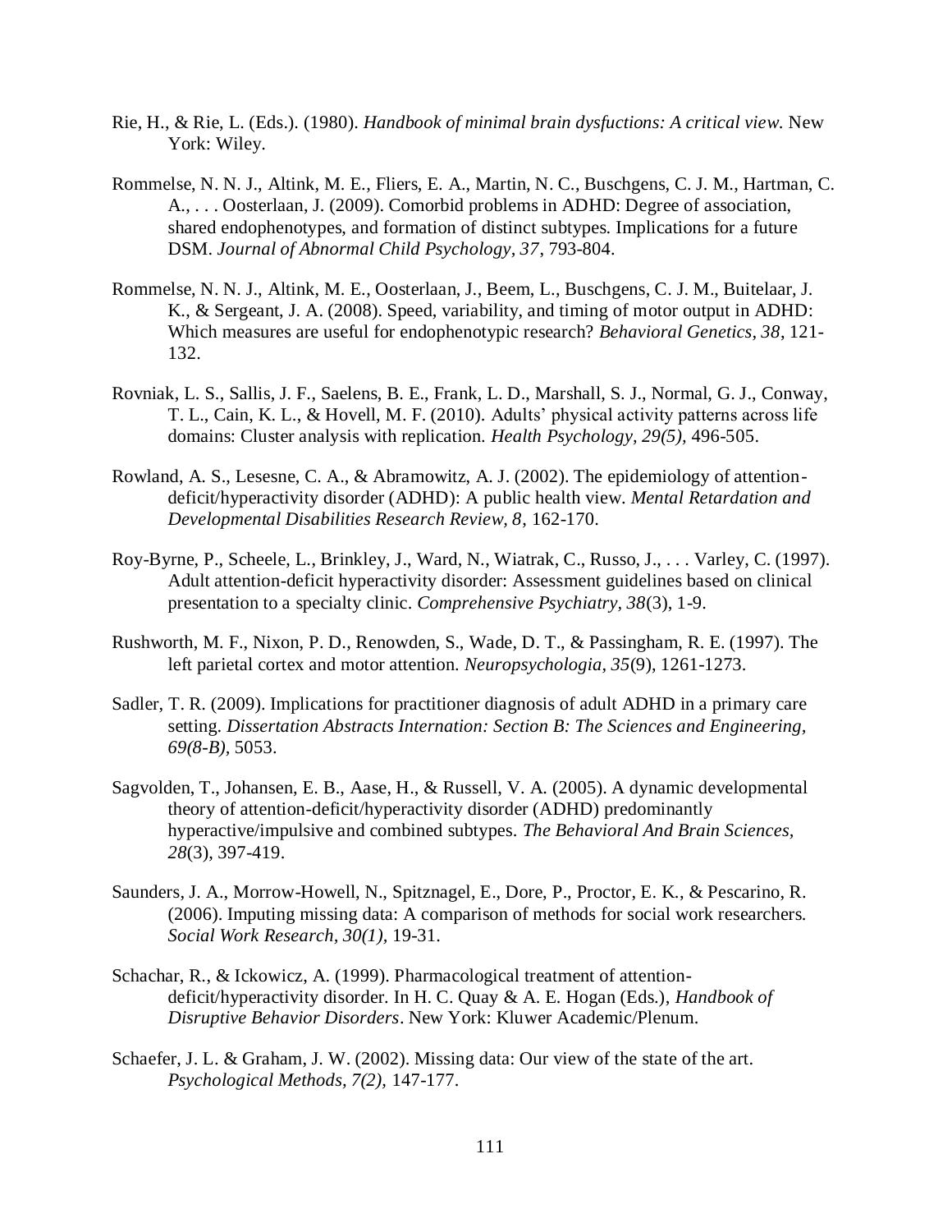Rie, H., & Rie, L. (Eds.). (1980). *Handbook of minimal brain dysfuctions: A critical view.* New York: Wiley.

Rommelse, N. N. J., Altink, M. E., Fliers, E. A., Martin, N. C., Buschgens, C. J. M., Hartman, C. A., . . . Oosterlaan, J. (2009). Comorbid problems in ADHD: Degree of association, shared endophenotypes, and formation of distinct subtypes. Implications for a future DSM. *Journal of Abnormal Child Psychology, 37*, 793-804.

Rommelse, N. N. J., Altink, M. E., Oosterlaan, J., Beem, L., Buschgens, C. J. M., Buitelaar, J. K., & Sergeant, J. A. (2008). Speed, variability, and timing of motor output in ADHD: Which measures are useful for endophenotypic research? *Behavioral Genetics, 38*, 121-132.

Rovniak, L. S., Sallis, J. F., Saelens, B. E., Frank, L. D., Marshall, S. J., Normal, G. J., Conway, T. L., Cain, K. L., & Hovell, M. F. (2010). Adults' physical activity patterns across life domains: Cluster analysis with replication. *Health Psychology, 29(5),* 496-505.

Rowland, A. S., Lesesne, C. A., & Abramowitz, A. J. (2002). The epidemiology of attention-deficit/hyperactivity disorder (ADHD): A public health view. *Mental Retardation and Developmental Disabilities Research Review, 8*, 162-170.

Roy-Byrne, P., Scheele, L., Brinkley, J., Ward, N., Wiatrak, C., Russo, J., . . . Varley, C. (1997). Adult attention-deficit hyperactivity disorder: Assessment guidelines based on clinical presentation to a specialty clinic. *Comprehensive Psychiatry, 38*(3), 1-9.

Rushworth, M. F., Nixon, P. D., Renowden, S., Wade, D. T., & Passingham, R. E. (1997). The left parietal cortex and motor attention. *Neuropsychologia, 35*(9), 1261-1273.

Sadler, T. R. (2009). Implications for practitioner diagnosis of adult ADHD in a primary care setting. *Dissertation Abstracts International: Section B: The Sciences and Engineering, 69(8-B),* 5053.

Sagvolden, T., Johansen, E. B., Aase, H., & Russell, V. A. (2005). A dynamic developmental theory of attention-deficit/hyperactivity disorder (ADHD) predominantly hyperactive/impulsive and combined subtypes. *The Behavioral And Brain Sciences, 28*(3), 397-419.

Saunders, J. A., Morrow-Howell, N., Spitznagel, E., Dore, P., Proctor, E. K., & Pescarino, R. (2006). Imputing missing data: A comparison of methods for social work researchers. *Social Work Research, 30(1),* 19-31.

Schachar, R., & Ickowicz, A. (1999). Pharmacological treatment of attention-deficit/hyperactivity disorder. In H. C. Quay & A. E. Hogan (Eds.), *Handbook of Disruptive Behavior Disorders*. New York: Kluwer Academic/Plenum.

Schaefer, J. L. & Graham, J. W. (2002). Missing data: Our view of the state of the art. *Psychological Methods, 7(2),* 147-177.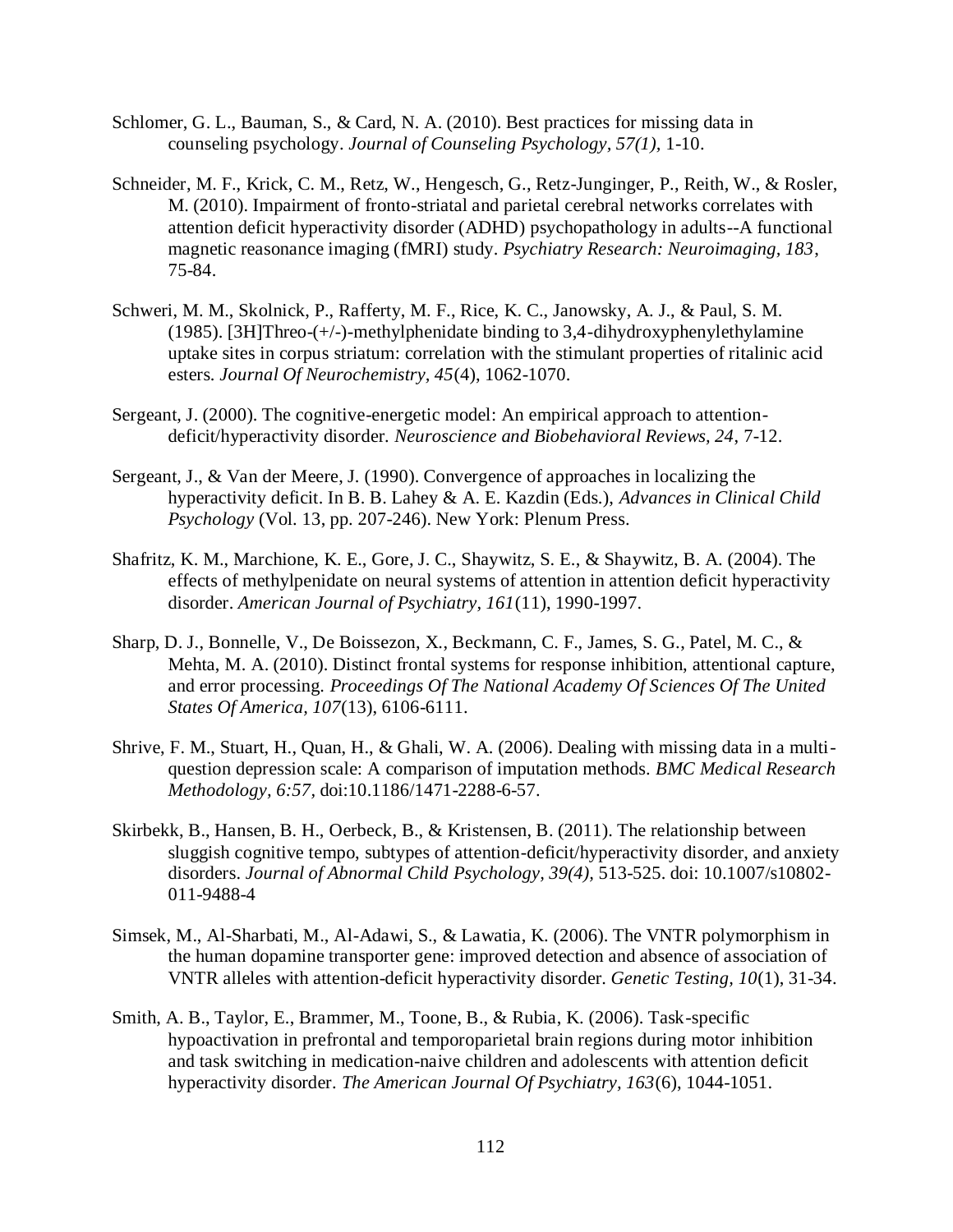Schlomer, G. L., Bauman, S., & Card, N. A. (2010). Best practices for missing data in counseling psychology. *Journal of Counseling Psychology, 57(1),* 1-10.

Schneider, M. F., Krick, C. M., Retz, W., Hengesch, G., Retz-Junginger, P., Reith, W., & Rosler, M. (2010). Impairment of fronto-striatal and parietal cerebral networks correlates with attention deficit hyperactivity disorder (ADHD) psychopathology in adults--A functional magnetic reasonance imaging (fMRI) study. *Psychiatry Research: Neuroimaging, 183*, 75-84.

Schweri, M. M., Skolnick, P., Rafferty, M. F., Rice, K. C., Janowsky, A. J., & Paul, S. M. (1985). [3H]Threo-(+/-)-methylphenidate binding to 3,4-dihydroxyphenylethylamine uptake sites in corpus striatum: correlation with the stimulant properties of ritalinic acid esters. *Journal Of Neurochemistry, 45*(4), 1062-1070.

Sergeant, J. (2000). The cognitive-energetic model: An empirical approach to attention-deficit/hyperactivity disorder. *Neuroscience and Biobehavioral Reviews, 24,* 7-12.

Sergeant, J., & Van der Meere, J. (1990). Convergence of approaches in localizing the hyperactivity deficit. In B. B. Lahey & A. E. Kazdin (Eds.), *Advances in Clinical Child Psychology* (Vol. 13, pp. 207-246). New York: Plenum Press.

Shafritz, K. M., Marchione, K. E., Gore, J. C., Shaywitz, S. E., & Shaywitz, B. A. (2004). The effects of methylpenidate on neural systems of attention in attention deficit hyperactivity disorder. *American Journal of Psychiatry, 161*(11), 1990-1997.

Sharp, D. J., Bonnelle, V., De Boissezon, X., Beckmann, C. F., James, S. G., Patel, M. C., & Mehta, M. A. (2010). Distinct frontal systems for response inhibition, attentional capture, and error processing. *Proceedings Of The National Academy Of Sciences Of The United States Of America, 107*(13), 6106-6111.

Shrive, F. M., Stuart, H., Quan, H., & Ghali, W. A. (2006). Dealing with missing data in a multi-question depression scale: A comparison of imputation methods. *BMC Medical Research Methodology, 6:57,* doi:10.1186/1471-2288-6-57.

Skirbekk, B., Hansen, B. H., Oerbeck, B., & Kristensen, B. (2011). The relationship between sluggish cognitive tempo, subtypes of attention-deficit/hyperactivity disorder, and anxiety disorders. *Journal of Abnormal Child Psychology, 39(4),* 513-525. doi: 10.1007/s10802-011-9488-4

Simsek, M., Al-Sharbati, M., Al-Adawi, S., & Lawatia, K. (2006). The VNTR polymorphism in the human dopamine transporter gene: improved detection and absence of association of VNTR alleles with attention-deficit hyperactivity disorder. *Genetic Testing, 10*(1), 31-34.

Smith, A. B., Taylor, E., Brammer, M., Toone, B., & Rubia, K. (2006). Task-specific hypoactivation in prefrontal and temporoparietal brain regions during motor inhibition and task switching in medication-naive children and adolescents with attention deficit hyperactivity disorder. *The American Journal Of Psychiatry, 163*(6), 1044-1051.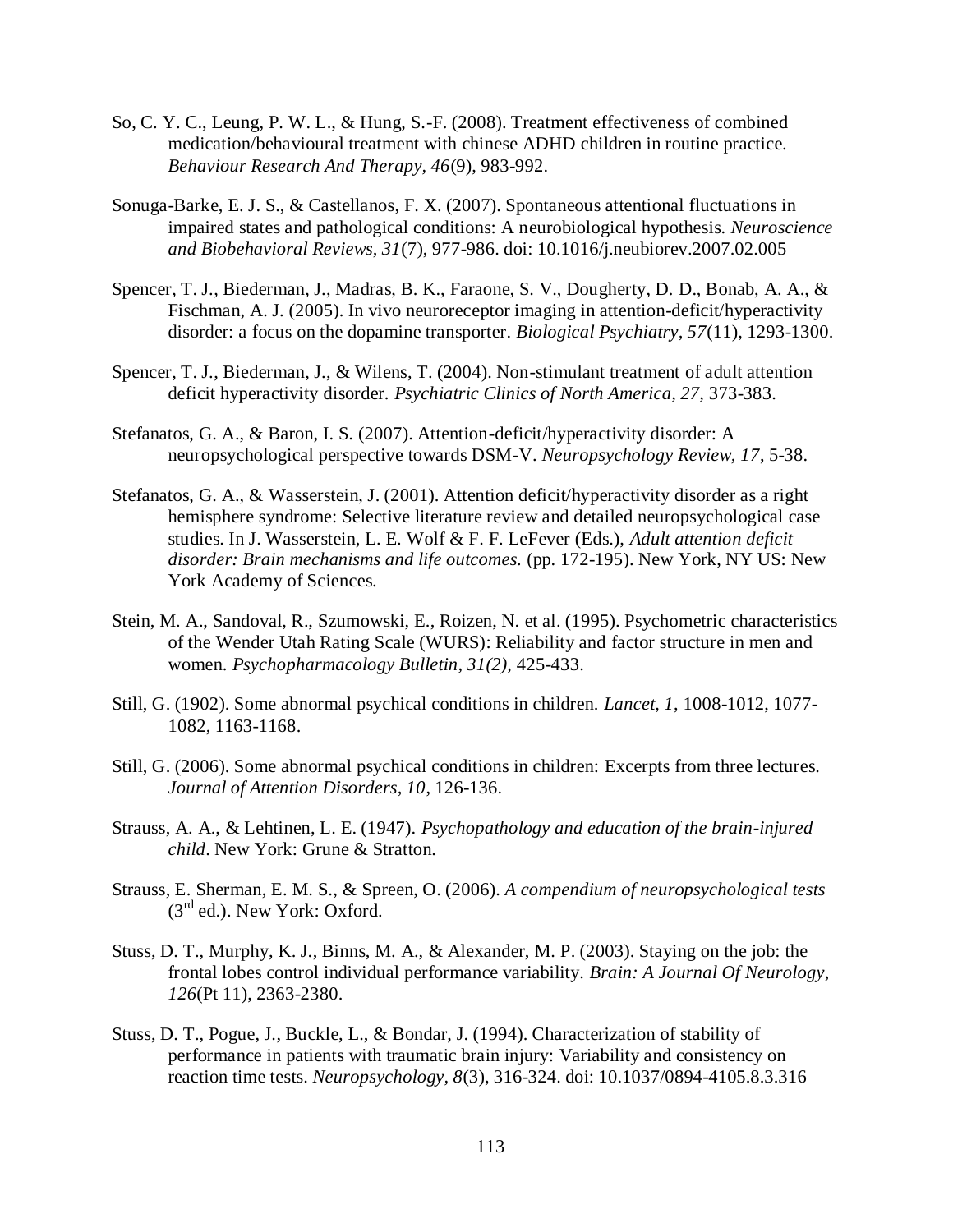So, C. Y. C., Leung, P. W. L., & Hung, S.-F. (2008). Treatment effectiveness of combined medication/behavioural treatment with chinese ADHD children in routine practice. *Behaviour Research And Therapy, 46*(9), 983-992.

Sonuga-Barke, E. J. S., & Castellanos, F. X. (2007). Spontaneous attentional fluctuations in impaired states and pathological conditions: A neurobiological hypothesis. *Neuroscience and Biobehavioral Reviews, 31*(7), 977-986. doi: 10.1016/j.neubiorev.2007.02.005

Spencer, T. J., Biederman, J., Madras, B. K., Faraone, S. V., Dougherty, D. D., Bonab, A. A., & Fischman, A. J. (2005). In vivo neuroreceptor imaging in attention-deficit/hyperactivity disorder: a focus on the dopamine transporter. *Biological Psychiatry, 57*(11), 1293-1300.

Spencer, T. J., Biederman, J., & Wilens, T. (2004). Non-stimulant treatment of adult attention deficit hyperactivity disorder. *Psychiatric Clinics of North America, 27,* 373-383.

Stefanatos, G. A., & Baron, I. S. (2007). Attention-deficit/hyperactivity disorder: A neuropsychological perspective towards DSM-V. *Neuropsychology Review, 17*, 5-38.

Stefanatos, G. A., & Wasserstein, J. (2001). Attention deficit/hyperactivity disorder as a right hemisphere syndrome: Selective literature review and detailed neuropsychological case studies. In J. Wasserstein, L. E. Wolf & F. F. LeFever (Eds.), *Adult attention deficit disorder: Brain mechanisms and life outcomes.* (pp. 172-195). New York, NY US: New York Academy of Sciences.

Stein, M. A., Sandoval, R., Szumowski, E., Roizen, N. et al. (1995). Psychometric characteristics of the Wender Utah Rating Scale (WURS): Reliability and factor structure in men and women. *Psychopharmacology Bulletin, 31(2),* 425-433.

Still, G. (1902). Some abnormal psychical conditions in children. *Lancet, 1*, 1008-1012, 1077-1082, 1163-1168.

Still, G. (2006). Some abnormal psychical conditions in children: Excerpts from three lectures. *Journal of Attention Disorders, 10*, 126-136.

Strauss, A. A., & Lehtinen, L. E. (1947). *Psychopathology and education of the brain-injured child*. New York: Grune & Stratton.

Strauss, E. Sherman, E. M. S., & Spreen, O. (2006). *A compendium of neuropsychological tests* (3rd ed.). New York: Oxford.

Stuss, D. T., Murphy, K. J., Binns, M. A., & Alexander, M. P. (2003). Staying on the job: the frontal lobes control individual performance variability. *Brain: A Journal Of Neurology, 126*(Pt 11), 2363-2380.

Stuss, D. T., Pogue, J., Buckle, L., & Bondar, J. (1994). Characterization of stability of performance in patients with traumatic brain injury: Variability and consistency on reaction time tests. *Neuropsychology, 8*(3), 316-324. doi: 10.1037/0894-4105.8.3.316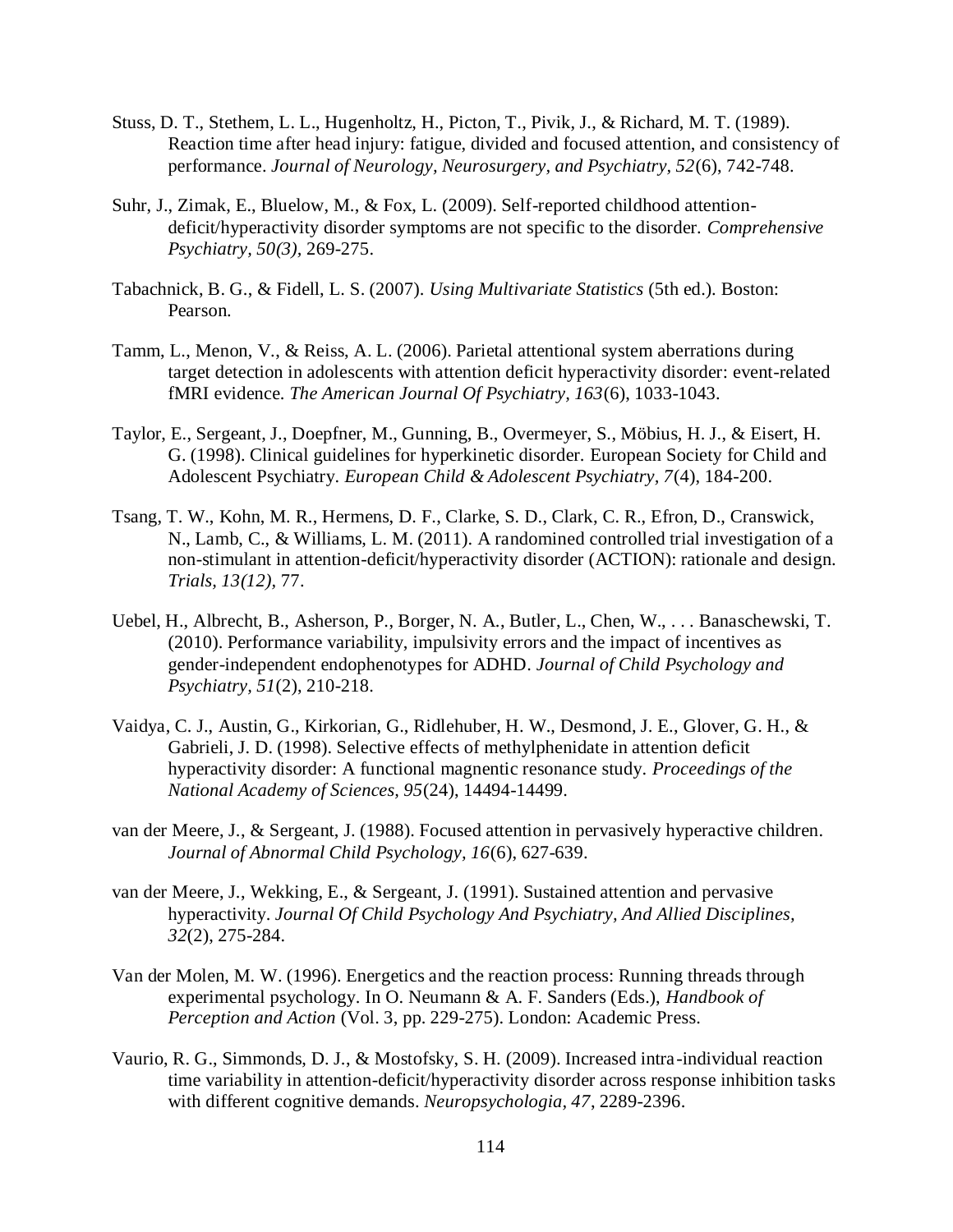Stuss, D. T., Stethem, L. L., Hugenholtz, H., Picton, T., Pivik, J., & Richard, M. T. (1989). Reaction time after head injury: fatigue, divided and focused attention, and consistency of performance. *Journal of Neurology, Neurosurgery, and Psychiatry, 52*(6), 742-748.

Suhr, J., Zimak, E., Bluelow, M., & Fox, L. (2009). Self-reported childhood attention-deficit/hyperactivity disorder symptoms are not specific to the disorder. *Comprehensive Psychiatry, 50(3)*, 269-275.

Tabachnick, B. G., & Fidell, L. S. (2007). *Using Multivariate Statistics* (5th ed.). Boston: Pearson.

Tamm, L., Menon, V., & Reiss, A. L. (2006). Parietal attentional system aberrations during target detection in adolescents with attention deficit hyperactivity disorder: event-related fMRI evidence. *The American Journal Of Psychiatry, 163*(6), 1033-1043.

Taylor, E., Sergeant, J., Doepfner, M., Gunning, B., Overmeyer, S., Möbius, H. J., & Eisert, H. G. (1998). Clinical guidelines for hyperkinetic disorder. European Society for Child and Adolescent Psychiatry. *European Child & Adolescent Psychiatry, 7*(4), 184-200.

Tsang, T. W., Kohn, M. R., Hermens, D. F., Clarke, S. D., Clark, C. R., Efron, D., Cranswick, N., Lamb, C., & Williams, L. M. (2011). A randomined controlled trial investigation of a non-stimulant in attention-deficit/hyperactivity disorder (ACTION): rationale and design. *Trials, 13(12)*, 77.

Uebel, H., Albrecht, B., Asherson, P., Borger, N. A., Butler, L., Chen, W., . . . Banaschewski, T. (2010). Performance variability, impulsivity errors and the impact of incentives as gender-independent endophenotypes for ADHD. *Journal of Child Psychology and Psychiatry, 51*(2), 210-218.

Vaidya, C. J., Austin, G., Kirkorian, G., Ridlehuber, H. W., Desmond, J. E., Glover, G. H., & Gabrieli, J. D. (1998). Selective effects of methylphenidate in attention deficit hyperactivity disorder: A functional magnentic resonance study. *Proceedings of the National Academy of Sciences, 95*(24), 14494-14499.

van der Meere, J., & Sergeant, J. (1988). Focused attention in pervasively hyperactive children. *Journal of Abnormal Child Psychology, 16*(6), 627-639.

van der Meere, J., Wekking, E., & Sergeant, J. (1991). Sustained attention and pervasive hyperactivity. *Journal Of Child Psychology And Psychiatry, And Allied Disciplines, 32*(2), 275-284.

Van der Molen, M. W. (1996). Energetics and the reaction process: Running threads through experimental psychology. In O. Neumann & A. F. Sanders (Eds.), *Handbook of Perception and Action* (Vol. 3, pp. 229-275). London: Academic Press.

Vaurio, R. G., Simmonds, D. J., & Mostofsky, S. H. (2009). Increased intra-individual reaction time variability in attention-deficit/hyperactivity disorder across response inhibition tasks with different cognitive demands. *Neuropsychologia, 47*, 2289-2396.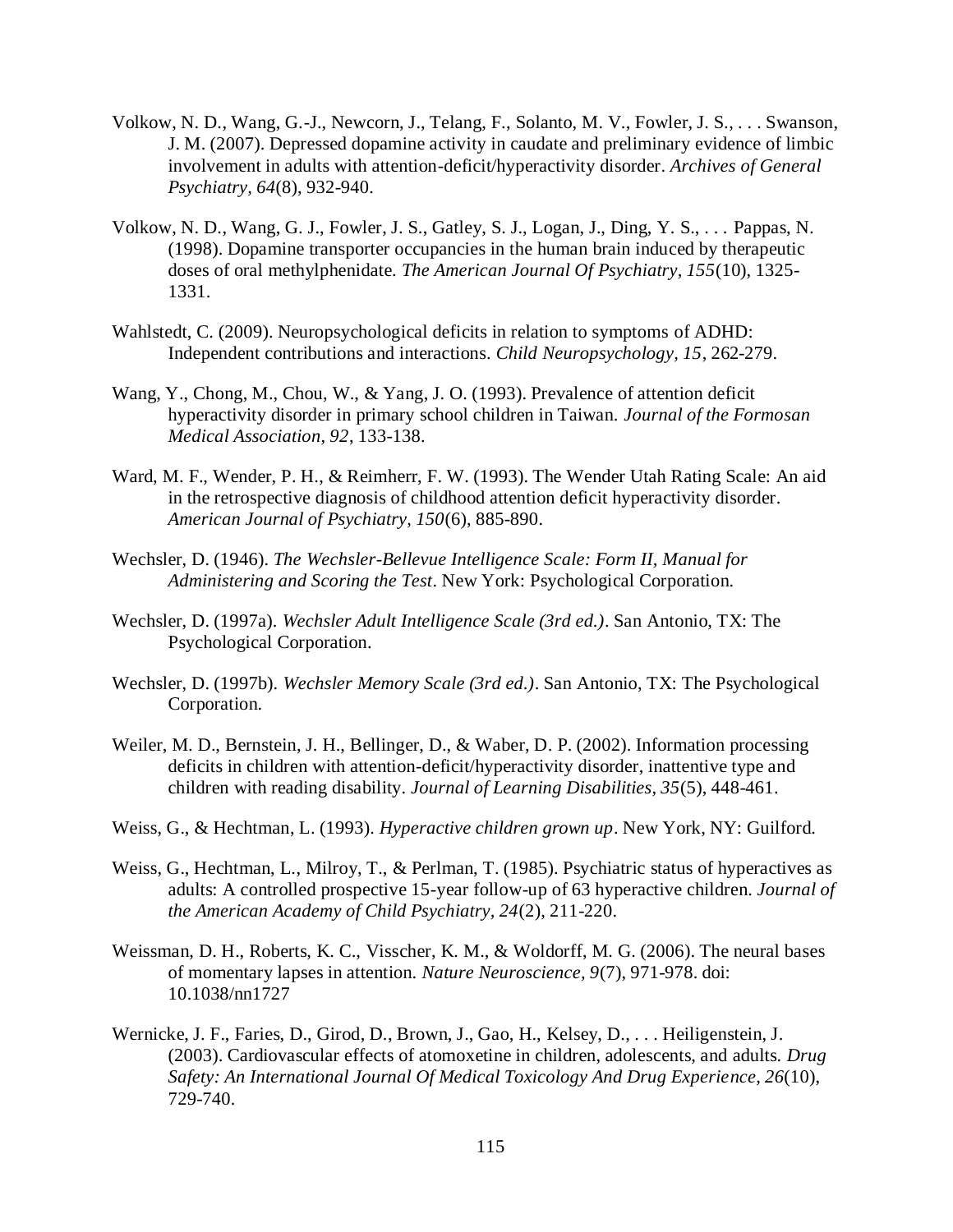Volkow, N. D., Wang, G.-J., Newcorn, J., Telang, F., Solanto, M. V., Fowler, J. S., . . . Swanson, J. M. (2007). Depressed dopamine activity in caudate and preliminary evidence of limbic involvement in adults with attention-deficit/hyperactivity disorder. *Archives of General Psychiatry, 64*(8), 932-940.

Volkow, N. D., Wang, G. J., Fowler, J. S., Gatley, S. J., Logan, J., Ding, Y. S., . . . Pappas, N. (1998). Dopamine transporter occupancies in the human brain induced by therapeutic doses of oral methylphenidate. *The American Journal Of Psychiatry, 155*(10), 1325-1331.

Wahlstedt, C. (2009). Neuropsychological deficits in relation to symptoms of ADHD: Independent contributions and interactions. *Child Neuropsychology, 15*, 262-279.

Wang, Y., Chong, M., Chou, W., & Yang, J. O. (1993). Prevalence of attention deficit hyperactivity disorder in primary school children in Taiwan. *Journal of the Formosan Medical Association, 92*, 133-138.

Ward, M. F., Wender, P. H., & Reimherr, F. W. (1993). The Wender Utah Rating Scale: An aid in the retrospective diagnosis of childhood attention deficit hyperactivity disorder. *American Journal of Psychiatry, 150*(6), 885-890.

Wechsler, D. (1946). *The Wechsler-Bellevue Intelligence Scale: Form II, Manual for Administering and Scoring the Test*. New York: Psychological Corporation.

Wechsler, D. (1997a). *Wechsler Adult Intelligence Scale (3rd ed.)*. San Antonio, TX: The Psychological Corporation.

Wechsler, D. (1997b). *Wechsler Memory Scale (3rd ed.)*. San Antonio, TX: The Psychological Corporation.

Weiler, M. D., Bernstein, J. H., Bellinger, D., & Waber, D. P. (2002). Information processing deficits in children with attention-deficit/hyperactivity disorder, inattentive type and children with reading disability. *Journal of Learning Disabilities, 35*(5), 448-461.

Weiss, G., & Hechtman, L. (1993). *Hyperactive children grown up*. New York, NY: Guilford.

Weiss, G., Hechtman, L., Milroy, T., & Perlman, T. (1985). Psychiatric status of hyperactives as adults: A controlled prospective 15-year follow-up of 63 hyperactive children. *Journal of the American Academy of Child Psychiatry, 24*(2), 211-220.

Weissman, D. H., Roberts, K. C., Visscher, K. M., & Woldorff, M. G. (2006). The neural bases of momentary lapses in attention. *Nature Neuroscience, 9*(7), 971-978. doi: 10.1038/nn1727

Wernicke, J. F., Faries, D., Girod, D., Brown, J., Gao, H., Kelsey, D., . . . Heiligenstein, J. (2003). Cardiovascular effects of atomoxetine in children, adolescents, and adults. *Drug Safety: An International Journal Of Medical Toxicology And Drug Experience, 26*(10), 729-740.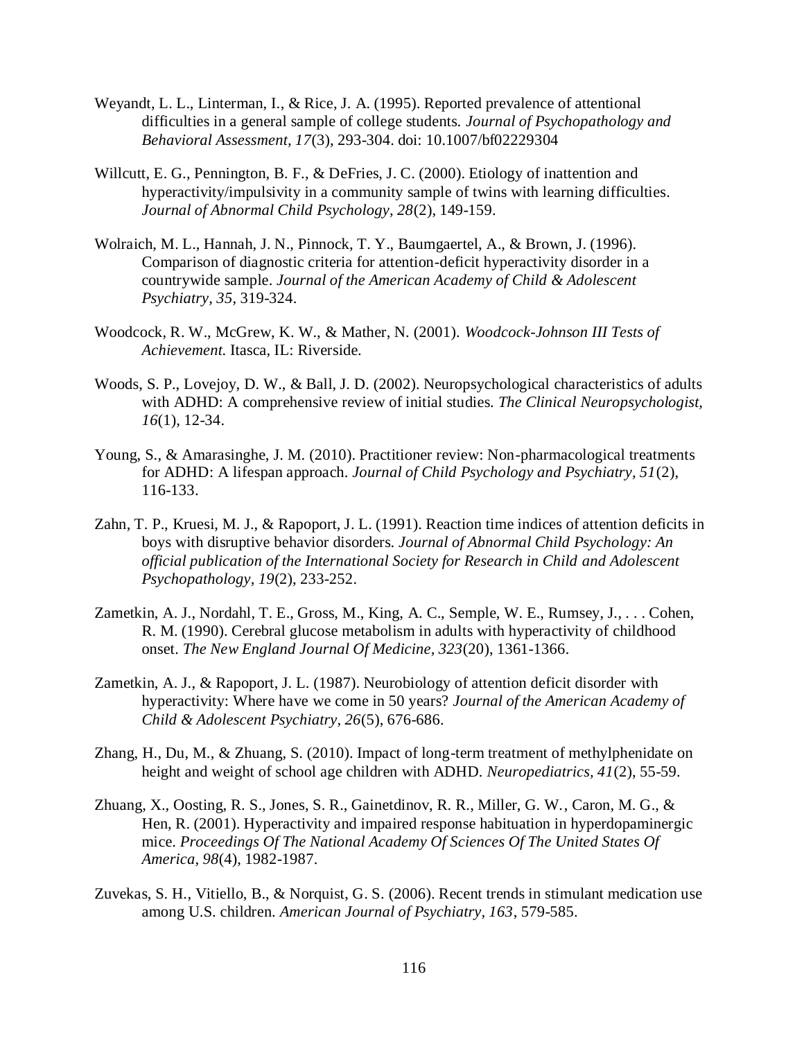Weyandt, L. L., Linterman, I., & Rice, J. A. (1995). Reported prevalence of attentional difficulties in a general sample of college students. *Journal of Psychopathology and Behavioral Assessment, 17*(3), 293-304. doi: 10.1007/bf02229304

Willcutt, E. G., Pennington, B. F., & DeFries, J. C. (2000). Etiology of inattention and hyperactivity/impulsivity in a community sample of twins with learning difficulties. *Journal of Abnormal Child Psychology, 28*(2), 149-159.

Wolraich, M. L., Hannah, J. N., Pinnock, T. Y., Baumgaertel, A., & Brown, J. (1996). Comparison of diagnostic criteria for attention-deficit hyperactivity disorder in a countrywide sample. *Journal of the American Academy of Child & Adolescent Psychiatry, 35*, 319-324.

Woodcock, R. W., McGrew, K. W., & Mather, N. (2001). *Woodcock-Johnson III Tests of Achievement.* Itasca, IL: Riverside.

Woods, S. P., Lovejoy, D. W., & Ball, J. D. (2002). Neuropsychological characteristics of adults with ADHD: A comprehensive review of initial studies. *The Clinical Neuropsychologist, 16*(1), 12-34.

Young, S., & Amarasinghe, J. M. (2010). Practitioner review: Non-pharmacological treatments for ADHD: A lifespan approach. *Journal of Child Psychology and Psychiatry, 51*(2), 116-133.

Zahn, T. P., Kruesi, M. J., & Rapoport, J. L. (1991). Reaction time indices of attention deficits in boys with disruptive behavior disorders. *Journal of Abnormal Child Psychology: An official publication of the International Society for Research in Child and Adolescent Psychopathology, 19*(2), 233-252.

Zametkin, A. J., Nordahl, T. E., Gross, M., King, A. C., Semple, W. E., Rumsey, J., . . . Cohen, R. M. (1990). Cerebral glucose metabolism in adults with hyperactivity of childhood onset. *The New England Journal Of Medicine, 323*(20), 1361-1366.

Zametkin, A. J., & Rapoport, J. L. (1987). Neurobiology of attention deficit disorder with hyperactivity: Where have we come in 50 years? *Journal of the American Academy of Child & Adolescent Psychiatry, 26*(5), 676-686.

Zhang, H., Du, M., & Zhuang, S. (2010). Impact of long-term treatment of methylphenidate on height and weight of school age children with ADHD. *Neuropediatrics, 41*(2), 55-59.

Zhuang, X., Oosting, R. S., Jones, S. R., Gainetdinov, R. R., Miller, G. W., Caron, M. G., & Hen, R. (2001). Hyperactivity and impaired response habituation in hyperdopaminergic mice. *Proceedings Of The National Academy Of Sciences Of The United States Of America, 98*(4), 1982-1987.

Zuvekas, S. H., Vitiello, B., & Norquist, G. S. (2006). Recent trends in stimulant medication use among U.S. children. *American Journal of Psychiatry, 163*, 579-585.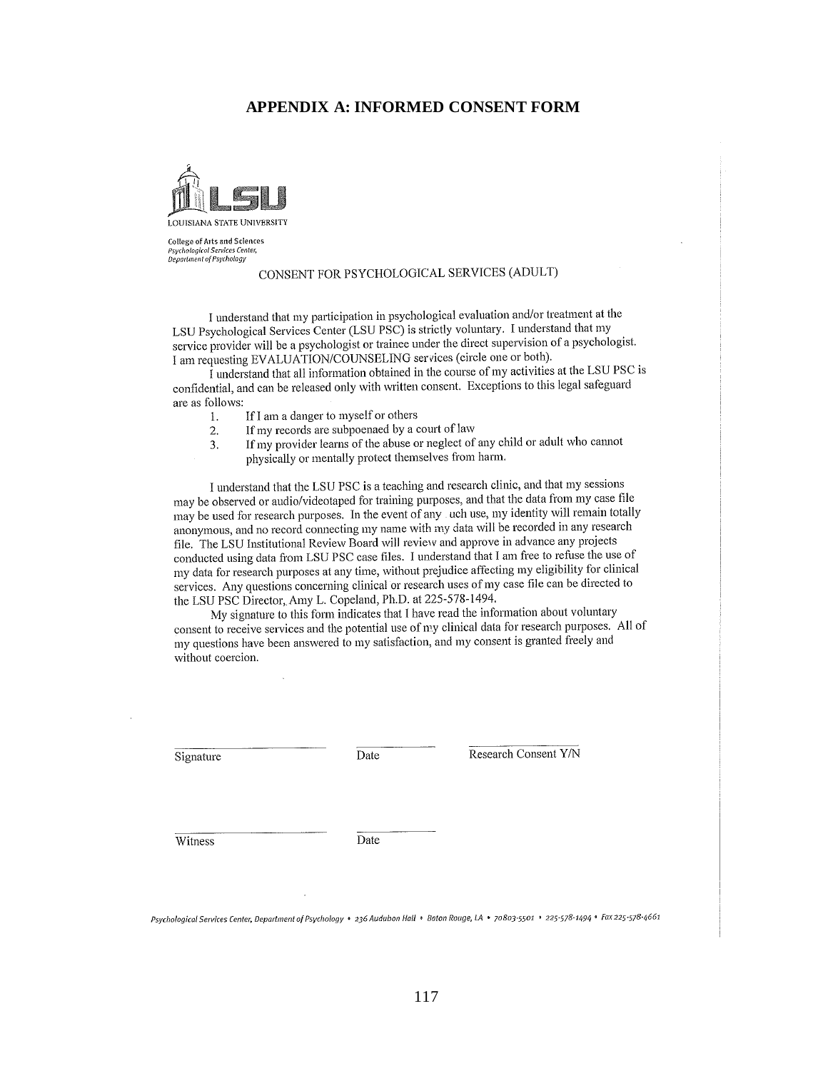## APPENDIX A: INFORMED CONSENT FORM

LSU
LOUISIANA STATE UNIVERSITY

College of Arts and Sciences
*Psychological Services Center,*
*Department of Psychology*

CONSENT FOR PSYCHOLOGICAL SERVICES (ADULT)

I understand that my participation in psychological evaluation and/or treatment at the LSU Psychological Services Center (LSU PSC) is strictly voluntary. I understand that my service provider will be a psychologist or trainee under the direct supervision of a psychologist. I am requesting EVALUATION/COUNSELING services (circle one or both).

I understand that all information obtained in the course of my activities at the LSU PSC is confidential, and can be released only with written consent. Exceptions to this legal safeguard are as follows:

1. If I am a danger to myself or others
2. If my records are subpoenaed by a court of law
3. If my provider learns of the abuse or neglect of any child or adult who cannot physically or mentally protect themselves from harm.

I understand that the LSU PSC is a teaching and research clinic, and that my sessions may be observed or audio/videotaped for training purposes, and that the data from my case file may be used for research purposes. In the event of any uch use, my identity will remain totally anonymous, and no record connecting my name with my data will be recorded in any research file. The LSU Institutional Review Board will review and approve in advance any projects conducted using data from LSU PSC case files. I understand that I am free to refuse the use of my data for research purposes at any time, without prejudice affecting my eligibility for clinical services. Any questions concerning clinical or research uses of my case file can be directed to the LSU PSC Director, Amy L. Copeland, Ph.D. at 225-578-1494.

My signature to this form indicates that I have read the information about voluntary consent to receive services and the potential use of my clinical data for research purposes. All of my questions have been answered to my satisfaction, and my consent is granted freely and without coercion.

Signature ____________ Date ________ Research Consent Y/N ________

Witness ____________ Date ________

*Psychological Services Center, Department of Psychology • 236 Audubon Hall • Baton Rouge, LA • 70803-5501 • 225-578-1494 • Fax 225-578-4661*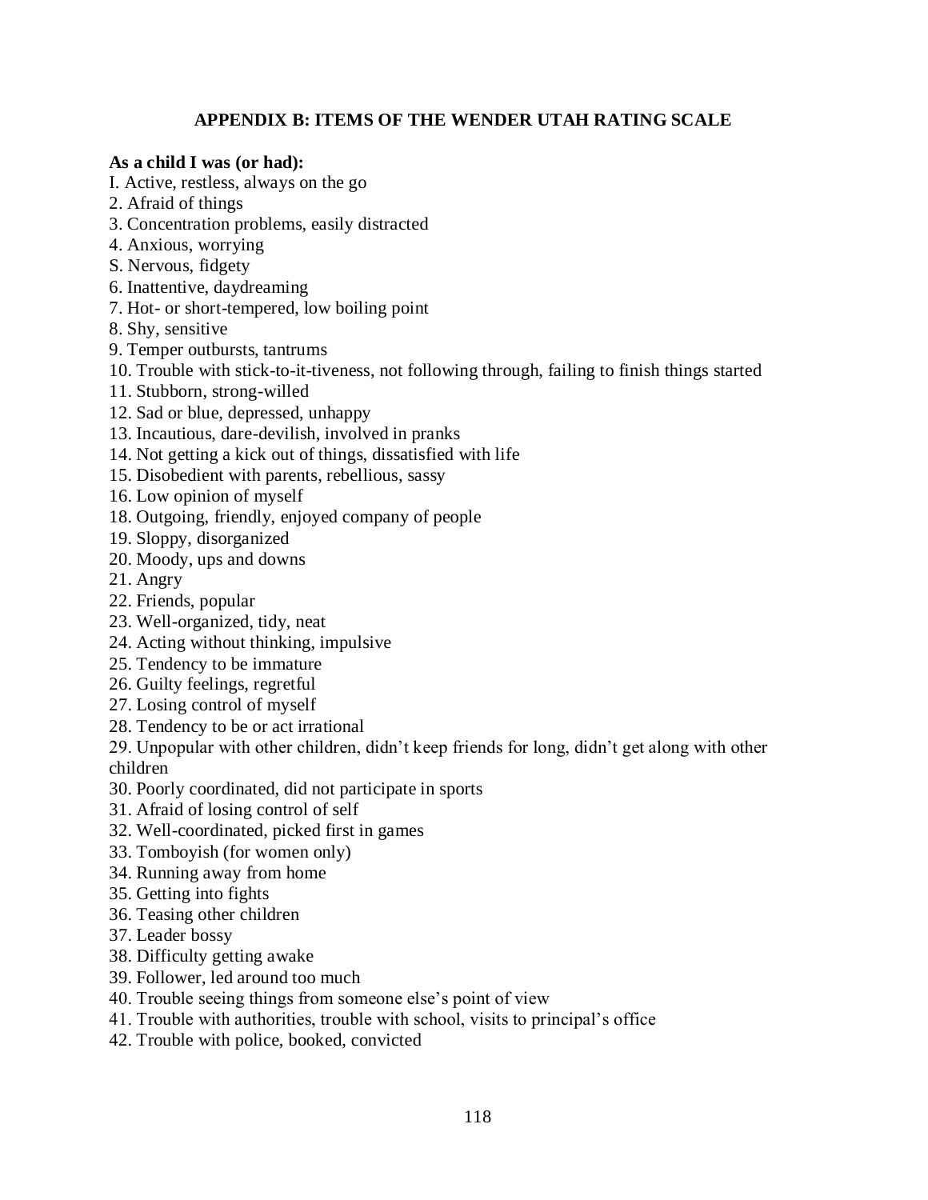## APPENDIX B: ITEMS OF THE WENDER UTAH RATING SCALE

**As a child I was (or had):**

I. Active, restless, always on the go
2. Afraid of things
3. Concentration problems, easily distracted
4. Anxious, worrying
S. Nervous, fidgety
6. Inattentive, daydreaming
7. Hot- or short-tempered, low boiling point
8. Shy, sensitive
9. Temper outbursts, tantrums
10. Trouble with stick-to-it-tiveness, not following through, failing to finish things started
11. Stubborn, strong-willed
12. Sad or blue, depressed, unhappy
13. Incautious, dare-devilish, involved in pranks
14. Not getting a kick out of things, dissatisfied with life
15. Disobedient with parents, rebellious, sassy
16. Low opinion of myself
18. Outgoing, friendly, enjoyed company of people
19. Sloppy, disorganized
20. Moody, ups and downs
21. Angry
22. Friends, popular
23. Well-organized, tidy, neat
24. Acting without thinking, impulsive
25. Tendency to be immature
26. Guilty feelings, regretful
27. Losing control of myself
28. Tendency to be or act irrational
29. Unpopular with other children, didn't keep friends for long, didn't get along with other children
30. Poorly coordinated, did not participate in sports
31. Afraid of losing control of self
32. Well-coordinated, picked first in games
33. Tomboyish (for women only)
34. Running away from home
35. Getting into fights
36. Teasing other children
37. Leader bossy
38. Difficulty getting awake
39. Follower, led around too much
40. Trouble seeing things from someone else's point of view
41. Trouble with authorities, trouble with school, visits to principal's office
42. Trouble with police, booked, convicted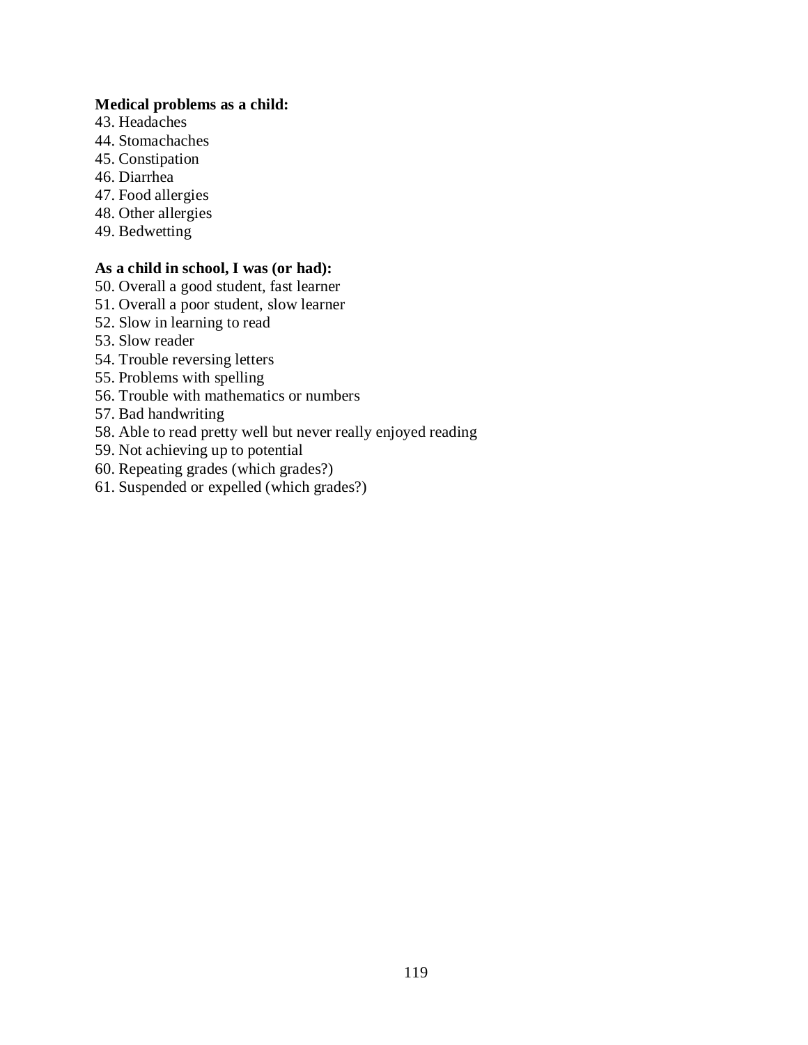**Medical problems as a child:**

43. Headaches
44. Stomachaches
45. Constipation
46. Diarrhea
47. Food allergies
48. Other allergies
49. Bedwetting

**As a child in school, I was (or had):**

50. Overall a good student, fast learner
51. Overall a poor student, slow learner
52. Slow in learning to read
53. Slow reader
54. Trouble reversing letters
55. Problems with spelling
56. Trouble with mathematics or numbers
57. Bad handwriting
58. Able to read pretty well but never really enjoyed reading
59. Not achieving up to potential
60. Repeating grades (which grades?)
61. Suspended or expelled (which grades?)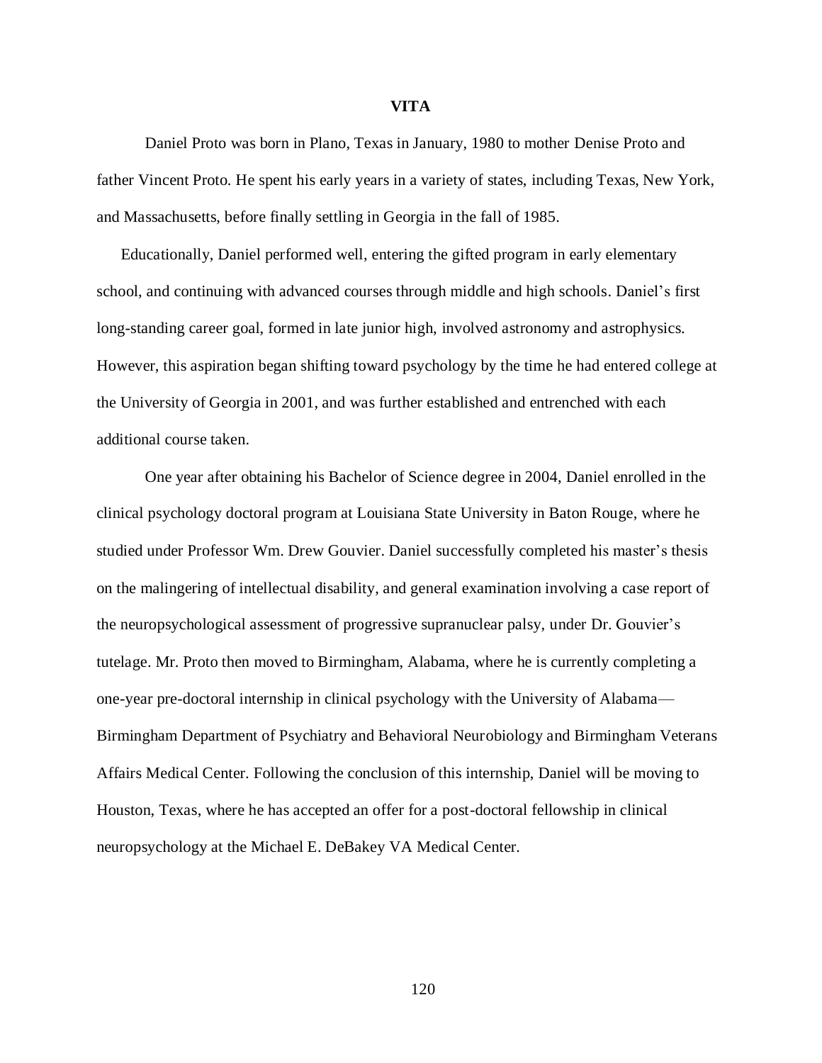# VITA

Daniel Proto was born in Plano, Texas in January, 1980 to mother Denise Proto and father Vincent Proto. He spent his early years in a variety of states, including Texas, New York, and Massachusetts, before finally settling in Georgia in the fall of 1985.

Educationally, Daniel performed well, entering the gifted program in early elementary school, and continuing with advanced courses through middle and high schools. Daniel's first long-standing career goal, formed in late junior high, involved astronomy and astrophysics. However, this aspiration began shifting toward psychology by the time he had entered college at the University of Georgia in 2001, and was further established and entrenched with each additional course taken.

One year after obtaining his Bachelor of Science degree in 2004, Daniel enrolled in the clinical psychology doctoral program at Louisiana State University in Baton Rouge, where he studied under Professor Wm. Drew Gouvier. Daniel successfully completed his master's thesis on the malingering of intellectual disability, and general examination involving a case report of the neuropsychological assessment of progressive supranuclear palsy, under Dr. Gouvier's tutelage. Mr. Proto then moved to Birmingham, Alabama, where he is currently completing a one-year pre-doctoral internship in clinical psychology with the University of Alabama—Birmingham Department of Psychiatry and Behavioral Neurobiology and Birmingham Veterans Affairs Medical Center. Following the conclusion of this internship, Daniel will be moving to Houston, Texas, where he has accepted an offer for a post-doctoral fellowship in clinical neuropsychology at the Michael E. DeBakey VA Medical Center.